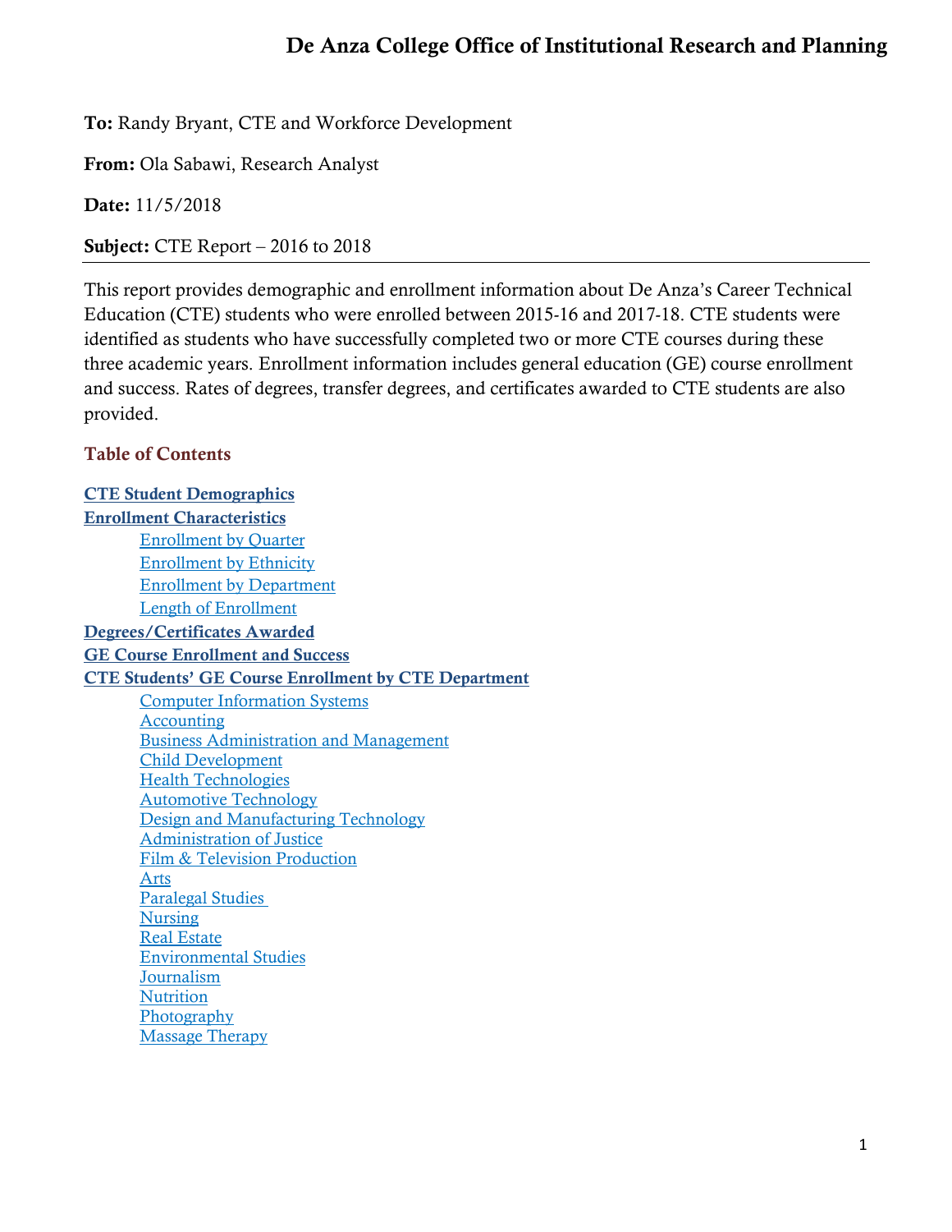# De Anza College Office of Institutional Research and Planning

**To:** Randy Bryant, CTE and Workforce Development

**From:** Ola Sabawi, Research Analyst

**Date:** 11/5/2018

**Subject:** CTE Report – 2016 to 2018

---

This report provides demographic and enrollment information about De Anza's Career Technical Education (CTE) students who were enrolled between 2015-16 and 2017-18. CTE students were identified as students who have successfully completed two or more CTE courses during these three academic years. Enrollment information includes general education (GE) course enrollment and success. Rates of degrees, transfer degrees, and certificates awarded to CTE students are also provided.

## Table of Contents

**CTE Student Demographics**

**Enrollment Characteristics**

- Enrollment by Quarter
- Enrollment by Ethnicity
- Enrollment by Department
- Length of Enrollment

**Degrees/Certificates Awarded**

**GE Course Enrollment and Success**

**CTE Students' GE Course Enrollment by CTE Department**

- Computer Information Systems
- Accounting
- Business Administration and Management
- Child Development
- Health Technologies
- Automotive Technology
- Design and Manufacturing Technology
- Administration of Justice
- Film & Television Production
- Arts
- Paralegal Studies
- Nursing
- Real Estate
- Environmental Studies
- Journalism
- Nutrition
- Photography
- Massage Therapy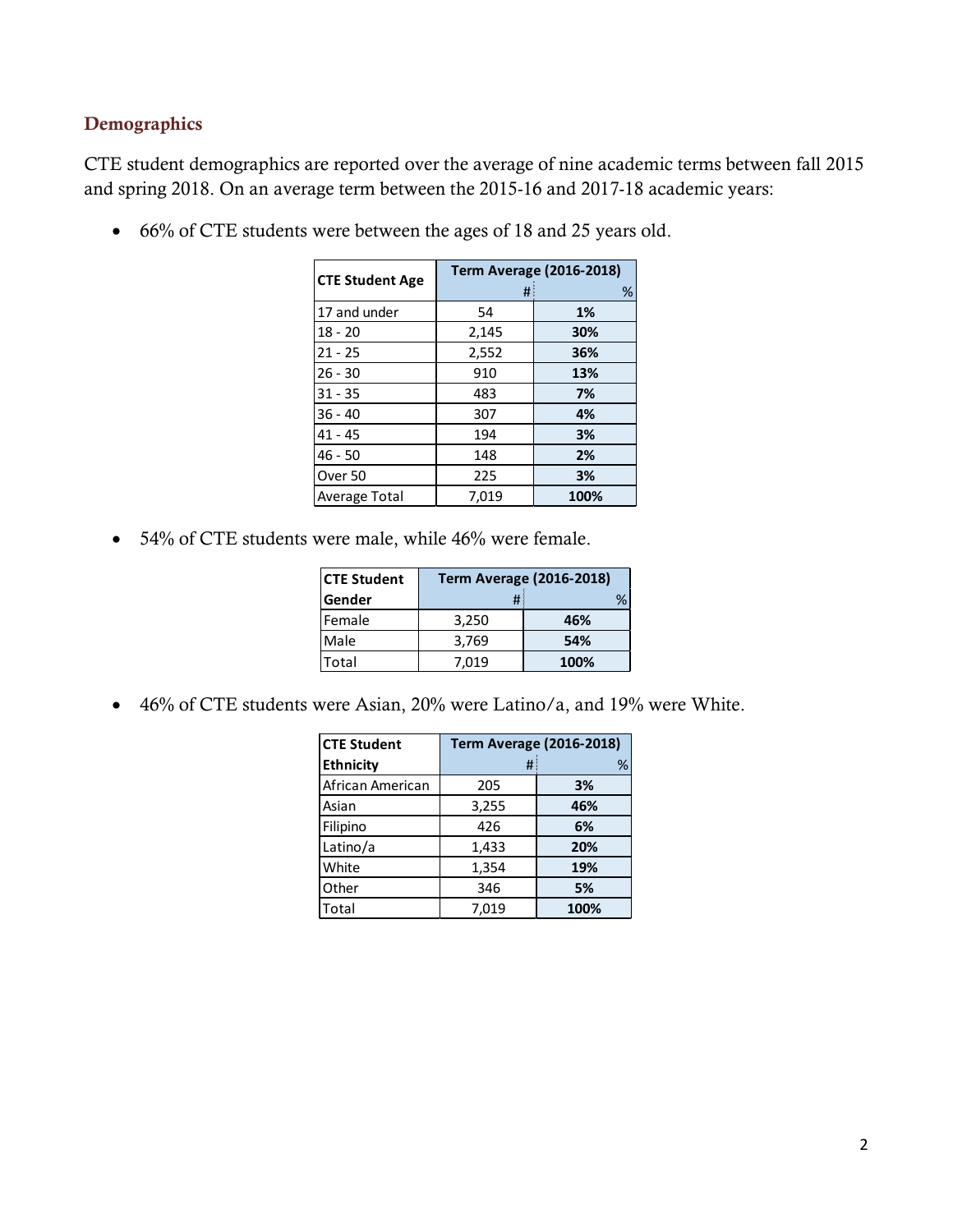## Demographics

CTE student demographics are reported over the average of nine academic terms between fall 2015 and spring 2018. On an average term between the 2015-16 and 2017-18 academic years:

- 66% of CTE students were between the ages of 18 and 25 years old.

| CTE Student Age | Term Average (2016-2018) | |
|---|---|---|
| | # | % |
| 17 and under | 54 | **1%** |
| 18 - 20 | 2,145 | **30%** |
| 21 - 25 | 2,552 | **36%** |
| 26 - 30 | 910 | **13%** |
| 31 - 35 | 483 | **7%** |
| 36 - 40 | 307 | **4%** |
| 41 - 45 | 194 | **3%** |
| 46 - 50 | 148 | **2%** |
| Over 50 | 225 | **3%** |
| Average Total | 7,019 | **100%** |

- 54% of CTE students were male, while 46% were female.

| CTE Student Gender | Term Average (2016-2018) | |
|---|---|---|
| | # | % |
| Female | 3,250 | **46%** |
| Male | 3,769 | **54%** |
| Total | 7,019 | **100%** |

- 46% of CTE students were Asian, 20% were Latino/a, and 19% were White.

| CTE Student Ethnicity | Term Average (2016-2018) | |
|---|---|---|
| | # | % |
| African American | 205 | **3%** |
| Asian | 3,255 | **46%** |
| Filipino | 426 | **6%** |
| Latino/a | 1,433 | **20%** |
| White | 1,354 | **19%** |
| Other | 346 | **5%** |
| Total | 7,019 | **100%** |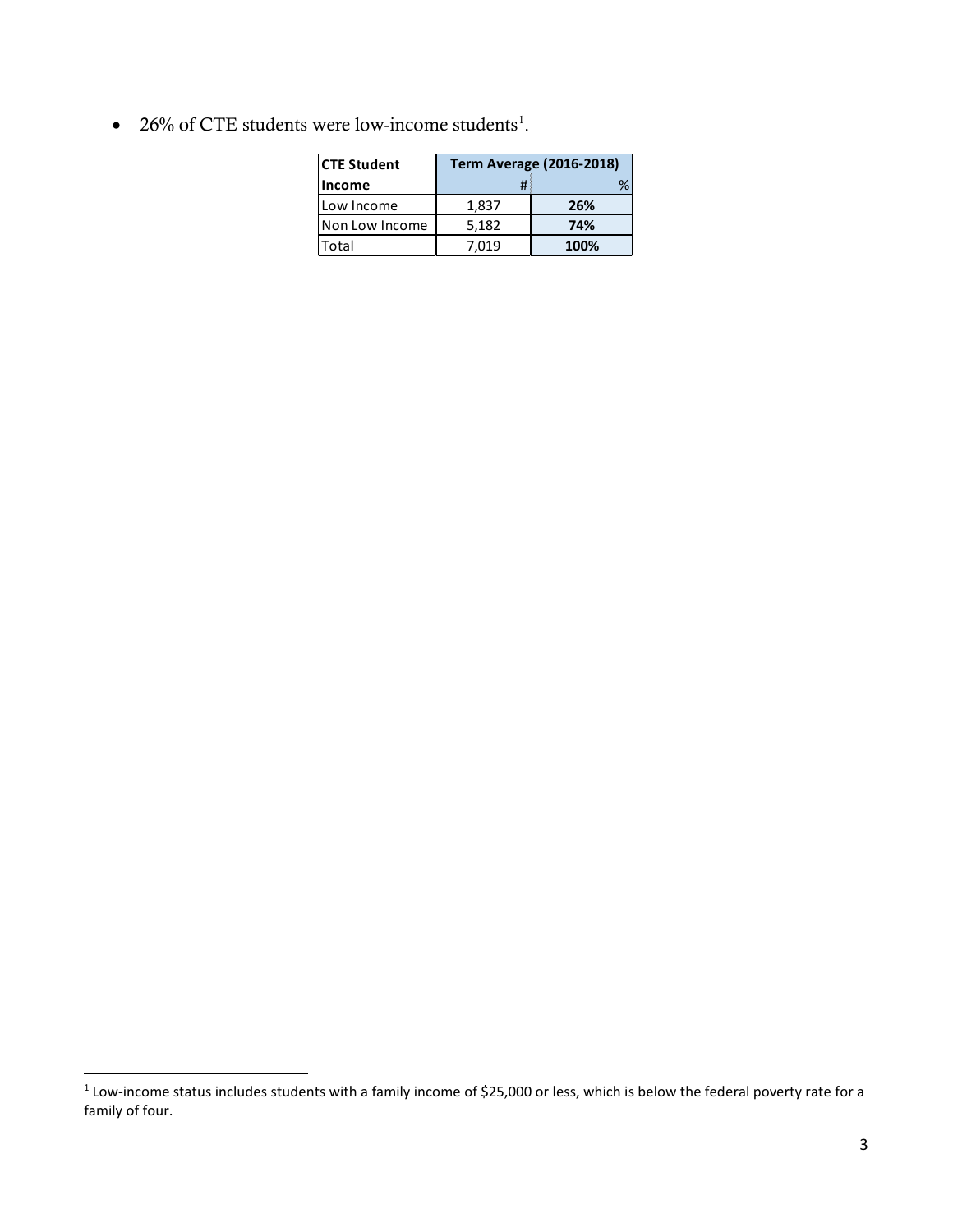- 26% of CTE students were low-income students[1].

| CTE Student Income | Term Average (2016-2018) | |
|---|---|---|
| | # | % |
| Low Income | 1,837 | **26%** |
| Non Low Income | 5,182 | **74%** |
| Total | 7,019 | **100%** |

[1] Low-income status includes students with a family income of $25,000 or less, which is below the federal poverty rate for a family of four.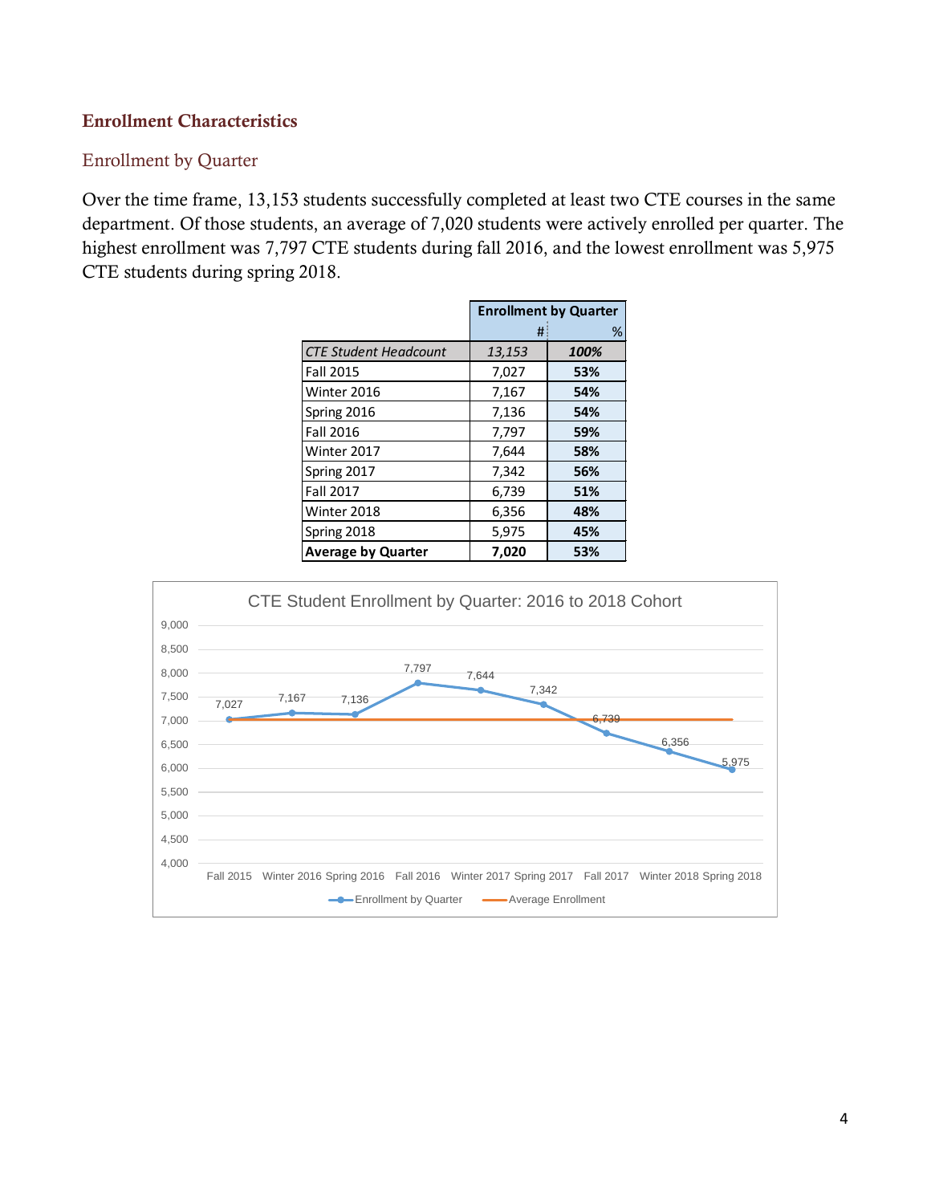## Enrollment Characteristics

### Enrollment by Quarter

Over the time frame, 13,153 students successfully completed at least two CTE courses in the same department. Of those students, an average of 7,020 students were actively enrolled per quarter. The highest enrollment was 7,797 CTE students during fall 2016, and the lowest enrollment was 5,975 CTE students during spring 2018.

| | Enrollment by Quarter | |
|---|---|---|
| | # | % |
| *CTE Student Headcount* | *13,153* | ***100%*** |
| Fall 2015 | 7,027 | **53%** |
| Winter 2016 | 7,167 | **54%** |
| Spring 2016 | 7,136 | **54%** |
| Fall 2016 | 7,797 | **59%** |
| Winter 2017 | 7,644 | **58%** |
| Spring 2017 | 7,342 | **56%** |
| Fall 2017 | 6,739 | **51%** |
| Winter 2018 | 6,356 | **48%** |
| Spring 2018 | 5,975 | **45%** |
| **Average by Quarter** | **7,020** | **53%** |

CTE Student Enrollment by Quarter: 2016 to 2018 Cohort

| Quarter | Enrollment by Quarter | Average Enrollment |
|---|---|---|
| Fall 2015 | 7,027 | 7,020 |
| Winter 2016 | 7,167 | 7,020 |
| Spring 2016 | 7,136 | 7,020 |
| Fall 2016 | 7,797 | 7,020 |
| Winter 2017 | 7,644 | 7,020 |
| Spring 2017 | 7,342 | 7,020 |
| Fall 2017 | 6,739 | 7,020 |
| Winter 2018 | 6,356 | 7,020 |
| Spring 2018 | 5,975 | 7,020 |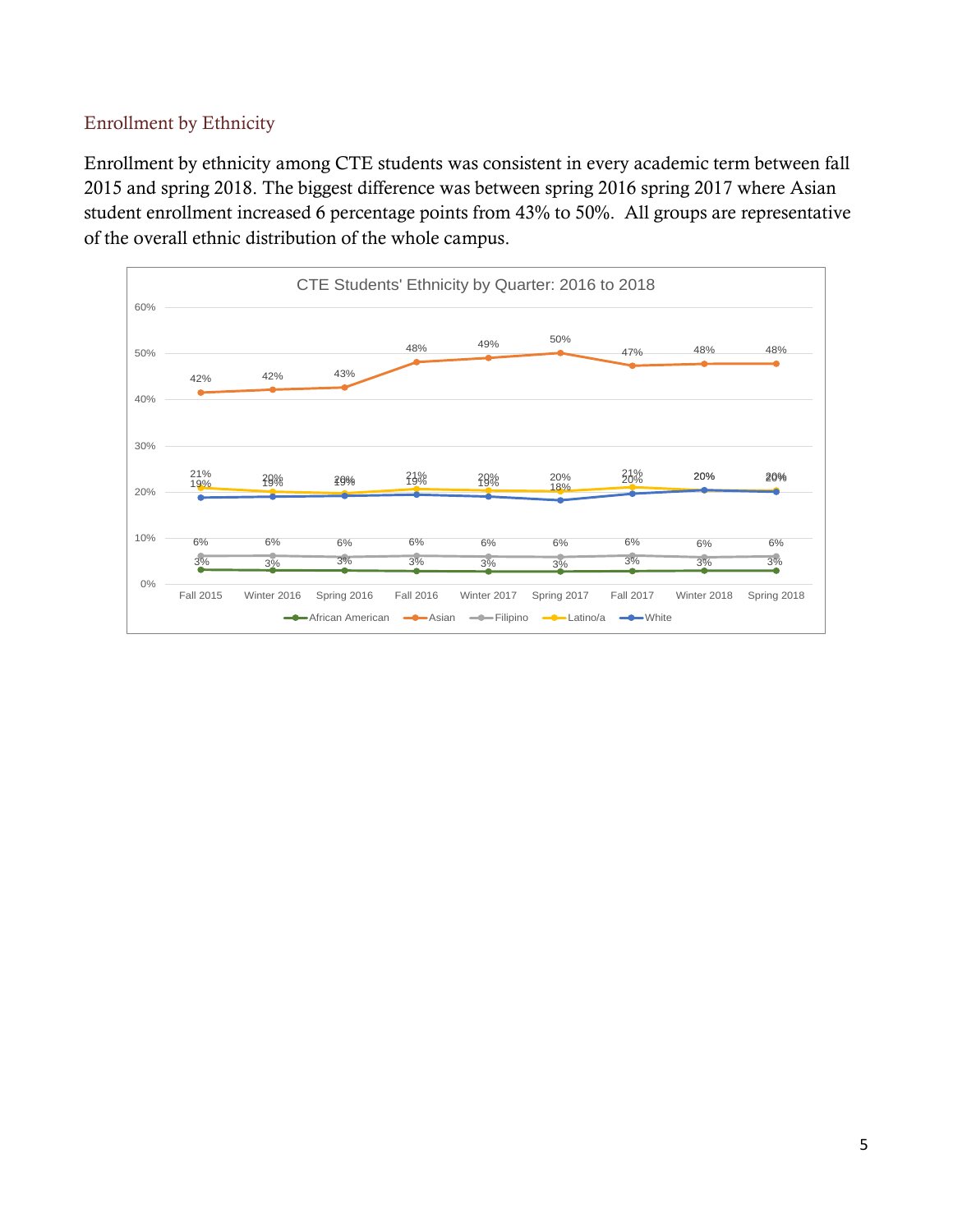## Enrollment by Ethnicity

Enrollment by ethnicity among CTE students was consistent in every academic term between fall 2015 and spring 2018. The biggest difference was between spring 2016 spring 2017 where Asian student enrollment increased 6 percentage points from 43% to 50%. All groups are representative of the overall ethnic distribution of the whole campus.

**CTE Students' Ethnicity by Quarter: 2016 to 2018**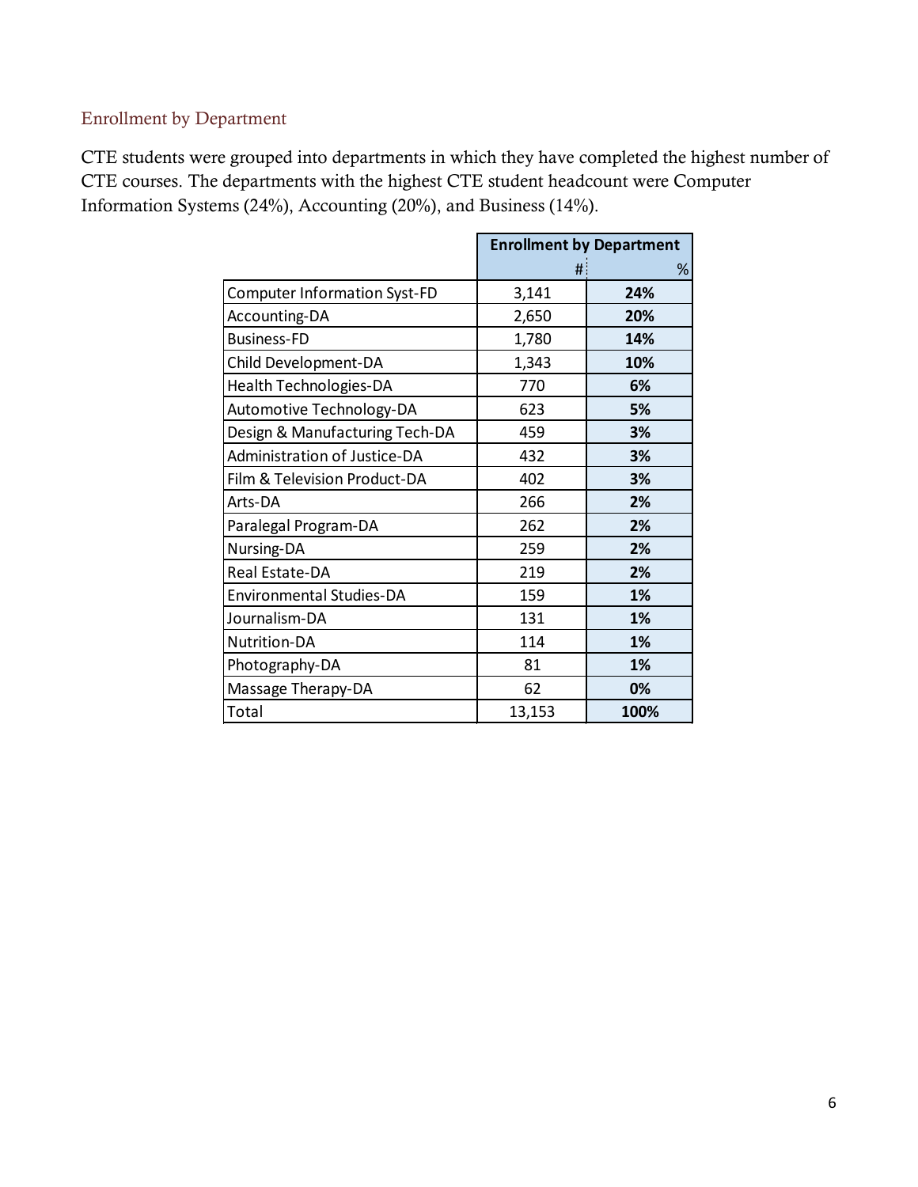## Enrollment by Department

CTE students were grouped into departments in which they have completed the highest number of CTE courses. The departments with the highest CTE student headcount were Computer Information Systems (24%), Accounting (20%), and Business (14%).

| | Enrollment by Department | |
|---|---|---|
| | # | % |
| Computer Information Syst-FD | 3,141 | **24%** |
| Accounting-DA | 2,650 | **20%** |
| Business-FD | 1,780 | **14%** |
| Child Development-DA | 1,343 | **10%** |
| Health Technologies-DA | 770 | **6%** |
| Automotive Technology-DA | 623 | **5%** |
| Design & Manufacturing Tech-DA | 459 | **3%** |
| Administration of Justice-DA | 432 | **3%** |
| Film & Television Product-DA | 402 | **3%** |
| Arts-DA | 266 | **2%** |
| Paralegal Program-DA | 262 | **2%** |
| Nursing-DA | 259 | **2%** |
| Real Estate-DA | 219 | **2%** |
| Environmental Studies-DA | 159 | **1%** |
| Journalism-DA | 131 | **1%** |
| Nutrition-DA | 114 | **1%** |
| Photography-DA | 81 | **1%** |
| Massage Therapy-DA | 62 | **0%** |
| Total | 13,153 | **100%** |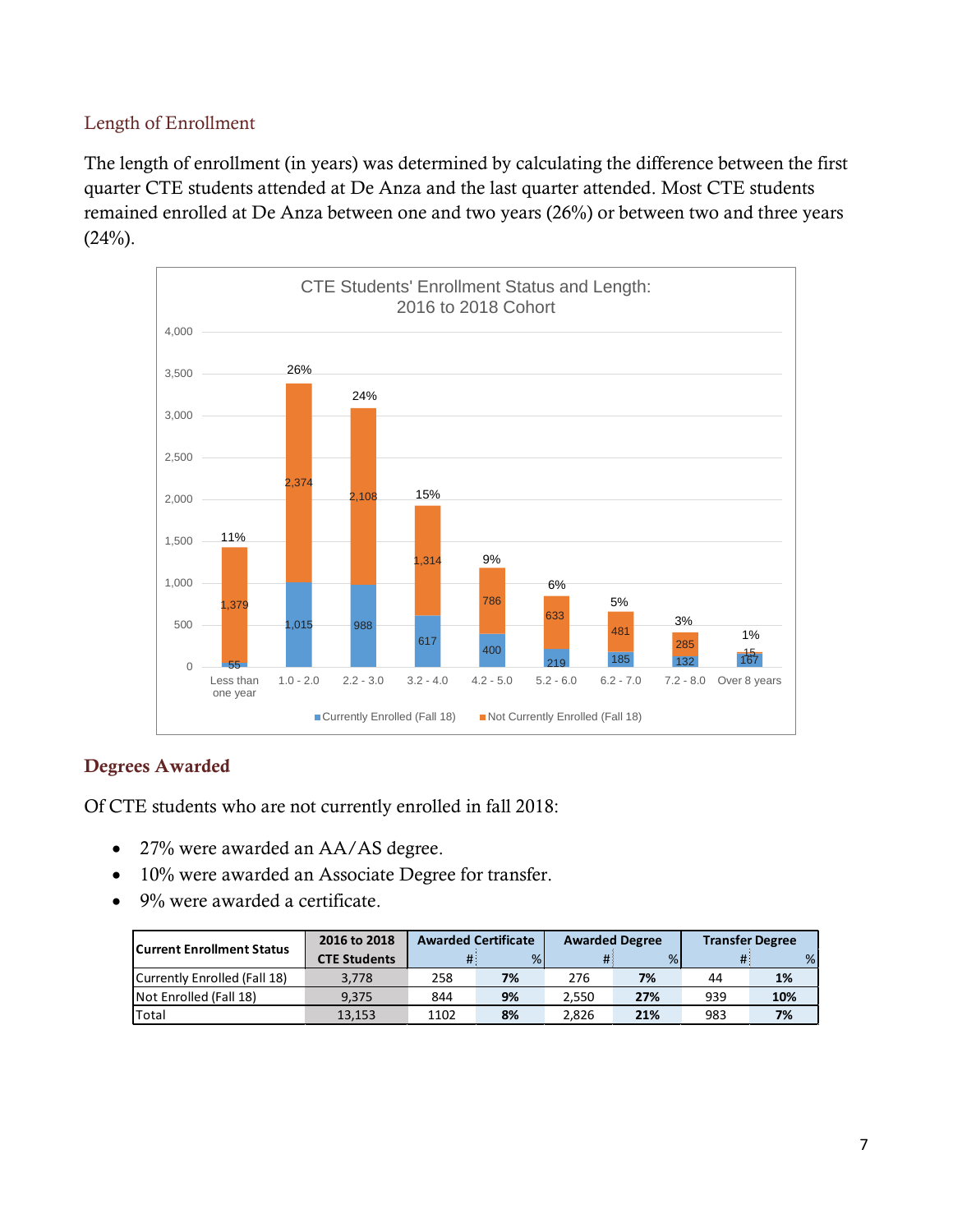## Length of Enrollment

The length of enrollment (in years) was determined by calculating the difference between the first quarter CTE students attended at De Anza and the last quarter attended. Most CTE students remained enrolled at De Anza between one and two years (26%) or between two and three years (24%).

**CTE Students' Enrollment Status and Length: 2016 to 2018 Cohort**

| Length | Currently Enrolled (Fall 18) | Not Currently Enrolled (Fall 18) | % |
|---|---|---|---|
| Less than one year | 55 | 1,379 | 11% |
| 1.0 - 2.0 | 1,015 | 2,374 | 26% |
| 2.2 - 3.0 | 988 | 2,108 | 24% |
| 3.2 - 4.0 | 617 | 1,314 | 15% |
| 4.2 - 5.0 | 400 | 786 | 9% |
| 5.2 - 6.0 | 219 | 633 | 6% |
| 6.2 - 7.0 | 185 | 481 | 5% |
| 7.2 - 8.0 | 132 | 285 | 3% |
| Over 8 years | 167 | 15 | 1% |

## Degrees Awarded

Of CTE students who are not currently enrolled in fall 2018:

- 27% were awarded an AA/AS degree.
- 10% were awarded an Associate Degree for transfer.
- 9% were awarded a certificate.

| Current Enrollment Status | 2016 to 2018 CTE Students | Awarded Certificate | | Awarded Degree | | Transfer Degree | |
|---|---|---|---|---|---|---|---|
| | | # | % | # | % | # | % |
| Currently Enrolled (Fall 18) | 3,778 | 258 | **7%** | 276 | **7%** | 44 | **1%** |
| Not Enrolled (Fall 18) | 9,375 | 844 | **9%** | 2,550 | **27%** | 939 | **10%** |
| Total | 13,153 | 1102 | **8%** | 2,826 | **21%** | 983 | **7%** |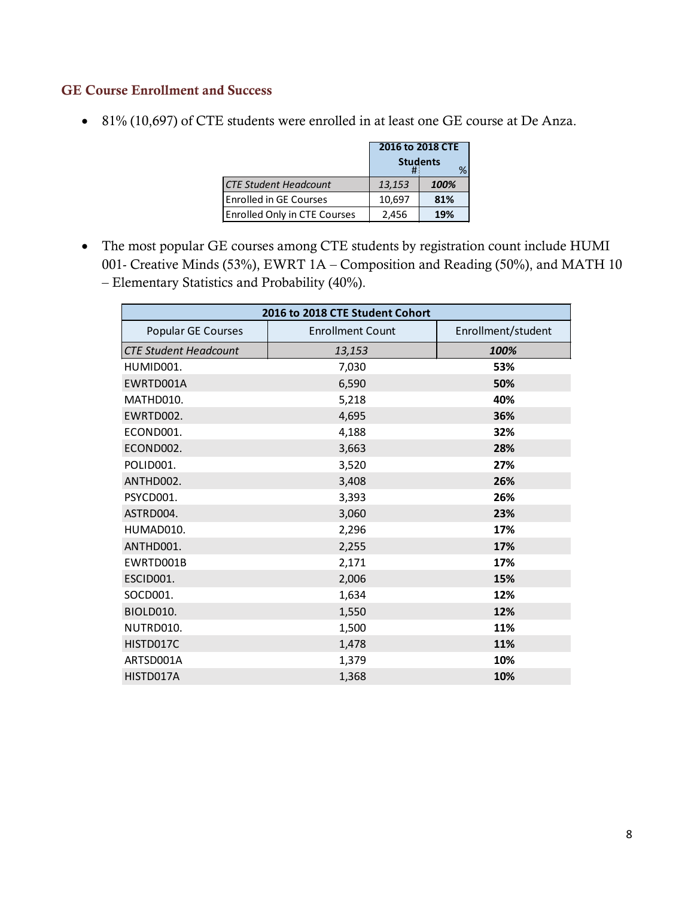## GE Course Enrollment and Success

- 81% (10,697) of CTE students were enrolled in at least one GE course at De Anza.

| | 2016 to 2018 CTE Students | |
|---|---|---|
| | # | % |
| *CTE Student Headcount* | *13,153* | ***100%*** |
| Enrolled in GE Courses | 10,697 | **81%** |
| Enrolled Only in CTE Courses | 2,456 | **19%** |

- The most popular GE courses among CTE students by registration count include HUMI 001- Creative Minds (53%), EWRT 1A – Composition and Reading (50%), and MATH 10 – Elementary Statistics and Probability (40%).

| 2016 to 2018 CTE Student Cohort | | |
|---|---|---|
| Popular GE Courses | Enrollment Count | Enrollment/student |
| *CTE Student Headcount* | *13,153* | ***100%*** |
| HUMID001. | 7,030 | **53%** |
| EWRTD001A | 6,590 | **50%** |
| MATHD010. | 5,218 | **40%** |
| EWRTD002. | 4,695 | **36%** |
| ECOND001. | 4,188 | **32%** |
| ECOND002. | 3,663 | **28%** |
| POLID001. | 3,520 | **27%** |
| ANTHD002. | 3,408 | **26%** |
| PSYCD001. | 3,393 | **26%** |
| ASTRD004. | 3,060 | **23%** |
| HUMAD010. | 2,296 | **17%** |
| ANTHD001. | 2,255 | **17%** |
| EWRTD001B | 2,171 | **17%** |
| ESCID001. | 2,006 | **15%** |
| SOCD001. | 1,634 | **12%** |
| BIOLD010. | 1,550 | **12%** |
| NUTRD010. | 1,500 | **11%** |
| HISTD017C | 1,478 | **11%** |
| ARTSD001A | 1,379 | **10%** |
| HISTD017A | 1,368 | **10%** |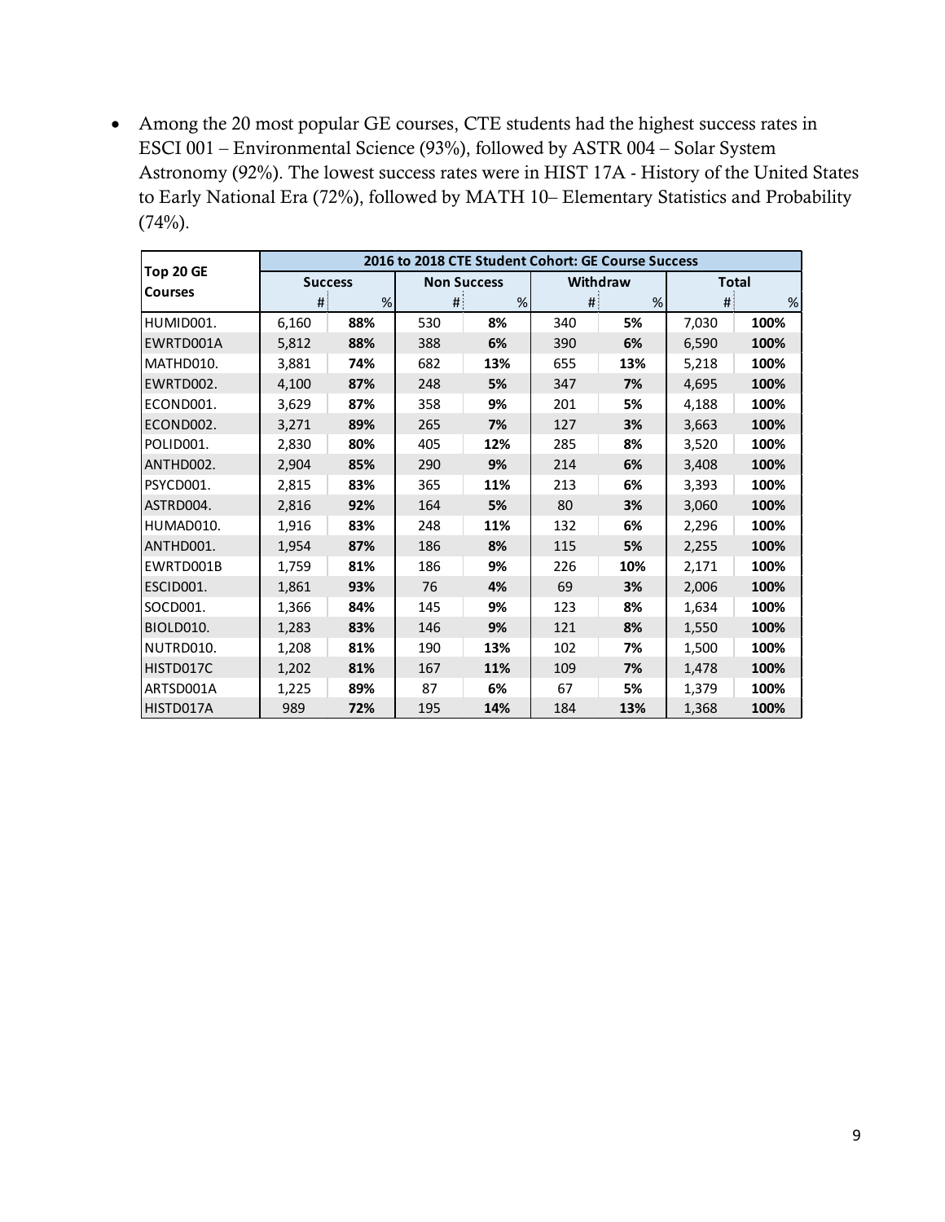- Among the 20 most popular GE courses, CTE students had the highest success rates in ESCI 001 – Environmental Science (93%), followed by ASTR 004 – Solar System Astronomy (92%). The lowest success rates were in HIST 17A - History of the United States to Early National Era (72%), followed by MATH 10– Elementary Statistics and Probability (74%).

| Top 20 GE Courses | 2016 to 2018 CTE Student Cohort: GE Course Success | | | | | | | |
|---|---|---|---|---|---|---|---|---|
| | Success | | Non Success | | Withdraw | | Total | |
| | # | % | # | % | # | % | # | % |
| HUMID001. | 6,160 | **88%** | 530 | **8%** | 340 | **5%** | 7,030 | **100%** |
| EWRTD001A | 5,812 | **88%** | 388 | **6%** | 390 | **6%** | 6,590 | **100%** |
| MATHD010. | 3,881 | **74%** | 682 | **13%** | 655 | **13%** | 5,218 | **100%** |
| EWRTD002. | 4,100 | **87%** | 248 | **5%** | 347 | **7%** | 4,695 | **100%** |
| ECOND001. | 3,629 | **87%** | 358 | **9%** | 201 | **5%** | 4,188 | **100%** |
| ECOND002. | 3,271 | **89%** | 265 | **7%** | 127 | **3%** | 3,663 | **100%** |
| POLID001. | 2,830 | **80%** | 405 | **12%** | 285 | **8%** | 3,520 | **100%** |
| ANTHD002. | 2,904 | **85%** | 290 | **9%** | 214 | **6%** | 3,408 | **100%** |
| PSYCD001. | 2,815 | **83%** | 365 | **11%** | 213 | **6%** | 3,393 | **100%** |
| ASTRD004. | 2,816 | **92%** | 164 | **5%** | 80 | **3%** | 3,060 | **100%** |
| HUMAD010. | 1,916 | **83%** | 248 | **11%** | 132 | **6%** | 2,296 | **100%** |
| ANTHD001. | 1,954 | **87%** | 186 | **8%** | 115 | **5%** | 2,255 | **100%** |
| EWRTD001B | 1,759 | **81%** | 186 | **9%** | 226 | **10%** | 2,171 | **100%** |
| ESCID001. | 1,861 | **93%** | 76 | **4%** | 69 | **3%** | 2,006 | **100%** |
| SOCD001. | 1,366 | **84%** | 145 | **9%** | 123 | **8%** | 1,634 | **100%** |
| BIOLD010. | 1,283 | **83%** | 146 | **9%** | 121 | **8%** | 1,550 | **100%** |
| NUTRD010. | 1,208 | **81%** | 190 | **13%** | 102 | **7%** | 1,500 | **100%** |
| HISTD017C | 1,202 | **81%** | 167 | **11%** | 109 | **7%** | 1,478 | **100%** |
| ARTSD001A | 1,225 | **89%** | 87 | **6%** | 67 | **5%** | 1,379 | **100%** |
| HISTD017A | 989 | **72%** | 195 | **14%** | 184 | **13%** | 1,368 | **100%** |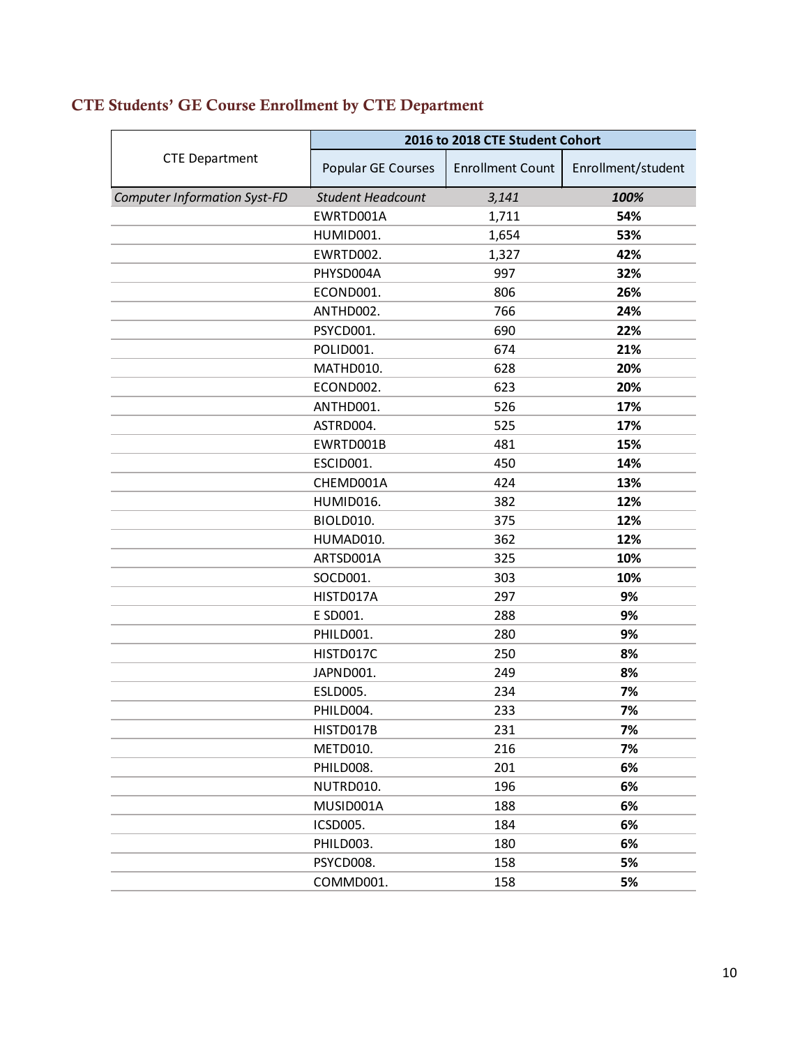## CTE Students' GE Course Enrollment by CTE Department

| CTE Department | 2016 to 2018 CTE Student Cohort | | |
|---|---|---|---|
| | Popular GE Courses | Enrollment Count | Enrollment/student |
| *Computer Information Syst-FD* | *Student Headcount* | *3,141* | ***100%*** |
| | EWRTD001A | 1,711 | **54%** |
| | HUMID001. | 1,654 | **53%** |
| | EWRTD002. | 1,327 | **42%** |
| | PHYSD004A | 997 | **32%** |
| | ECOND001. | 806 | **26%** |
| | ANTHD002. | 766 | **24%** |
| | PSYCD001. | 690 | **22%** |
| | POLID001. | 674 | **21%** |
| | MATHD010. | 628 | **20%** |
| | ECOND002. | 623 | **20%** |
| | ANTHD001. | 526 | **17%** |
| | ASTRD004. | 525 | **17%** |
| | EWRTD001B | 481 | **15%** |
| | ESCID001. | 450 | **14%** |
| | CHEMD001A | 424 | **13%** |
| | HUMID016. | 382 | **12%** |
| | BIOLD010. | 375 | **12%** |
| | HUMAD010. | 362 | **12%** |
| | ARTSD001A | 325 | **10%** |
| | SOCD001. | 303 | **10%** |
| | HISTD017A | 297 | **9%** |
| | E SD001. | 288 | **9%** |
| | PHILD001. | 280 | **9%** |
| | HISTD017C | 250 | **8%** |
| | JAPND001. | 249 | **8%** |
| | ESLD005. | 234 | **7%** |
| | PHILD004. | 233 | **7%** |
| | HISTD017B | 231 | **7%** |
| | METD010. | 216 | **7%** |
| | PHILD008. | 201 | **6%** |
| | NUTRD010. | 196 | **6%** |
| | MUSID001A | 188 | **6%** |
| | ICSD005. | 184 | **6%** |
| | PHILD003. | 180 | **6%** |
| | PSYCD008. | 158 | **5%** |
| | COMMD001. | 158 | **5%** |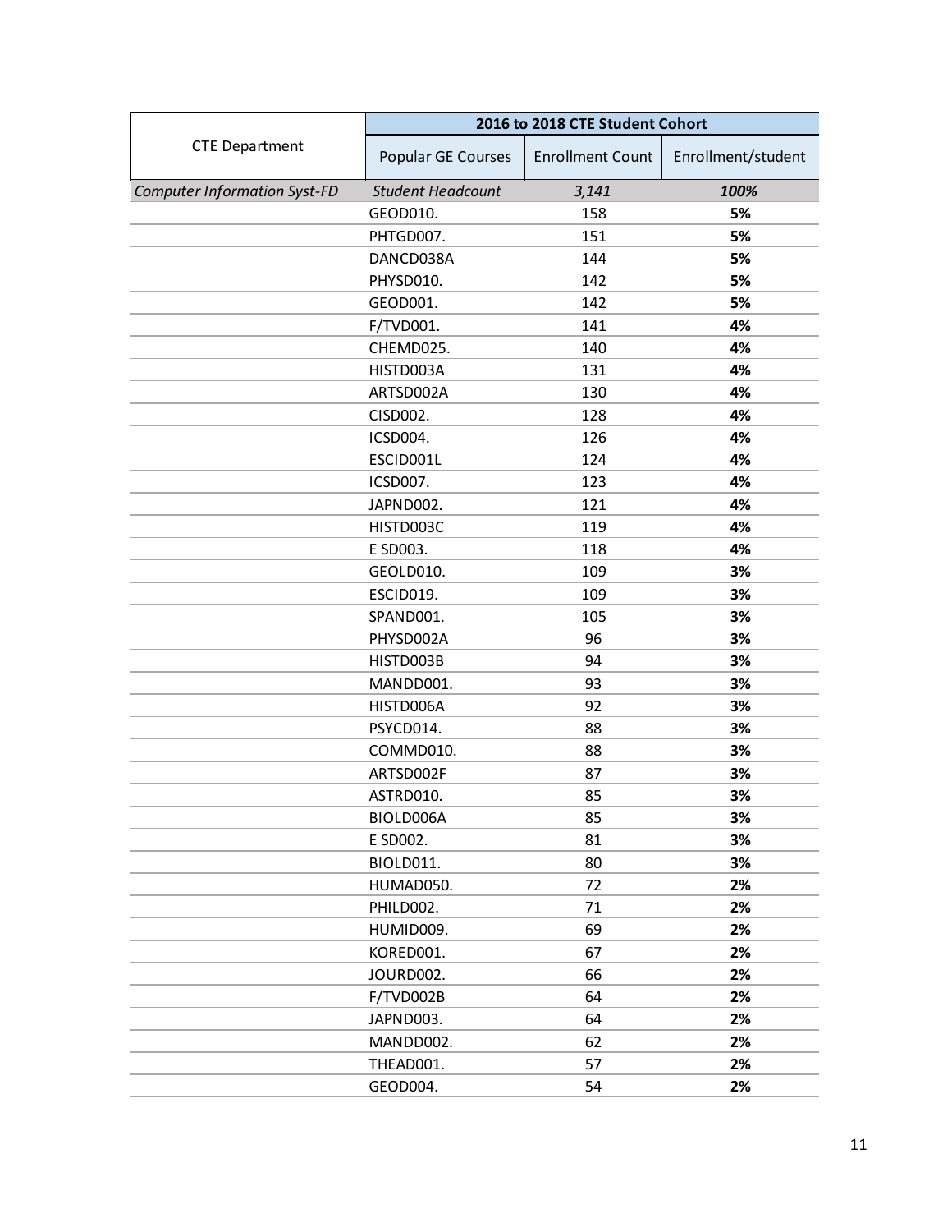| CTE Department | 2016 to 2018 CTE Student Cohort | | |
|---|---|---|---|
| | Popular GE Courses | Enrollment Count | Enrollment/student |
| *Computer Information Syst-FD* | *Student Headcount* | *3,141* | ***100%*** |
| | GEOD010. | 158 | **5%** |
| | PHTGD007. | 151 | **5%** |
| | DANCD038A | 144 | **5%** |
| | PHYSD010. | 142 | **5%** |
| | GEOD001. | 142 | **5%** |
| | F/TVD001. | 141 | **4%** |
| | CHEMD025. | 140 | **4%** |
| | HISTD003A | 131 | **4%** |
| | ARTSD002A | 130 | **4%** |
| | CISD002. | 128 | **4%** |
| | ICSD004. | 126 | **4%** |
| | ESCID001L | 124 | **4%** |
| | ICSD007. | 123 | **4%** |
| | JAPND002. | 121 | **4%** |
| | HISTD003C | 119 | **4%** |
| | E SD003. | 118 | **4%** |
| | GEOLD010. | 109 | **3%** |
| | ESCID019. | 109 | **3%** |
| | SPAND001. | 105 | **3%** |
| | PHYSD002A | 96 | **3%** |
| | HISTD003B | 94 | **3%** |
| | MANDD001. | 93 | **3%** |
| | HISTD006A | 92 | **3%** |
| | PSYCD014. | 88 | **3%** |
| | COMMD010. | 88 | **3%** |
| | ARTSD002F | 87 | **3%** |
| | ASTRD010. | 85 | **3%** |
| | BIOLD006A | 85 | **3%** |
| | E SD002. | 81 | **3%** |
| | BIOLD011. | 80 | **3%** |
| | HUMAD050. | 72 | **2%** |
| | PHILD002. | 71 | **2%** |
| | HUMID009. | 69 | **2%** |
| | KORED001. | 67 | **2%** |
| | JOURD002. | 66 | **2%** |
| | F/TVD002B | 64 | **2%** |
| | JAPND003. | 64 | **2%** |
| | MANDD002. | 62 | **2%** |
| | THEAD001. | 57 | **2%** |
| | GEOD004. | 54 | **2%** |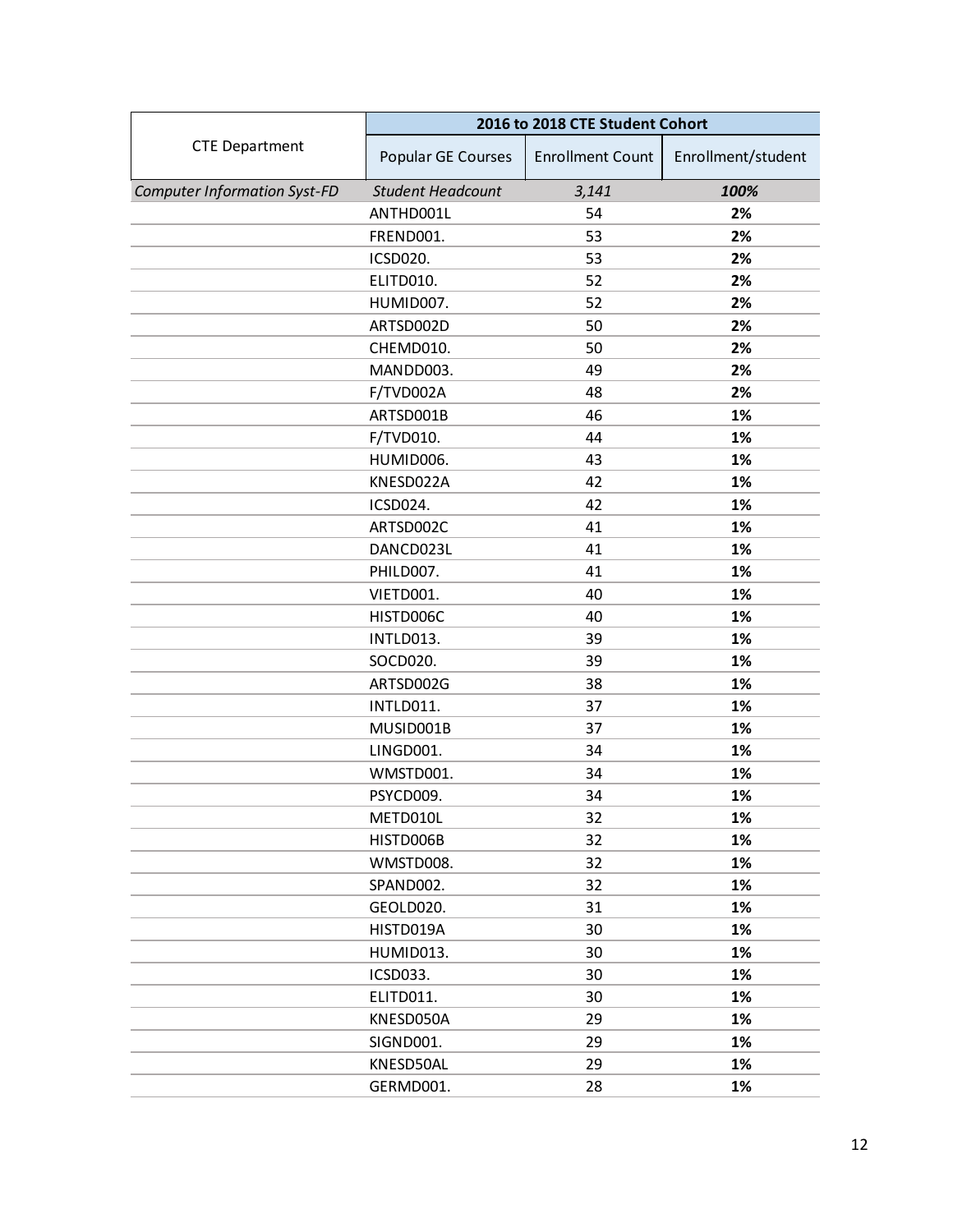| CTE Department | 2016 to 2018 CTE Student Cohort | | |
|---|---|---|---|
| | Popular GE Courses | Enrollment Count | Enrollment/student |
| *Computer Information Syst-FD* | *Student Headcount* | *3,141* | ***100%*** |
| | ANTHD001L | 54 | **2%** |
| | FREND001. | 53 | **2%** |
| | ICSD020. | 53 | **2%** |
| | ELITD010. | 52 | **2%** |
| | HUMID007. | 52 | **2%** |
| | ARTSD002D | 50 | **2%** |
| | CHEMD010. | 50 | **2%** |
| | MANDD003. | 49 | **2%** |
| | F/TVD002A | 48 | **2%** |
| | ARTSD001B | 46 | **1%** |
| | F/TVD010. | 44 | **1%** |
| | HUMID006. | 43 | **1%** |
| | KNESD022A | 42 | **1%** |
| | ICSD024. | 42 | **1%** |
| | ARTSD002C | 41 | **1%** |
| | DANCD023L | 41 | **1%** |
| | PHILD007. | 41 | **1%** |
| | VIETD001. | 40 | **1%** |
| | HISTD006C | 40 | **1%** |
| | INTLD013. | 39 | **1%** |
| | SOCD020. | 39 | **1%** |
| | ARTSD002G | 38 | **1%** |
| | INTLD011. | 37 | **1%** |
| | MUSID001B | 37 | **1%** |
| | LINGD001. | 34 | **1%** |
| | WMSTD001. | 34 | **1%** |
| | PSYCD009. | 34 | **1%** |
| | METD010L | 32 | **1%** |
| | HISTD006B | 32 | **1%** |
| | WMSTD008. | 32 | **1%** |
| | SPAND002. | 32 | **1%** |
| | GEOLD020. | 31 | **1%** |
| | HISTD019A | 30 | **1%** |
| | HUMID013. | 30 | **1%** |
| | ICSD033. | 30 | **1%** |
| | ELITD011. | 30 | **1%** |
| | KNESD050A | 29 | **1%** |
| | SIGND001. | 29 | **1%** |
| | KNESD50AL | 29 | **1%** |
| | GERMD001. | 28 | **1%** |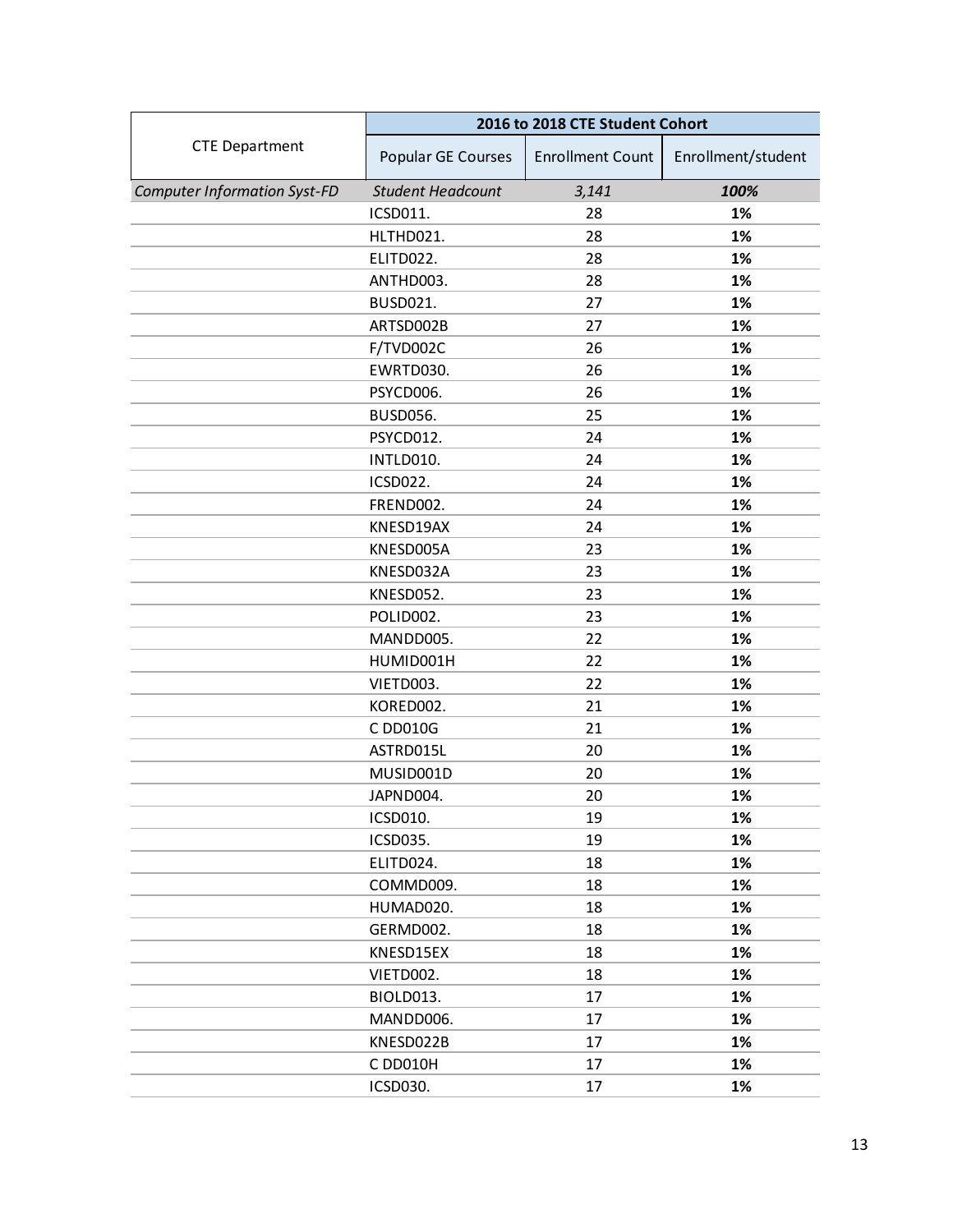| CTE Department | 2016 to 2018 CTE Student Cohort | | |
|---|---|---|---|
| | Popular GE Courses | Enrollment Count | Enrollment/student |
| *Computer Information Syst-FD* | *Student Headcount* | *3,141* | ***100%*** |
| | ICSD011. | 28 | **1%** |
| | HLTHD021. | 28 | **1%** |
| | ELITD022. | 28 | **1%** |
| | ANTHD003. | 28 | **1%** |
| | BUSD021. | 27 | **1%** |
| | ARTSD002B | 27 | **1%** |
| | F/TVD002C | 26 | **1%** |
| | EWRTD030. | 26 | **1%** |
| | PSYCD006. | 26 | **1%** |
| | BUSD056. | 25 | **1%** |
| | PSYCD012. | 24 | **1%** |
| | INTLD010. | 24 | **1%** |
| | ICSD022. | 24 | **1%** |
| | FREND002. | 24 | **1%** |
| | KNESD19AX | 24 | **1%** |
| | KNESD005A | 23 | **1%** |
| | KNESD032A | 23 | **1%** |
| | KNESD052. | 23 | **1%** |
| | POLID002. | 23 | **1%** |
| | MANDD005. | 22 | **1%** |
| | HUMID001H | 22 | **1%** |
| | VIETD003. | 22 | **1%** |
| | KORED002. | 21 | **1%** |
| | C DD010G | 21 | **1%** |
| | ASTRD015L | 20 | **1%** |
| | MUSID001D | 20 | **1%** |
| | JAPND004. | 20 | **1%** |
| | ICSD010. | 19 | **1%** |
| | ICSD035. | 19 | **1%** |
| | ELITD024. | 18 | **1%** |
| | COMMD009. | 18 | **1%** |
| | HUMAD020. | 18 | **1%** |
| | GERMD002. | 18 | **1%** |
| | KNESD15EX | 18 | **1%** |
| | VIETD002. | 18 | **1%** |
| | BIOLD013. | 17 | **1%** |
| | MANDD006. | 17 | **1%** |
| | KNESD022B | 17 | **1%** |
| | C DD010H | 17 | **1%** |
| | ICSD030. | 17 | **1%** |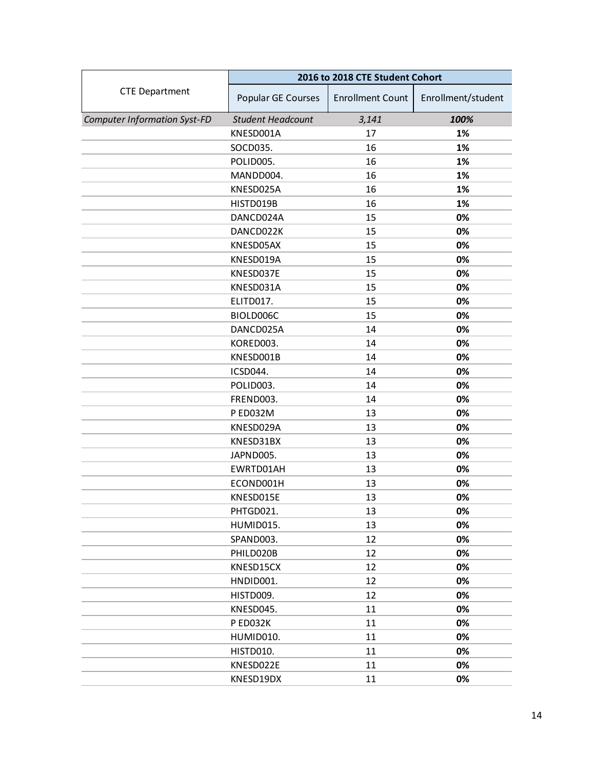| CTE Department | 2016 to 2018 CTE Student Cohort | | |
|---|---|---|---|
| | Popular GE Courses | Enrollment Count | Enrollment/student |
| *Computer Information Syst-FD* | *Student Headcount* | *3,141* | ***100%*** |
| | KNESD001A | 17 | **1%** |
| | SOCD035. | 16 | **1%** |
| | POLID005. | 16 | **1%** |
| | MANDD004. | 16 | **1%** |
| | KNESD025A | 16 | **1%** |
| | HISTD019B | 16 | **1%** |
| | DANCD024A | 15 | **0%** |
| | DANCD022K | 15 | **0%** |
| | KNESD05AX | 15 | **0%** |
| | KNESD019A | 15 | **0%** |
| | KNESD037E | 15 | **0%** |
| | KNESD031A | 15 | **0%** |
| | ELITD017. | 15 | **0%** |
| | BIOLD006C | 15 | **0%** |
| | DANCD025A | 14 | **0%** |
| | KORED003. | 14 | **0%** |
| | KNESD001B | 14 | **0%** |
| | ICSD044. | 14 | **0%** |
| | POLID003. | 14 | **0%** |
| | FREND003. | 14 | **0%** |
| | P ED032M | 13 | **0%** |
| | KNESD029A | 13 | **0%** |
| | KNESD31BX | 13 | **0%** |
| | JAPND005. | 13 | **0%** |
| | EWRTD01AH | 13 | **0%** |
| | ECOND001H | 13 | **0%** |
| | KNESD015E | 13 | **0%** |
| | PHTGD021. | 13 | **0%** |
| | HUMID015. | 13 | **0%** |
| | SPAND003. | 12 | **0%** |
| | PHILD020B | 12 | **0%** |
| | KNESD15CX | 12 | **0%** |
| | HNDID001. | 12 | **0%** |
| | HISTD009. | 12 | **0%** |
| | KNESD045. | 11 | **0%** |
| | P ED032K | 11 | **0%** |
| | HUMID010. | 11 | **0%** |
| | HISTD010. | 11 | **0%** |
| | KNESD022E | 11 | **0%** |
| | KNESD19DX | 11 | **0%** |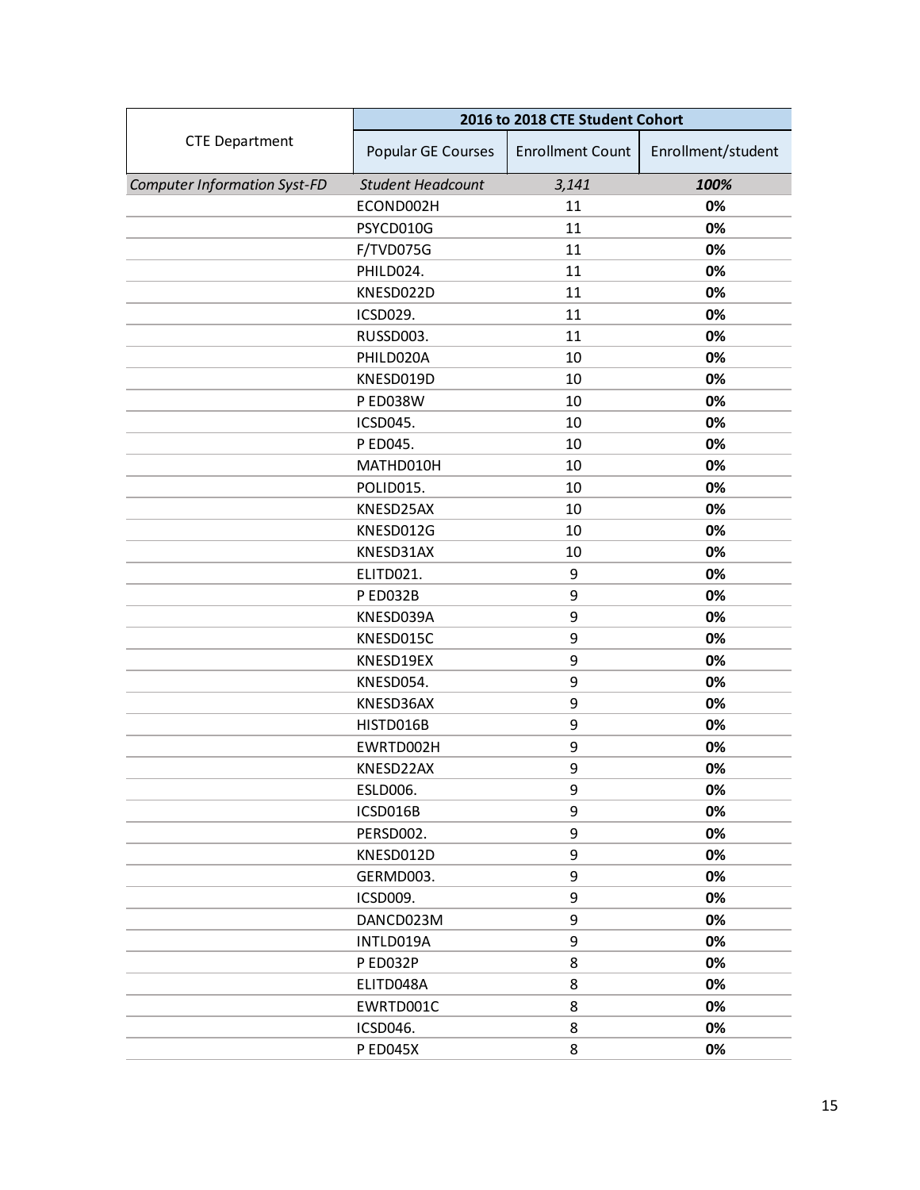| CTE Department | 2016 to 2018 CTE Student Cohort | | |
|---|---|---|---|
| | Popular GE Courses | Enrollment Count | Enrollment/student |
| *Computer Information Syst-FD* | *Student Headcount* | *3,141* | ***100%*** |
| | ECOND002H | 11 | **0%** |
| | PSYCD010G | 11 | **0%** |
| | F/TVD075G | 11 | **0%** |
| | PHILD024. | 11 | **0%** |
| | KNESD022D | 11 | **0%** |
| | ICSD029. | 11 | **0%** |
| | RUSSD003. | 11 | **0%** |
| | PHILD020A | 10 | **0%** |
| | KNESD019D | 10 | **0%** |
| | P ED038W | 10 | **0%** |
| | ICSD045. | 10 | **0%** |
| | P ED045. | 10 | **0%** |
| | MATHD010H | 10 | **0%** |
| | POLID015. | 10 | **0%** |
| | KNESD25AX | 10 | **0%** |
| | KNESD012G | 10 | **0%** |
| | KNESD31AX | 10 | **0%** |
| | ELITD021. | 9 | **0%** |
| | P ED032B | 9 | **0%** |
| | KNESD039A | 9 | **0%** |
| | KNESD015C | 9 | **0%** |
| | KNESD19EX | 9 | **0%** |
| | KNESD054. | 9 | **0%** |
| | KNESD36AX | 9 | **0%** |
| | HISTD016B | 9 | **0%** |
| | EWRTD002H | 9 | **0%** |
| | KNESD22AX | 9 | **0%** |
| | ESLD006. | 9 | **0%** |
| | ICSD016B | 9 | **0%** |
| | PERSD002. | 9 | **0%** |
| | KNESD012D | 9 | **0%** |
| | GERMD003. | 9 | **0%** |
| | ICSD009. | 9 | **0%** |
| | DANCD023M | 9 | **0%** |
| | INTLD019A | 9 | **0%** |
| | P ED032P | 8 | **0%** |
| | ELITD048A | 8 | **0%** |
| | EWRTD001C | 8 | **0%** |
| | ICSD046. | 8 | **0%** |
| | P ED045X | 8 | **0%** |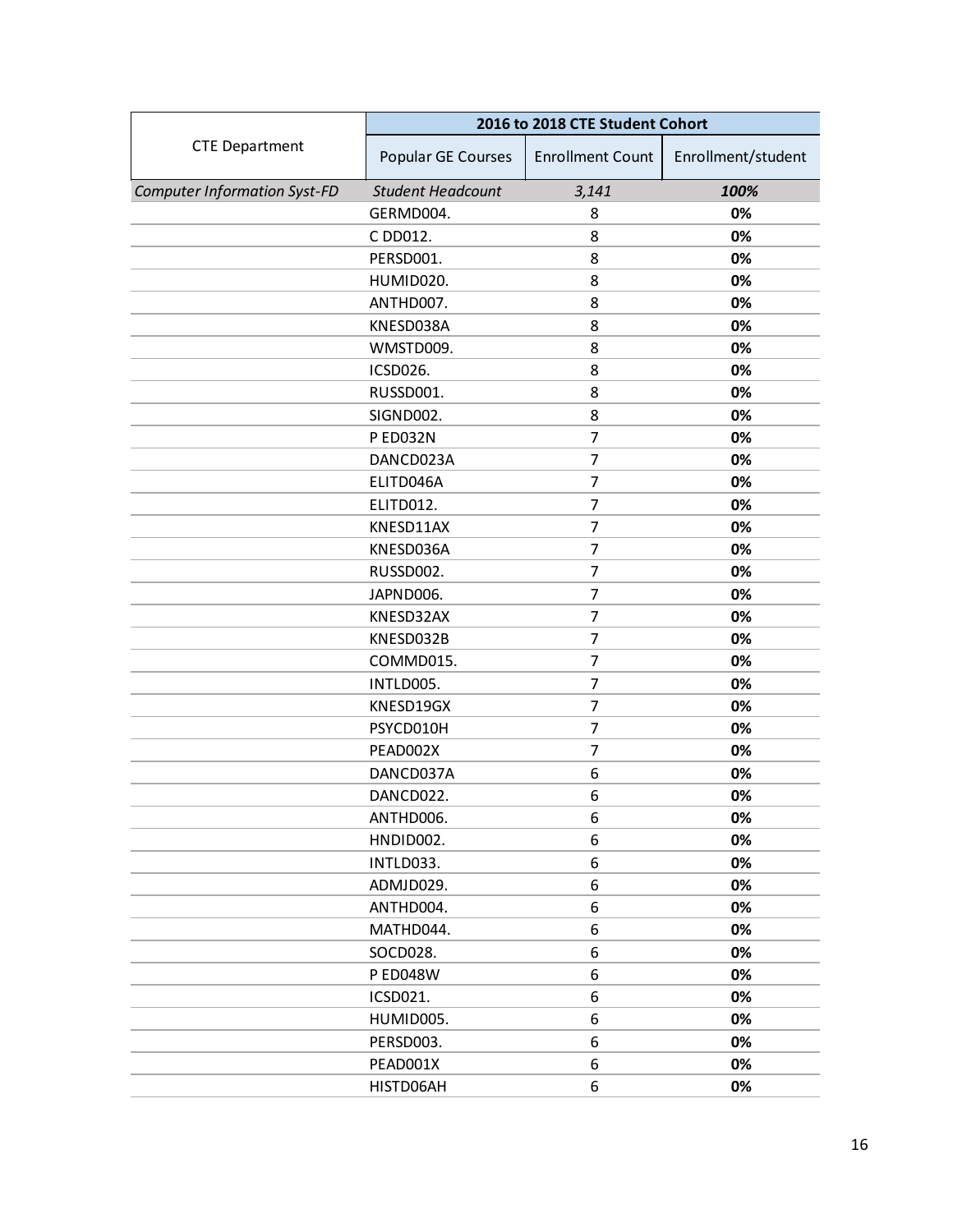| CTE Department | 2016 to 2018 CTE Student Cohort | | |
|---|---|---|---|
| | Popular GE Courses | Enrollment Count | Enrollment/student |
| *Computer Information Syst-FD* | *Student Headcount* | *3,141* | ***100%*** |
| | GERMD004. | 8 | **0%** |
| | C DD012. | 8 | **0%** |
| | PERSD001. | 8 | **0%** |
| | HUMID020. | 8 | **0%** |
| | ANTHD007. | 8 | **0%** |
| | KNESD038A | 8 | **0%** |
| | WMSTD009. | 8 | **0%** |
| | ICSD026. | 8 | **0%** |
| | RUSSD001. | 8 | **0%** |
| | SIGND002. | 8 | **0%** |
| | P ED032N | 7 | **0%** |
| | DANCD023A | 7 | **0%** |
| | ELITD046A | 7 | **0%** |
| | ELITD012. | 7 | **0%** |
| | KNESD11AX | 7 | **0%** |
| | KNESD036A | 7 | **0%** |
| | RUSSD002. | 7 | **0%** |
| | JAPND006. | 7 | **0%** |
| | KNESD32AX | 7 | **0%** |
| | KNESD032B | 7 | **0%** |
| | COMMD015. | 7 | **0%** |
| | INTLD005. | 7 | **0%** |
| | KNESD19GX | 7 | **0%** |
| | PSYCD010H | 7 | **0%** |
| | PEAD002X | 7 | **0%** |
| | DANCD037A | 6 | **0%** |
| | DANCD022. | 6 | **0%** |
| | ANTHD006. | 6 | **0%** |
| | HNDID002. | 6 | **0%** |
| | INTLD033. | 6 | **0%** |
| | ADMJD029. | 6 | **0%** |
| | ANTHD004. | 6 | **0%** |
| | MATHD044. | 6 | **0%** |
| | SOCD028. | 6 | **0%** |
| | P ED048W | 6 | **0%** |
| | ICSD021. | 6 | **0%** |
| | HUMID005. | 6 | **0%** |
| | PERSD003. | 6 | **0%** |
| | PEAD001X | 6 | **0%** |
| | HISTD06AH | 6 | **0%** |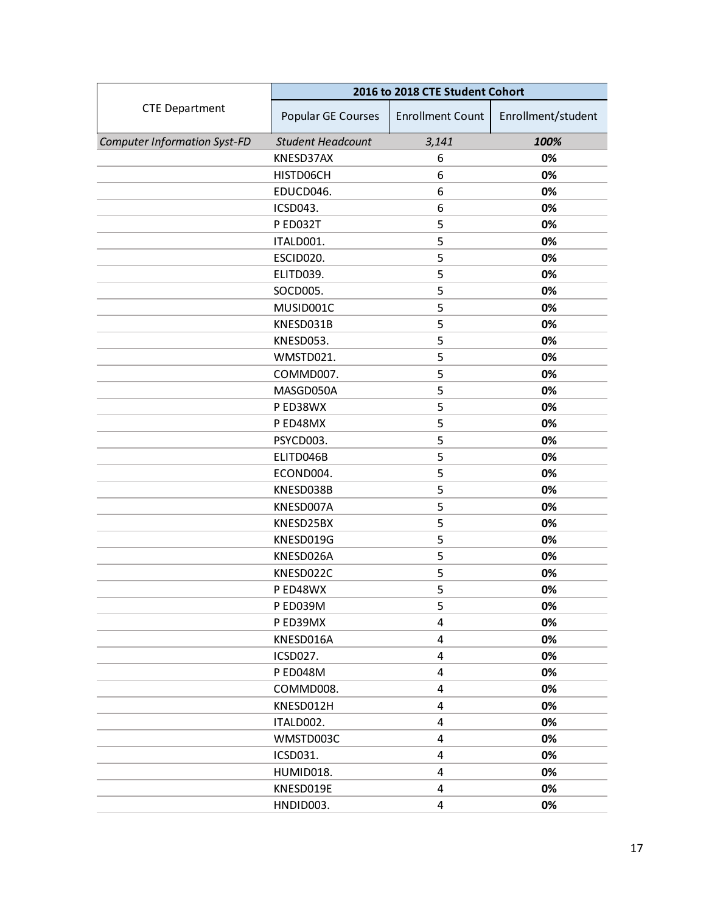| CTE Department | 2016 to 2018 CTE Student Cohort | | |
|---|---|---|---|
| | Popular GE Courses | Enrollment Count | Enrollment/student |
| *Computer Information Syst-FD* | *Student Headcount* | *3,141* | ***100%*** |
| | KNESD37AX | 6 | **0%** |
| | HISTD06CH | 6 | **0%** |
| | EDUCD046. | 6 | **0%** |
| | ICSD043. | 6 | **0%** |
| | P ED032T | 5 | **0%** |
| | ITALD001. | 5 | **0%** |
| | ESCID020. | 5 | **0%** |
| | ELITD039. | 5 | **0%** |
| | SOCD005. | 5 | **0%** |
| | MUSID001C | 5 | **0%** |
| | KNESD031B | 5 | **0%** |
| | KNESD053. | 5 | **0%** |
| | WMSTD021. | 5 | **0%** |
| | COMMD007. | 5 | **0%** |
| | MASGD050A | 5 | **0%** |
| | P ED38WX | 5 | **0%** |
| | P ED48MX | 5 | **0%** |
| | PSYCD003. | 5 | **0%** |
| | ELITD046B | 5 | **0%** |
| | ECOND004. | 5 | **0%** |
| | KNESD038B | 5 | **0%** |
| | KNESD007A | 5 | **0%** |
| | KNESD25BX | 5 | **0%** |
| | KNESD019G | 5 | **0%** |
| | KNESD026A | 5 | **0%** |
| | KNESD022C | 5 | **0%** |
| | P ED48WX | 5 | **0%** |
| | P ED039M | 5 | **0%** |
| | P ED39MX | 4 | **0%** |
| | KNESD016A | 4 | **0%** |
| | ICSD027. | 4 | **0%** |
| | P ED048M | 4 | **0%** |
| | COMMD008. | 4 | **0%** |
| | KNESD012H | 4 | **0%** |
| | ITALD002. | 4 | **0%** |
| | WMSTD003C | 4 | **0%** |
| | ICSD031. | 4 | **0%** |
| | HUMID018. | 4 | **0%** |
| | KNESD019E | 4 | **0%** |
| | HNDID003. | 4 | **0%** |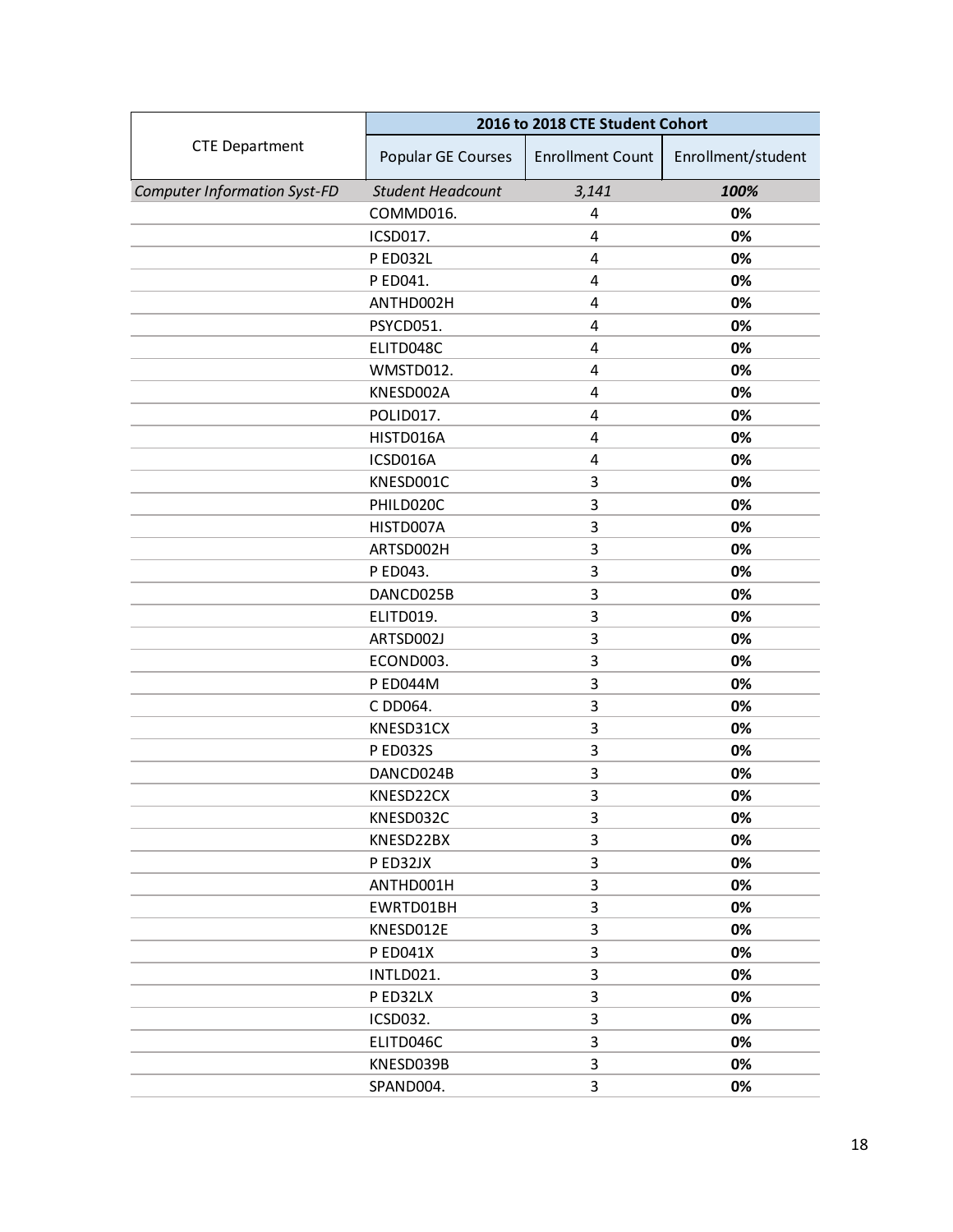| CTE Department | 2016 to 2018 CTE Student Cohort | | |
|---|---|---|---|
| | Popular GE Courses | Enrollment Count | Enrollment/student |
| *Computer Information Syst-FD* | *Student Headcount* | *3,141* | ***100%*** |
| | COMMD016. | 4 | **0%** |
| | ICSD017. | 4 | **0%** |
| | P ED032L | 4 | **0%** |
| | P ED041. | 4 | **0%** |
| | ANTHD002H | 4 | **0%** |
| | PSYCD051. | 4 | **0%** |
| | ELITD048C | 4 | **0%** |
| | WMSTD012. | 4 | **0%** |
| | KNESD002A | 4 | **0%** |
| | POLID017. | 4 | **0%** |
| | HISTD016A | 4 | **0%** |
| | ICSD016A | 4 | **0%** |
| | KNESD001C | 3 | **0%** |
| | PHILD020C | 3 | **0%** |
| | HISTD007A | 3 | **0%** |
| | ARTSD002H | 3 | **0%** |
| | P ED043. | 3 | **0%** |
| | DANCD025B | 3 | **0%** |
| | ELITD019. | 3 | **0%** |
| | ARTSD002J | 3 | **0%** |
| | ECOND003. | 3 | **0%** |
| | P ED044M | 3 | **0%** |
| | C DD064. | 3 | **0%** |
| | KNESD31CX | 3 | **0%** |
| | P ED032S | 3 | **0%** |
| | DANCD024B | 3 | **0%** |
| | KNESD22CX | 3 | **0%** |
| | KNESD032C | 3 | **0%** |
| | KNESD22BX | 3 | **0%** |
| | P ED32JX | 3 | **0%** |
| | ANTHD001H | 3 | **0%** |
| | EWRTD01BH | 3 | **0%** |
| | KNESD012E | 3 | **0%** |
| | P ED041X | 3 | **0%** |
| | INTLD021. | 3 | **0%** |
| | P ED32LX | 3 | **0%** |
| | ICSD032. | 3 | **0%** |
| | ELITD046C | 3 | **0%** |
| | KNESD039B | 3 | **0%** |
| | SPAND004. | 3 | **0%** |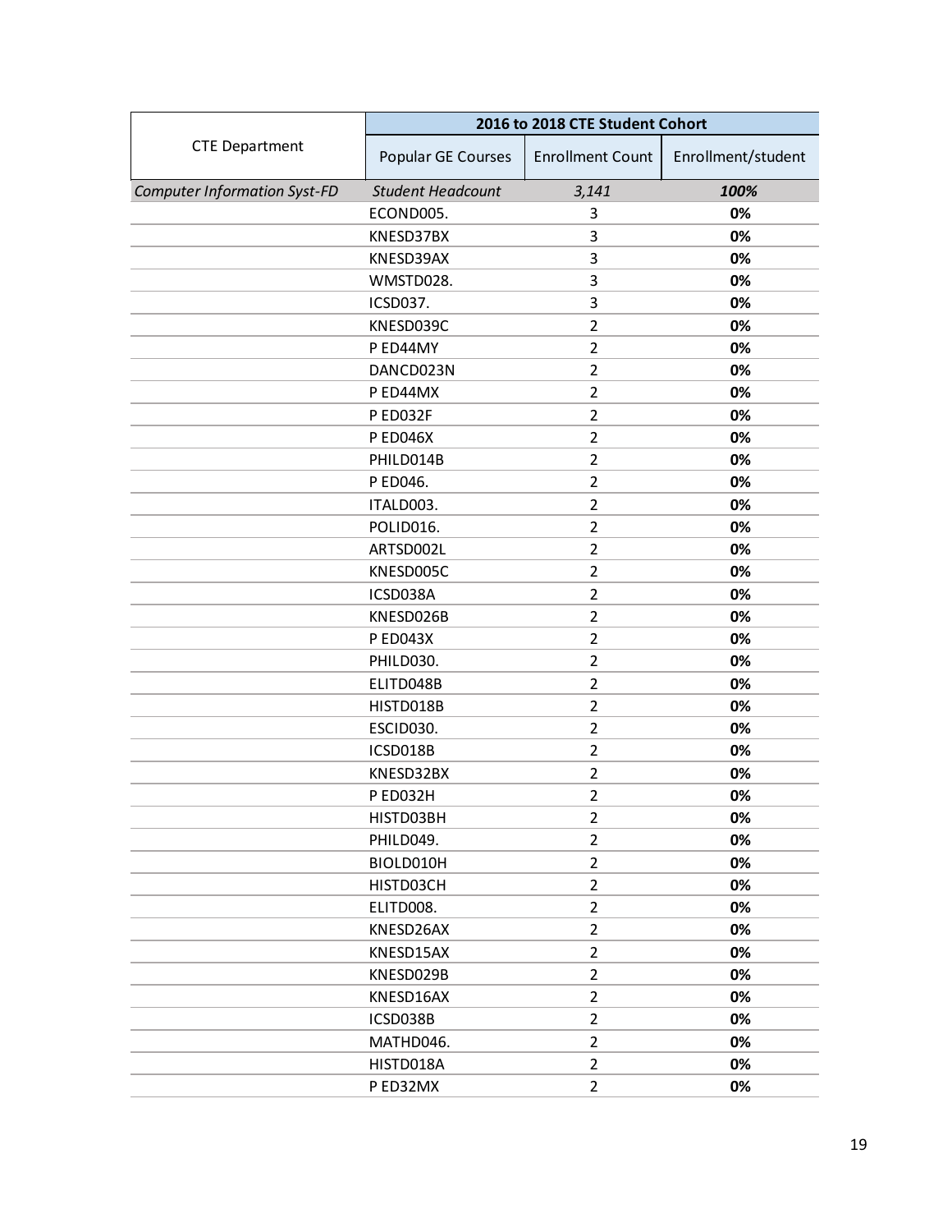| CTE Department | 2016 to 2018 CTE Student Cohort | | |
|---|---|---|---|
| | Popular GE Courses | Enrollment Count | Enrollment/student |
| *Computer Information Syst-FD* | *Student Headcount* | *3,141* | ***100%*** |
| | ECOND005. | 3 | **0%** |
| | KNESD37BX | 3 | **0%** |
| | KNESD39AX | 3 | **0%** |
| | WMSTD028. | 3 | **0%** |
| | ICSD037. | 3 | **0%** |
| | KNESD039C | 2 | **0%** |
| | P ED44MY | 2 | **0%** |
| | DANCD023N | 2 | **0%** |
| | P ED44MX | 2 | **0%** |
| | P ED032F | 2 | **0%** |
| | P ED046X | 2 | **0%** |
| | PHILD014B | 2 | **0%** |
| | P ED046. | 2 | **0%** |
| | ITALD003. | 2 | **0%** |
| | POLID016. | 2 | **0%** |
| | ARTSD002L | 2 | **0%** |
| | KNESD005C | 2 | **0%** |
| | ICSD038A | 2 | **0%** |
| | KNESD026B | 2 | **0%** |
| | P ED043X | 2 | **0%** |
| | PHILD030. | 2 | **0%** |
| | ELITD048B | 2 | **0%** |
| | HISTD018B | 2 | **0%** |
| | ESCID030. | 2 | **0%** |
| | ICSD018B | 2 | **0%** |
| | KNESD32BX | 2 | **0%** |
| | P ED032H | 2 | **0%** |
| | HISTD03BH | 2 | **0%** |
| | PHILD049. | 2 | **0%** |
| | BIOLD010H | 2 | **0%** |
| | HISTD03CH | 2 | **0%** |
| | ELITD008. | 2 | **0%** |
| | KNESD26AX | 2 | **0%** |
| | KNESD15AX | 2 | **0%** |
| | KNESD029B | 2 | **0%** |
| | KNESD16AX | 2 | **0%** |
| | ICSD038B | 2 | **0%** |
| | MATHD046. | 2 | **0%** |
| | HISTD018A | 2 | **0%** |
| | P ED32MX | 2 | **0%** |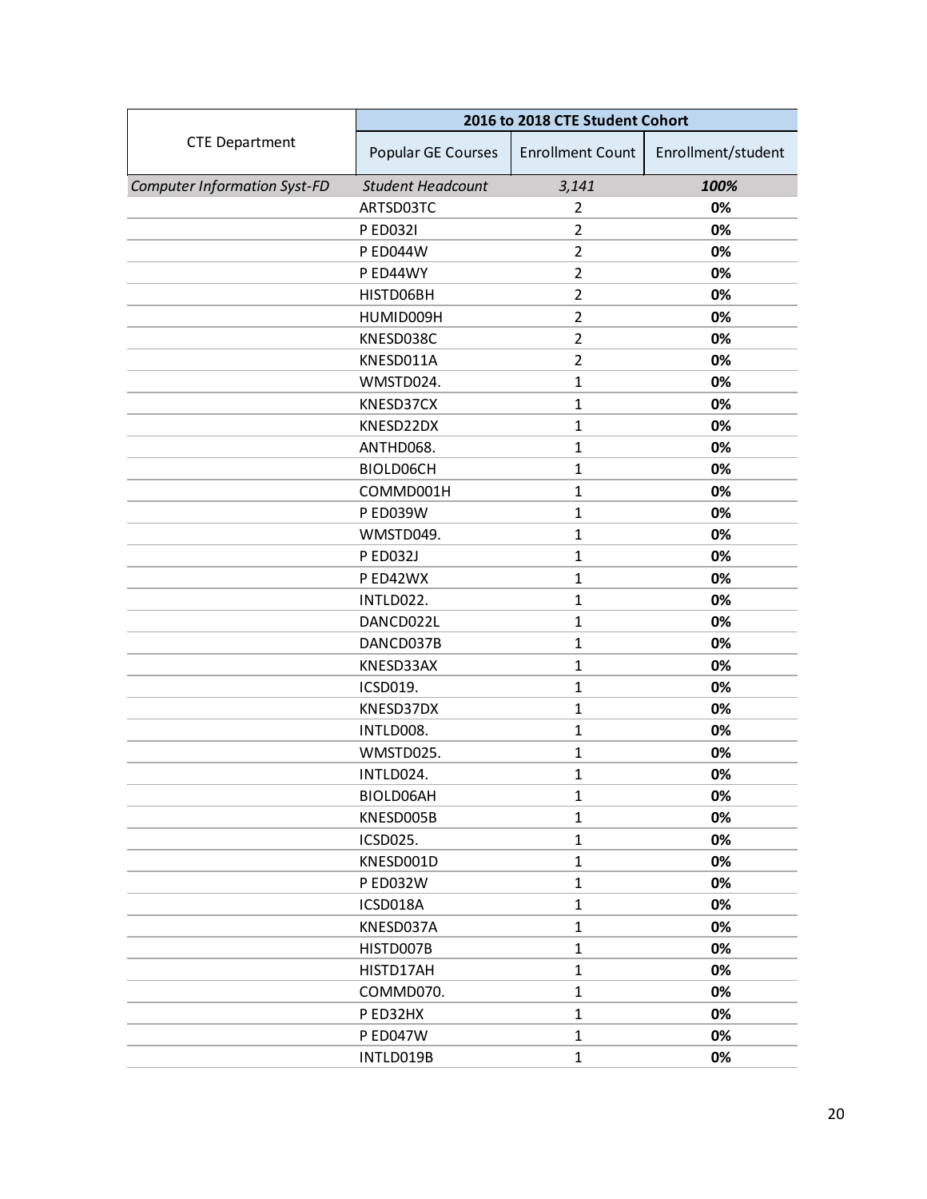| CTE Department | 2016 to 2018 CTE Student Cohort | | |
|---|---|---|---|
| | Popular GE Courses | Enrollment Count | Enrollment/student |
| *Computer Information Syst-FD* | *Student Headcount* | *3,141* | ***100%*** |
| | ARTSD03TC | 2 | **0%** |
| | P ED032I | 2 | **0%** |
| | P ED044W | 2 | **0%** |
| | P ED44WY | 2 | **0%** |
| | HISTD06BH | 2 | **0%** |
| | HUMID009H | 2 | **0%** |
| | KNESD038C | 2 | **0%** |
| | KNESD011A | 2 | **0%** |
| | WMSTD024. | 1 | **0%** |
| | KNESD37CX | 1 | **0%** |
| | KNESD22DX | 1 | **0%** |
| | ANTHD068. | 1 | **0%** |
| | BIOLD06CH | 1 | **0%** |
| | COMMD001H | 1 | **0%** |
| | P ED039W | 1 | **0%** |
| | WMSTD049. | 1 | **0%** |
| | P ED032J | 1 | **0%** |
| | P ED42WX | 1 | **0%** |
| | INTLD022. | 1 | **0%** |
| | DANCD022L | 1 | **0%** |
| | DANCD037B | 1 | **0%** |
| | KNESD33AX | 1 | **0%** |
| | ICSD019. | 1 | **0%** |
| | KNESD37DX | 1 | **0%** |
| | INTLD008. | 1 | **0%** |
| | WMSTD025. | 1 | **0%** |
| | INTLD024. | 1 | **0%** |
| | BIOLD06AH | 1 | **0%** |
| | KNESD005B | 1 | **0%** |
| | ICSD025. | 1 | **0%** |
| | KNESD001D | 1 | **0%** |
| | P ED032W | 1 | **0%** |
| | ICSD018A | 1 | **0%** |
| | KNESD037A | 1 | **0%** |
| | HISTD007B | 1 | **0%** |
| | HISTD17AH | 1 | **0%** |
| | COMMD070. | 1 | **0%** |
| | P ED32HX | 1 | **0%** |
| | P ED047W | 1 | **0%** |
| | INTLD019B | 1 | **0%** |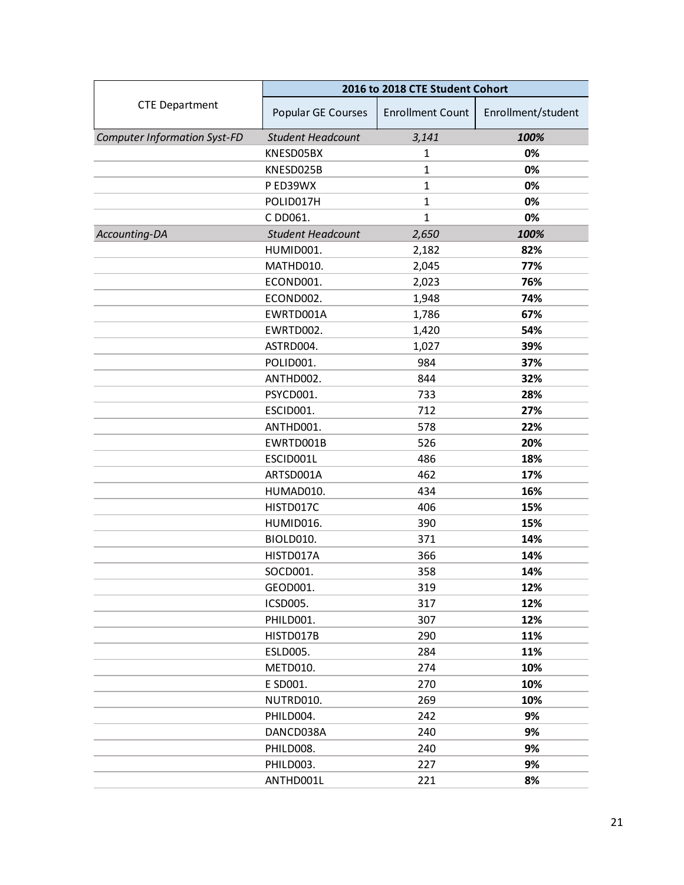| CTE Department | 2016 to 2018 CTE Student Cohort | | |
|---|---|---|---|
| | Popular GE Courses | Enrollment Count | Enrollment/student |
| *Computer Information Syst-FD* | *Student Headcount* | *3,141* | ***100%*** |
| | KNESD05BX | 1 | **0%** |
| | KNESD025B | 1 | **0%** |
| | P ED39WX | 1 | **0%** |
| | POLID017H | 1 | **0%** |
| | C DD061. | 1 | **0%** |
| *Accounting-DA* | *Student Headcount* | *2,650* | ***100%*** |
| | HUMID001. | 2,182 | **82%** |
| | MATHD010. | 2,045 | **77%** |
| | ECOND001. | 2,023 | **76%** |
| | ECOND002. | 1,948 | **74%** |
| | EWRTD001A | 1,786 | **67%** |
| | EWRTD002. | 1,420 | **54%** |
| | ASTRD004. | 1,027 | **39%** |
| | POLID001. | 984 | **37%** |
| | ANTHD002. | 844 | **32%** |
| | PSYCD001. | 733 | **28%** |
| | ESCID001. | 712 | **27%** |
| | ANTHD001. | 578 | **22%** |
| | EWRTD001B | 526 | **20%** |
| | ESCID001L | 486 | **18%** |
| | ARTSD001A | 462 | **17%** |
| | HUMAD010. | 434 | **16%** |
| | HISTD017C | 406 | **15%** |
| | HUMID016. | 390 | **15%** |
| | BIOLD010. | 371 | **14%** |
| | HISTD017A | 366 | **14%** |
| | SOCD001. | 358 | **14%** |
| | GEOD001. | 319 | **12%** |
| | ICSD005. | 317 | **12%** |
| | PHILD001. | 307 | **12%** |
| | HISTD017B | 290 | **11%** |
| | ESLD005. | 284 | **11%** |
| | METD010. | 274 | **10%** |
| | E SD001. | 270 | **10%** |
| | NUTRD010. | 269 | **10%** |
| | PHILD004. | 242 | **9%** |
| | DANCD038A | 240 | **9%** |
| | PHILD008. | 240 | **9%** |
| | PHILD003. | 227 | **9%** |
| | ANTHD001L | 221 | **8%** |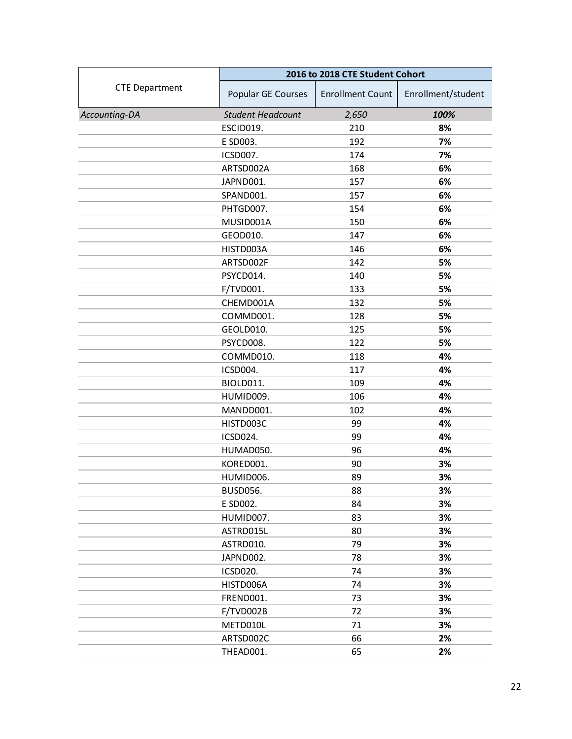| CTE Department | 2016 to 2018 CTE Student Cohort | | |
|---|---|---|---|
| | Popular GE Courses | Enrollment Count | Enrollment/student |
| *Accounting-DA* | *Student Headcount* | *2,650* | ***100%*** |
| | ESCID019. | 210 | **8%** |
| | E SD003. | 192 | **7%** |
| | ICSD007. | 174 | **7%** |
| | ARTSD002A | 168 | **6%** |
| | JAPND001. | 157 | **6%** |
| | SPAND001. | 157 | **6%** |
| | PHTGD007. | 154 | **6%** |
| | MUSID001A | 150 | **6%** |
| | GEOD010. | 147 | **6%** |
| | HISTD003A | 146 | **6%** |
| | ARTSD002F | 142 | **5%** |
| | PSYCD014. | 140 | **5%** |
| | F/TVD001. | 133 | **5%** |
| | CHEMD001A | 132 | **5%** |
| | COMMD001. | 128 | **5%** |
| | GEOLD010. | 125 | **5%** |
| | PSYCD008. | 122 | **5%** |
| | COMMD010. | 118 | **4%** |
| | ICSD004. | 117 | **4%** |
| | BIOLD011. | 109 | **4%** |
| | HUMID009. | 106 | **4%** |
| | MANDD001. | 102 | **4%** |
| | HISTD003C | 99 | **4%** |
| | ICSD024. | 99 | **4%** |
| | HUMAD050. | 96 | **4%** |
| | KORED001. | 90 | **3%** |
| | HUMID006. | 89 | **3%** |
| | BUSD056. | 88 | **3%** |
| | E SD002. | 84 | **3%** |
| | HUMID007. | 83 | **3%** |
| | ASTRD015L | 80 | **3%** |
| | ASTRD010. | 79 | **3%** |
| | JAPND002. | 78 | **3%** |
| | ICSD020. | 74 | **3%** |
| | HISTD006A | 74 | **3%** |
| | FREND001. | 73 | **3%** |
| | F/TVD002B | 72 | **3%** |
| | METD010L | 71 | **3%** |
| | ARTSD002C | 66 | **2%** |
| | THEAD001. | 65 | **2%** |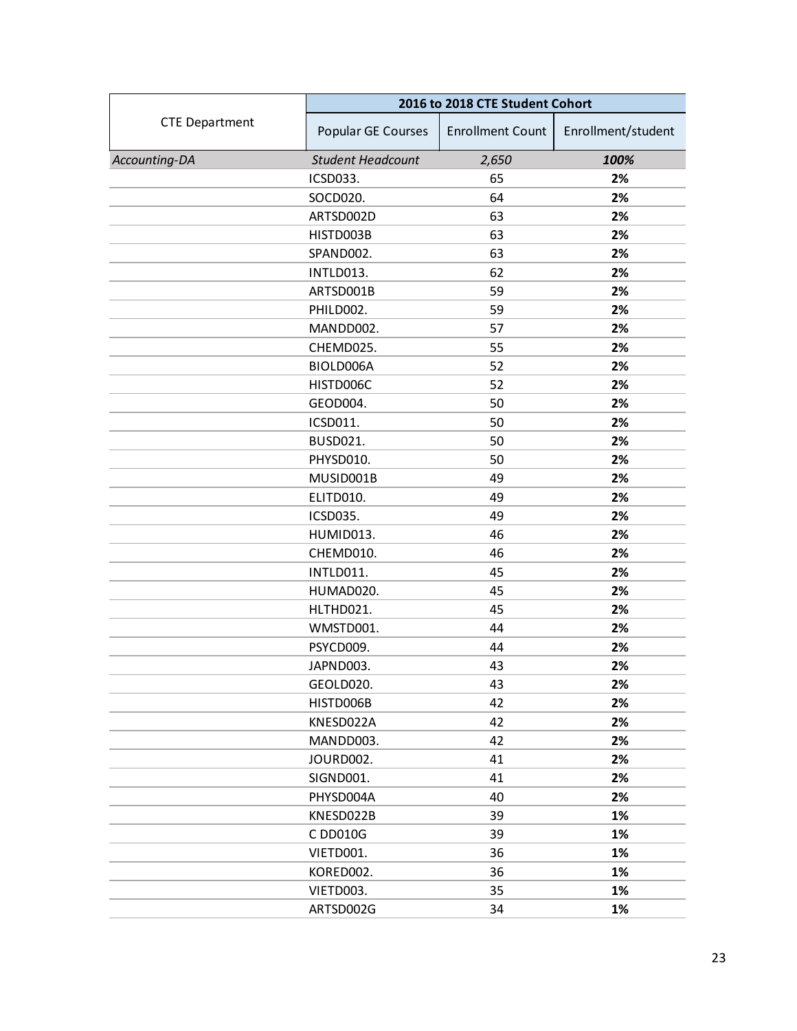| CTE Department | 2016 to 2018 CTE Student Cohort | | |
|---|---|---|---|
| | Popular GE Courses | Enrollment Count | Enrollment/student |
| *Accounting-DA* | *Student Headcount* | *2,650* | ***100%*** |
| | ICSD033. | 65 | **2%** |
| | SOCD020. | 64 | **2%** |
| | ARTSD002D | 63 | **2%** |
| | HISTD003B | 63 | **2%** |
| | SPAND002. | 63 | **2%** |
| | INTLD013. | 62 | **2%** |
| | ARTSD001B | 59 | **2%** |
| | PHILD002. | 59 | **2%** |
| | MANDD002. | 57 | **2%** |
| | CHEMD025. | 55 | **2%** |
| | BIOLD006A | 52 | **2%** |
| | HISTD006C | 52 | **2%** |
| | GEOD004. | 50 | **2%** |
| | ICSD011. | 50 | **2%** |
| | BUSD021. | 50 | **2%** |
| | PHYSD010. | 50 | **2%** |
| | MUSID001B | 49 | **2%** |
| | ELITD010. | 49 | **2%** |
| | ICSD035. | 49 | **2%** |
| | HUMID013. | 46 | **2%** |
| | CHEMD010. | 46 | **2%** |
| | INTLD011. | 45 | **2%** |
| | HUMAD020. | 45 | **2%** |
| | HLTHD021. | 45 | **2%** |
| | WMSTD001. | 44 | **2%** |
| | PSYCD009. | 44 | **2%** |
| | JAPND003. | 43 | **2%** |
| | GEOLD020. | 43 | **2%** |
| | HISTD006B | 42 | **2%** |
| | KNESD022A | 42 | **2%** |
| | MANDD003. | 42 | **2%** |
| | JOURD002. | 41 | **2%** |
| | SIGND001. | 41 | **2%** |
| | PHYSD004A | 40 | **2%** |
| | KNESD022B | 39 | **1%** |
| | C DD010G | 39 | **1%** |
| | VIETD001. | 36 | **1%** |
| | KORED002. | 36 | **1%** |
| | VIETD003. | 35 | **1%** |
| | ARTSD002G | 34 | **1%** |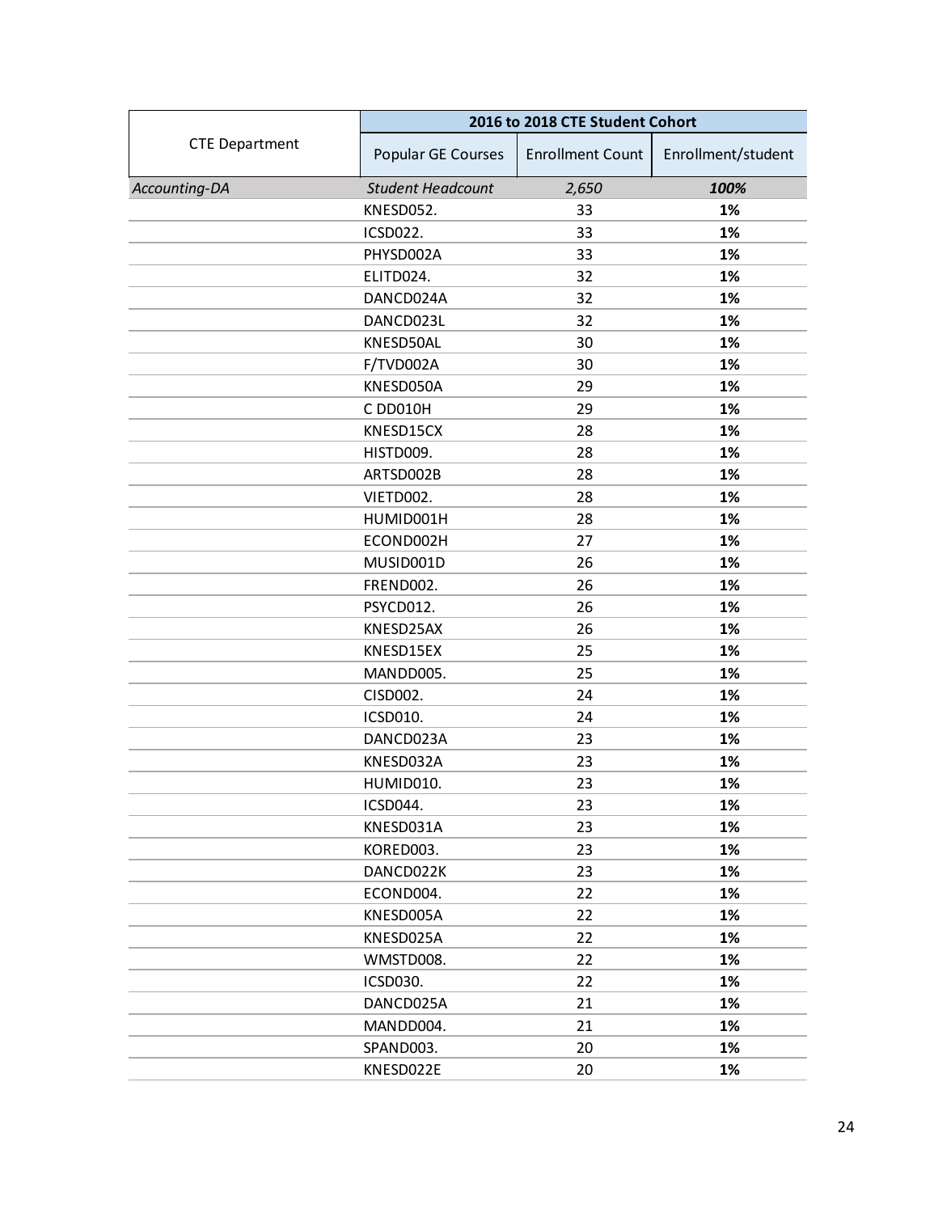| CTE Department | 2016 to 2018 CTE Student Cohort | | |
|---|---|---|---|
| | Popular GE Courses | Enrollment Count | Enrollment/student |
| *Accounting-DA* | *Student Headcount* | *2,650* | ***100%*** |
| | KNESD052. | 33 | **1%** |
| | ICSD022. | 33 | **1%** |
| | PHYSD002A | 33 | **1%** |
| | ELITD024. | 32 | **1%** |
| | DANCD024A | 32 | **1%** |
| | DANCD023L | 32 | **1%** |
| | KNESD50AL | 30 | **1%** |
| | F/TVD002A | 30 | **1%** |
| | KNESD050A | 29 | **1%** |
| | C DD010H | 29 | **1%** |
| | KNESD15CX | 28 | **1%** |
| | HISTD009. | 28 | **1%** |
| | ARTSD002B | 28 | **1%** |
| | VIETD002. | 28 | **1%** |
| | HUMID001H | 28 | **1%** |
| | ECOND002H | 27 | **1%** |
| | MUSID001D | 26 | **1%** |
| | FREND002. | 26 | **1%** |
| | PSYCD012. | 26 | **1%** |
| | KNESD25AX | 26 | **1%** |
| | KNESD15EX | 25 | **1%** |
| | MANDD005. | 25 | **1%** |
| | CISD002. | 24 | **1%** |
| | ICSD010. | 24 | **1%** |
| | DANCD023A | 23 | **1%** |
| | KNESD032A | 23 | **1%** |
| | HUMID010. | 23 | **1%** |
| | ICSD044. | 23 | **1%** |
| | KNESD031A | 23 | **1%** |
| | KORED003. | 23 | **1%** |
| | DANCD022K | 23 | **1%** |
| | ECOND004. | 22 | **1%** |
| | KNESD005A | 22 | **1%** |
| | KNESD025A | 22 | **1%** |
| | WMSTD008. | 22 | **1%** |
| | ICSD030. | 22 | **1%** |
| | DANCD025A | 21 | **1%** |
| | MANDD004. | 21 | **1%** |
| | SPAND003. | 20 | **1%** |
| | KNESD022E | 20 | **1%** |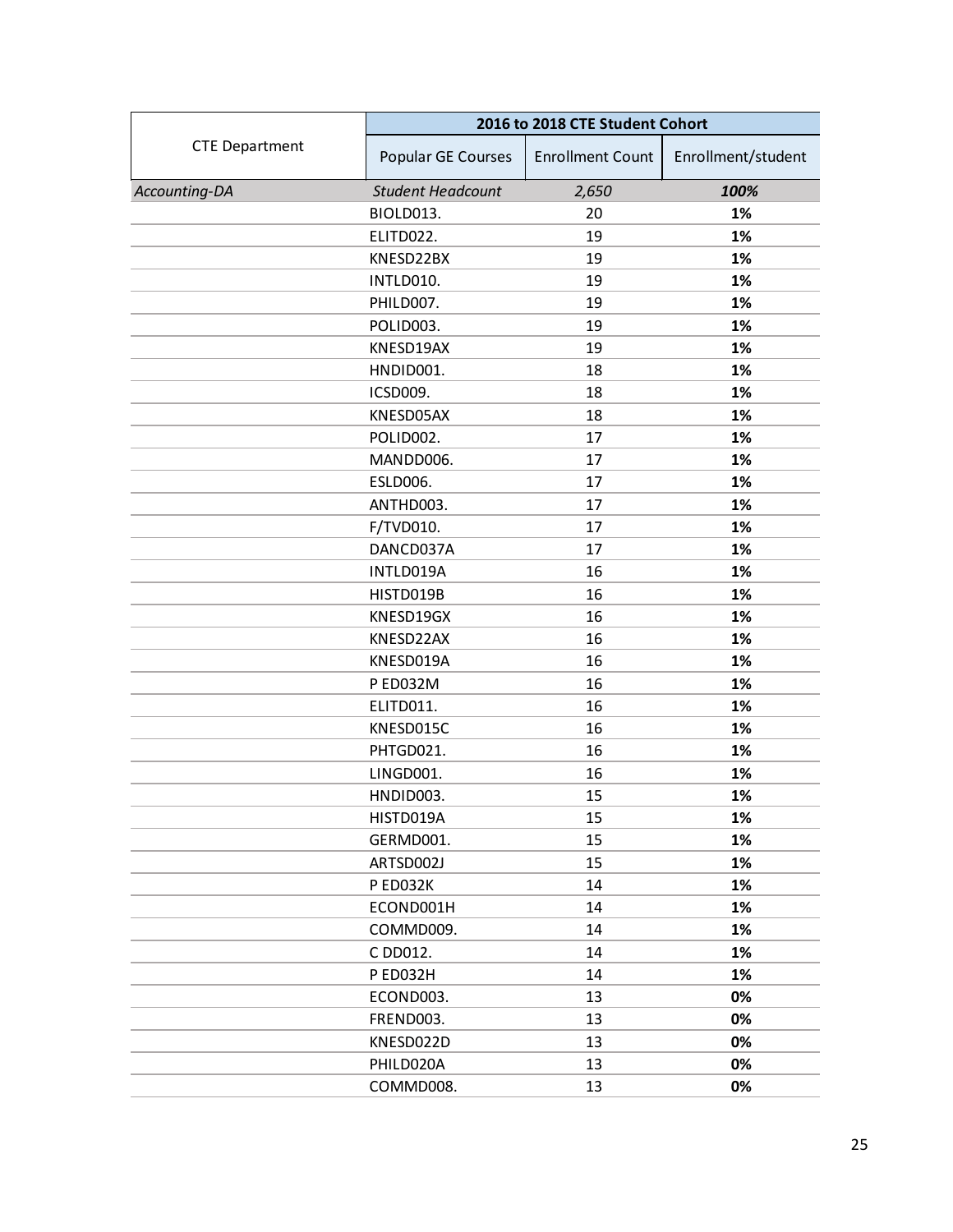| CTE Department | 2016 to 2018 CTE Student Cohort | | |
|---|---|---|---|
| | Popular GE Courses | Enrollment Count | Enrollment/student |
| *Accounting-DA* | *Student Headcount* | *2,650* | ***100%*** |
| | BIOLD013. | 20 | **1%** |
| | ELITD022. | 19 | **1%** |
| | KNESD22BX | 19 | **1%** |
| | INTLD010. | 19 | **1%** |
| | PHILD007. | 19 | **1%** |
| | POLID003. | 19 | **1%** |
| | KNESD19AX | 19 | **1%** |
| | HNDID001. | 18 | **1%** |
| | ICSD009. | 18 | **1%** |
| | KNESD05AX | 18 | **1%** |
| | POLID002. | 17 | **1%** |
| | MANDD006. | 17 | **1%** |
| | ESLD006. | 17 | **1%** |
| | ANTHD003. | 17 | **1%** |
| | F/TVD010. | 17 | **1%** |
| | DANCD037A | 17 | **1%** |
| | INTLD019A | 16 | **1%** |
| | HISTD019B | 16 | **1%** |
| | KNESD19GX | 16 | **1%** |
| | KNESD22AX | 16 | **1%** |
| | KNESD019A | 16 | **1%** |
| | P ED032M | 16 | **1%** |
| | ELITD011. | 16 | **1%** |
| | KNESD015C | 16 | **1%** |
| | PHTGD021. | 16 | **1%** |
| | LINGD001. | 16 | **1%** |
| | HNDID003. | 15 | **1%** |
| | HISTD019A | 15 | **1%** |
| | GERMD001. | 15 | **1%** |
| | ARTSD002J | 15 | **1%** |
| | P ED032K | 14 | **1%** |
| | ECOND001H | 14 | **1%** |
| | COMMD009. | 14 | **1%** |
| | C DD012. | 14 | **1%** |
| | P ED032H | 14 | **1%** |
| | ECOND003. | 13 | **0%** |
| | FREND003. | 13 | **0%** |
| | KNESD022D | 13 | **0%** |
| | PHILD020A | 13 | **0%** |
| | COMMD008. | 13 | **0%** |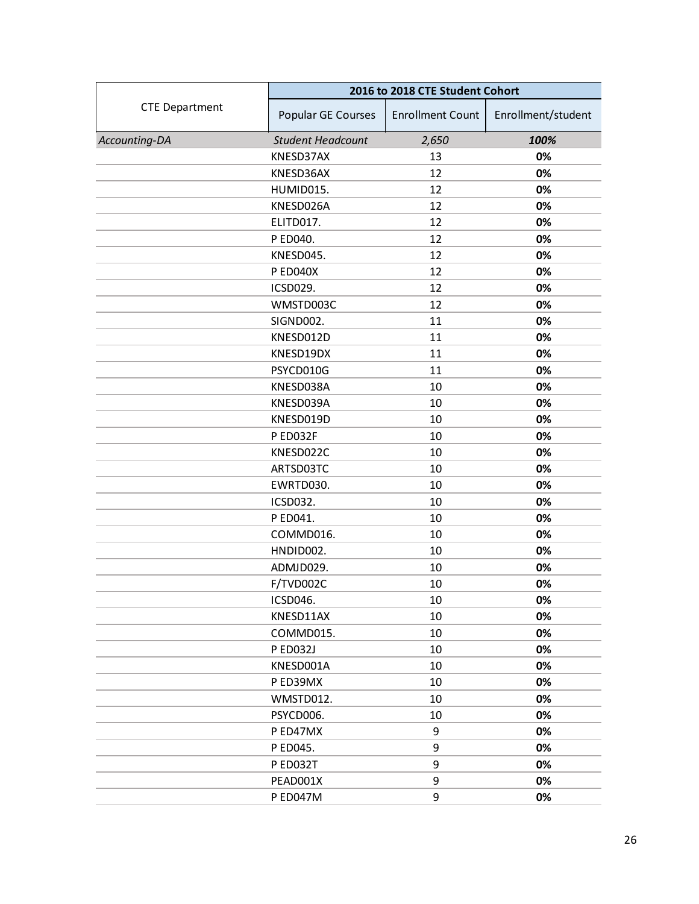| CTE Department | 2016 to 2018 CTE Student Cohort | | |
|---|---|---|---|
| | Popular GE Courses | Enrollment Count | Enrollment/student |
| *Accounting-DA* | *Student Headcount* | *2,650* | ***100%*** |
| | KNESD37AX | 13 | **0%** |
| | KNESD36AX | 12 | **0%** |
| | HUMID015. | 12 | **0%** |
| | KNESD026A | 12 | **0%** |
| | ELITD017. | 12 | **0%** |
| | P ED040. | 12 | **0%** |
| | KNESD045. | 12 | **0%** |
| | P ED040X | 12 | **0%** |
| | ICSD029. | 12 | **0%** |
| | WMSTD003C | 12 | **0%** |
| | SIGND002. | 11 | **0%** |
| | KNESD012D | 11 | **0%** |
| | KNESD19DX | 11 | **0%** |
| | PSYCD010G | 11 | **0%** |
| | KNESD038A | 10 | **0%** |
| | KNESD039A | 10 | **0%** |
| | KNESD019D | 10 | **0%** |
| | P ED032F | 10 | **0%** |
| | KNESD022C | 10 | **0%** |
| | ARTSD03TC | 10 | **0%** |
| | EWRTD030. | 10 | **0%** |
| | ICSD032. | 10 | **0%** |
| | P ED041. | 10 | **0%** |
| | COMMD016. | 10 | **0%** |
| | HNDID002. | 10 | **0%** |
| | ADMJD029. | 10 | **0%** |
| | F/TVD002C | 10 | **0%** |
| | ICSD046. | 10 | **0%** |
| | KNESD11AX | 10 | **0%** |
| | COMMD015. | 10 | **0%** |
| | P ED032J | 10 | **0%** |
| | KNESD001A | 10 | **0%** |
| | P ED39MX | 10 | **0%** |
| | WMSTD012. | 10 | **0%** |
| | PSYCD006. | 10 | **0%** |
| | P ED47MX | 9 | **0%** |
| | P ED045. | 9 | **0%** |
| | P ED032T | 9 | **0%** |
| | PEAD001X | 9 | **0%** |
| | P ED047M | 9 | **0%** |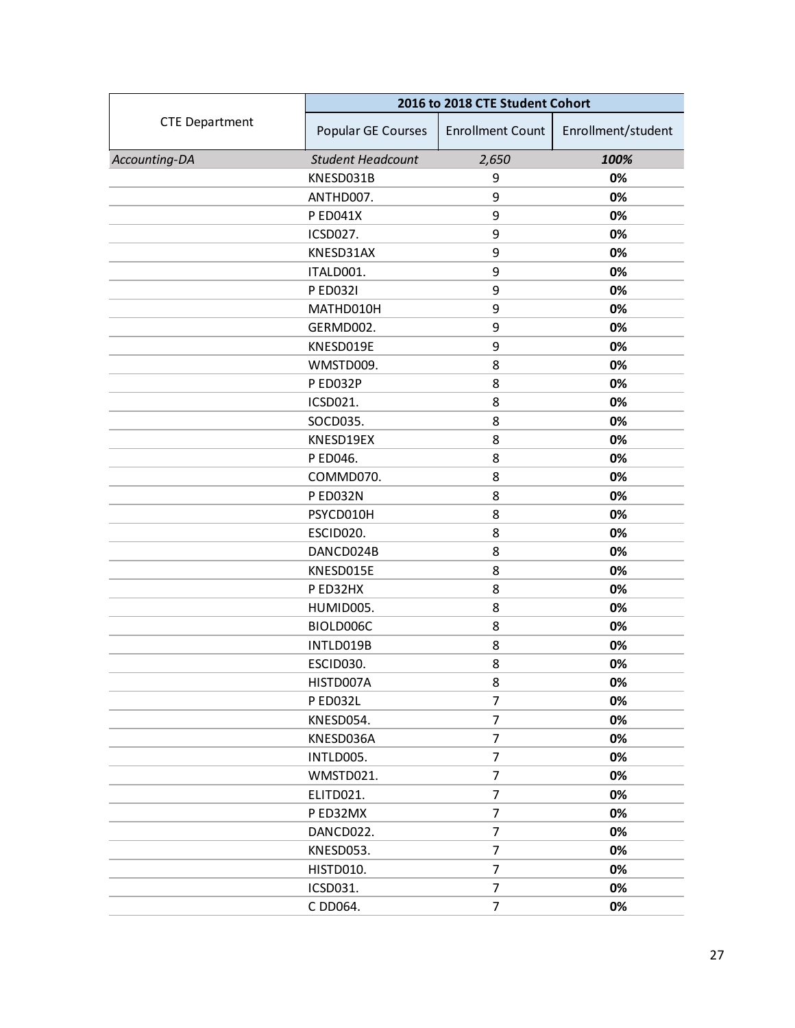| CTE Department | 2016 to 2018 CTE Student Cohort | | |
|---|---|---|---|
| | Popular GE Courses | Enrollment Count | Enrollment/student |
| *Accounting-DA* | *Student Headcount* | *2,650* | ***100%*** |
| | KNESD031B | 9 | **0%** |
| | ANTHD007. | 9 | **0%** |
| | P ED041X | 9 | **0%** |
| | ICSD027. | 9 | **0%** |
| | KNESD31AX | 9 | **0%** |
| | ITALD001. | 9 | **0%** |
| | P ED032I | 9 | **0%** |
| | MATHD010H | 9 | **0%** |
| | GERMD002. | 9 | **0%** |
| | KNESD019E | 9 | **0%** |
| | WMSTD009. | 8 | **0%** |
| | P ED032P | 8 | **0%** |
| | ICSD021. | 8 | **0%** |
| | SOCD035. | 8 | **0%** |
| | KNESD19EX | 8 | **0%** |
| | P ED046. | 8 | **0%** |
| | COMMD070. | 8 | **0%** |
| | P ED032N | 8 | **0%** |
| | PSYCD010H | 8 | **0%** |
| | ESCID020. | 8 | **0%** |
| | DANCD024B | 8 | **0%** |
| | KNESD015E | 8 | **0%** |
| | P ED32HX | 8 | **0%** |
| | HUMID005. | 8 | **0%** |
| | BIOLD006C | 8 | **0%** |
| | INTLD019B | 8 | **0%** |
| | ESCID030. | 8 | **0%** |
| | HISTD007A | 8 | **0%** |
| | P ED032L | 7 | **0%** |
| | KNESD054. | 7 | **0%** |
| | KNESD036A | 7 | **0%** |
| | INTLD005. | 7 | **0%** |
| | WMSTD021. | 7 | **0%** |
| | ELITD021. | 7 | **0%** |
| | P ED32MX | 7 | **0%** |
| | DANCD022. | 7 | **0%** |
| | KNESD053. | 7 | **0%** |
| | HISTD010. | 7 | **0%** |
| | ICSD031. | 7 | **0%** |
| | C DD064. | 7 | **0%** |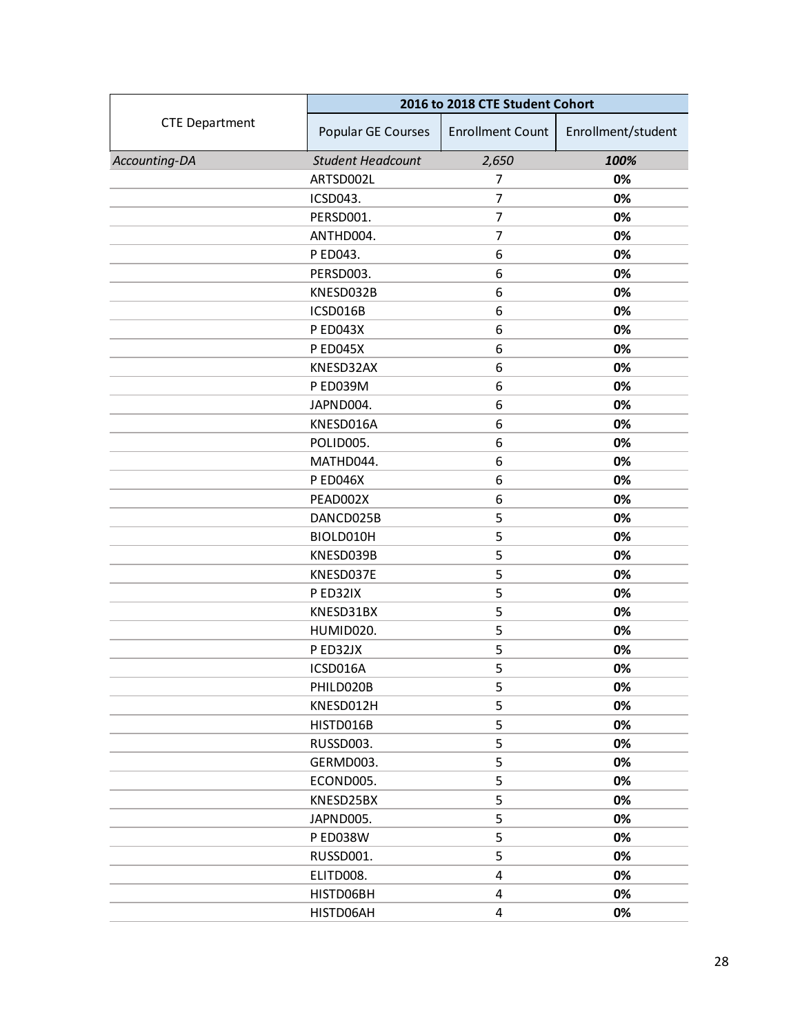| CTE Department | 2016 to 2018 CTE Student Cohort | | |
|---|---|---|---|
| | Popular GE Courses | Enrollment Count | Enrollment/student |
| *Accounting-DA* | *Student Headcount* | *2,650* | ***100%*** |
| | ARTSD002L | 7 | **0%** |
| | ICSD043. | 7 | **0%** |
| | PERSD001. | 7 | **0%** |
| | ANTHD004. | 7 | **0%** |
| | P ED043. | 6 | **0%** |
| | PERSD003. | 6 | **0%** |
| | KNESD032B | 6 | **0%** |
| | ICSD016B | 6 | **0%** |
| | P ED043X | 6 | **0%** |
| | P ED045X | 6 | **0%** |
| | KNESD32AX | 6 | **0%** |
| | P ED039M | 6 | **0%** |
| | JAPND004. | 6 | **0%** |
| | KNESD016A | 6 | **0%** |
| | POLID005. | 6 | **0%** |
| | MATHD044. | 6 | **0%** |
| | P ED046X | 6 | **0%** |
| | PEAD002X | 6 | **0%** |
| | DANCD025B | 5 | **0%** |
| | BIOLD010H | 5 | **0%** |
| | KNESD039B | 5 | **0%** |
| | KNESD037E | 5 | **0%** |
| | P ED32IX | 5 | **0%** |
| | KNESD31BX | 5 | **0%** |
| | HUMID020. | 5 | **0%** |
| | P ED32JX | 5 | **0%** |
| | ICSD016A | 5 | **0%** |
| | PHILD020B | 5 | **0%** |
| | KNESD012H | 5 | **0%** |
| | HISTD016B | 5 | **0%** |
| | RUSSD003. | 5 | **0%** |
| | GERMD003. | 5 | **0%** |
| | ECOND005. | 5 | **0%** |
| | KNESD25BX | 5 | **0%** |
| | JAPND005. | 5 | **0%** |
| | P ED038W | 5 | **0%** |
| | RUSSD001. | 5 | **0%** |
| | ELITD008. | 4 | **0%** |
| | HISTD06BH | 4 | **0%** |
| | HISTD06AH | 4 | **0%** |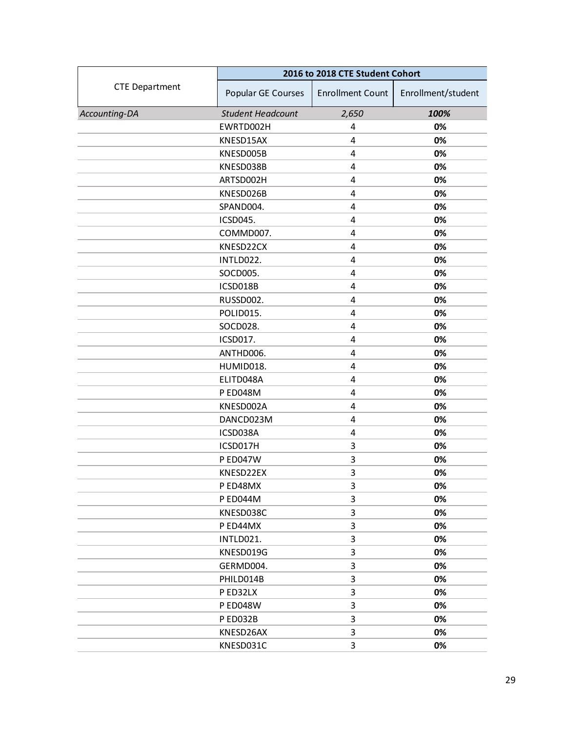| CTE Department | 2016 to 2018 CTE Student Cohort | | |
|---|---|---|---|
| | Popular GE Courses | Enrollment Count | Enrollment/student |
| *Accounting-DA* | *Student Headcount* | *2,650* | ***100%*** |
| | EWRTD002H | 4 | **0%** |
| | KNESD15AX | 4 | **0%** |
| | KNESD005B | 4 | **0%** |
| | KNESD038B | 4 | **0%** |
| | ARTSD002H | 4 | **0%** |
| | KNESD026B | 4 | **0%** |
| | SPAND004. | 4 | **0%** |
| | ICSD045. | 4 | **0%** |
| | COMMD007. | 4 | **0%** |
| | KNESD22CX | 4 | **0%** |
| | INTLD022. | 4 | **0%** |
| | SOCD005. | 4 | **0%** |
| | ICSD018B | 4 | **0%** |
| | RUSSD002. | 4 | **0%** |
| | POLID015. | 4 | **0%** |
| | SOCD028. | 4 | **0%** |
| | ICSD017. | 4 | **0%** |
| | ANTHD006. | 4 | **0%** |
| | HUMID018. | 4 | **0%** |
| | ELITD048A | 4 | **0%** |
| | P ED048M | 4 | **0%** |
| | KNESD002A | 4 | **0%** |
| | DANCD023M | 4 | **0%** |
| | ICSD038A | 4 | **0%** |
| | ICSD017H | 3 | **0%** |
| | P ED047W | 3 | **0%** |
| | KNESD22EX | 3 | **0%** |
| | P ED48MX | 3 | **0%** |
| | P ED044M | 3 | **0%** |
| | KNESD038C | 3 | **0%** |
| | P ED44MX | 3 | **0%** |
| | INTLD021. | 3 | **0%** |
| | KNESD019G | 3 | **0%** |
| | GERMD004. | 3 | **0%** |
| | PHILD014B | 3 | **0%** |
| | P ED32LX | 3 | **0%** |
| | P ED048W | 3 | **0%** |
| | P ED032B | 3 | **0%** |
| | KNESD26AX | 3 | **0%** |
| | KNESD031C | 3 | **0%** |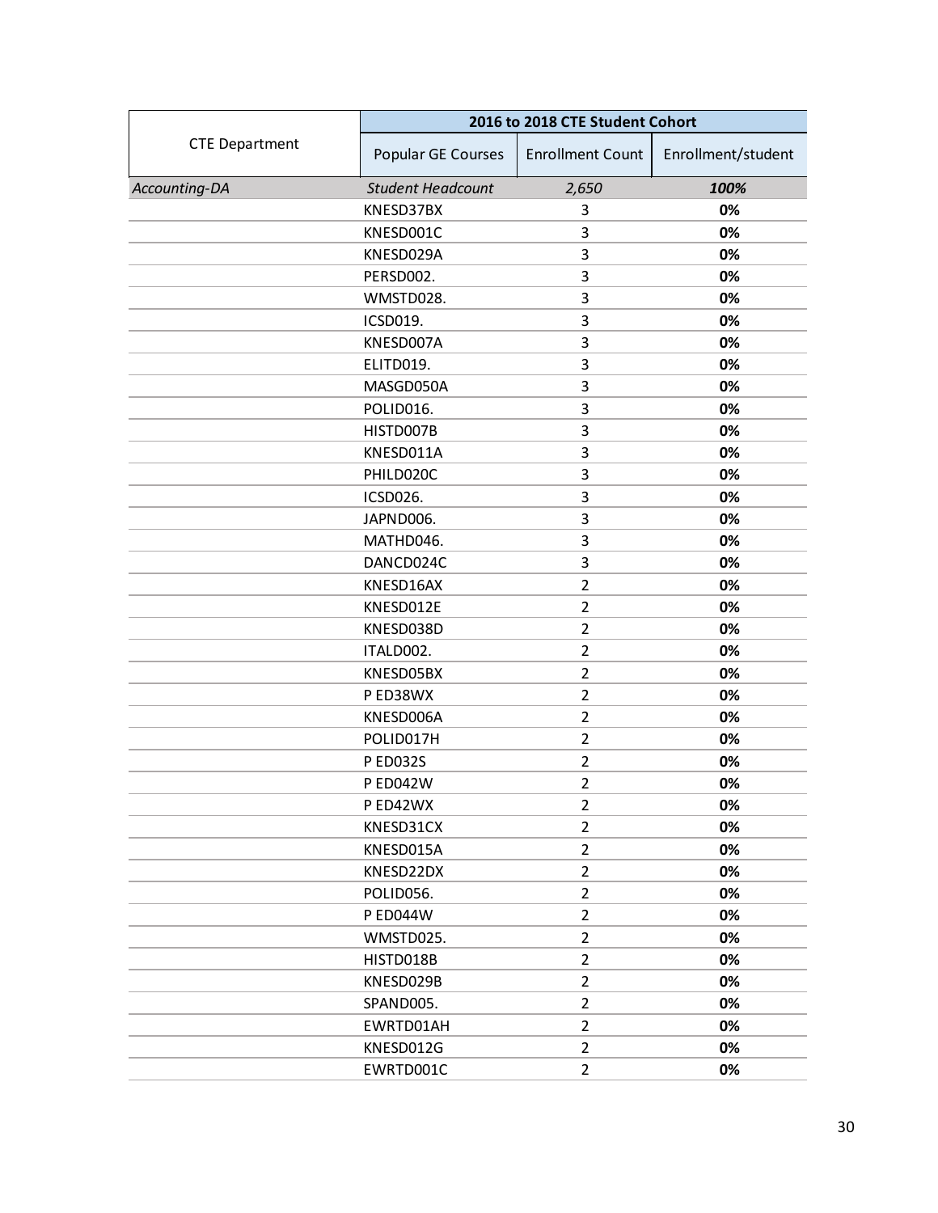| CTE Department | 2016 to 2018 CTE Student Cohort | | |
|---|---|---|---|
| | Popular GE Courses | Enrollment Count | Enrollment/student |
| *Accounting-DA* | *Student Headcount* | *2,650* | ***100%*** |
| | KNESD37BX | 3 | **0%** |
| | KNESD001C | 3 | **0%** |
| | KNESD029A | 3 | **0%** |
| | PERSD002. | 3 | **0%** |
| | WMSTD028. | 3 | **0%** |
| | ICSD019. | 3 | **0%** |
| | KNESD007A | 3 | **0%** |
| | ELITD019. | 3 | **0%** |
| | MASGD050A | 3 | **0%** |
| | POLID016. | 3 | **0%** |
| | HISTD007B | 3 | **0%** |
| | KNESD011A | 3 | **0%** |
| | PHILD020C | 3 | **0%** |
| | ICSD026. | 3 | **0%** |
| | JAPND006. | 3 | **0%** |
| | MATHD046. | 3 | **0%** |
| | DANCD024C | 3 | **0%** |
| | KNESD16AX | 2 | **0%** |
| | KNESD012E | 2 | **0%** |
| | KNESD038D | 2 | **0%** |
| | ITALD002. | 2 | **0%** |
| | KNESD05BX | 2 | **0%** |
| | P ED38WX | 2 | **0%** |
| | KNESD006A | 2 | **0%** |
| | POLID017H | 2 | **0%** |
| | P ED032S | 2 | **0%** |
| | P ED042W | 2 | **0%** |
| | P ED42WX | 2 | **0%** |
| | KNESD31CX | 2 | **0%** |
| | KNESD015A | 2 | **0%** |
| | KNESD22DX | 2 | **0%** |
| | POLID056. | 2 | **0%** |
| | P ED044W | 2 | **0%** |
| | WMSTD025. | 2 | **0%** |
| | HISTD018B | 2 | **0%** |
| | KNESD029B | 2 | **0%** |
| | SPAND005. | 2 | **0%** |
| | EWRTD01AH | 2 | **0%** |
| | KNESD012G | 2 | **0%** |
| | EWRTD001C | 2 | **0%** |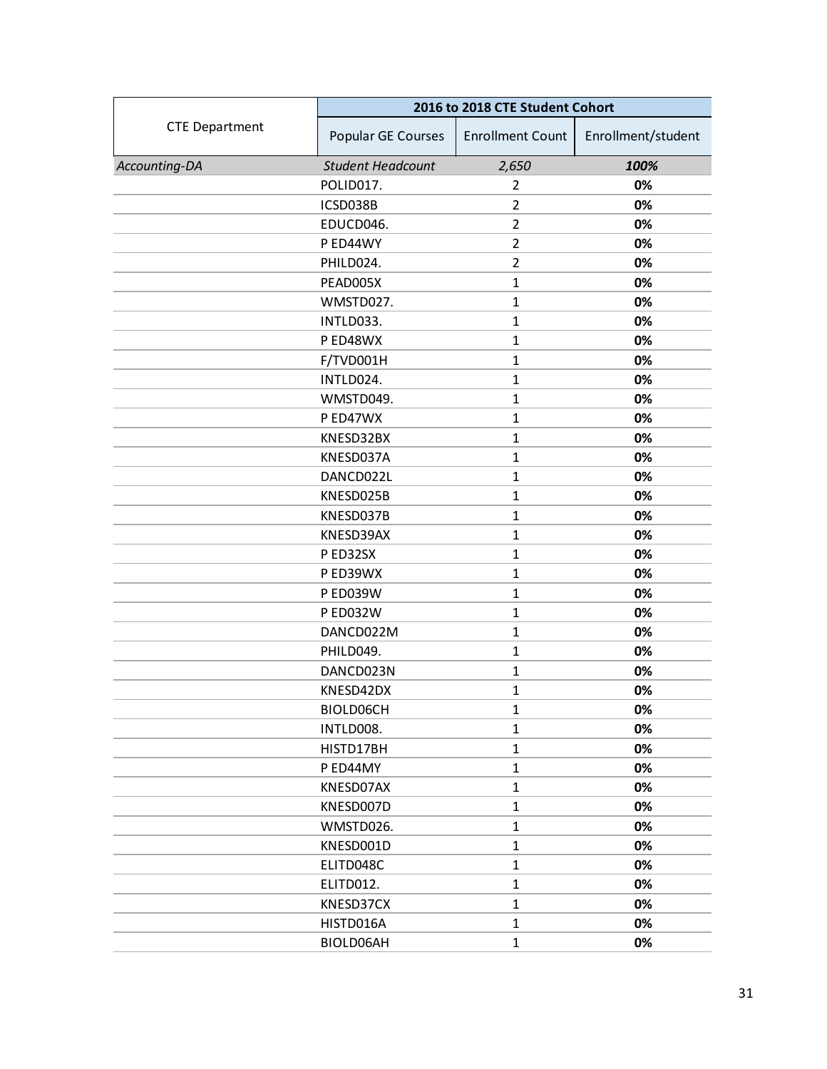| CTE Department | 2016 to 2018 CTE Student Cohort | | |
|---|---|---|---|
| | Popular GE Courses | Enrollment Count | Enrollment/student |
| *Accounting-DA* | *Student Headcount* | *2,650* | ***100%*** |
| | POLID017. | 2 | **0%** |
| | ICSD038B | 2 | **0%** |
| | EDUCD046. | 2 | **0%** |
| | P ED44WY | 2 | **0%** |
| | PHILD024. | 2 | **0%** |
| | PEAD005X | 1 | **0%** |
| | WMSTD027. | 1 | **0%** |
| | INTLD033. | 1 | **0%** |
| | P ED48WX | 1 | **0%** |
| | F/TVD001H | 1 | **0%** |
| | INTLD024. | 1 | **0%** |
| | WMSTD049. | 1 | **0%** |
| | P ED47WX | 1 | **0%** |
| | KNESD32BX | 1 | **0%** |
| | KNESD037A | 1 | **0%** |
| | DANCD022L | 1 | **0%** |
| | KNESD025B | 1 | **0%** |
| | KNESD037B | 1 | **0%** |
| | KNESD39AX | 1 | **0%** |
| | P ED32SX | 1 | **0%** |
| | P ED39WX | 1 | **0%** |
| | P ED039W | 1 | **0%** |
| | P ED032W | 1 | **0%** |
| | DANCD022M | 1 | **0%** |
| | PHILD049. | 1 | **0%** |
| | DANCD023N | 1 | **0%** |
| | KNESD42DX | 1 | **0%** |
| | BIOLD06CH | 1 | **0%** |
| | INTLD008. | 1 | **0%** |
| | HISTD17BH | 1 | **0%** |
| | P ED44MY | 1 | **0%** |
| | KNESD07AX | 1 | **0%** |
| | KNESD007D | 1 | **0%** |
| | WMSTD026. | 1 | **0%** |
| | KNESD001D | 1 | **0%** |
| | ELITD048C | 1 | **0%** |
| | ELITD012. | 1 | **0%** |
| | KNESD37CX | 1 | **0%** |
| | HISTD016A | 1 | **0%** |
| | BIOLD06AH | 1 | **0%** |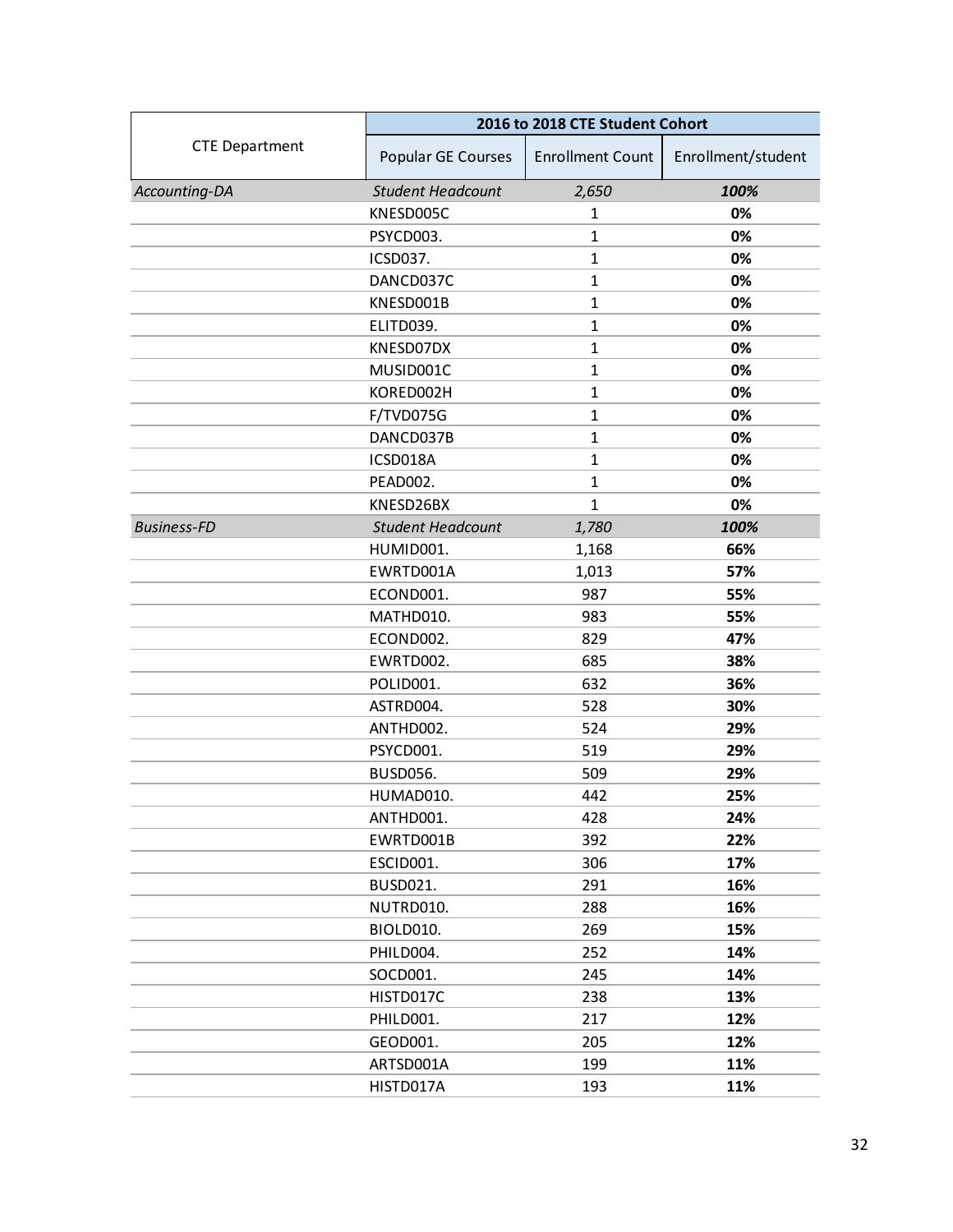| CTE Department | 2016 to 2018 CTE Student Cohort | | |
|---|---|---|---|
| | Popular GE Courses | Enrollment Count | Enrollment/student |
| *Accounting-DA* | *Student Headcount* | *2,650* | ***100%*** |
| | KNESD005C | 1 | **0%** |
| | PSYCD003. | 1 | **0%** |
| | ICSD037. | 1 | **0%** |
| | DANCD037C | 1 | **0%** |
| | KNESD001B | 1 | **0%** |
| | ELITD039. | 1 | **0%** |
| | KNESD07DX | 1 | **0%** |
| | MUSID001C | 1 | **0%** |
| | KORED002H | 1 | **0%** |
| | F/TVD075G | 1 | **0%** |
| | DANCD037B | 1 | **0%** |
| | ICSD018A | 1 | **0%** |
| | PEAD002. | 1 | **0%** |
| | KNESD26BX | 1 | **0%** |
| *Business-FD* | *Student Headcount* | *1,780* | ***100%*** |
| | HUMID001. | 1,168 | **66%** |
| | EWRTD001A | 1,013 | **57%** |
| | ECOND001. | 987 | **55%** |
| | MATHD010. | 983 | **55%** |
| | ECOND002. | 829 | **47%** |
| | EWRTD002. | 685 | **38%** |
| | POLID001. | 632 | **36%** |
| | ASTRD004. | 528 | **30%** |
| | ANTHD002. | 524 | **29%** |
| | PSYCD001. | 519 | **29%** |
| | BUSD056. | 509 | **29%** |
| | HUMAD010. | 442 | **25%** |
| | ANTHD001. | 428 | **24%** |
| | EWRTD001B | 392 | **22%** |
| | ESCID001. | 306 | **17%** |
| | BUSD021. | 291 | **16%** |
| | NUTRD010. | 288 | **16%** |
| | BIOLD010. | 269 | **15%** |
| | PHILD004. | 252 | **14%** |
| | SOCD001. | 245 | **14%** |
| | HISTD017C | 238 | **13%** |
| | PHILD001. | 217 | **12%** |
| | GEOD001. | 205 | **12%** |
| | ARTSD001A | 199 | **11%** |
| | HISTD017A | 193 | **11%** |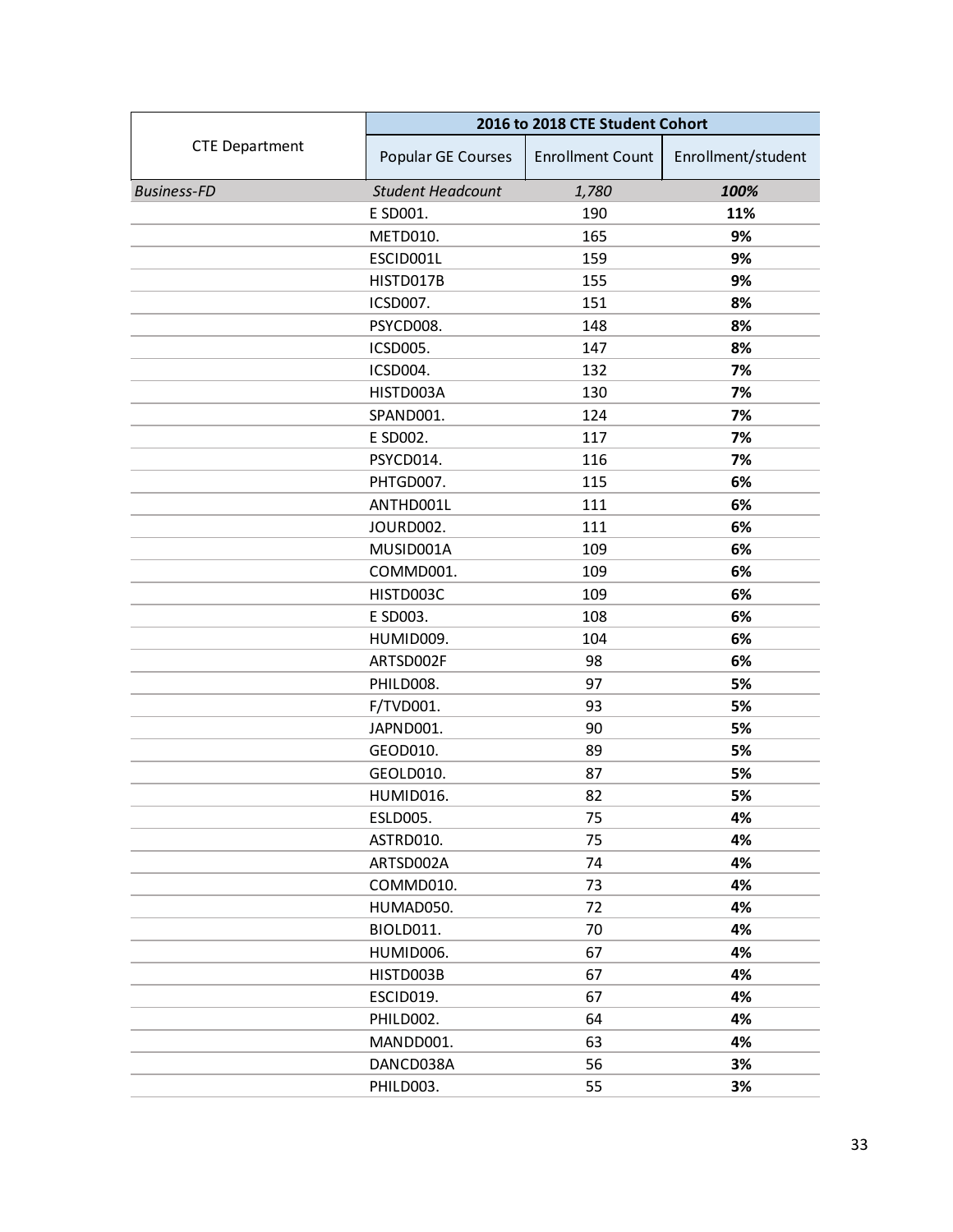| CTE Department | 2016 to 2018 CTE Student Cohort | | |
|---|---|---|---|
| | Popular GE Courses | Enrollment Count | Enrollment/student |
| *Business-FD* | *Student Headcount* | *1,780* | ***100%*** |
| | E SD001. | 190 | **11%** |
| | METD010. | 165 | **9%** |
| | ESCID001L | 159 | **9%** |
| | HISTD017B | 155 | **9%** |
| | ICSD007. | 151 | **8%** |
| | PSYCD008. | 148 | **8%** |
| | ICSD005. | 147 | **8%** |
| | ICSD004. | 132 | **7%** |
| | HISTD003A | 130 | **7%** |
| | SPAND001. | 124 | **7%** |
| | E SD002. | 117 | **7%** |
| | PSYCD014. | 116 | **7%** |
| | PHTGD007. | 115 | **6%** |
| | ANTHD001L | 111 | **6%** |
| | JOURD002. | 111 | **6%** |
| | MUSID001A | 109 | **6%** |
| | COMMD001. | 109 | **6%** |
| | HISTD003C | 109 | **6%** |
| | E SD003. | 108 | **6%** |
| | HUMID009. | 104 | **6%** |
| | ARTSD002F | 98 | **6%** |
| | PHILD008. | 97 | **5%** |
| | F/TVD001. | 93 | **5%** |
| | JAPND001. | 90 | **5%** |
| | GEOD010. | 89 | **5%** |
| | GEOLD010. | 87 | **5%** |
| | HUMID016. | 82 | **5%** |
| | ESLD005. | 75 | **4%** |
| | ASTRD010. | 75 | **4%** |
| | ARTSD002A | 74 | **4%** |
| | COMMD010. | 73 | **4%** |
| | HUMAD050. | 72 | **4%** |
| | BIOLD011. | 70 | **4%** |
| | HUMID006. | 67 | **4%** |
| | HISTD003B | 67 | **4%** |
| | ESCID019. | 67 | **4%** |
| | PHILD002. | 64 | **4%** |
| | MANDD001. | 63 | **4%** |
| | DANCD038A | 56 | **3%** |
| | PHILD003. | 55 | **3%** |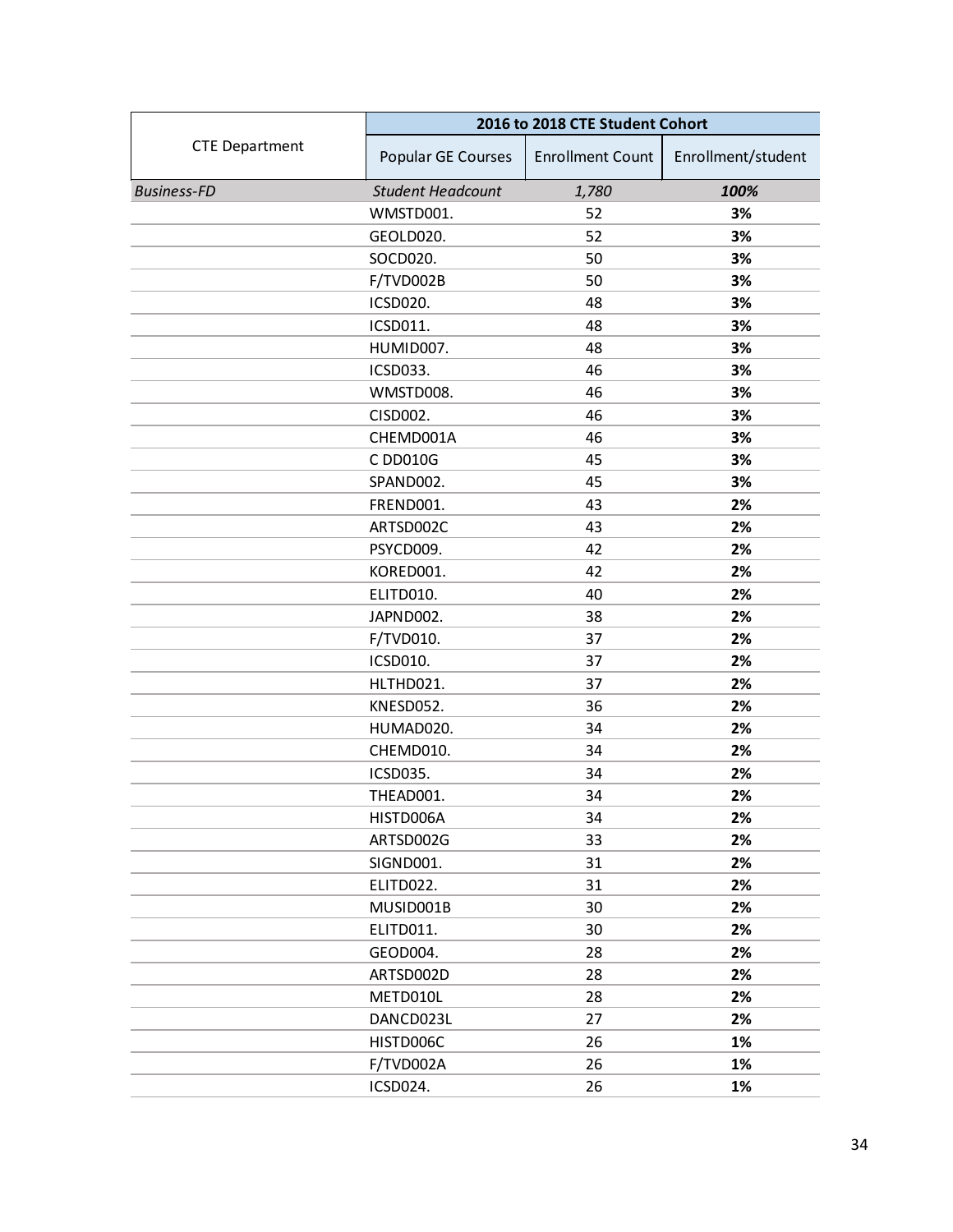| CTE Department | 2016 to 2018 CTE Student Cohort | | |
|---|---|---|---|
| | Popular GE Courses | Enrollment Count | Enrollment/student |
| *Business-FD* | *Student Headcount* | *1,780* | ***100%*** |
| | WMSTD001. | 52 | **3%** |
| | GEOLD020. | 52 | **3%** |
| | SOCD020. | 50 | **3%** |
| | F/TVD002B | 50 | **3%** |
| | ICSD020. | 48 | **3%** |
| | ICSD011. | 48 | **3%** |
| | HUMID007. | 48 | **3%** |
| | ICSD033. | 46 | **3%** |
| | WMSTD008. | 46 | **3%** |
| | CISD002. | 46 | **3%** |
| | CHEMD001A | 46 | **3%** |
| | C DD010G | 45 | **3%** |
| | SPAND002. | 45 | **3%** |
| | FREND001. | 43 | **2%** |
| | ARTSD002C | 43 | **2%** |
| | PSYCD009. | 42 | **2%** |
| | KORED001. | 42 | **2%** |
| | ELITD010. | 40 | **2%** |
| | JAPND002. | 38 | **2%** |
| | F/TVD010. | 37 | **2%** |
| | ICSD010. | 37 | **2%** |
| | HLTHD021. | 37 | **2%** |
| | KNESD052. | 36 | **2%** |
| | HUMAD020. | 34 | **2%** |
| | CHEMD010. | 34 | **2%** |
| | ICSD035. | 34 | **2%** |
| | THEAD001. | 34 | **2%** |
| | HISTD006A | 34 | **2%** |
| | ARTSD002G | 33 | **2%** |
| | SIGND001. | 31 | **2%** |
| | ELITD022. | 31 | **2%** |
| | MUSID001B | 30 | **2%** |
| | ELITD011. | 30 | **2%** |
| | GEOD004. | 28 | **2%** |
| | ARTSD002D | 28 | **2%** |
| | METD010L | 28 | **2%** |
| | DANCD023L | 27 | **2%** |
| | HISTD006C | 26 | **1%** |
| | F/TVD002A | 26 | **1%** |
| | ICSD024. | 26 | **1%** |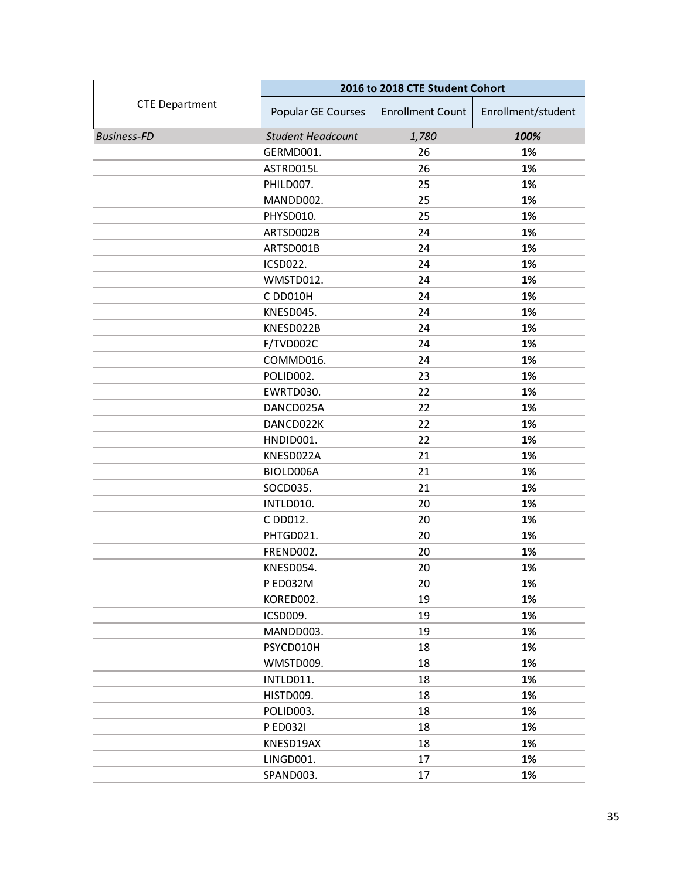| CTE Department | 2016 to 2018 CTE Student Cohort | | |
|---|---|---|---|
| | Popular GE Courses | Enrollment Count | Enrollment/student |
| *Business-FD* | *Student Headcount* | *1,780* | ***100%*** |
| | GERMD001. | 26 | **1%** |
| | ASTRD015L | 26 | **1%** |
| | PHILD007. | 25 | **1%** |
| | MANDD002. | 25 | **1%** |
| | PHYSD010. | 25 | **1%** |
| | ARTSD002B | 24 | **1%** |
| | ARTSD001B | 24 | **1%** |
| | ICSD022. | 24 | **1%** |
| | WMSTD012. | 24 | **1%** |
| | C DD010H | 24 | **1%** |
| | KNESD045. | 24 | **1%** |
| | KNESD022B | 24 | **1%** |
| | F/TVD002C | 24 | **1%** |
| | COMMD016. | 24 | **1%** |
| | POLID002. | 23 | **1%** |
| | EWRTD030. | 22 | **1%** |
| | DANCD025A | 22 | **1%** |
| | DANCD022K | 22 | **1%** |
| | HNDID001. | 22 | **1%** |
| | KNESD022A | 21 | **1%** |
| | BIOLD006A | 21 | **1%** |
| | SOCD035. | 21 | **1%** |
| | INTLD010. | 20 | **1%** |
| | C DD012. | 20 | **1%** |
| | PHTGD021. | 20 | **1%** |
| | FREND002. | 20 | **1%** |
| | KNESD054. | 20 | **1%** |
| | P ED032M | 20 | **1%** |
| | KORED002. | 19 | **1%** |
| | ICSD009. | 19 | **1%** |
| | MANDD003. | 19 | **1%** |
| | PSYCD010H | 18 | **1%** |
| | WMSTD009. | 18 | **1%** |
| | INTLD011. | 18 | **1%** |
| | HISTD009. | 18 | **1%** |
| | POLID003. | 18 | **1%** |
| | P ED032I | 18 | **1%** |
| | KNESD19AX | 18 | **1%** |
| | LINGD001. | 17 | **1%** |
| | SPAND003. | 17 | **1%** |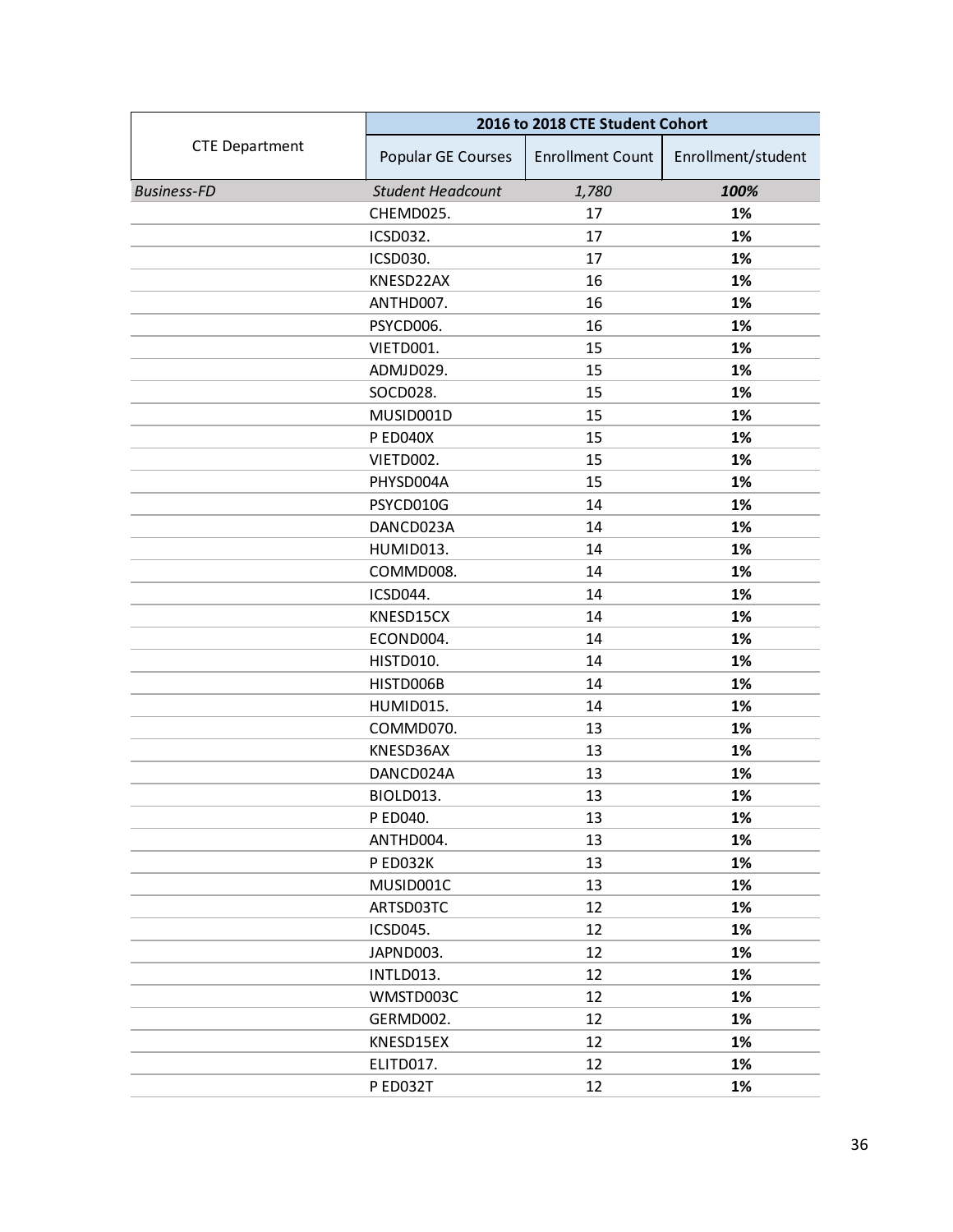| CTE Department | 2016 to 2018 CTE Student Cohort | | |
|---|---|---|---|
| | Popular GE Courses | Enrollment Count | Enrollment/student |
| *Business-FD* | *Student Headcount* | *1,780* | ***100%*** |
| | CHEMD025. | 17 | **1%** |
| | ICSD032. | 17 | **1%** |
| | ICSD030. | 17 | **1%** |
| | KNESD22AX | 16 | **1%** |
| | ANTHD007. | 16 | **1%** |
| | PSYCD006. | 16 | **1%** |
| | VIETD001. | 15 | **1%** |
| | ADMJD029. | 15 | **1%** |
| | SOCD028. | 15 | **1%** |
| | MUSID001D | 15 | **1%** |
| | P ED040X | 15 | **1%** |
| | VIETD002. | 15 | **1%** |
| | PHYSD004A | 15 | **1%** |
| | PSYCD010G | 14 | **1%** |
| | DANCD023A | 14 | **1%** |
| | HUMID013. | 14 | **1%** |
| | COMMD008. | 14 | **1%** |
| | ICSD044. | 14 | **1%** |
| | KNESD15CX | 14 | **1%** |
| | ECOND004. | 14 | **1%** |
| | HISTD010. | 14 | **1%** |
| | HISTD006B | 14 | **1%** |
| | HUMID015. | 14 | **1%** |
| | COMMD070. | 13 | **1%** |
| | KNESD36AX | 13 | **1%** |
| | DANCD024A | 13 | **1%** |
| | BIOLD013. | 13 | **1%** |
| | P ED040. | 13 | **1%** |
| | ANTHD004. | 13 | **1%** |
| | P ED032K | 13 | **1%** |
| | MUSID001C | 13 | **1%** |
| | ARTSD03TC | 12 | **1%** |
| | ICSD045. | 12 | **1%** |
| | JAPND003. | 12 | **1%** |
| | INTLD013. | 12 | **1%** |
| | WMSTD003C | 12 | **1%** |
| | GERMD002. | 12 | **1%** |
| | KNESD15EX | 12 | **1%** |
| | ELITD017. | 12 | **1%** |
| | P ED032T | 12 | **1%** |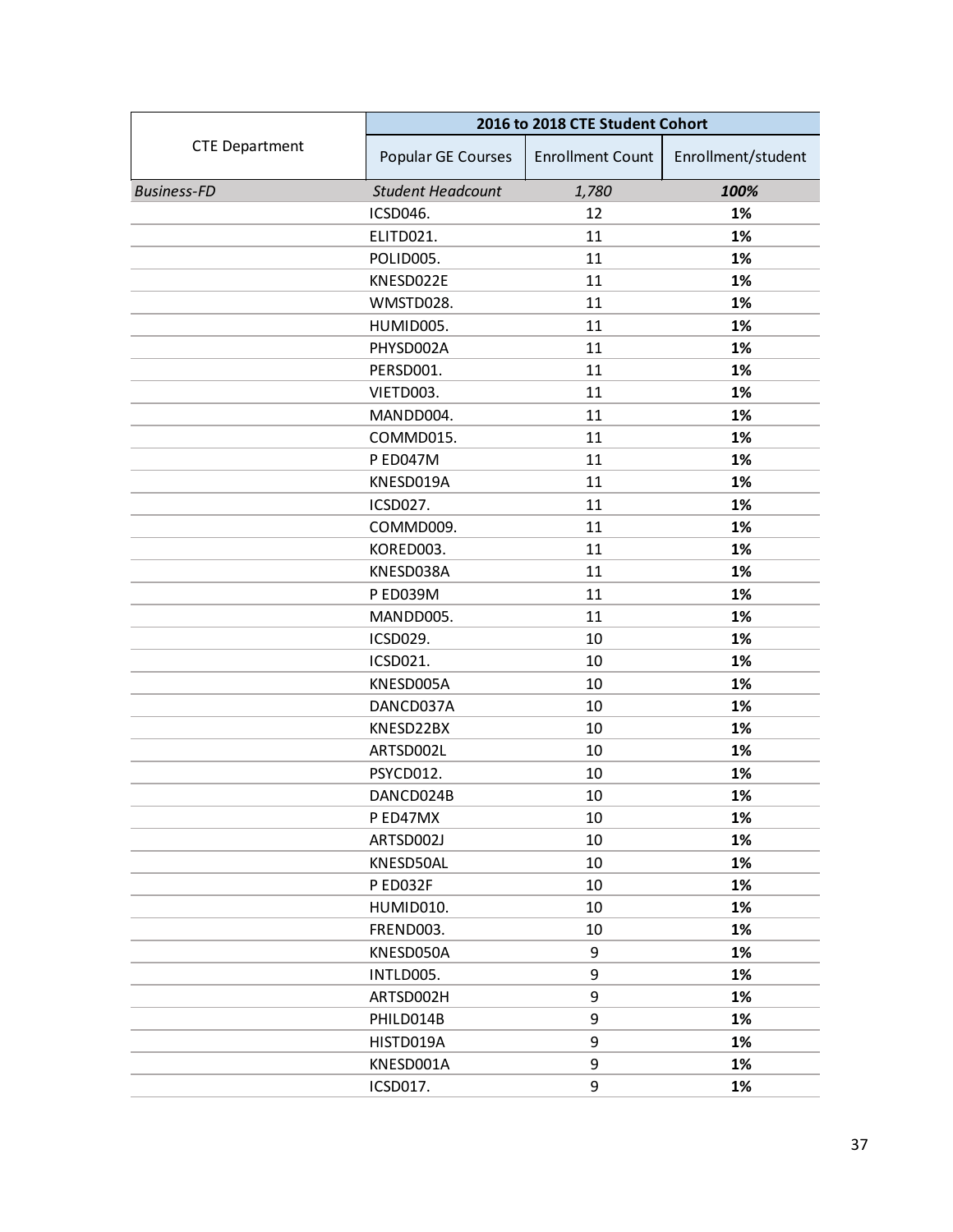| CTE Department | 2016 to 2018 CTE Student Cohort | | |
|---|---|---|---|
| | Popular GE Courses | Enrollment Count | Enrollment/student |
| *Business-FD* | *Student Headcount* | *1,780* | ***100%*** |
| | ICSD046. | 12 | **1%** |
| | ELITD021. | 11 | **1%** |
| | POLID005. | 11 | **1%** |
| | KNESD022E | 11 | **1%** |
| | WMSTD028. | 11 | **1%** |
| | HUMID005. | 11 | **1%** |
| | PHYSD002A | 11 | **1%** |
| | PERSD001. | 11 | **1%** |
| | VIETD003. | 11 | **1%** |
| | MANDD004. | 11 | **1%** |
| | COMMD015. | 11 | **1%** |
| | P ED047M | 11 | **1%** |
| | KNESD019A | 11 | **1%** |
| | ICSD027. | 11 | **1%** |
| | COMMD009. | 11 | **1%** |
| | KORED003. | 11 | **1%** |
| | KNESD038A | 11 | **1%** |
| | P ED039M | 11 | **1%** |
| | MANDD005. | 11 | **1%** |
| | ICSD029. | 10 | **1%** |
| | ICSD021. | 10 | **1%** |
| | KNESD005A | 10 | **1%** |
| | DANCD037A | 10 | **1%** |
| | KNESD22BX | 10 | **1%** |
| | ARTSD002L | 10 | **1%** |
| | PSYCD012. | 10 | **1%** |
| | DANCD024B | 10 | **1%** |
| | P ED47MX | 10 | **1%** |
| | ARTSD002J | 10 | **1%** |
| | KNESD50AL | 10 | **1%** |
| | P ED032F | 10 | **1%** |
| | HUMID010. | 10 | **1%** |
| | FREND003. | 10 | **1%** |
| | KNESD050A | 9 | **1%** |
| | INTLD005. | 9 | **1%** |
| | ARTSD002H | 9 | **1%** |
| | PHILD014B | 9 | **1%** |
| | HISTD019A | 9 | **1%** |
| | KNESD001A | 9 | **1%** |
| | ICSD017. | 9 | **1%** |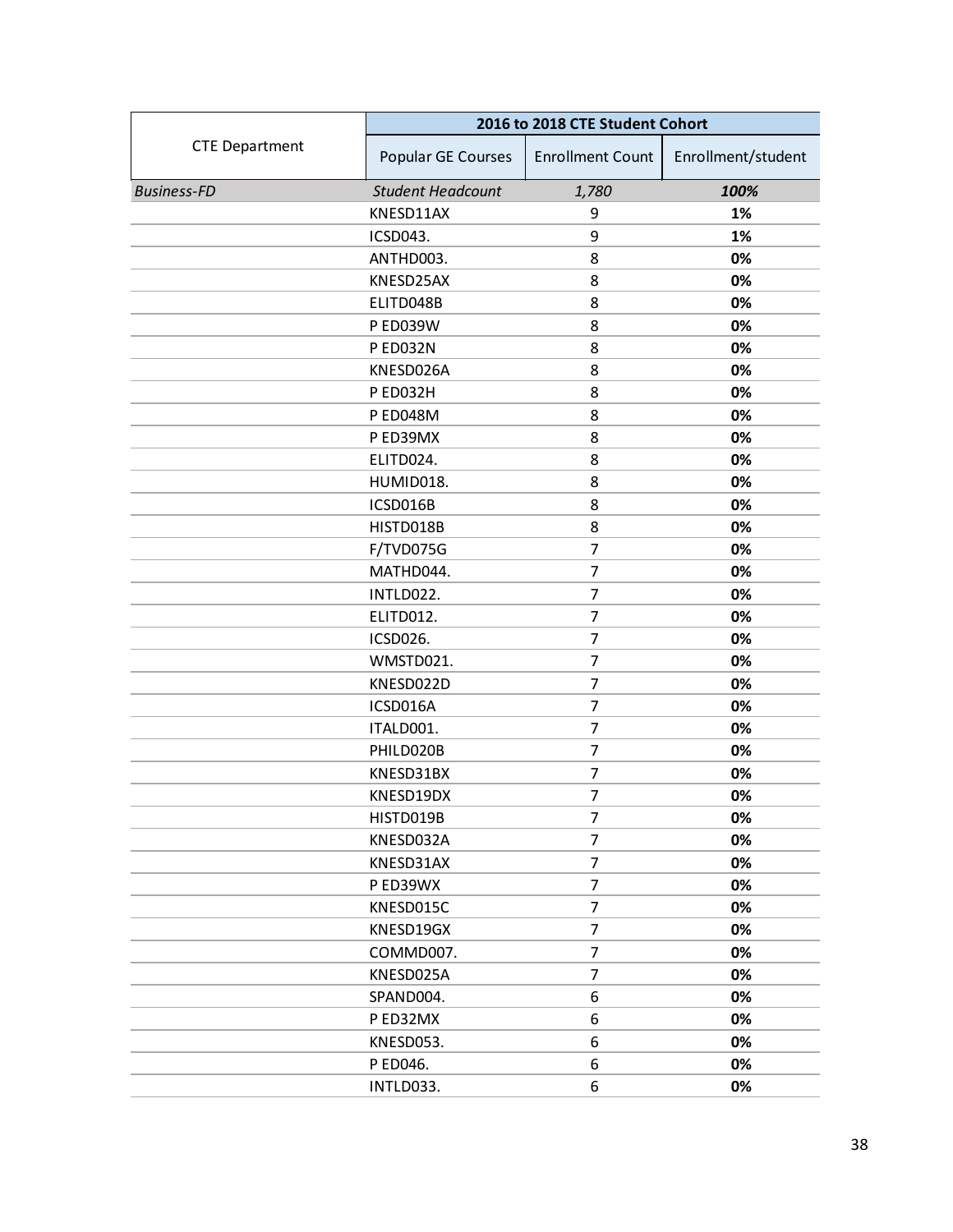| CTE Department | 2016 to 2018 CTE Student Cohort | | |
|---|---|---|---|
| | Popular GE Courses | Enrollment Count | Enrollment/student |
| *Business-FD* | *Student Headcount* | *1,780* | ***100%*** |
| | KNESD11AX | 9 | **1%** |
| | ICSD043. | 9 | **1%** |
| | ANTHD003. | 8 | **0%** |
| | KNESD25AX | 8 | **0%** |
| | ELITD048B | 8 | **0%** |
| | P ED039W | 8 | **0%** |
| | P ED032N | 8 | **0%** |
| | KNESD026A | 8 | **0%** |
| | P ED032H | 8 | **0%** |
| | P ED048M | 8 | **0%** |
| | P ED39MX | 8 | **0%** |
| | ELITD024. | 8 | **0%** |
| | HUMID018. | 8 | **0%** |
| | ICSD016B | 8 | **0%** |
| | HISTD018B | 8 | **0%** |
| | F/TVD075G | 7 | **0%** |
| | MATHD044. | 7 | **0%** |
| | INTLD022. | 7 | **0%** |
| | ELITD012. | 7 | **0%** |
| | ICSD026. | 7 | **0%** |
| | WMSTD021. | 7 | **0%** |
| | KNESD022D | 7 | **0%** |
| | ICSD016A | 7 | **0%** |
| | ITALD001. | 7 | **0%** |
| | PHILD020B | 7 | **0%** |
| | KNESD31BX | 7 | **0%** |
| | KNESD19DX | 7 | **0%** |
| | HISTD019B | 7 | **0%** |
| | KNESD032A | 7 | **0%** |
| | KNESD31AX | 7 | **0%** |
| | P ED39WX | 7 | **0%** |
| | KNESD015C | 7 | **0%** |
| | KNESD19GX | 7 | **0%** |
| | COMMD007. | 7 | **0%** |
| | KNESD025A | 7 | **0%** |
| | SPAND004. | 6 | **0%** |
| | P ED32MX | 6 | **0%** |
| | KNESD053. | 6 | **0%** |
| | P ED046. | 6 | **0%** |
| | INTLD033. | 6 | **0%** |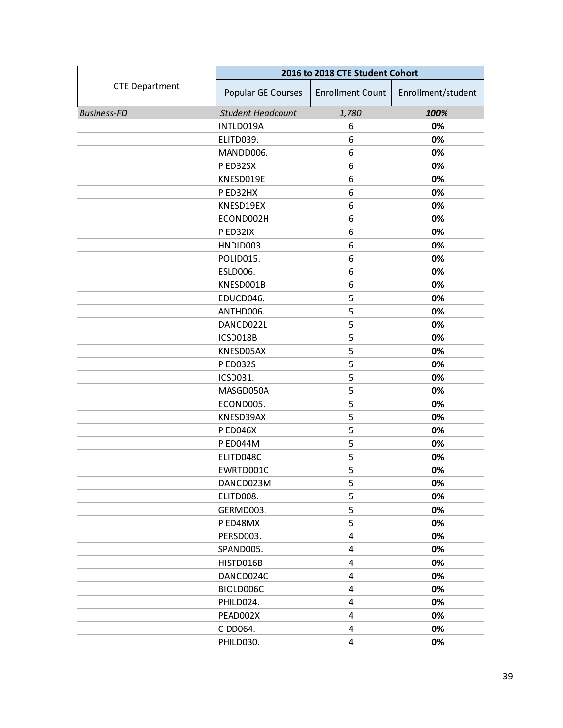| CTE Department | 2016 to 2018 CTE Student Cohort | | |
|---|---|---|---|
| | Popular GE Courses | Enrollment Count | Enrollment/student |
| *Business-FD* | *Student Headcount* | *1,780* | ***100%*** |
| | INTLD019A | 6 | **0%** |
| | ELITD039. | 6 | **0%** |
| | MANDD006. | 6 | **0%** |
| | P ED32SX | 6 | **0%** |
| | KNESD019E | 6 | **0%** |
| | P ED32HX | 6 | **0%** |
| | KNESD19EX | 6 | **0%** |
| | ECOND002H | 6 | **0%** |
| | P ED32IX | 6 | **0%** |
| | HNDID003. | 6 | **0%** |
| | POLID015. | 6 | **0%** |
| | ESLD006. | 6 | **0%** |
| | KNESD001B | 6 | **0%** |
| | EDUCD046. | 5 | **0%** |
| | ANTHD006. | 5 | **0%** |
| | DANCD022L | 5 | **0%** |
| | ICSD018B | 5 | **0%** |
| | KNESD05AX | 5 | **0%** |
| | P ED032S | 5 | **0%** |
| | ICSD031. | 5 | **0%** |
| | MASGD050A | 5 | **0%** |
| | ECOND005. | 5 | **0%** |
| | KNESD39AX | 5 | **0%** |
| | P ED046X | 5 | **0%** |
| | P ED044M | 5 | **0%** |
| | ELITD048C | 5 | **0%** |
| | EWRTD001C | 5 | **0%** |
| | DANCD023M | 5 | **0%** |
| | ELITD008. | 5 | **0%** |
| | GERMD003. | 5 | **0%** |
| | P ED48MX | 5 | **0%** |
| | PERSD003. | 4 | **0%** |
| | SPAND005. | 4 | **0%** |
| | HISTD016B | 4 | **0%** |
| | DANCD024C | 4 | **0%** |
| | BIOLD006C | 4 | **0%** |
| | PHILD024. | 4 | **0%** |
| | PEAD002X | 4 | **0%** |
| | C DD064. | 4 | **0%** |
| | PHILD030. | 4 | **0%** |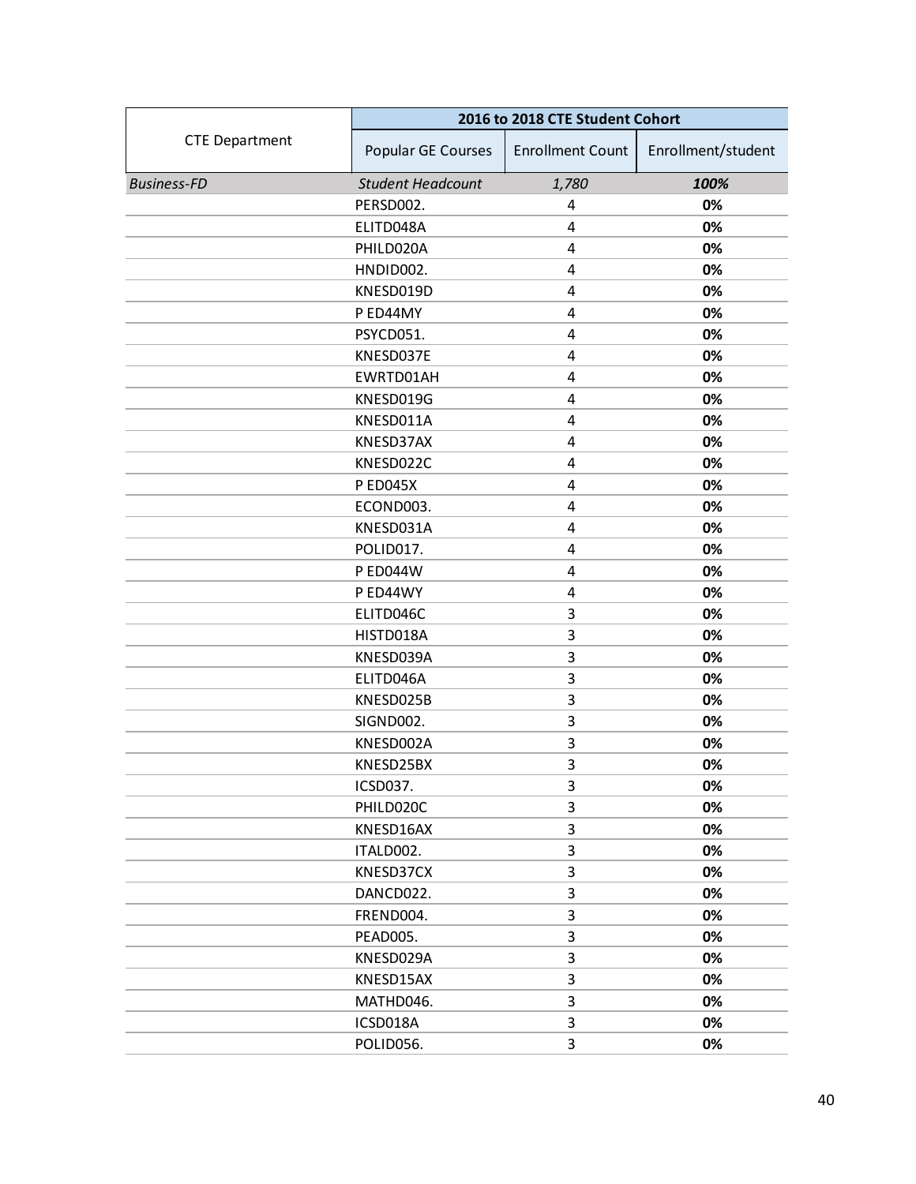| CTE Department | 2016 to 2018 CTE Student Cohort | | |
|---|---|---|---|
| | Popular GE Courses | Enrollment Count | Enrollment/student |
| *Business-FD* | *Student Headcount* | *1,780* | ***100%*** |
| | PERSD002. | 4 | **0%** |
| | ELITD048A | 4 | **0%** |
| | PHILD020A | 4 | **0%** |
| | HNDID002. | 4 | **0%** |
| | KNESD019D | 4 | **0%** |
| | P ED44MY | 4 | **0%** |
| | PSYCD051. | 4 | **0%** |
| | KNESD037E | 4 | **0%** |
| | EWRTD01AH | 4 | **0%** |
| | KNESD019G | 4 | **0%** |
| | KNESD011A | 4 | **0%** |
| | KNESD37AX | 4 | **0%** |
| | KNESD022C | 4 | **0%** |
| | P ED045X | 4 | **0%** |
| | ECOND003. | 4 | **0%** |
| | KNESD031A | 4 | **0%** |
| | POLID017. | 4 | **0%** |
| | P ED044W | 4 | **0%** |
| | P ED44WY | 4 | **0%** |
| | ELITD046C | 3 | **0%** |
| | HISTD018A | 3 | **0%** |
| | KNESD039A | 3 | **0%** |
| | ELITD046A | 3 | **0%** |
| | KNESD025B | 3 | **0%** |
| | SIGND002. | 3 | **0%** |
| | KNESD002A | 3 | **0%** |
| | KNESD25BX | 3 | **0%** |
| | ICSD037. | 3 | **0%** |
| | PHILD020C | 3 | **0%** |
| | KNESD16AX | 3 | **0%** |
| | ITALD002. | 3 | **0%** |
| | KNESD37CX | 3 | **0%** |
| | DANCD022. | 3 | **0%** |
| | FREND004. | 3 | **0%** |
| | PEAD005. | 3 | **0%** |
| | KNESD029A | 3 | **0%** |
| | KNESD15AX | 3 | **0%** |
| | MATHD046. | 3 | **0%** |
| | ICSD018A | 3 | **0%** |
| | POLID056. | 3 | **0%** |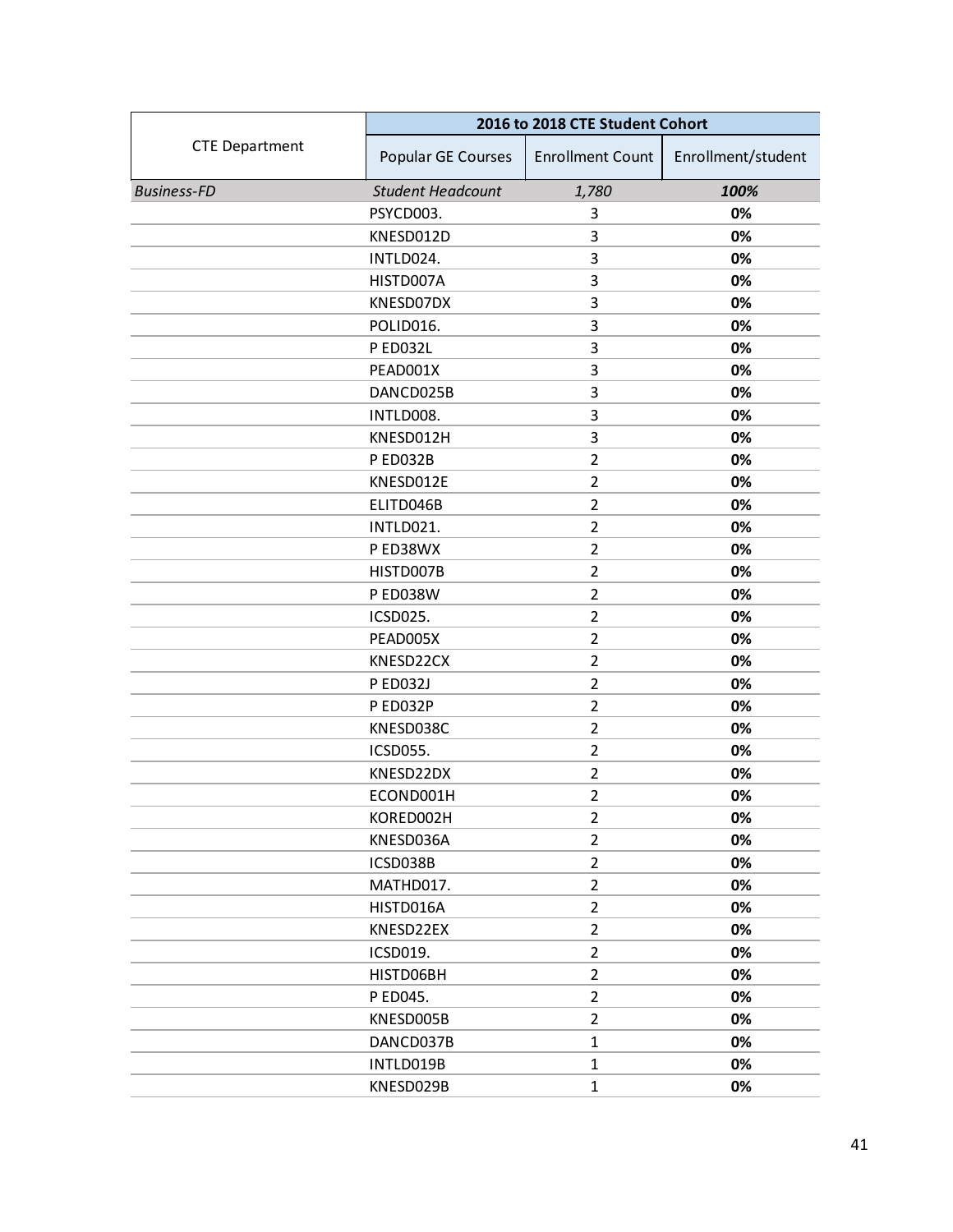| CTE Department | 2016 to 2018 CTE Student Cohort | | |
|---|---|---|---|
| | Popular GE Courses | Enrollment Count | Enrollment/student |
| *Business-FD* | *Student Headcount* | *1,780* | ***100%*** |
| | PSYCD003. | 3 | **0%** |
| | KNESD012D | 3 | **0%** |
| | INTLD024. | 3 | **0%** |
| | HISTD007A | 3 | **0%** |
| | KNESD07DX | 3 | **0%** |
| | POLID016. | 3 | **0%** |
| | P ED032L | 3 | **0%** |
| | PEAD001X | 3 | **0%** |
| | DANCD025B | 3 | **0%** |
| | INTLD008. | 3 | **0%** |
| | KNESD012H | 3 | **0%** |
| | P ED032B | 2 | **0%** |
| | KNESD012E | 2 | **0%** |
| | ELITD046B | 2 | **0%** |
| | INTLD021. | 2 | **0%** |
| | P ED38WX | 2 | **0%** |
| | HISTD007B | 2 | **0%** |
| | P ED038W | 2 | **0%** |
| | ICSD025. | 2 | **0%** |
| | PEAD005X | 2 | **0%** |
| | KNESD22CX | 2 | **0%** |
| | P ED032J | 2 | **0%** |
| | P ED032P | 2 | **0%** |
| | KNESD038C | 2 | **0%** |
| | ICSD055. | 2 | **0%** |
| | KNESD22DX | 2 | **0%** |
| | ECOND001H | 2 | **0%** |
| | KORED002H | 2 | **0%** |
| | KNESD036A | 2 | **0%** |
| | ICSD038B | 2 | **0%** |
| | MATHD017. | 2 | **0%** |
| | HISTD016A | 2 | **0%** |
| | KNESD22EX | 2 | **0%** |
| | ICSD019. | 2 | **0%** |
| | HISTD06BH | 2 | **0%** |
| | P ED045. | 2 | **0%** |
| | KNESD005B | 2 | **0%** |
| | DANCD037B | 1 | **0%** |
| | INTLD019B | 1 | **0%** |
| | KNESD029B | 1 | **0%** |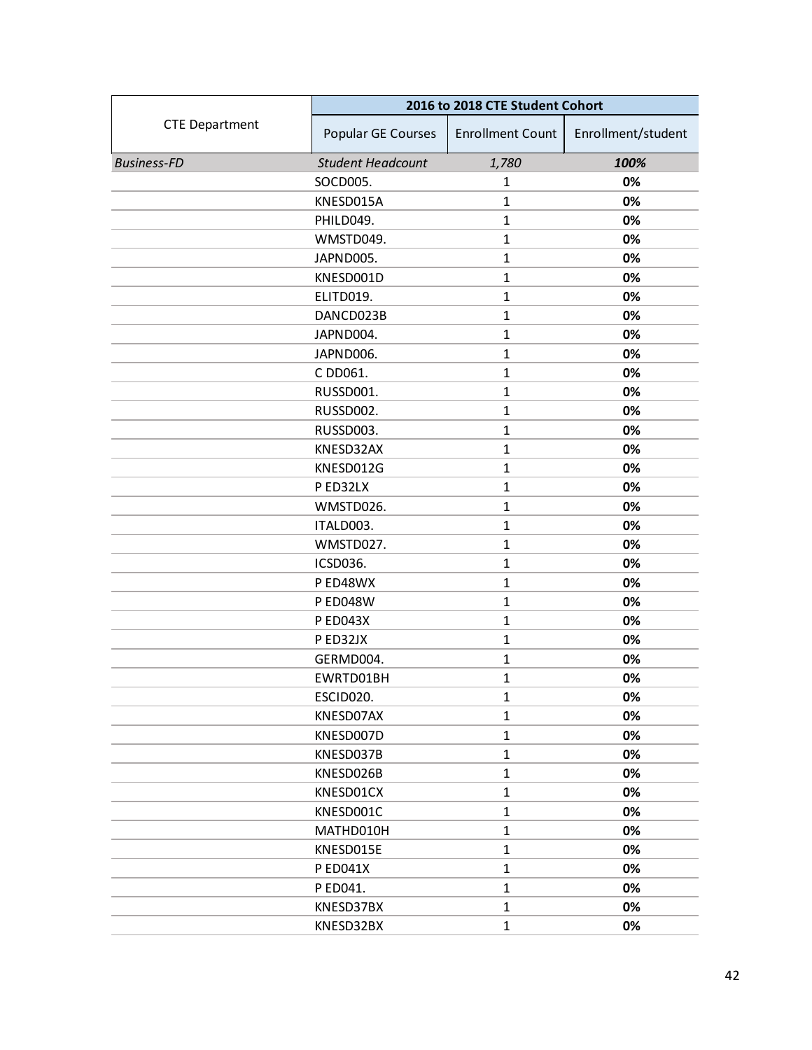| CTE Department | 2016 to 2018 CTE Student Cohort | | |
|---|---|---|---|
| | Popular GE Courses | Enrollment Count | Enrollment/student |
| *Business-FD* | *Student Headcount* | *1,780* | ***100%*** |
| | SOCD005. | 1 | **0%** |
| | KNESD015A | 1 | **0%** |
| | PHILD049. | 1 | **0%** |
| | WMSTD049. | 1 | **0%** |
| | JAPND005. | 1 | **0%** |
| | KNESD001D | 1 | **0%** |
| | ELITD019. | 1 | **0%** |
| | DANCD023B | 1 | **0%** |
| | JAPND004. | 1 | **0%** |
| | JAPND006. | 1 | **0%** |
| | C DD061. | 1 | **0%** |
| | RUSSD001. | 1 | **0%** |
| | RUSSD002. | 1 | **0%** |
| | RUSSD003. | 1 | **0%** |
| | KNESD32AX | 1 | **0%** |
| | KNESD012G | 1 | **0%** |
| | P ED32LX | 1 | **0%** |
| | WMSTD026. | 1 | **0%** |
| | ITALD003. | 1 | **0%** |
| | WMSTD027. | 1 | **0%** |
| | ICSD036. | 1 | **0%** |
| | P ED48WX | 1 | **0%** |
| | P ED048W | 1 | **0%** |
| | P ED043X | 1 | **0%** |
| | P ED32JX | 1 | **0%** |
| | GERMD004. | 1 | **0%** |
| | EWRTD01BH | 1 | **0%** |
| | ESCID020. | 1 | **0%** |
| | KNESD07AX | 1 | **0%** |
| | KNESD007D | 1 | **0%** |
| | KNESD037B | 1 | **0%** |
| | KNESD026B | 1 | **0%** |
| | KNESD01CX | 1 | **0%** |
| | KNESD001C | 1 | **0%** |
| | MATHD010H | 1 | **0%** |
| | KNESD015E | 1 | **0%** |
| | P ED041X | 1 | **0%** |
| | P ED041. | 1 | **0%** |
| | KNESD37BX | 1 | **0%** |
| | KNESD32BX | 1 | **0%** |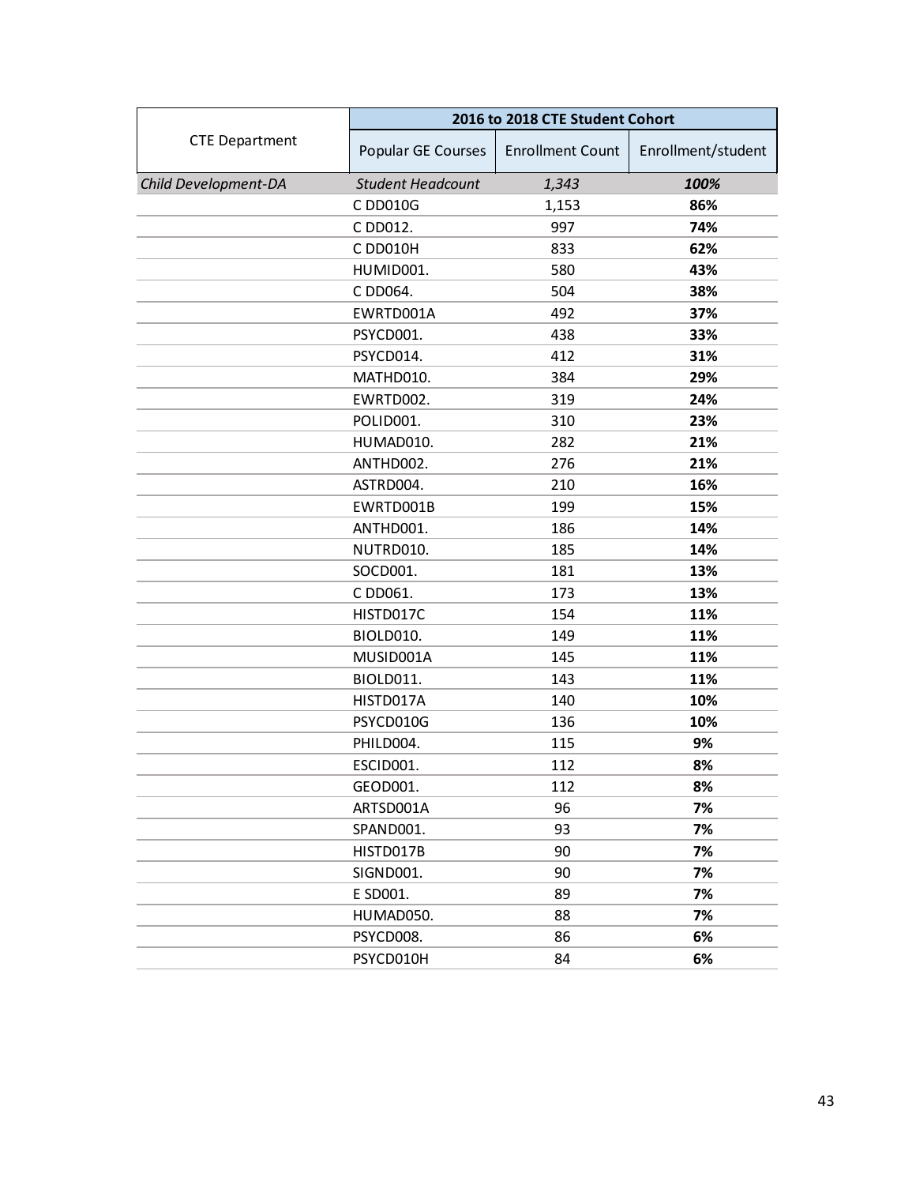| CTE Department | 2016 to 2018 CTE Student Cohort | | |
|---|---|---|---|
| | Popular GE Courses | Enrollment Count | Enrollment/student |
| *Child Development-DA* | *Student Headcount* | *1,343* | ***100%*** |
| | C DD010G | 1,153 | **86%** |
| | C DD012. | 997 | **74%** |
| | C DD010H | 833 | **62%** |
| | HUMID001. | 580 | **43%** |
| | C DD064. | 504 | **38%** |
| | EWRTD001A | 492 | **37%** |
| | PSYCD001. | 438 | **33%** |
| | PSYCD014. | 412 | **31%** |
| | MATHD010. | 384 | **29%** |
| | EWRTD002. | 319 | **24%** |
| | POLID001. | 310 | **23%** |
| | HUMAD010. | 282 | **21%** |
| | ANTHD002. | 276 | **21%** |
| | ASTRD004. | 210 | **16%** |
| | EWRTD001B | 199 | **15%** |
| | ANTHD001. | 186 | **14%** |
| | NUTRD010. | 185 | **14%** |
| | SOCD001. | 181 | **13%** |
| | C DD061. | 173 | **13%** |
| | HISTD017C | 154 | **11%** |
| | BIOLD010. | 149 | **11%** |
| | MUSID001A | 145 | **11%** |
| | BIOLD011. | 143 | **11%** |
| | HISTD017A | 140 | **10%** |
| | PSYCD010G | 136 | **10%** |
| | PHILD004. | 115 | **9%** |
| | ESCID001. | 112 | **8%** |
| | GEOD001. | 112 | **8%** |
| | ARTSD001A | 96 | **7%** |
| | SPAND001. | 93 | **7%** |
| | HISTD017B | 90 | **7%** |
| | SIGND001. | 90 | **7%** |
| | E SD001. | 89 | **7%** |
| | HUMAD050. | 88 | **7%** |
| | PSYCD008. | 86 | **6%** |
| | PSYCD010H | 84 | **6%** |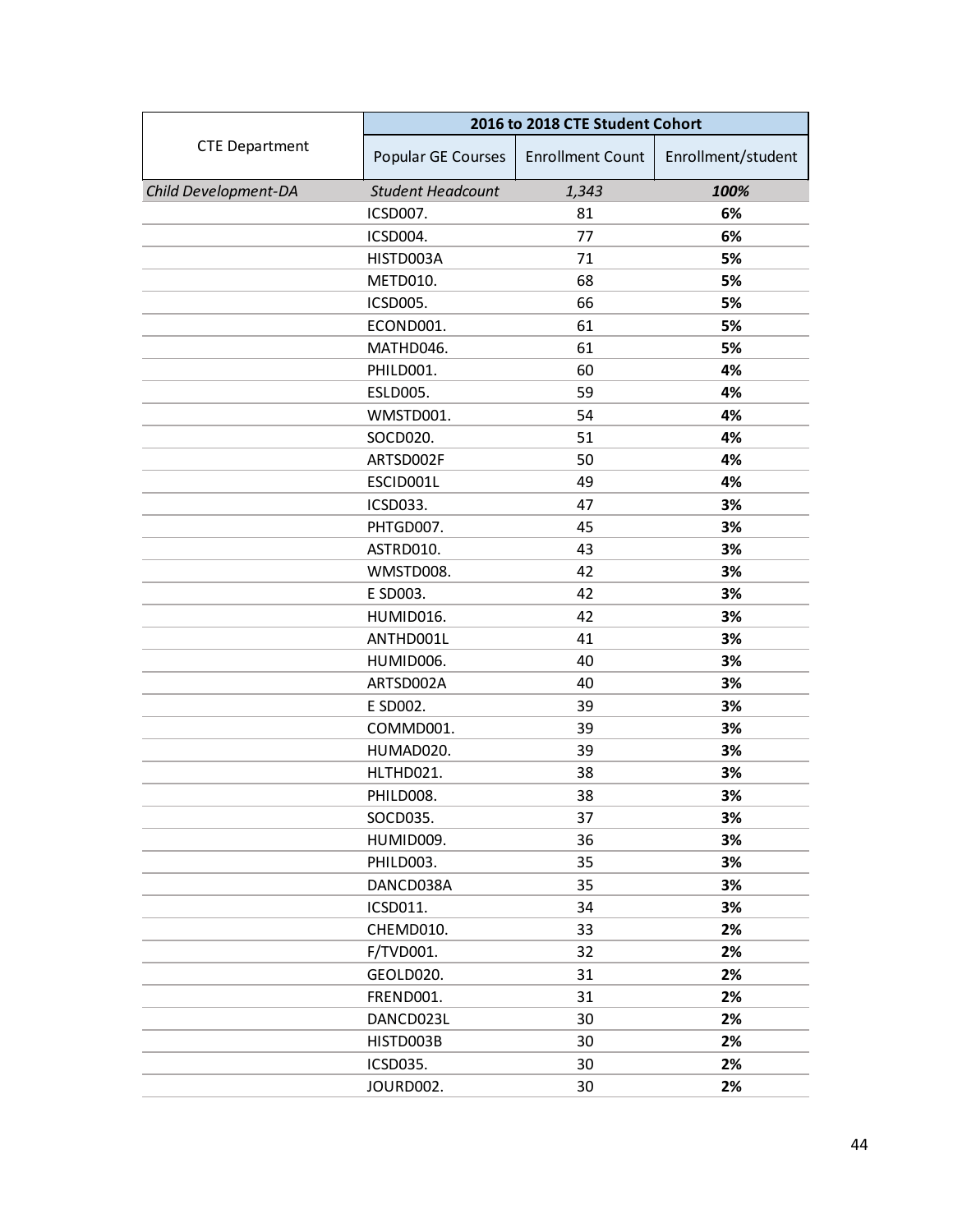| CTE Department | 2016 to 2018 CTE Student Cohort | | |
|---|---|---|---|
| | Popular GE Courses | Enrollment Count | Enrollment/student |
| *Child Development-DA* | *Student Headcount* | *1,343* | ***100%*** |
| | ICSD007. | 81 | **6%** |
| | ICSD004. | 77 | **6%** |
| | HISTD003A | 71 | **5%** |
| | METD010. | 68 | **5%** |
| | ICSD005. | 66 | **5%** |
| | ECOND001. | 61 | **5%** |
| | MATHD046. | 61 | **5%** |
| | PHILD001. | 60 | **4%** |
| | ESLD005. | 59 | **4%** |
| | WMSTD001. | 54 | **4%** |
| | SOCD020. | 51 | **4%** |
| | ARTSD002F | 50 | **4%** |
| | ESCID001L | 49 | **4%** |
| | ICSD033. | 47 | **3%** |
| | PHTGD007. | 45 | **3%** |
| | ASTRD010. | 43 | **3%** |
| | WMSTD008. | 42 | **3%** |
| | E SD003. | 42 | **3%** |
| | HUMID016. | 42 | **3%** |
| | ANTHD001L | 41 | **3%** |
| | HUMID006. | 40 | **3%** |
| | ARTSD002A | 40 | **3%** |
| | E SD002. | 39 | **3%** |
| | COMMD001. | 39 | **3%** |
| | HUMAD020. | 39 | **3%** |
| | HLTHD021. | 38 | **3%** |
| | PHILD008. | 38 | **3%** |
| | SOCD035. | 37 | **3%** |
| | HUMID009. | 36 | **3%** |
| | PHILD003. | 35 | **3%** |
| | DANCD038A | 35 | **3%** |
| | ICSD011. | 34 | **3%** |
| | CHEMD010. | 33 | **2%** |
| | F/TVD001. | 32 | **2%** |
| | GEOLD020. | 31 | **2%** |
| | FREND001. | 31 | **2%** |
| | DANCD023L | 30 | **2%** |
| | HISTD003B | 30 | **2%** |
| | ICSD035. | 30 | **2%** |
| | JOURD002. | 30 | **2%** |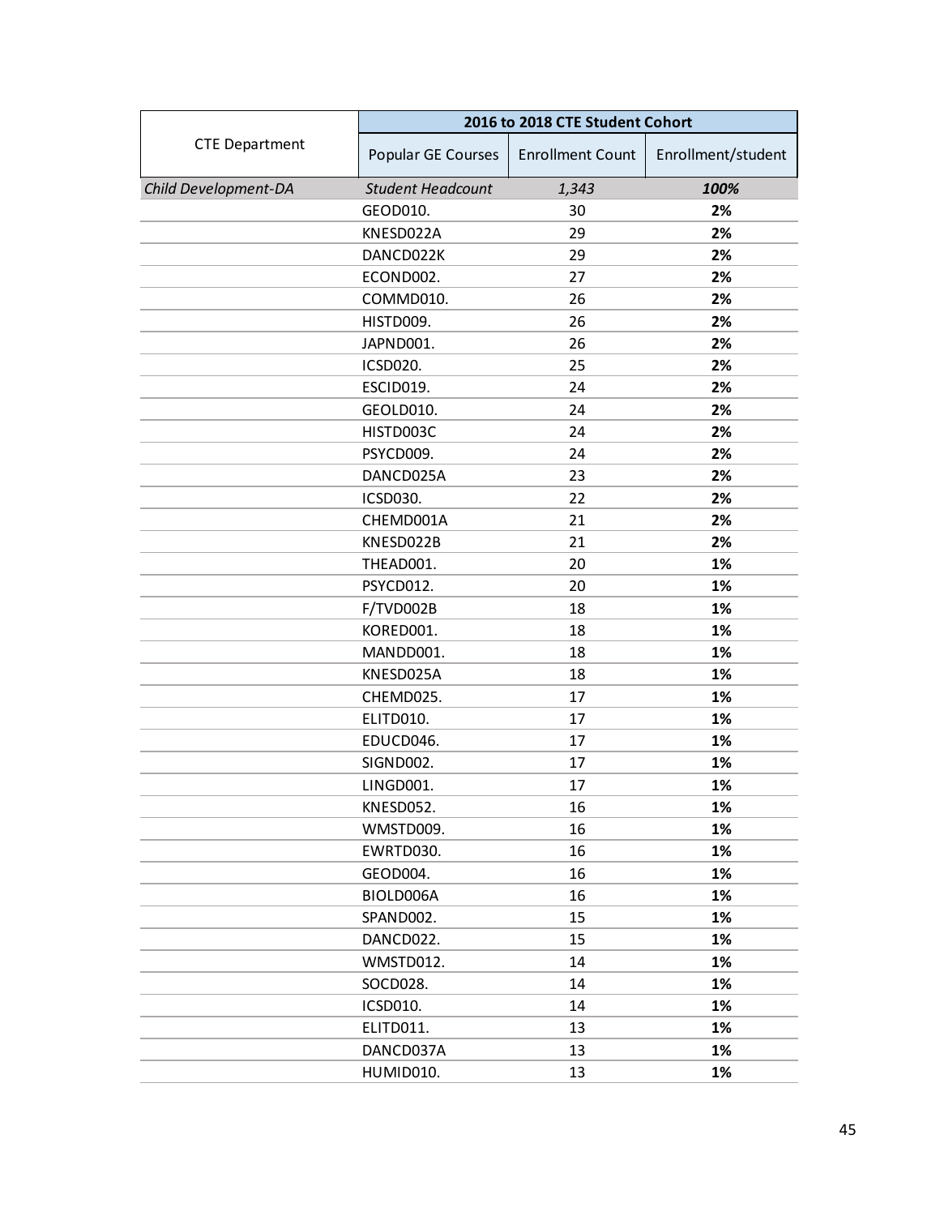| CTE Department | 2016 to 2018 CTE Student Cohort | | |
|---|---|---|---|
| | Popular GE Courses | Enrollment Count | Enrollment/student |
| *Child Development-DA* | *Student Headcount* | *1,343* | ***100%*** |
| | GEOD010. | 30 | **2%** |
| | KNESD022A | 29 | **2%** |
| | DANCD022K | 29 | **2%** |
| | ECOND002. | 27 | **2%** |
| | COMMD010. | 26 | **2%** |
| | HISTD009. | 26 | **2%** |
| | JAPND001. | 26 | **2%** |
| | ICSD020. | 25 | **2%** |
| | ESCID019. | 24 | **2%** |
| | GEOLD010. | 24 | **2%** |
| | HISTD003C | 24 | **2%** |
| | PSYCD009. | 24 | **2%** |
| | DANCD025A | 23 | **2%** |
| | ICSD030. | 22 | **2%** |
| | CHEMD001A | 21 | **2%** |
| | KNESD022B | 21 | **2%** |
| | THEAD001. | 20 | **1%** |
| | PSYCD012. | 20 | **1%** |
| | F/TVD002B | 18 | **1%** |
| | KORED001. | 18 | **1%** |
| | MANDD001. | 18 | **1%** |
| | KNESD025A | 18 | **1%** |
| | CHEMD025. | 17 | **1%** |
| | ELITD010. | 17 | **1%** |
| | EDUCD046. | 17 | **1%** |
| | SIGND002. | 17 | **1%** |
| | LINGD001. | 17 | **1%** |
| | KNESD052. | 16 | **1%** |
| | WMSTD009. | 16 | **1%** |
| | EWRTD030. | 16 | **1%** |
| | GEOD004. | 16 | **1%** |
| | BIOLD006A | 16 | **1%** |
| | SPAND002. | 15 | **1%** |
| | DANCD022. | 15 | **1%** |
| | WMSTD012. | 14 | **1%** |
| | SOCD028. | 14 | **1%** |
| | ICSD010. | 14 | **1%** |
| | ELITD011. | 13 | **1%** |
| | DANCD037A | 13 | **1%** |
| | HUMID010. | 13 | **1%** |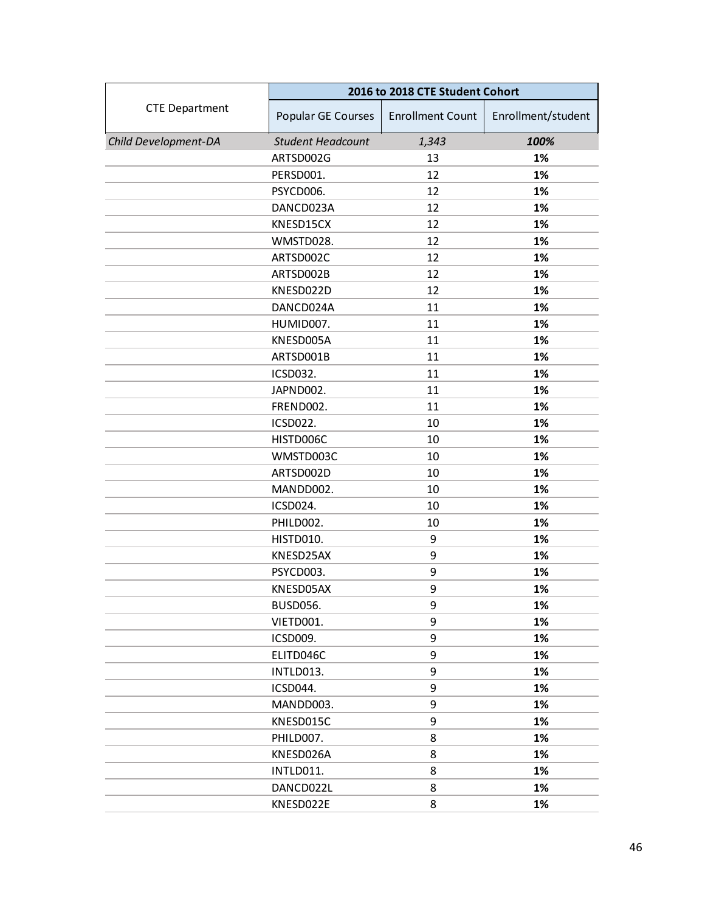| CTE Department | 2016 to 2018 CTE Student Cohort | | |
|---|---|---|---|
| | Popular GE Courses | Enrollment Count | Enrollment/student |
| *Child Development-DA* | *Student Headcount* | *1,343* | ***100%*** |
| | ARTSD002G | 13 | **1%** |
| | PERSD001. | 12 | **1%** |
| | PSYCD006. | 12 | **1%** |
| | DANCD023A | 12 | **1%** |
| | KNESD15CX | 12 | **1%** |
| | WMSTD028. | 12 | **1%** |
| | ARTSD002C | 12 | **1%** |
| | ARTSD002B | 12 | **1%** |
| | KNESD022D | 12 | **1%** |
| | DANCD024A | 11 | **1%** |
| | HUMID007. | 11 | **1%** |
| | KNESD005A | 11 | **1%** |
| | ARTSD001B | 11 | **1%** |
| | ICSD032. | 11 | **1%** |
| | JAPND002. | 11 | **1%** |
| | FREND002. | 11 | **1%** |
| | ICSD022. | 10 | **1%** |
| | HISTD006C | 10 | **1%** |
| | WMSTD003C | 10 | **1%** |
| | ARTSD002D | 10 | **1%** |
| | MANDD002. | 10 | **1%** |
| | ICSD024. | 10 | **1%** |
| | PHILD002. | 10 | **1%** |
| | HISTD010. | 9 | **1%** |
| | KNESD25AX | 9 | **1%** |
| | PSYCD003. | 9 | **1%** |
| | KNESD05AX | 9 | **1%** |
| | BUSD056. | 9 | **1%** |
| | VIETD001. | 9 | **1%** |
| | ICSD009. | 9 | **1%** |
| | ELITD046C | 9 | **1%** |
| | INTLD013. | 9 | **1%** |
| | ICSD044. | 9 | **1%** |
| | MANDD003. | 9 | **1%** |
| | KNESD015C | 9 | **1%** |
| | PHILD007. | 8 | **1%** |
| | KNESD026A | 8 | **1%** |
| | INTLD011. | 8 | **1%** |
| | DANCD022L | 8 | **1%** |
| | KNESD022E | 8 | **1%** |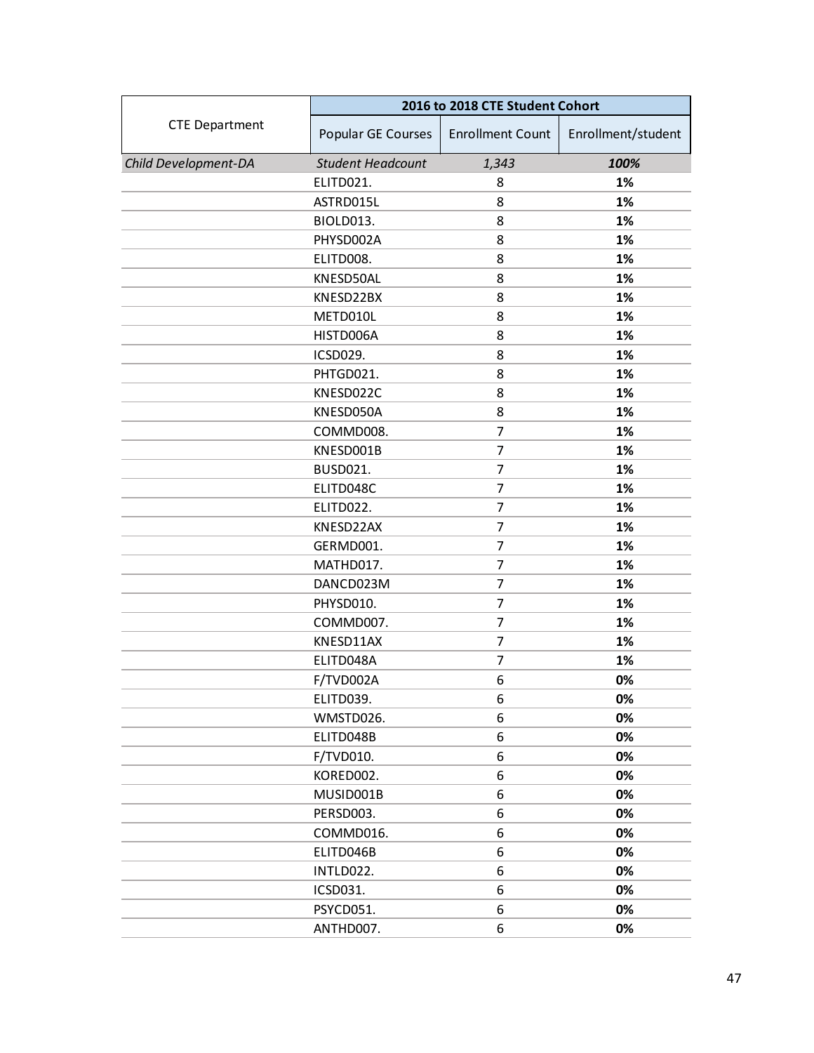| CTE Department | 2016 to 2018 CTE Student Cohort | | |
|---|---|---|---|
| | Popular GE Courses | Enrollment Count | Enrollment/student |
| *Child Development-DA* | *Student Headcount* | *1,343* | ***100%*** |
| | ELITD021. | 8 | **1%** |
| | ASTRD015L | 8 | **1%** |
| | BIOLD013. | 8 | **1%** |
| | PHYSD002A | 8 | **1%** |
| | ELITD008. | 8 | **1%** |
| | KNESD50AL | 8 | **1%** |
| | KNESD22BX | 8 | **1%** |
| | METD010L | 8 | **1%** |
| | HISTD006A | 8 | **1%** |
| | ICSD029. | 8 | **1%** |
| | PHTGD021. | 8 | **1%** |
| | KNESD022C | 8 | **1%** |
| | KNESD050A | 8 | **1%** |
| | COMMD008. | 7 | **1%** |
| | KNESD001B | 7 | **1%** |
| | BUSD021. | 7 | **1%** |
| | ELITD048C | 7 | **1%** |
| | ELITD022. | 7 | **1%** |
| | KNESD22AX | 7 | **1%** |
| | GERMD001. | 7 | **1%** |
| | MATHD017. | 7 | **1%** |
| | DANCD023M | 7 | **1%** |
| | PHYSD010. | 7 | **1%** |
| | COMMD007. | 7 | **1%** |
| | KNESD11AX | 7 | **1%** |
| | ELITD048A | 7 | **1%** |
| | F/TVD002A | 6 | **0%** |
| | ELITD039. | 6 | **0%** |
| | WMSTD026. | 6 | **0%** |
| | ELITD048B | 6 | **0%** |
| | F/TVD010. | 6 | **0%** |
| | KORED002. | 6 | **0%** |
| | MUSID001B | 6 | **0%** |
| | PERSD003. | 6 | **0%** |
| | COMMD016. | 6 | **0%** |
| | ELITD046B | 6 | **0%** |
| | INTLD022. | 6 | **0%** |
| | ICSD031. | 6 | **0%** |
| | PSYCD051. | 6 | **0%** |
| | ANTHD007. | 6 | **0%** |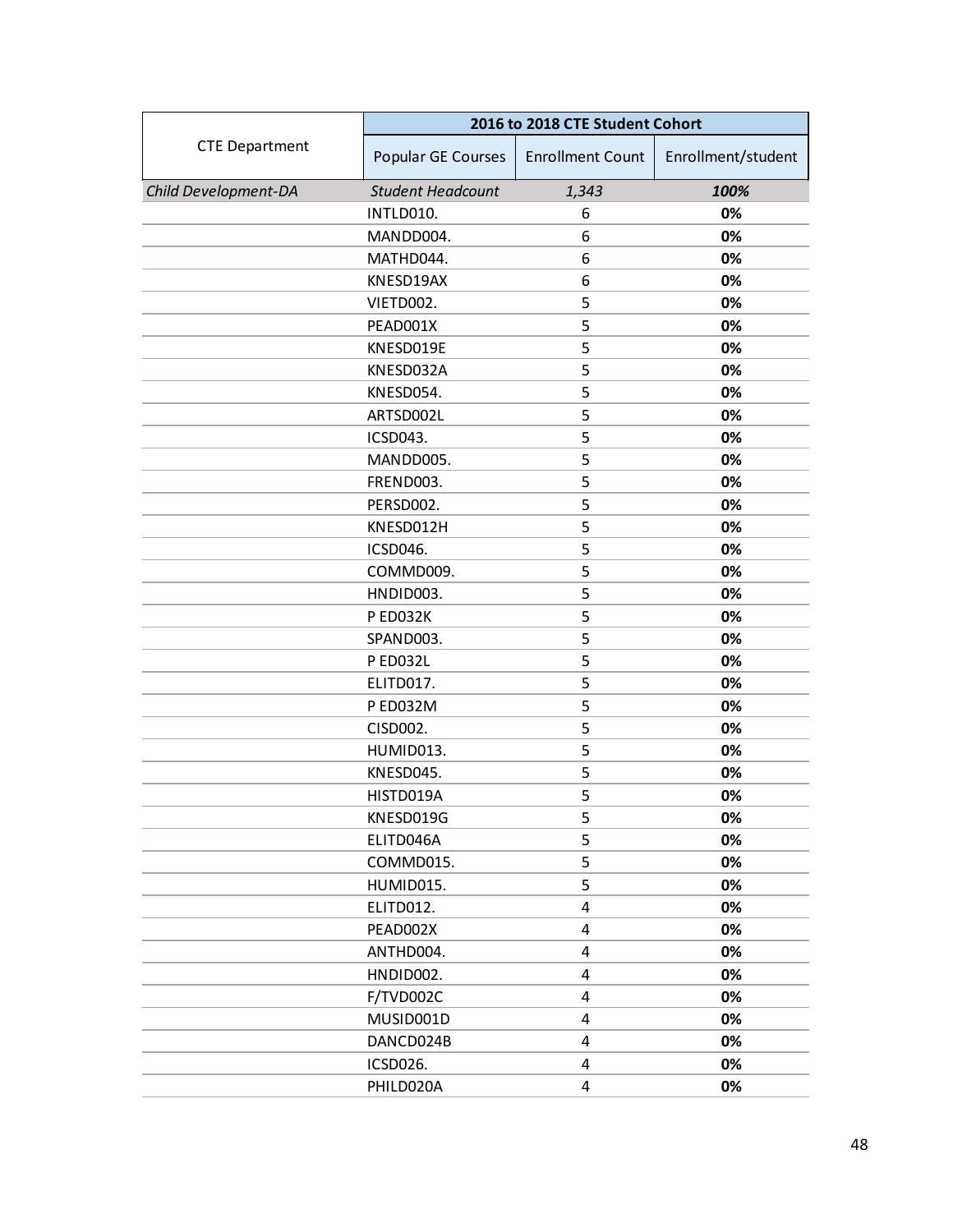| CTE Department | 2016 to 2018 CTE Student Cohort | | |
|---|---|---|---|
| | Popular GE Courses | Enrollment Count | Enrollment/student |
| *Child Development-DA* | *Student Headcount* | *1,343* | ***100%*** |
| | INTLD010. | 6 | **0%** |
| | MANDD004. | 6 | **0%** |
| | MATHD044. | 6 | **0%** |
| | KNESD19AX | 6 | **0%** |
| | VIETD002. | 5 | **0%** |
| | PEAD001X | 5 | **0%** |
| | KNESD019E | 5 | **0%** |
| | KNESD032A | 5 | **0%** |
| | KNESD054. | 5 | **0%** |
| | ARTSD002L | 5 | **0%** |
| | ICSD043. | 5 | **0%** |
| | MANDD005. | 5 | **0%** |
| | FREND003. | 5 | **0%** |
| | PERSD002. | 5 | **0%** |
| | KNESD012H | 5 | **0%** |
| | ICSD046. | 5 | **0%** |
| | COMMD009. | 5 | **0%** |
| | HNDID003. | 5 | **0%** |
| | P ED032K | 5 | **0%** |
| | SPAND003. | 5 | **0%** |
| | P ED032L | 5 | **0%** |
| | ELITD017. | 5 | **0%** |
| | P ED032M | 5 | **0%** |
| | CISD002. | 5 | **0%** |
| | HUMID013. | 5 | **0%** |
| | KNESD045. | 5 | **0%** |
| | HISTD019A | 5 | **0%** |
| | KNESD019G | 5 | **0%** |
| | ELITD046A | 5 | **0%** |
| | COMMD015. | 5 | **0%** |
| | HUMID015. | 5 | **0%** |
| | ELITD012. | 4 | **0%** |
| | PEAD002X | 4 | **0%** |
| | ANTHD004. | 4 | **0%** |
| | HNDID002. | 4 | **0%** |
| | F/TVD002C | 4 | **0%** |
| | MUSID001D | 4 | **0%** |
| | DANCD024B | 4 | **0%** |
| | ICSD026. | 4 | **0%** |
| | PHILD020A | 4 | **0%** |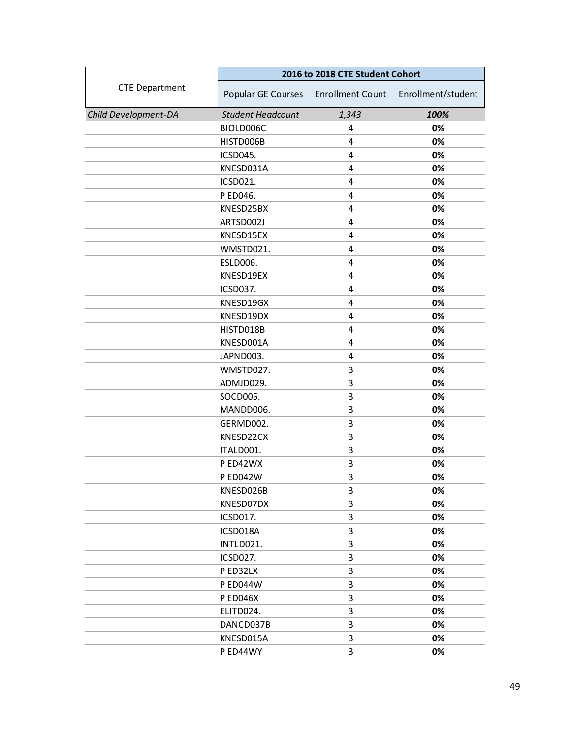| CTE Department | 2016 to 2018 CTE Student Cohort | | |
|---|---|---|---|
| | Popular GE Courses | Enrollment Count | Enrollment/student |
| *Child Development-DA* | *Student Headcount* | *1,343* | ***100%*** |
| | BIOLD006C | 4 | **0%** |
| | HISTD006B | 4 | **0%** |
| | ICSD045. | 4 | **0%** |
| | KNESD031A | 4 | **0%** |
| | ICSD021. | 4 | **0%** |
| | P ED046. | 4 | **0%** |
| | KNESD25BX | 4 | **0%** |
| | ARTSD002J | 4 | **0%** |
| | KNESD15EX | 4 | **0%** |
| | WMSTD021. | 4 | **0%** |
| | ESLD006. | 4 | **0%** |
| | KNESD19EX | 4 | **0%** |
| | ICSD037. | 4 | **0%** |
| | KNESD19GX | 4 | **0%** |
| | KNESD19DX | 4 | **0%** |
| | HISTD018B | 4 | **0%** |
| | KNESD001A | 4 | **0%** |
| | JAPND003. | 4 | **0%** |
| | WMSTD027. | 3 | **0%** |
| | ADMJD029. | 3 | **0%** |
| | SOCD005. | 3 | **0%** |
| | MANDD006. | 3 | **0%** |
| | GERMD002. | 3 | **0%** |
| | KNESD22CX | 3 | **0%** |
| | ITALD001. | 3 | **0%** |
| | P ED42WX | 3 | **0%** |
| | P ED042W | 3 | **0%** |
| | KNESD026B | 3 | **0%** |
| | KNESD07DX | 3 | **0%** |
| | ICSD017. | 3 | **0%** |
| | ICSD018A | 3 | **0%** |
| | INTLD021. | 3 | **0%** |
| | ICSD027. | 3 | **0%** |
| | P ED32LX | 3 | **0%** |
| | P ED044W | 3 | **0%** |
| | P ED046X | 3 | **0%** |
| | ELITD024. | 3 | **0%** |
| | DANCD037B | 3 | **0%** |
| | KNESD015A | 3 | **0%** |
| | P ED44WY | 3 | **0%** |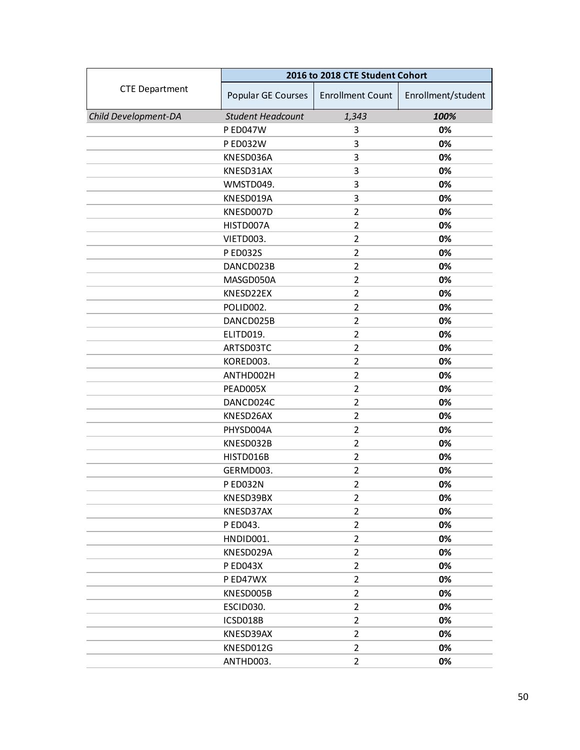| CTE Department | 2016 to 2018 CTE Student Cohort | | |
|---|---|---|---|
| | Popular GE Courses | Enrollment Count | Enrollment/student |
| *Child Development-DA* | *Student Headcount* | *1,343* | ***100%*** |
| | P ED047W | 3 | **0%** |
| | P ED032W | 3 | **0%** |
| | KNESD036A | 3 | **0%** |
| | KNESD31AX | 3 | **0%** |
| | WMSTD049. | 3 | **0%** |
| | KNESD019A | 3 | **0%** |
| | KNESD007D | 2 | **0%** |
| | HISTD007A | 2 | **0%** |
| | VIETD003. | 2 | **0%** |
| | P ED032S | 2 | **0%** |
| | DANCD023B | 2 | **0%** |
| | MASGD050A | 2 | **0%** |
| | KNESD22EX | 2 | **0%** |
| | POLID002. | 2 | **0%** |
| | DANCD025B | 2 | **0%** |
| | ELITD019. | 2 | **0%** |
| | ARTSD03TC | 2 | **0%** |
| | KORED003. | 2 | **0%** |
| | ANTHD002H | 2 | **0%** |
| | PEAD005X | 2 | **0%** |
| | DANCD024C | 2 | **0%** |
| | KNESD26AX | 2 | **0%** |
| | PHYSD004A | 2 | **0%** |
| | KNESD032B | 2 | **0%** |
| | HISTD016B | 2 | **0%** |
| | GERMD003. | 2 | **0%** |
| | P ED032N | 2 | **0%** |
| | KNESD39BX | 2 | **0%** |
| | KNESD37AX | 2 | **0%** |
| | P ED043. | 2 | **0%** |
| | HNDID001. | 2 | **0%** |
| | KNESD029A | 2 | **0%** |
| | P ED043X | 2 | **0%** |
| | P ED47WX | 2 | **0%** |
| | KNESD005B | 2 | **0%** |
| | ESCID030. | 2 | **0%** |
| | ICSD018B | 2 | **0%** |
| | KNESD39AX | 2 | **0%** |
| | KNESD012G | 2 | **0%** |
| | ANTHD003. | 2 | **0%** |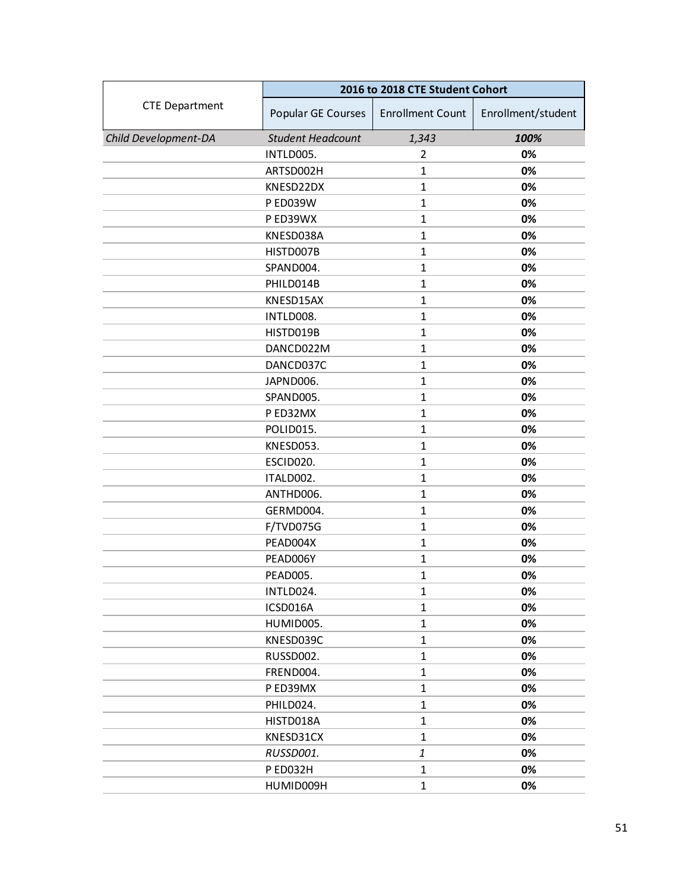| CTE Department | 2016 to 2018 CTE Student Cohort | | |
|---|---|---|---|
| | Popular GE Courses | Enrollment Count | Enrollment/student |
| *Child Development-DA* | *Student Headcount* | *1,343* | ***100%*** |
| | INTLD005. | 2 | **0%** |
| | ARTSD002H | 1 | **0%** |
| | KNESD22DX | 1 | **0%** |
| | P ED039W | 1 | **0%** |
| | P ED39WX | 1 | **0%** |
| | KNESD038A | 1 | **0%** |
| | HISTD007B | 1 | **0%** |
| | SPAND004. | 1 | **0%** |
| | PHILD014B | 1 | **0%** |
| | KNESD15AX | 1 | **0%** |
| | INTLD008. | 1 | **0%** |
| | HISTD019B | 1 | **0%** |
| | DANCD022M | 1 | **0%** |
| | DANCD037C | 1 | **0%** |
| | JAPND006. | 1 | **0%** |
| | SPAND005. | 1 | **0%** |
| | P ED32MX | 1 | **0%** |
| | POLID015. | 1 | **0%** |
| | KNESD053. | 1 | **0%** |
| | ESCID020. | 1 | **0%** |
| | ITALD002. | 1 | **0%** |
| | ANTHD006. | 1 | **0%** |
| | GERMD004. | 1 | **0%** |
| | F/TVD075G | 1 | **0%** |
| | PEAD004X | 1 | **0%** |
| | PEAD006Y | 1 | **0%** |
| | PEAD005. | 1 | **0%** |
| | INTLD024. | 1 | **0%** |
| | ICSD016A | 1 | **0%** |
| | HUMID005. | 1 | **0%** |
| | KNESD039C | 1 | **0%** |
| | RUSSD002. | 1 | **0%** |
| | FREND004. | 1 | **0%** |
| | P ED39MX | 1 | **0%** |
| | PHILD024. | 1 | **0%** |
| | HISTD018A | 1 | **0%** |
| | KNESD31CX | 1 | **0%** |
| | *RUSSD001.* | *1* | **0%** |
| | P ED032H | 1 | **0%** |
| | HUMID009H | 1 | **0%** |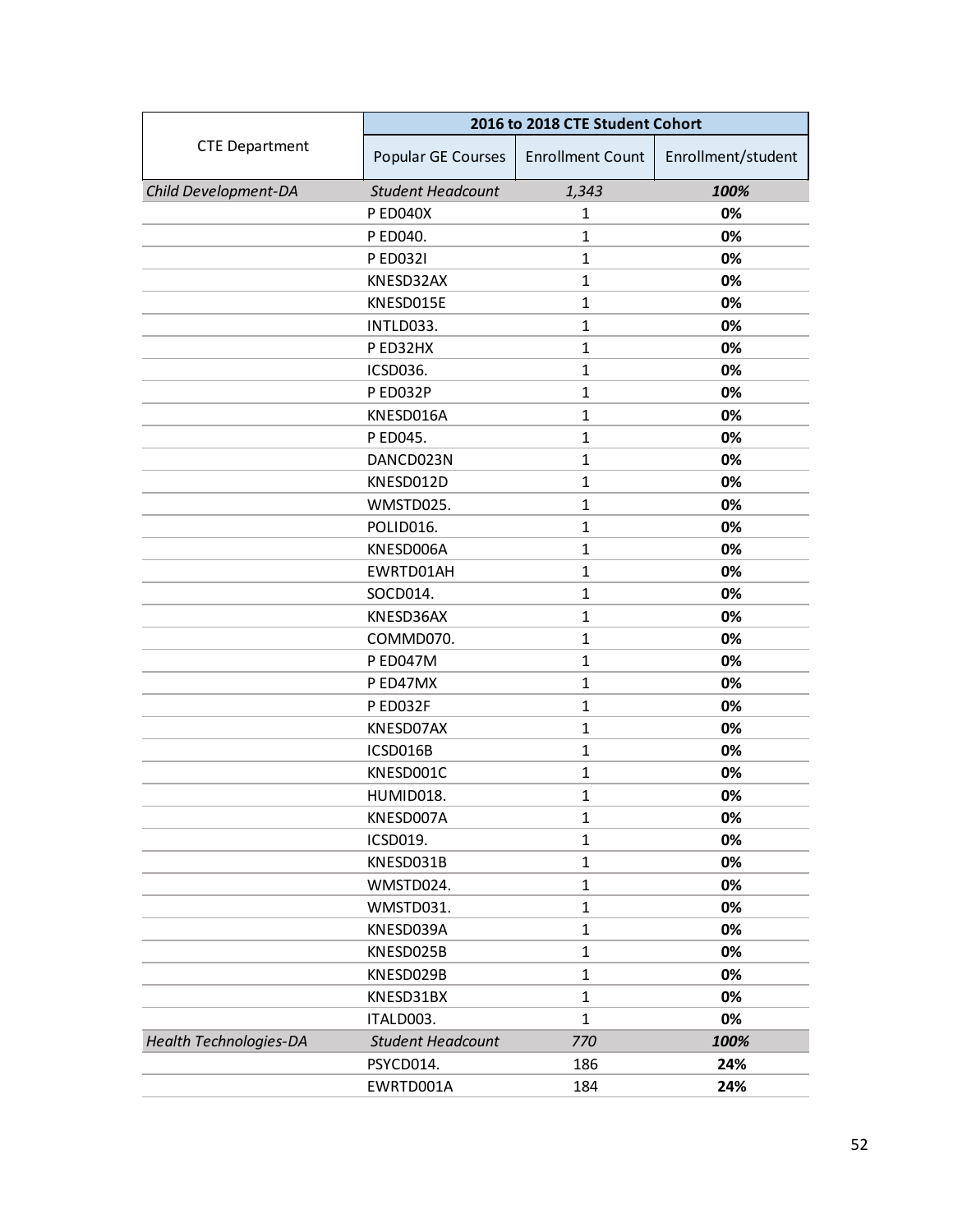| CTE Department | 2016 to 2018 CTE Student Cohort | | |
|---|---|---|---|
| | Popular GE Courses | Enrollment Count | Enrollment/student |
| *Child Development-DA* | *Student Headcount* | *1,343* | ***100%*** |
| | P ED040X | 1 | **0%** |
| | P ED040. | 1 | **0%** |
| | P ED032I | 1 | **0%** |
| | KNESD32AX | 1 | **0%** |
| | KNESD015E | 1 | **0%** |
| | INTLD033. | 1 | **0%** |
| | P ED32HX | 1 | **0%** |
| | ICSD036. | 1 | **0%** |
| | P ED032P | 1 | **0%** |
| | KNESD016A | 1 | **0%** |
| | P ED045. | 1 | **0%** |
| | DANCD023N | 1 | **0%** |
| | KNESD012D | 1 | **0%** |
| | WMSTD025. | 1 | **0%** |
| | POLID016. | 1 | **0%** |
| | KNESD006A | 1 | **0%** |
| | EWRTD01AH | 1 | **0%** |
| | SOCD014. | 1 | **0%** |
| | KNESD36AX | 1 | **0%** |
| | COMMD070. | 1 | **0%** |
| | P ED047M | 1 | **0%** |
| | P ED47MX | 1 | **0%** |
| | P ED032F | 1 | **0%** |
| | KNESD07AX | 1 | **0%** |
| | ICSD016B | 1 | **0%** |
| | KNESD001C | 1 | **0%** |
| | HUMID018. | 1 | **0%** |
| | KNESD007A | 1 | **0%** |
| | ICSD019. | 1 | **0%** |
| | KNESD031B | 1 | **0%** |
| | WMSTD024. | 1 | **0%** |
| | WMSTD031. | 1 | **0%** |
| | KNESD039A | 1 | **0%** |
| | KNESD025B | 1 | **0%** |
| | KNESD029B | 1 | **0%** |
| | KNESD31BX | 1 | **0%** |
| | ITALD003. | 1 | **0%** |
| *Health Technologies-DA* | *Student Headcount* | *770* | ***100%*** |
| | PSYCD014. | 186 | **24%** |
| | EWRTD001A | 184 | **24%** |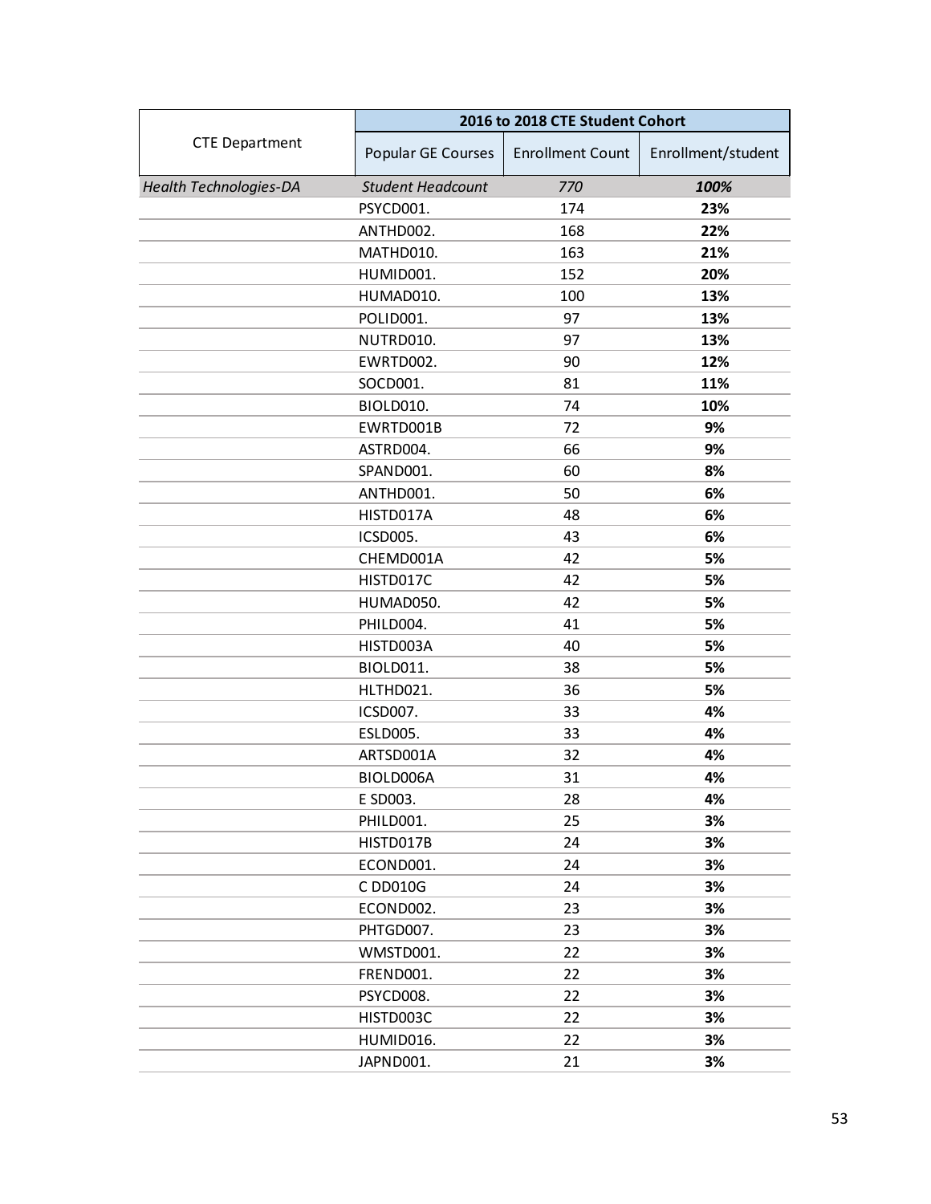| CTE Department | 2016 to 2018 CTE Student Cohort | | |
|---|---|---|---|
| | Popular GE Courses | Enrollment Count | Enrollment/student |
| *Health Technologies-DA* | *Student Headcount* | *770* | ***100%*** |
| | PSYCD001. | 174 | **23%** |
| | ANTHD002. | 168 | **22%** |
| | MATHD010. | 163 | **21%** |
| | HUMID001. | 152 | **20%** |
| | HUMAD010. | 100 | **13%** |
| | POLID001. | 97 | **13%** |
| | NUTRD010. | 97 | **13%** |
| | EWRTD002. | 90 | **12%** |
| | SOCD001. | 81 | **11%** |
| | BIOLD010. | 74 | **10%** |
| | EWRTD001B | 72 | **9%** |
| | ASTRD004. | 66 | **9%** |
| | SPAND001. | 60 | **8%** |
| | ANTHD001. | 50 | **6%** |
| | HISTD017A | 48 | **6%** |
| | ICSD005. | 43 | **6%** |
| | CHEMD001A | 42 | **5%** |
| | HISTD017C | 42 | **5%** |
| | HUMAD050. | 42 | **5%** |
| | PHILD004. | 41 | **5%** |
| | HISTD003A | 40 | **5%** |
| | BIOLD011. | 38 | **5%** |
| | HLTHD021. | 36 | **5%** |
| | ICSD007. | 33 | **4%** |
| | ESLD005. | 33 | **4%** |
| | ARTSD001A | 32 | **4%** |
| | BIOLD006A | 31 | **4%** |
| | E SD003. | 28 | **4%** |
| | PHILD001. | 25 | **3%** |
| | HISTD017B | 24 | **3%** |
| | ECOND001. | 24 | **3%** |
| | C DD010G | 24 | **3%** |
| | ECOND002. | 23 | **3%** |
| | PHTGD007. | 23 | **3%** |
| | WMSTD001. | 22 | **3%** |
| | FREND001. | 22 | **3%** |
| | PSYCD008. | 22 | **3%** |
| | HISTD003C | 22 | **3%** |
| | HUMID016. | 22 | **3%** |
| | JAPND001. | 21 | **3%** |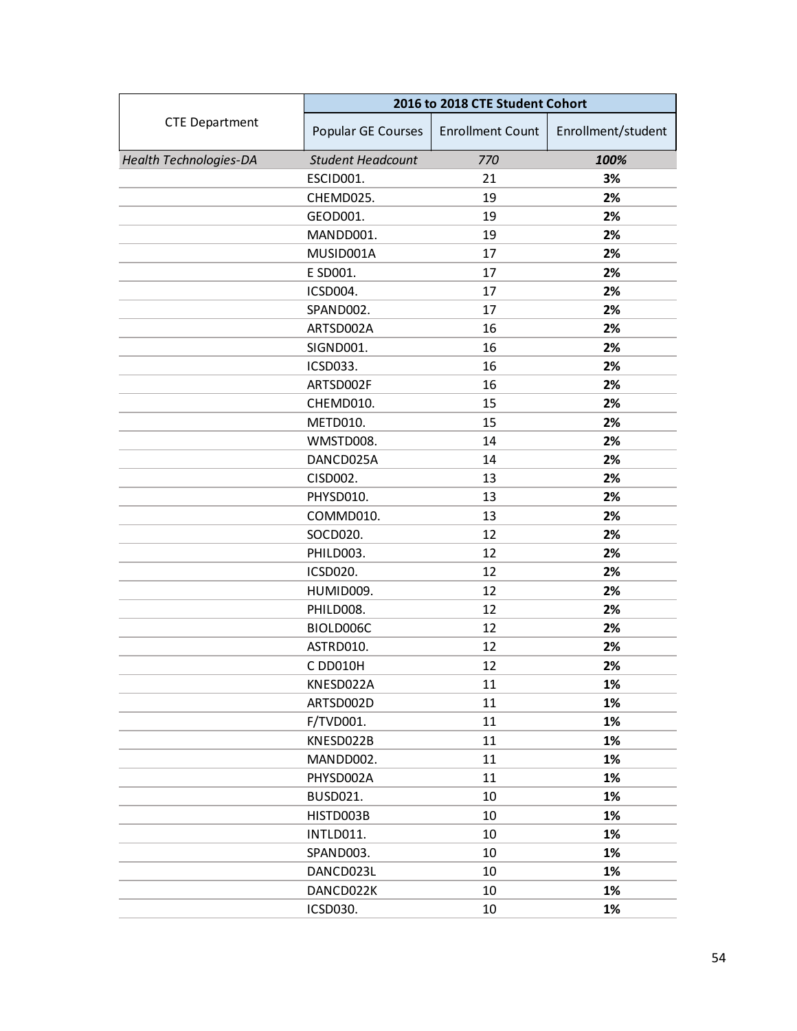| CTE Department | 2016 to 2018 CTE Student Cohort | | |
|---|---|---|---|
| | Popular GE Courses | Enrollment Count | Enrollment/student |
| *Health Technologies-DA* | *Student Headcount* | *770* | ***100%*** |
| | ESCID001. | 21 | **3%** |
| | CHEMD025. | 19 | **2%** |
| | GEOD001. | 19 | **2%** |
| | MANDD001. | 19 | **2%** |
| | MUSID001A | 17 | **2%** |
| | E SD001. | 17 | **2%** |
| | ICSD004. | 17 | **2%** |
| | SPAND002. | 17 | **2%** |
| | ARTSD002A | 16 | **2%** |
| | SIGND001. | 16 | **2%** |
| | ICSD033. | 16 | **2%** |
| | ARTSD002F | 16 | **2%** |
| | CHEMD010. | 15 | **2%** |
| | METD010. | 15 | **2%** |
| | WMSTD008. | 14 | **2%** |
| | DANCD025A | 14 | **2%** |
| | CISD002. | 13 | **2%** |
| | PHYSD010. | 13 | **2%** |
| | COMMD010. | 13 | **2%** |
| | SOCD020. | 12 | **2%** |
| | PHILD003. | 12 | **2%** |
| | ICSD020. | 12 | **2%** |
| | HUMID009. | 12 | **2%** |
| | PHILD008. | 12 | **2%** |
| | BIOLD006C | 12 | **2%** |
| | ASTRD010. | 12 | **2%** |
| | C DD010H | 12 | **2%** |
| | KNESD022A | 11 | **1%** |
| | ARTSD002D | 11 | **1%** |
| | F/TVD001. | 11 | **1%** |
| | KNESD022B | 11 | **1%** |
| | MANDD002. | 11 | **1%** |
| | PHYSD002A | 11 | **1%** |
| | BUSD021. | 10 | **1%** |
| | HISTD003B | 10 | **1%** |
| | INTLD011. | 10 | **1%** |
| | SPAND003. | 10 | **1%** |
| | DANCD023L | 10 | **1%** |
| | DANCD022K | 10 | **1%** |
| | ICSD030. | 10 | **1%** |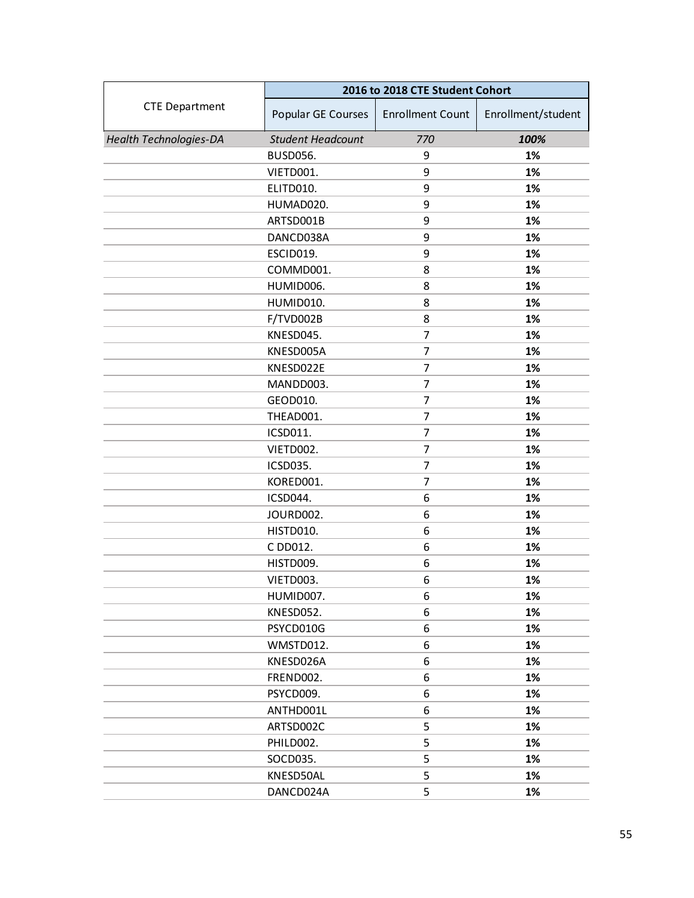| CTE Department | 2016 to 2018 CTE Student Cohort | | |
|---|---|---|---|
| | Popular GE Courses | Enrollment Count | Enrollment/student |
| *Health Technologies-DA* | *Student Headcount* | *770* | ***100%*** |
| | BUSD056. | 9 | **1%** |
| | VIETD001. | 9 | **1%** |
| | ELITD010. | 9 | **1%** |
| | HUMAD020. | 9 | **1%** |
| | ARTSD001B | 9 | **1%** |
| | DANCD038A | 9 | **1%** |
| | ESCID019. | 9 | **1%** |
| | COMMD001. | 8 | **1%** |
| | HUMID006. | 8 | **1%** |
| | HUMID010. | 8 | **1%** |
| | F/TVD002B | 8 | **1%** |
| | KNESD045. | 7 | **1%** |
| | KNESD005A | 7 | **1%** |
| | KNESD022E | 7 | **1%** |
| | MANDD003. | 7 | **1%** |
| | GEOD010. | 7 | **1%** |
| | THEAD001. | 7 | **1%** |
| | ICSD011. | 7 | **1%** |
| | VIETD002. | 7 | **1%** |
| | ICSD035. | 7 | **1%** |
| | KORED001. | 7 | **1%** |
| | ICSD044. | 6 | **1%** |
| | JOURD002. | 6 | **1%** |
| | HISTD010. | 6 | **1%** |
| | C DD012. | 6 | **1%** |
| | HISTD009. | 6 | **1%** |
| | VIETD003. | 6 | **1%** |
| | HUMID007. | 6 | **1%** |
| | KNESD052. | 6 | **1%** |
| | PSYCD010G | 6 | **1%** |
| | WMSTD012. | 6 | **1%** |
| | KNESD026A | 6 | **1%** |
| | FREND002. | 6 | **1%** |
| | PSYCD009. | 6 | **1%** |
| | ANTHD001L | 6 | **1%** |
| | ARTSD002C | 5 | **1%** |
| | PHILD002. | 5 | **1%** |
| | SOCD035. | 5 | **1%** |
| | KNESD50AL | 5 | **1%** |
| | DANCD024A | 5 | **1%** |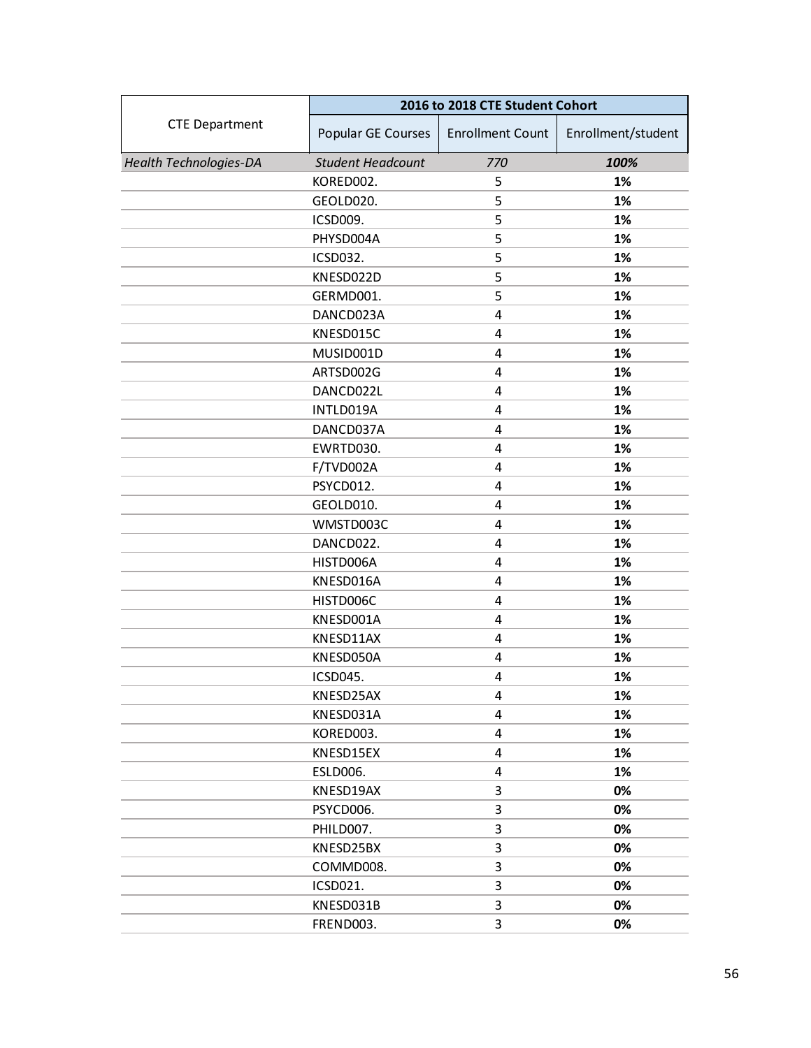| CTE Department | 2016 to 2018 CTE Student Cohort | | |
| --- | --- | --- | --- |
| | Popular GE Courses | Enrollment Count | Enrollment/student |
| *Health Technologies-DA* | *Student Headcount* | *770* | ***100%*** |
| | KORED002. | 5 | **1%** |
| | GEOLD020. | 5 | **1%** |
| | ICSD009. | 5 | **1%** |
| | PHYSD004A | 5 | **1%** |
| | ICSD032. | 5 | **1%** |
| | KNESD022D | 5 | **1%** |
| | GERMD001. | 5 | **1%** |
| | DANCD023A | 4 | **1%** |
| | KNESD015C | 4 | **1%** |
| | MUSID001D | 4 | **1%** |
| | ARTSD002G | 4 | **1%** |
| | DANCD022L | 4 | **1%** |
| | INTLD019A | 4 | **1%** |
| | DANCD037A | 4 | **1%** |
| | EWRTD030. | 4 | **1%** |
| | F/TVD002A | 4 | **1%** |
| | PSYCD012. | 4 | **1%** |
| | GEOLD010. | 4 | **1%** |
| | WMSTD003C | 4 | **1%** |
| | DANCD022. | 4 | **1%** |
| | HISTD006A | 4 | **1%** |
| | KNESD016A | 4 | **1%** |
| | HISTD006C | 4 | **1%** |
| | KNESD001A | 4 | **1%** |
| | KNESD11AX | 4 | **1%** |
| | KNESD050A | 4 | **1%** |
| | ICSD045. | 4 | **1%** |
| | KNESD25AX | 4 | **1%** |
| | KNESD031A | 4 | **1%** |
| | KORED003. | 4 | **1%** |
| | KNESD15EX | 4 | **1%** |
| | ESLD006. | 4 | **1%** |
| | KNESD19AX | 3 | **0%** |
| | PSYCD006. | 3 | **0%** |
| | PHILD007. | 3 | **0%** |
| | KNESD25BX | 3 | **0%** |
| | COMMD008. | 3 | **0%** |
| | ICSD021. | 3 | **0%** |
| | KNESD031B | 3 | **0%** |
| | FREND003. | 3 | **0%** |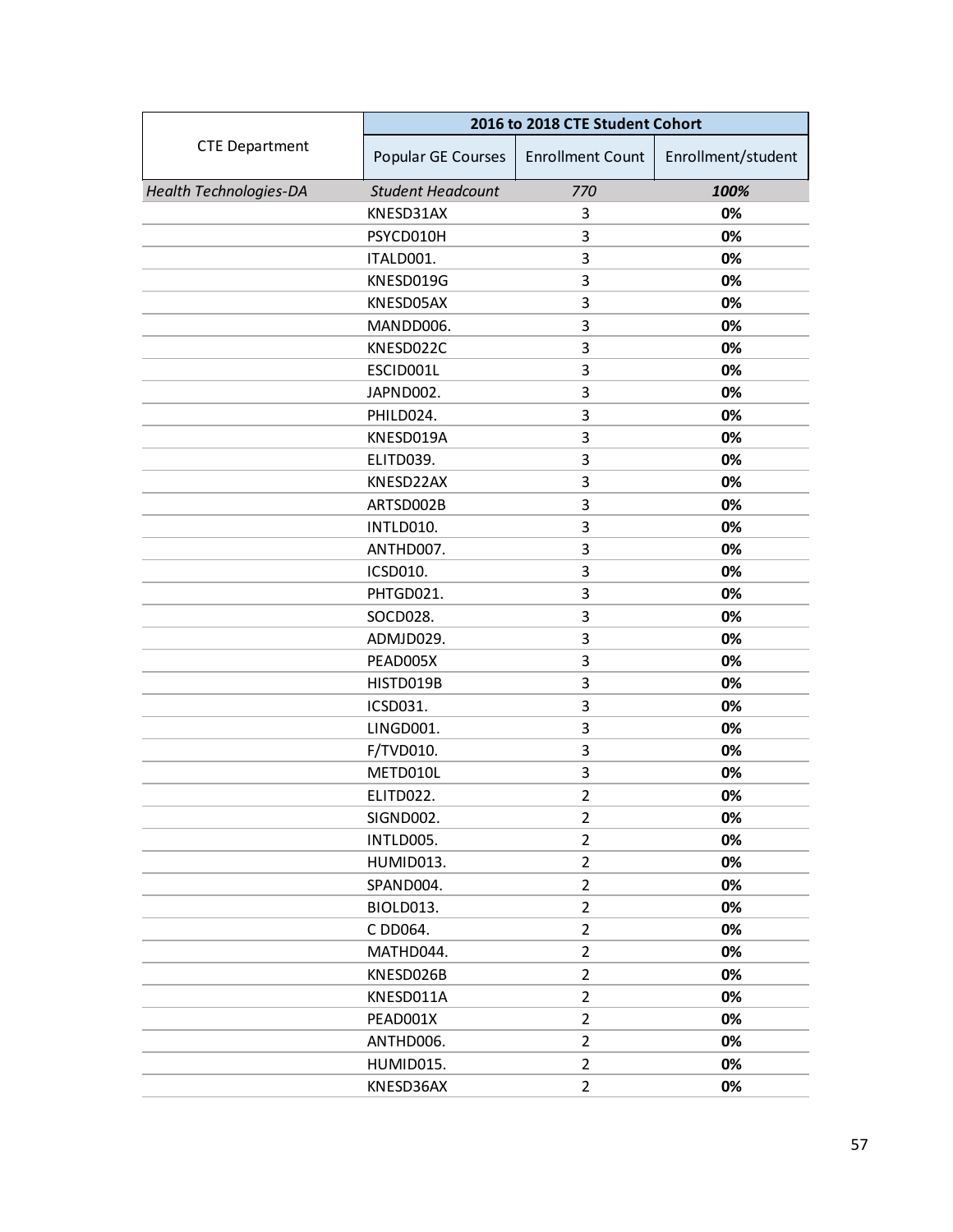| CTE Department | 2016 to 2018 CTE Student Cohort | | |
|---|---|---|---|
| | Popular GE Courses | Enrollment Count | Enrollment/student |
| *Health Technologies-DA* | *Student Headcount* | *770* | ***100%*** |
| | KNESD31AX | 3 | **0%** |
| | PSYCD010H | 3 | **0%** |
| | ITALD001. | 3 | **0%** |
| | KNESD019G | 3 | **0%** |
| | KNESD05AX | 3 | **0%** |
| | MANDD006. | 3 | **0%** |
| | KNESD022C | 3 | **0%** |
| | ESCID001L | 3 | **0%** |
| | JAPND002. | 3 | **0%** |
| | PHILD024. | 3 | **0%** |
| | KNESD019A | 3 | **0%** |
| | ELITD039. | 3 | **0%** |
| | KNESD22AX | 3 | **0%** |
| | ARTSD002B | 3 | **0%** |
| | INTLD010. | 3 | **0%** |
| | ANTHD007. | 3 | **0%** |
| | ICSD010. | 3 | **0%** |
| | PHTGD021. | 3 | **0%** |
| | SOCD028. | 3 | **0%** |
| | ADMJD029. | 3 | **0%** |
| | PEAD005X | 3 | **0%** |
| | HISTD019B | 3 | **0%** |
| | ICSD031. | 3 | **0%** |
| | LINGD001. | 3 | **0%** |
| | F/TVD010. | 3 | **0%** |
| | METD010L | 3 | **0%** |
| | ELITD022. | 2 | **0%** |
| | SIGND002. | 2 | **0%** |
| | INTLD005. | 2 | **0%** |
| | HUMID013. | 2 | **0%** |
| | SPAND004. | 2 | **0%** |
| | BIOLD013. | 2 | **0%** |
| | C DD064. | 2 | **0%** |
| | MATHD044. | 2 | **0%** |
| | KNESD026B | 2 | **0%** |
| | KNESD011A | 2 | **0%** |
| | PEAD001X | 2 | **0%** |
| | ANTHD006. | 2 | **0%** |
| | HUMID015. | 2 | **0%** |
| | KNESD36AX | 2 | **0%** |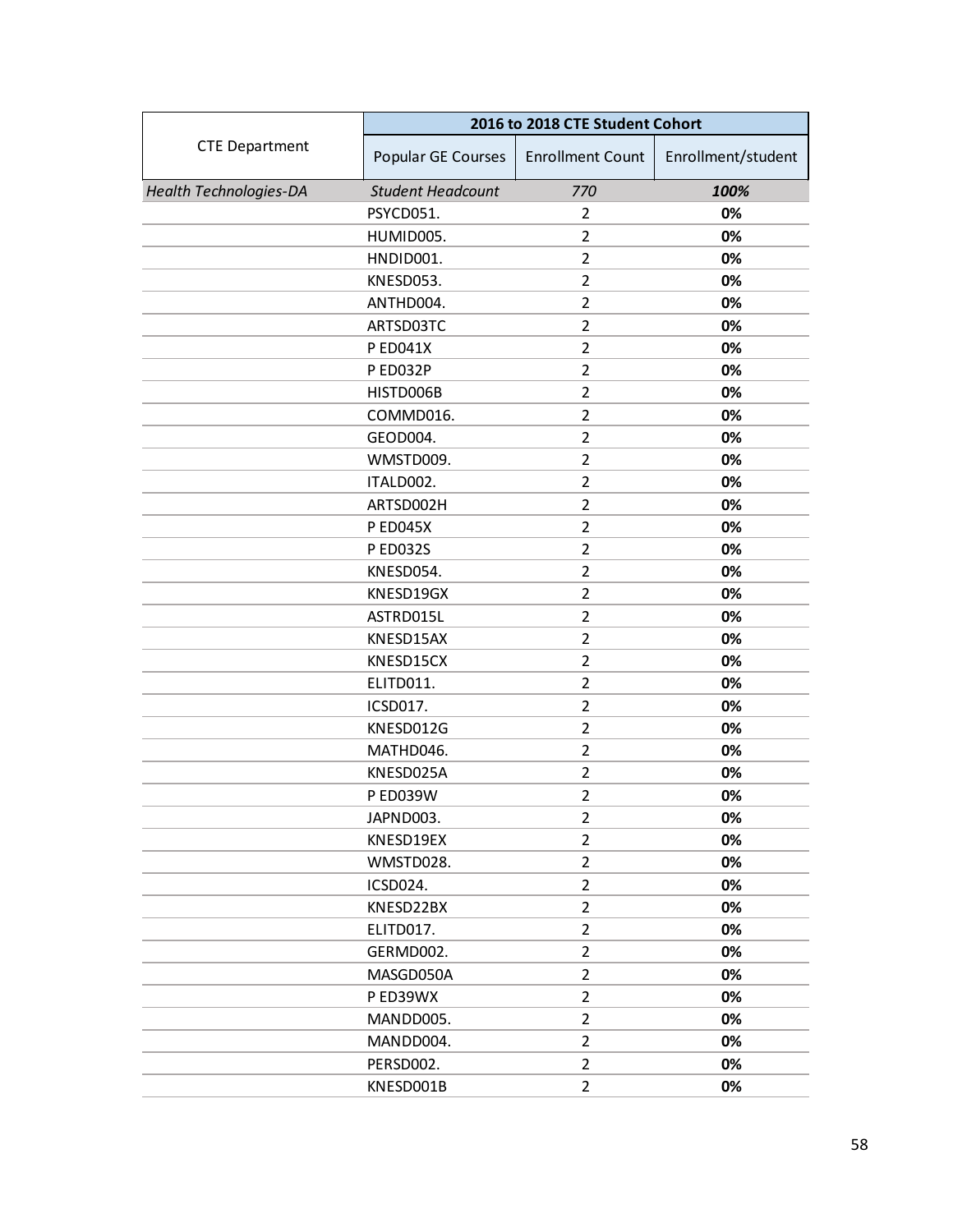| CTE Department | 2016 to 2018 CTE Student Cohort | | |
|---|---|---|---|
| | Popular GE Courses | Enrollment Count | Enrollment/student |
| *Health Technologies-DA* | *Student Headcount* | *770* | ***100%*** |
| | PSYCD051. | 2 | **0%** |
| | HUMID005. | 2 | **0%** |
| | HNDID001. | 2 | **0%** |
| | KNESD053. | 2 | **0%** |
| | ANTHD004. | 2 | **0%** |
| | ARTSD03TC | 2 | **0%** |
| | P ED041X | 2 | **0%** |
| | P ED032P | 2 | **0%** |
| | HISTD006B | 2 | **0%** |
| | COMMD016. | 2 | **0%** |
| | GEOD004. | 2 | **0%** |
| | WMSTD009. | 2 | **0%** |
| | ITALD002. | 2 | **0%** |
| | ARTSD002H | 2 | **0%** |
| | P ED045X | 2 | **0%** |
| | P ED032S | 2 | **0%** |
| | KNESD054. | 2 | **0%** |
| | KNESD19GX | 2 | **0%** |
| | ASTRD015L | 2 | **0%** |
| | KNESD15AX | 2 | **0%** |
| | KNESD15CX | 2 | **0%** |
| | ELITD011. | 2 | **0%** |
| | ICSD017. | 2 | **0%** |
| | KNESD012G | 2 | **0%** |
| | MATHD046. | 2 | **0%** |
| | KNESD025A | 2 | **0%** |
| | P ED039W | 2 | **0%** |
| | JAPND003. | 2 | **0%** |
| | KNESD19EX | 2 | **0%** |
| | WMSTD028. | 2 | **0%** |
| | ICSD024. | 2 | **0%** |
| | KNESD22BX | 2 | **0%** |
| | ELITD017. | 2 | **0%** |
| | GERMD002. | 2 | **0%** |
| | MASGD050A | 2 | **0%** |
| | P ED39WX | 2 | **0%** |
| | MANDD005. | 2 | **0%** |
| | MANDD004. | 2 | **0%** |
| | PERSD002. | 2 | **0%** |
| | KNESD001B | 2 | **0%** |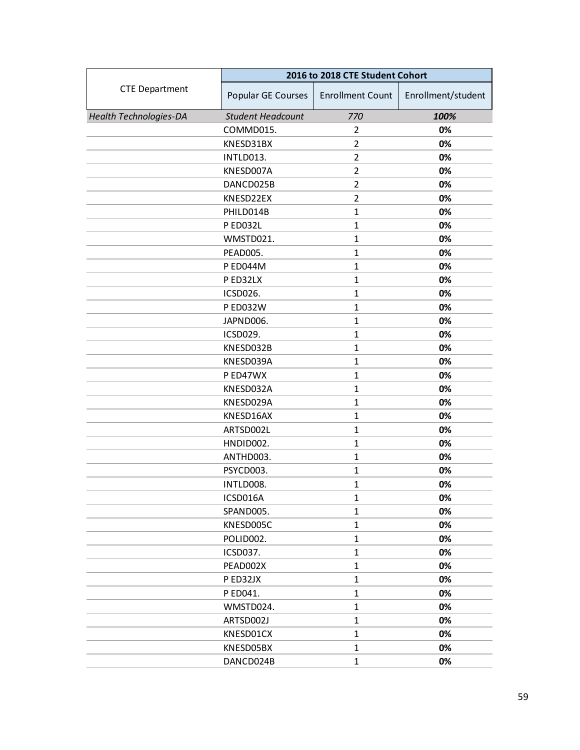| CTE Department | 2016 to 2018 CTE Student Cohort | | |
|---|---|---|---|
| | Popular GE Courses | Enrollment Count | Enrollment/student |
| *Health Technologies-DA* | *Student Headcount* | *770* | ***100%*** |
| | COMMD015. | 2 | **0%** |
| | KNESD31BX | 2 | **0%** |
| | INTLD013. | 2 | **0%** |
| | KNESD007A | 2 | **0%** |
| | DANCD025B | 2 | **0%** |
| | KNESD22EX | 2 | **0%** |
| | PHILD014B | 1 | **0%** |
| | P ED032L | 1 | **0%** |
| | WMSTD021. | 1 | **0%** |
| | PEAD005. | 1 | **0%** |
| | P ED044M | 1 | **0%** |
| | P ED32LX | 1 | **0%** |
| | ICSD026. | 1 | **0%** |
| | P ED032W | 1 | **0%** |
| | JAPND006. | 1 | **0%** |
| | ICSD029. | 1 | **0%** |
| | KNESD032B | 1 | **0%** |
| | KNESD039A | 1 | **0%** |
| | P ED47WX | 1 | **0%** |
| | KNESD032A | 1 | **0%** |
| | KNESD029A | 1 | **0%** |
| | KNESD16AX | 1 | **0%** |
| | ARTSD002L | 1 | **0%** |
| | HNDID002. | 1 | **0%** |
| | ANTHD003. | 1 | **0%** |
| | PSYCD003. | 1 | **0%** |
| | INTLD008. | 1 | **0%** |
| | ICSD016A | 1 | **0%** |
| | SPAND005. | 1 | **0%** |
| | KNESD005C | 1 | **0%** |
| | POLID002. | 1 | **0%** |
| | ICSD037. | 1 | **0%** |
| | PEAD002X | 1 | **0%** |
| | P ED32JX | 1 | **0%** |
| | P ED041. | 1 | **0%** |
| | WMSTD024. | 1 | **0%** |
| | ARTSD002J | 1 | **0%** |
| | KNESD01CX | 1 | **0%** |
| | KNESD05BX | 1 | **0%** |
| | DANCD024B | 1 | **0%** |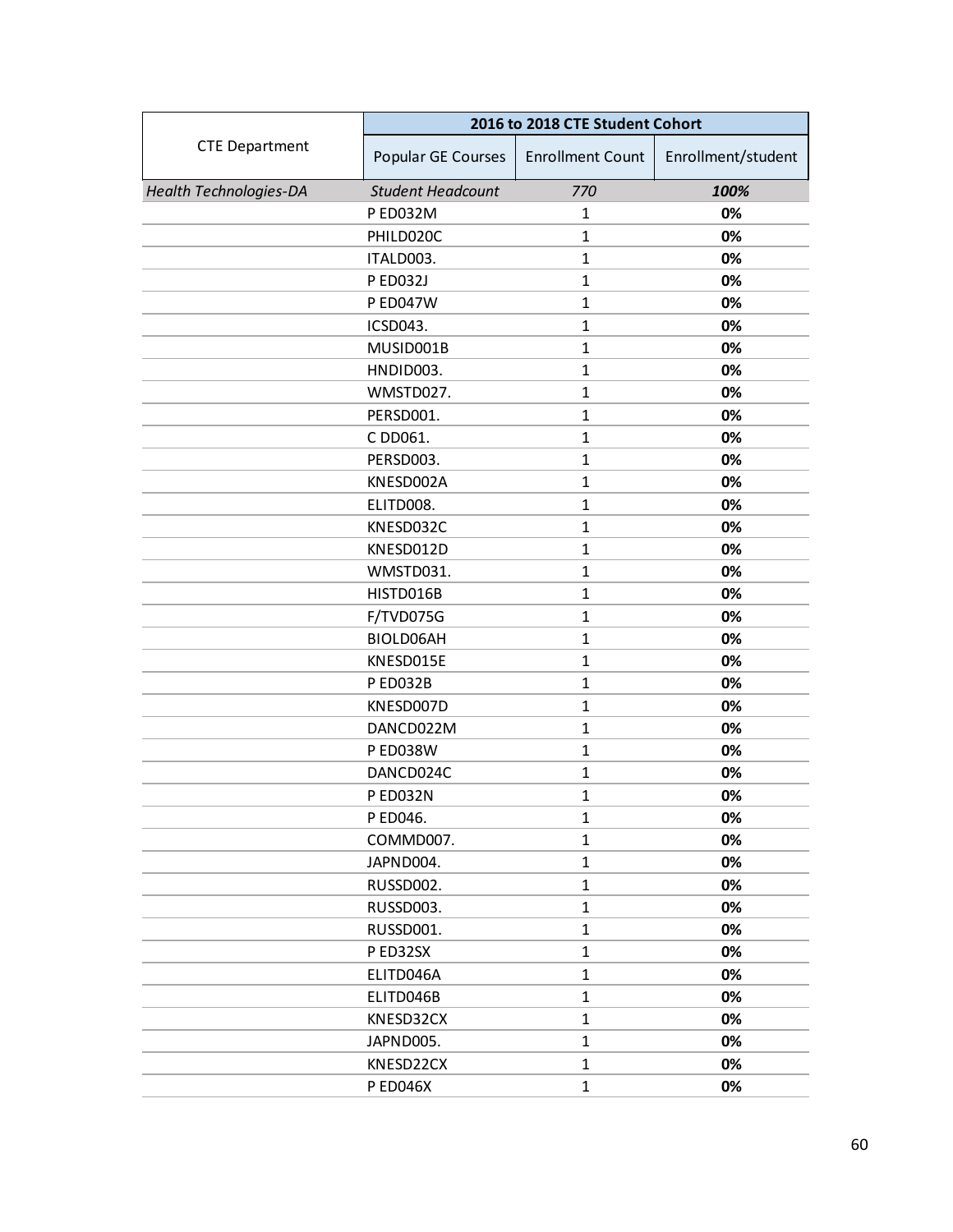| CTE Department | 2016 to 2018 CTE Student Cohort | | |
|---|---|---|---|
| | Popular GE Courses | Enrollment Count | Enrollment/student |
| *Health Technologies-DA* | *Student Headcount* | *770* | ***100%*** |
| | P ED032M | 1 | **0%** |
| | PHILD020C | 1 | **0%** |
| | ITALD003. | 1 | **0%** |
| | P ED032J | 1 | **0%** |
| | P ED047W | 1 | **0%** |
| | ICSD043. | 1 | **0%** |
| | MUSID001B | 1 | **0%** |
| | HNDID003. | 1 | **0%** |
| | WMSTD027. | 1 | **0%** |
| | PERSD001. | 1 | **0%** |
| | C DD061. | 1 | **0%** |
| | PERSD003. | 1 | **0%** |
| | KNESD002A | 1 | **0%** |
| | ELITD008. | 1 | **0%** |
| | KNESD032C | 1 | **0%** |
| | KNESD012D | 1 | **0%** |
| | WMSTD031. | 1 | **0%** |
| | HISTD016B | 1 | **0%** |
| | F/TVD075G | 1 | **0%** |
| | BIOLD06AH | 1 | **0%** |
| | KNESD015E | 1 | **0%** |
| | P ED032B | 1 | **0%** |
| | KNESD007D | 1 | **0%** |
| | DANCD022M | 1 | **0%** |
| | P ED038W | 1 | **0%** |
| | DANCD024C | 1 | **0%** |
| | P ED032N | 1 | **0%** |
| | P ED046. | 1 | **0%** |
| | COMMD007. | 1 | **0%** |
| | JAPND004. | 1 | **0%** |
| | RUSSD002. | 1 | **0%** |
| | RUSSD003. | 1 | **0%** |
| | RUSSD001. | 1 | **0%** |
| | P ED32SX | 1 | **0%** |
| | ELITD046A | 1 | **0%** |
| | ELITD046B | 1 | **0%** |
| | KNESD32CX | 1 | **0%** |
| | JAPND005. | 1 | **0%** |
| | KNESD22CX | 1 | **0%** |
| | P ED046X | 1 | **0%** |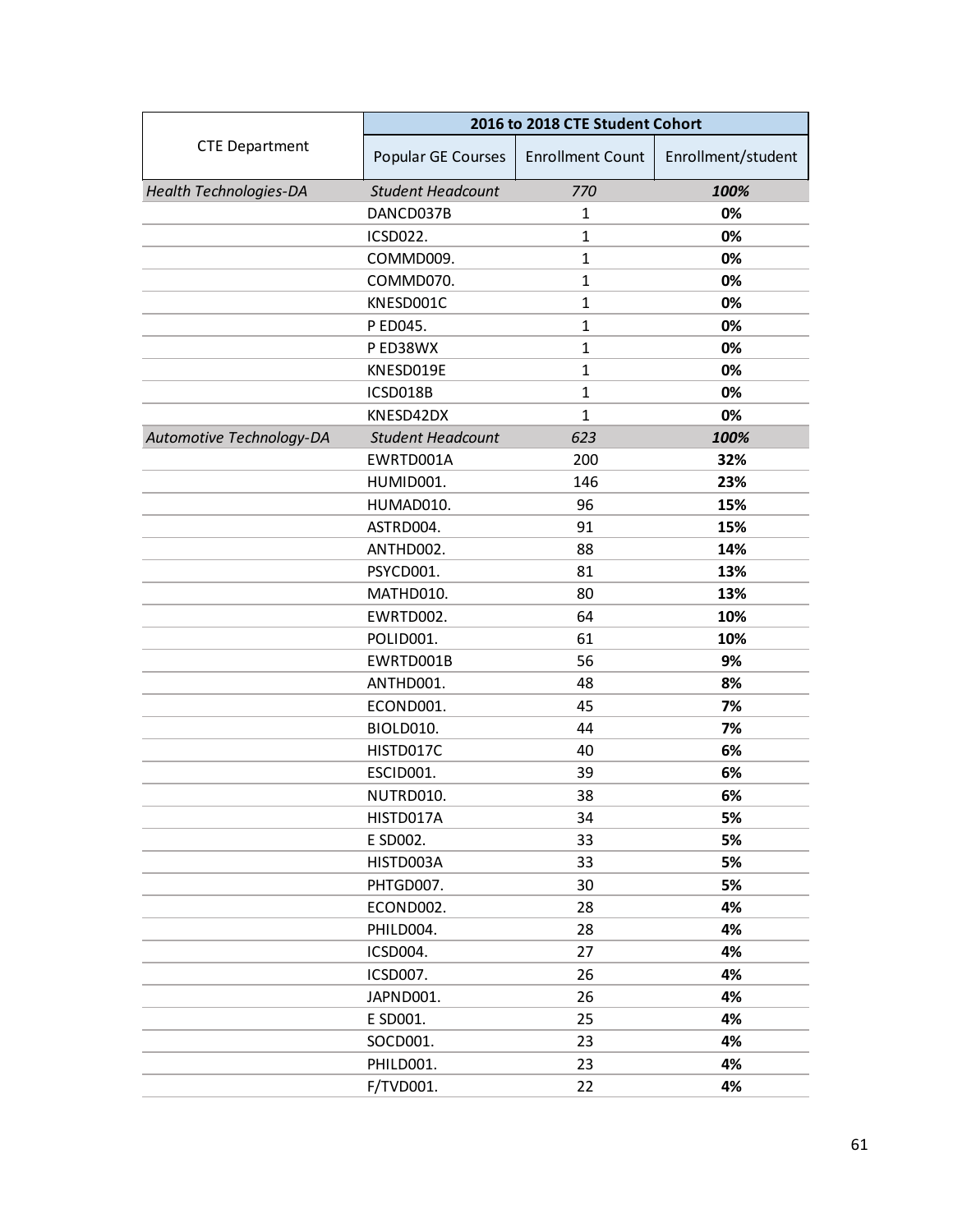| CTE Department | 2016 to 2018 CTE Student Cohort | | |
|---|---|---|---|
| | Popular GE Courses | Enrollment Count | Enrollment/student |
| *Health Technologies-DA* | *Student Headcount* | *770* | ***100%*** |
| | DANCD037B | 1 | **0%** |
| | ICSD022. | 1 | **0%** |
| | COMMD009. | 1 | **0%** |
| | COMMD070. | 1 | **0%** |
| | KNESD001C | 1 | **0%** |
| | P ED045. | 1 | **0%** |
| | P ED38WX | 1 | **0%** |
| | KNESD019E | 1 | **0%** |
| | ICSD018B | 1 | **0%** |
| | KNESD42DX | 1 | **0%** |
| *Automotive Technology-DA* | *Student Headcount* | *623* | ***100%*** |
| | EWRTD001A | 200 | **32%** |
| | HUMID001. | 146 | **23%** |
| | HUMAD010. | 96 | **15%** |
| | ASTRD004. | 91 | **15%** |
| | ANTHD002. | 88 | **14%** |
| | PSYCD001. | 81 | **13%** |
| | MATHD010. | 80 | **13%** |
| | EWRTD002. | 64 | **10%** |
| | POLID001. | 61 | **10%** |
| | EWRTD001B | 56 | **9%** |
| | ANTHD001. | 48 | **8%** |
| | ECOND001. | 45 | **7%** |
| | BIOLD010. | 44 | **7%** |
| | HISTD017C | 40 | **6%** |
| | ESCID001. | 39 | **6%** |
| | NUTRD010. | 38 | **6%** |
| | HISTD017A | 34 | **5%** |
| | E SD002. | 33 | **5%** |
| | HISTD003A | 33 | **5%** |
| | PHTGD007. | 30 | **5%** |
| | ECOND002. | 28 | **4%** |
| | PHILD004. | 28 | **4%** |
| | ICSD004. | 27 | **4%** |
| | ICSD007. | 26 | **4%** |
| | JAPND001. | 26 | **4%** |
| | E SD001. | 25 | **4%** |
| | SOCD001. | 23 | **4%** |
| | PHILD001. | 23 | **4%** |
| | F/TVD001. | 22 | **4%** |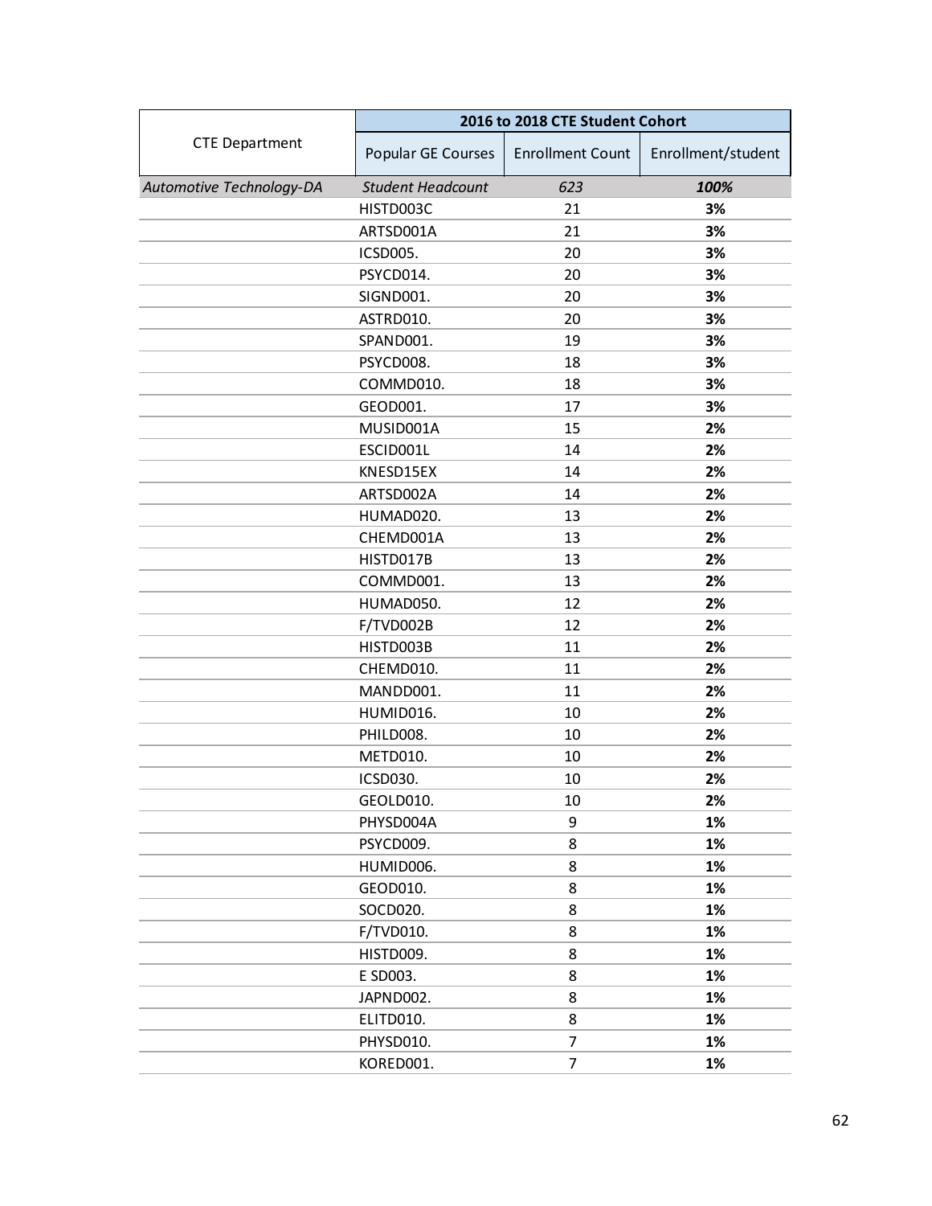| CTE Department | 2016 to 2018 CTE Student Cohort | | |
|---|---|---|---|
| | Popular GE Courses | Enrollment Count | Enrollment/student |
| *Automotive Technology-DA* | *Student Headcount* | *623* | ***100%*** |
| | HISTD003C | 21 | **3%** |
| | ARTSD001A | 21 | **3%** |
| | ICSD005. | 20 | **3%** |
| | PSYCD014. | 20 | **3%** |
| | SIGND001. | 20 | **3%** |
| | ASTRD010. | 20 | **3%** |
| | SPAND001. | 19 | **3%** |
| | PSYCD008. | 18 | **3%** |
| | COMMD010. | 18 | **3%** |
| | GEOD001. | 17 | **3%** |
| | MUSID001A | 15 | **2%** |
| | ESCID001L | 14 | **2%** |
| | KNESD15EX | 14 | **2%** |
| | ARTSD002A | 14 | **2%** |
| | HUMAD020. | 13 | **2%** |
| | CHEMD001A | 13 | **2%** |
| | HISTD017B | 13 | **2%** |
| | COMMD001. | 13 | **2%** |
| | HUMAD050. | 12 | **2%** |
| | F/TVD002B | 12 | **2%** |
| | HISTD003B | 11 | **2%** |
| | CHEMD010. | 11 | **2%** |
| | MANDD001. | 11 | **2%** |
| | HUMID016. | 10 | **2%** |
| | PHILD008. | 10 | **2%** |
| | METD010. | 10 | **2%** |
| | ICSD030. | 10 | **2%** |
| | GEOLD010. | 10 | **2%** |
| | PHYSD004A | 9 | **1%** |
| | PSYCD009. | 8 | **1%** |
| | HUMID006. | 8 | **1%** |
| | GEOD010. | 8 | **1%** |
| | SOCD020. | 8 | **1%** |
| | F/TVD010. | 8 | **1%** |
| | HISTD009. | 8 | **1%** |
| | E SD003. | 8 | **1%** |
| | JAPND002. | 8 | **1%** |
| | ELITD010. | 8 | **1%** |
| | PHYSD010. | 7 | **1%** |
| | KORED001. | 7 | **1%** |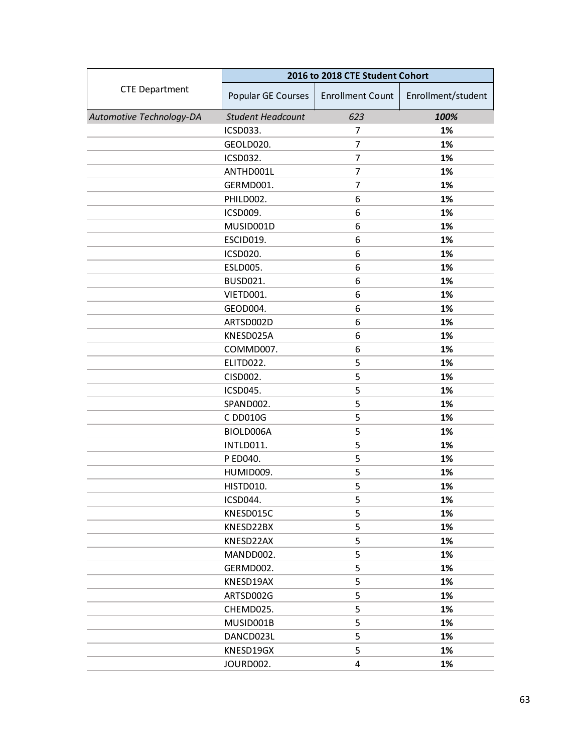| CTE Department | 2016 to 2018 CTE Student Cohort | | |
|---|---|---|---|
| | Popular GE Courses | Enrollment Count | Enrollment/student |
| *Automotive Technology-DA* | *Student Headcount* | *623* | ***100%*** |
| | ICSD033. | 7 | **1%** |
| | GEOLD020. | 7 | **1%** |
| | ICSD032. | 7 | **1%** |
| | ANTHD001L | 7 | **1%** |
| | GERMD001. | 7 | **1%** |
| | PHILD002. | 6 | **1%** |
| | ICSD009. | 6 | **1%** |
| | MUSID001D | 6 | **1%** |
| | ESCID019. | 6 | **1%** |
| | ICSD020. | 6 | **1%** |
| | ESLD005. | 6 | **1%** |
| | BUSD021. | 6 | **1%** |
| | VIETD001. | 6 | **1%** |
| | GEOD004. | 6 | **1%** |
| | ARTSD002D | 6 | **1%** |
| | KNESD025A | 6 | **1%** |
| | COMMD007. | 6 | **1%** |
| | ELITD022. | 5 | **1%** |
| | CISD002. | 5 | **1%** |
| | ICSD045. | 5 | **1%** |
| | SPAND002. | 5 | **1%** |
| | C DD010G | 5 | **1%** |
| | BIOLD006A | 5 | **1%** |
| | INTLD011. | 5 | **1%** |
| | P ED040. | 5 | **1%** |
| | HUMID009. | 5 | **1%** |
| | HISTD010. | 5 | **1%** |
| | ICSD044. | 5 | **1%** |
| | KNESD015C | 5 | **1%** |
| | KNESD22BX | 5 | **1%** |
| | KNESD22AX | 5 | **1%** |
| | MANDD002. | 5 | **1%** |
| | GERMD002. | 5 | **1%** |
| | KNESD19AX | 5 | **1%** |
| | ARTSD002G | 5 | **1%** |
| | CHEMD025. | 5 | **1%** |
| | MUSID001B | 5 | **1%** |
| | DANCD023L | 5 | **1%** |
| | KNESD19GX | 5 | **1%** |
| | JOURD002. | 4 | **1%** |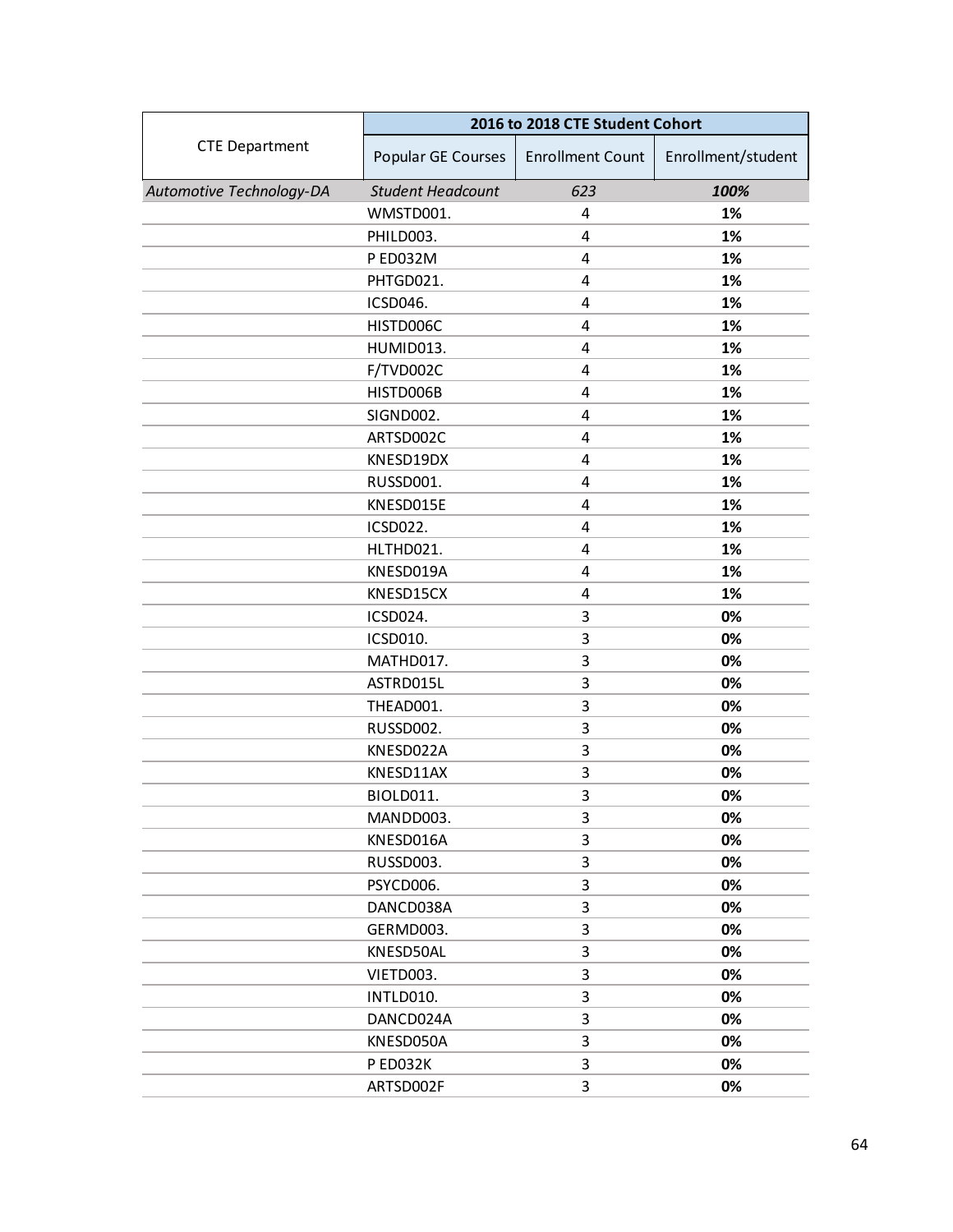| CTE Department | 2016 to 2018 CTE Student Cohort | | |
|---|---|---|---|
| | Popular GE Courses | Enrollment Count | Enrollment/student |
| *Automotive Technology-DA* | *Student Headcount* | *623* | ***100%*** |
| | WMSTD001. | 4 | **1%** |
| | PHILD003. | 4 | **1%** |
| | P ED032M | 4 | **1%** |
| | PHTGD021. | 4 | **1%** |
| | ICSD046. | 4 | **1%** |
| | HISTD006C | 4 | **1%** |
| | HUMID013. | 4 | **1%** |
| | F/TVD002C | 4 | **1%** |
| | HISTD006B | 4 | **1%** |
| | SIGND002. | 4 | **1%** |
| | ARTSD002C | 4 | **1%** |
| | KNESD19DX | 4 | **1%** |
| | RUSSD001. | 4 | **1%** |
| | KNESD015E | 4 | **1%** |
| | ICSD022. | 4 | **1%** |
| | HLTHD021. | 4 | **1%** |
| | KNESD019A | 4 | **1%** |
| | KNESD15CX | 4 | **1%** |
| | ICSD024. | 3 | **0%** |
| | ICSD010. | 3 | **0%** |
| | MATHD017. | 3 | **0%** |
| | ASTRD015L | 3 | **0%** |
| | THEAD001. | 3 | **0%** |
| | RUSSD002. | 3 | **0%** |
| | KNESD022A | 3 | **0%** |
| | KNESD11AX | 3 | **0%** |
| | BIOLD011. | 3 | **0%** |
| | MANDD003. | 3 | **0%** |
| | KNESD016A | 3 | **0%** |
| | RUSSD003. | 3 | **0%** |
| | PSYCD006. | 3 | **0%** |
| | DANCD038A | 3 | **0%** |
| | GERMD003. | 3 | **0%** |
| | KNESD50AL | 3 | **0%** |
| | VIETD003. | 3 | **0%** |
| | INTLD010. | 3 | **0%** |
| | DANCD024A | 3 | **0%** |
| | KNESD050A | 3 | **0%** |
| | P ED032K | 3 | **0%** |
| | ARTSD002F | 3 | **0%** |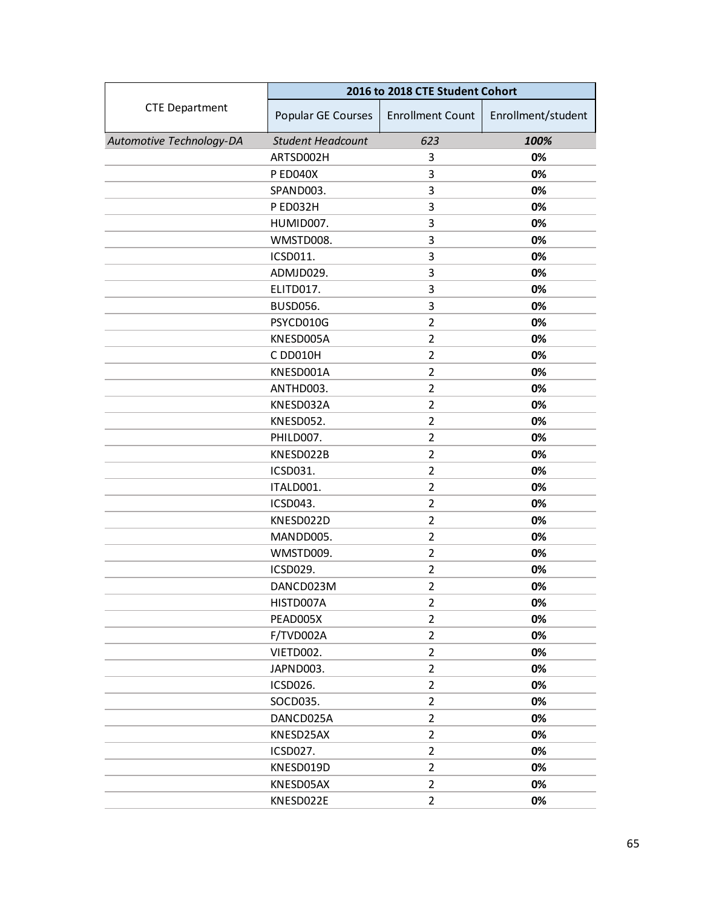| CTE Department | 2016 to 2018 CTE Student Cohort | | |
|---|---|---|---|
| | Popular GE Courses | Enrollment Count | Enrollment/student |
| *Automotive Technology-DA* | *Student Headcount* | *623* | ***100%*** |
| | ARTSD002H | 3 | **0%** |
| | P ED040X | 3 | **0%** |
| | SPAND003. | 3 | **0%** |
| | P ED032H | 3 | **0%** |
| | HUMID007. | 3 | **0%** |
| | WMSTD008. | 3 | **0%** |
| | ICSD011. | 3 | **0%** |
| | ADMJD029. | 3 | **0%** |
| | ELITD017. | 3 | **0%** |
| | BUSD056. | 3 | **0%** |
| | PSYCD010G | 2 | **0%** |
| | KNESD005A | 2 | **0%** |
| | C DD010H | 2 | **0%** |
| | KNESD001A | 2 | **0%** |
| | ANTHD003. | 2 | **0%** |
| | KNESD032A | 2 | **0%** |
| | KNESD052. | 2 | **0%** |
| | PHILD007. | 2 | **0%** |
| | KNESD022B | 2 | **0%** |
| | ICSD031. | 2 | **0%** |
| | ITALD001. | 2 | **0%** |
| | ICSD043. | 2 | **0%** |
| | KNESD022D | 2 | **0%** |
| | MANDD005. | 2 | **0%** |
| | WMSTD009. | 2 | **0%** |
| | ICSD029. | 2 | **0%** |
| | DANCD023M | 2 | **0%** |
| | HISTD007A | 2 | **0%** |
| | PEAD005X | 2 | **0%** |
| | F/TVD002A | 2 | **0%** |
| | VIETD002. | 2 | **0%** |
| | JAPND003. | 2 | **0%** |
| | ICSD026. | 2 | **0%** |
| | SOCD035. | 2 | **0%** |
| | DANCD025A | 2 | **0%** |
| | KNESD25AX | 2 | **0%** |
| | ICSD027. | 2 | **0%** |
| | KNESD019D | 2 | **0%** |
| | KNESD05AX | 2 | **0%** |
| | KNESD022E | 2 | **0%** |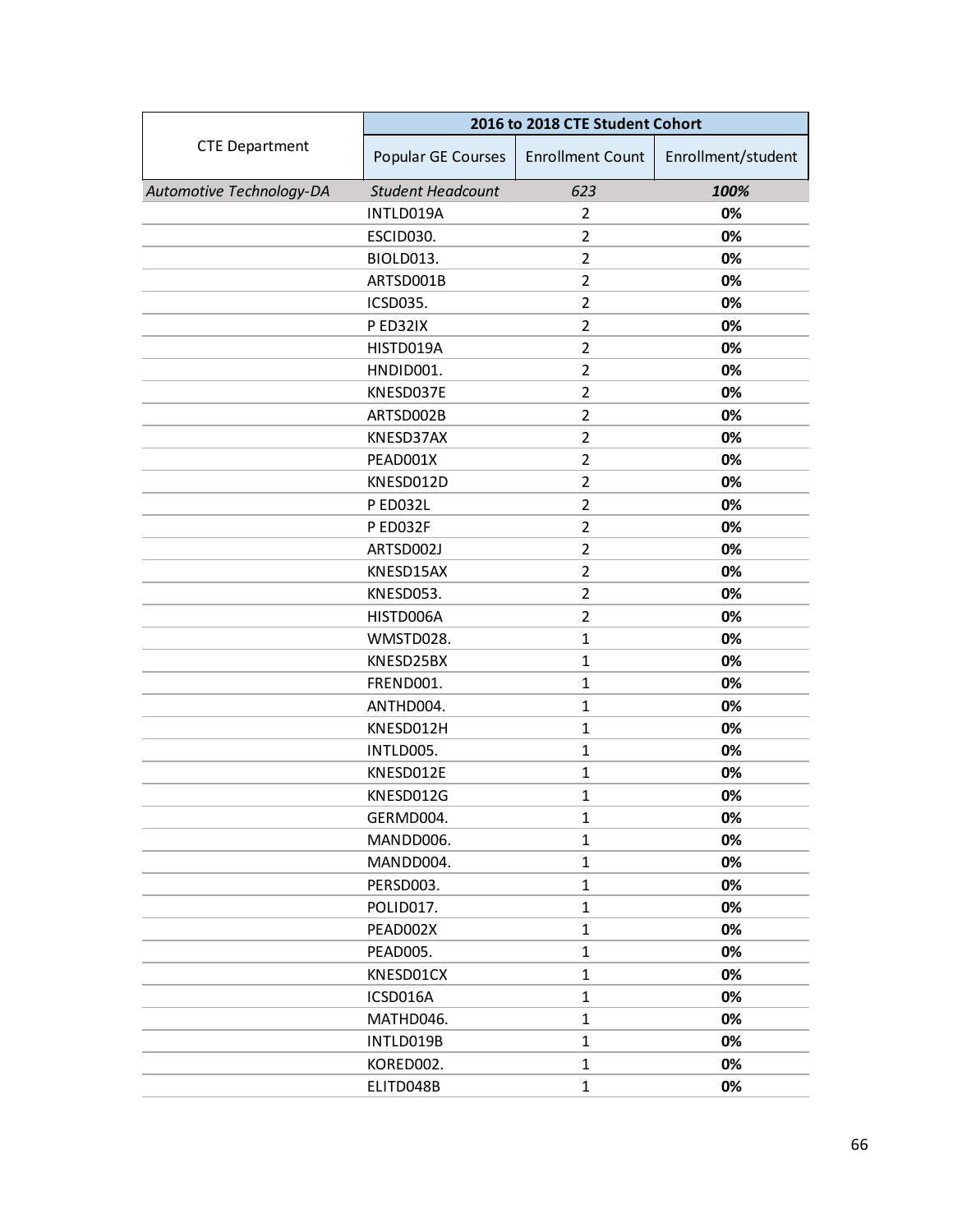| CTE Department | 2016 to 2018 CTE Student Cohort | | |
|---|---|---|---|
| | Popular GE Courses | Enrollment Count | Enrollment/student |
| *Automotive Technology-DA* | *Student Headcount* | *623* | ***100%*** |
| | INTLD019A | 2 | **0%** |
| | ESCID030. | 2 | **0%** |
| | BIOLD013. | 2 | **0%** |
| | ARTSD001B | 2 | **0%** |
| | ICSD035. | 2 | **0%** |
| | P ED32IX | 2 | **0%** |
| | HISTD019A | 2 | **0%** |
| | HNDID001. | 2 | **0%** |
| | KNESD037E | 2 | **0%** |
| | ARTSD002B | 2 | **0%** |
| | KNESD37AX | 2 | **0%** |
| | PEAD001X | 2 | **0%** |
| | KNESD012D | 2 | **0%** |
| | P ED032L | 2 | **0%** |
| | P ED032F | 2 | **0%** |
| | ARTSD002J | 2 | **0%** |
| | KNESD15AX | 2 | **0%** |
| | KNESD053. | 2 | **0%** |
| | HISTD006A | 2 | **0%** |
| | WMSTD028. | 1 | **0%** |
| | KNESD25BX | 1 | **0%** |
| | FREND001. | 1 | **0%** |
| | ANTHD004. | 1 | **0%** |
| | KNESD012H | 1 | **0%** |
| | INTLD005. | 1 | **0%** |
| | KNESD012E | 1 | **0%** |
| | KNESD012G | 1 | **0%** |
| | GERMD004. | 1 | **0%** |
| | MANDD006. | 1 | **0%** |
| | MANDD004. | 1 | **0%** |
| | PERSD003. | 1 | **0%** |
| | POLID017. | 1 | **0%** |
| | PEAD002X | 1 | **0%** |
| | PEAD005. | 1 | **0%** |
| | KNESD01CX | 1 | **0%** |
| | ICSD016A | 1 | **0%** |
| | MATHD046. | 1 | **0%** |
| | INTLD019B | 1 | **0%** |
| | KORED002. | 1 | **0%** |
| | ELITD048B | 1 | **0%** |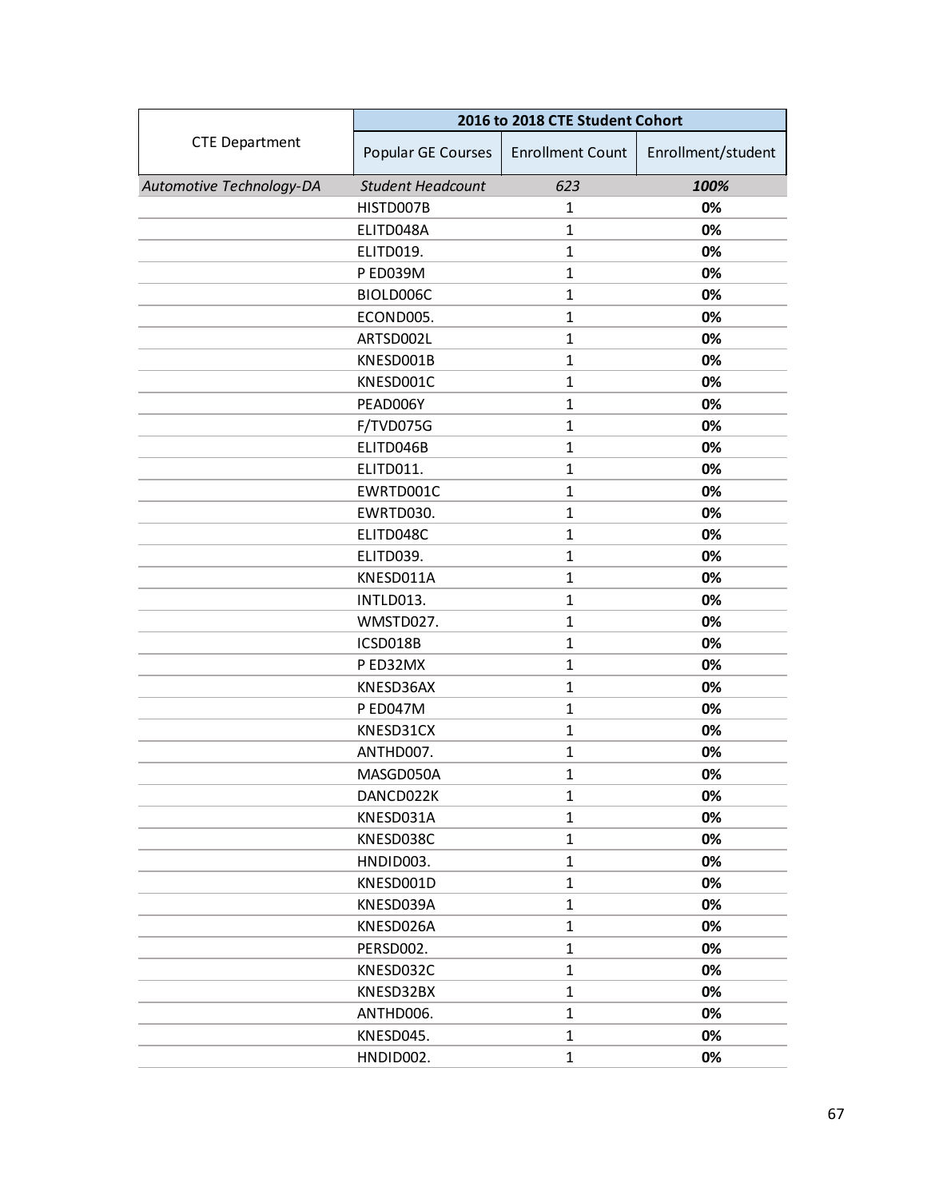| CTE Department | 2016 to 2018 CTE Student Cohort | | |
|---|---|---|---|
| | Popular GE Courses | Enrollment Count | Enrollment/student |
| *Automotive Technology-DA* | *Student Headcount* | *623* | ***100%*** |
| | HISTD007B | 1 | **0%** |
| | ELITD048A | 1 | **0%** |
| | ELITD019. | 1 | **0%** |
| | P ED039M | 1 | **0%** |
| | BIOLD006C | 1 | **0%** |
| | ECOND005. | 1 | **0%** |
| | ARTSD002L | 1 | **0%** |
| | KNESD001B | 1 | **0%** |
| | KNESD001C | 1 | **0%** |
| | PEAD006Y | 1 | **0%** |
| | F/TVD075G | 1 | **0%** |
| | ELITD046B | 1 | **0%** |
| | ELITD011. | 1 | **0%** |
| | EWRTD001C | 1 | **0%** |
| | EWRTD030. | 1 | **0%** |
| | ELITD048C | 1 | **0%** |
| | ELITD039. | 1 | **0%** |
| | KNESD011A | 1 | **0%** |
| | INTLD013. | 1 | **0%** |
| | WMSTD027. | 1 | **0%** |
| | ICSD018B | 1 | **0%** |
| | P ED32MX | 1 | **0%** |
| | KNESD36AX | 1 | **0%** |
| | P ED047M | 1 | **0%** |
| | KNESD31CX | 1 | **0%** |
| | ANTHD007. | 1 | **0%** |
| | MASGD050A | 1 | **0%** |
| | DANCD022K | 1 | **0%** |
| | KNESD031A | 1 | **0%** |
| | KNESD038C | 1 | **0%** |
| | HNDID003. | 1 | **0%** |
| | KNESD001D | 1 | **0%** |
| | KNESD039A | 1 | **0%** |
| | KNESD026A | 1 | **0%** |
| | PERSD002. | 1 | **0%** |
| | KNESD032C | 1 | **0%** |
| | KNESD32BX | 1 | **0%** |
| | ANTHD006. | 1 | **0%** |
| | KNESD045. | 1 | **0%** |
| | HNDID002. | 1 | **0%** |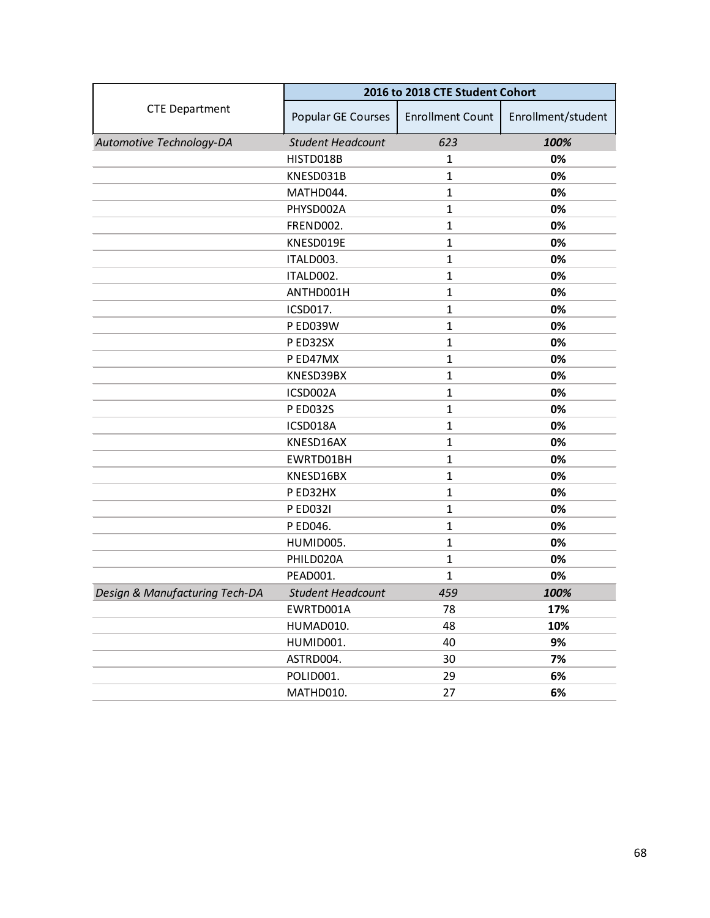| CTE Department | 2016 to 2018 CTE Student Cohort | | |
|---|---|---|---|
| | Popular GE Courses | Enrollment Count | Enrollment/student |
| *Automotive Technology-DA* | *Student Headcount* | *623* | ***100%*** |
| | HISTD018B | 1 | **0%** |
| | KNESD031B | 1 | **0%** |
| | MATHD044. | 1 | **0%** |
| | PHYSD002A | 1 | **0%** |
| | FREND002. | 1 | **0%** |
| | KNESD019E | 1 | **0%** |
| | ITALD003. | 1 | **0%** |
| | ITALD002. | 1 | **0%** |
| | ANTHD001H | 1 | **0%** |
| | ICSD017. | 1 | **0%** |
| | P ED039W | 1 | **0%** |
| | P ED32SX | 1 | **0%** |
| | P ED47MX | 1 | **0%** |
| | KNESD39BX | 1 | **0%** |
| | ICSD002A | 1 | **0%** |
| | P ED032S | 1 | **0%** |
| | ICSD018A | 1 | **0%** |
| | KNESD16AX | 1 | **0%** |
| | EWRTD01BH | 1 | **0%** |
| | KNESD16BX | 1 | **0%** |
| | P ED32HX | 1 | **0%** |
| | P ED032I | 1 | **0%** |
| | P ED046. | 1 | **0%** |
| | HUMID005. | 1 | **0%** |
| | PHILD020A | 1 | **0%** |
| | PEAD001. | 1 | **0%** |
| *Design & Manufacturing Tech-DA* | *Student Headcount* | *459* | ***100%*** |
| | EWRTD001A | 78 | **17%** |
| | HUMAD010. | 48 | **10%** |
| | HUMID001. | 40 | **9%** |
| | ASTRD004. | 30 | **7%** |
| | POLID001. | 29 | **6%** |
| | MATHD010. | 27 | **6%** |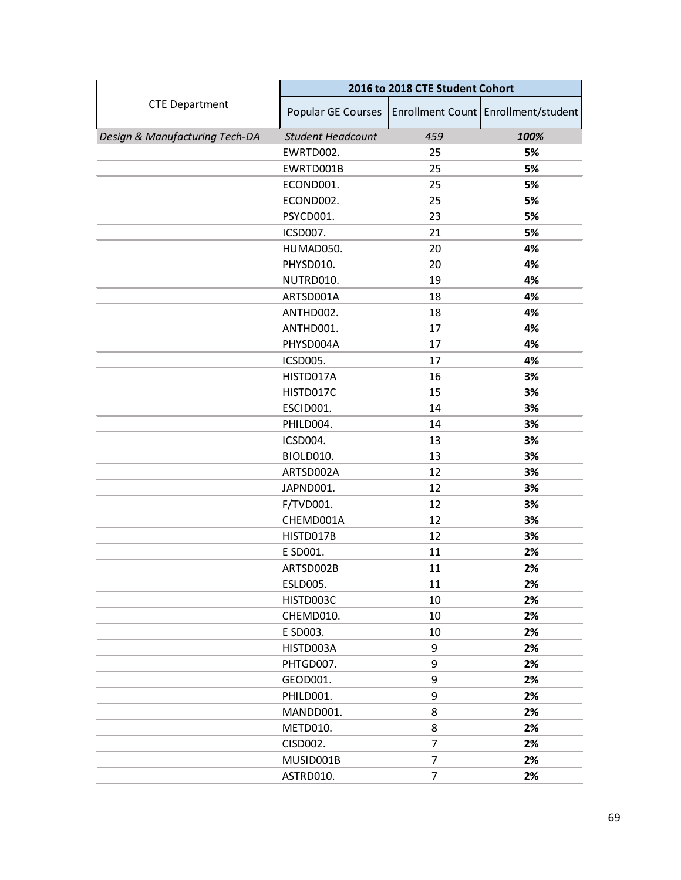| CTE Department | 2016 to 2018 CTE Student Cohort | | |
|---|---|---|---|
| | Popular GE Courses | Enrollment Count | Enrollment/student |
| *Design & Manufacturing Tech-DA* | *Student Headcount* | *459* | ***100%*** |
| | EWRTD002. | 25 | **5%** |
| | EWRTD001B | 25 | **5%** |
| | ECOND001. | 25 | **5%** |
| | ECOND002. | 25 | **5%** |
| | PSYCD001. | 23 | **5%** |
| | ICSD007. | 21 | **5%** |
| | HUMAD050. | 20 | **4%** |
| | PHYSD010. | 20 | **4%** |
| | NUTRD010. | 19 | **4%** |
| | ARTSD001A | 18 | **4%** |
| | ANTHD002. | 18 | **4%** |
| | ANTHD001. | 17 | **4%** |
| | PHYSD004A | 17 | **4%** |
| | ICSD005. | 17 | **4%** |
| | HISTD017A | 16 | **3%** |
| | HISTD017C | 15 | **3%** |
| | ESCID001. | 14 | **3%** |
| | PHILD004. | 14 | **3%** |
| | ICSD004. | 13 | **3%** |
| | BIOLD010. | 13 | **3%** |
| | ARTSD002A | 12 | **3%** |
| | JAPND001. | 12 | **3%** |
| | F/TVD001. | 12 | **3%** |
| | CHEMD001A | 12 | **3%** |
| | HISTD017B | 12 | **3%** |
| | E SD001. | 11 | **2%** |
| | ARTSD002B | 11 | **2%** |
| | ESLD005. | 11 | **2%** |
| | HISTD003C | 10 | **2%** |
| | CHEMD010. | 10 | **2%** |
| | E SD003. | 10 | **2%** |
| | HISTD003A | 9 | **2%** |
| | PHTGD007. | 9 | **2%** |
| | GEOD001. | 9 | **2%** |
| | PHILD001. | 9 | **2%** |
| | MANDD001. | 8 | **2%** |
| | METD010. | 8 | **2%** |
| | CISD002. | 7 | **2%** |
| | MUSID001B | 7 | **2%** |
| | ASTRD010. | 7 | **2%** |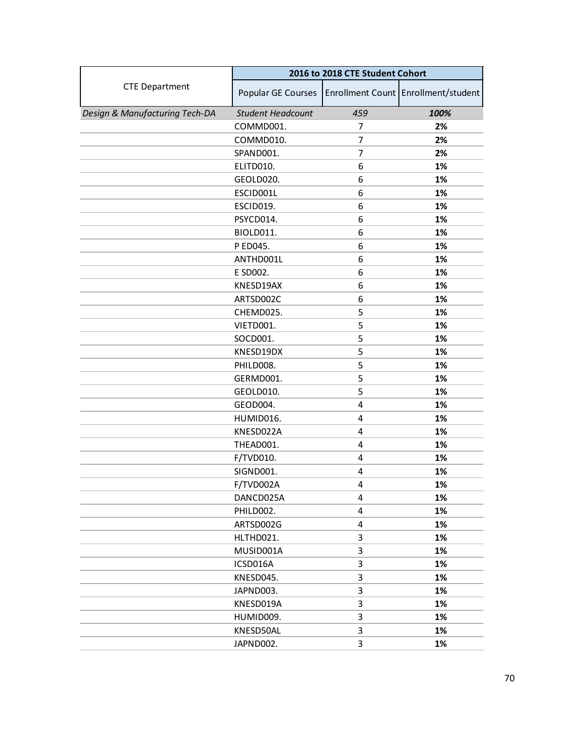| CTE Department | 2016 to 2018 CTE Student Cohort | | |
|---|---|---|---|
| | Popular GE Courses | Enrollment Count | Enrollment/student |
| *Design & Manufacturing Tech-DA* | *Student Headcount* | *459* | ***100%*** |
| | COMMD001. | 7 | **2%** |
| | COMMD010. | 7 | **2%** |
| | SPAND001. | 7 | **2%** |
| | ELITD010. | 6 | **1%** |
| | GEOLD020. | 6 | **1%** |
| | ESCID001L | 6 | **1%** |
| | ESCID019. | 6 | **1%** |
| | PSYCD014. | 6 | **1%** |
| | BIOLD011. | 6 | **1%** |
| | P ED045. | 6 | **1%** |
| | ANTHD001L | 6 | **1%** |
| | E SD002. | 6 | **1%** |
| | KNESD19AX | 6 | **1%** |
| | ARTSD002C | 6 | **1%** |
| | CHEMD025. | 5 | **1%** |
| | VIETD001. | 5 | **1%** |
| | SOCD001. | 5 | **1%** |
| | KNESD19DX | 5 | **1%** |
| | PHILD008. | 5 | **1%** |
| | GERMD001. | 5 | **1%** |
| | GEOLD010. | 5 | **1%** |
| | GEOD004. | 4 | **1%** |
| | HUMID016. | 4 | **1%** |
| | KNESD022A | 4 | **1%** |
| | THEAD001. | 4 | **1%** |
| | F/TVD010. | 4 | **1%** |
| | SIGND001. | 4 | **1%** |
| | F/TVD002A | 4 | **1%** |
| | DANCD025A | 4 | **1%** |
| | PHILD002. | 4 | **1%** |
| | ARTSD002G | 4 | **1%** |
| | HLTHD021. | 3 | **1%** |
| | MUSID001A | 3 | **1%** |
| | ICSD016A | 3 | **1%** |
| | KNESD045. | 3 | **1%** |
| | JAPND003. | 3 | **1%** |
| | KNESD019A | 3 | **1%** |
| | HUMID009. | 3 | **1%** |
| | KNESD50AL | 3 | **1%** |
| | JAPND002. | 3 | **1%** |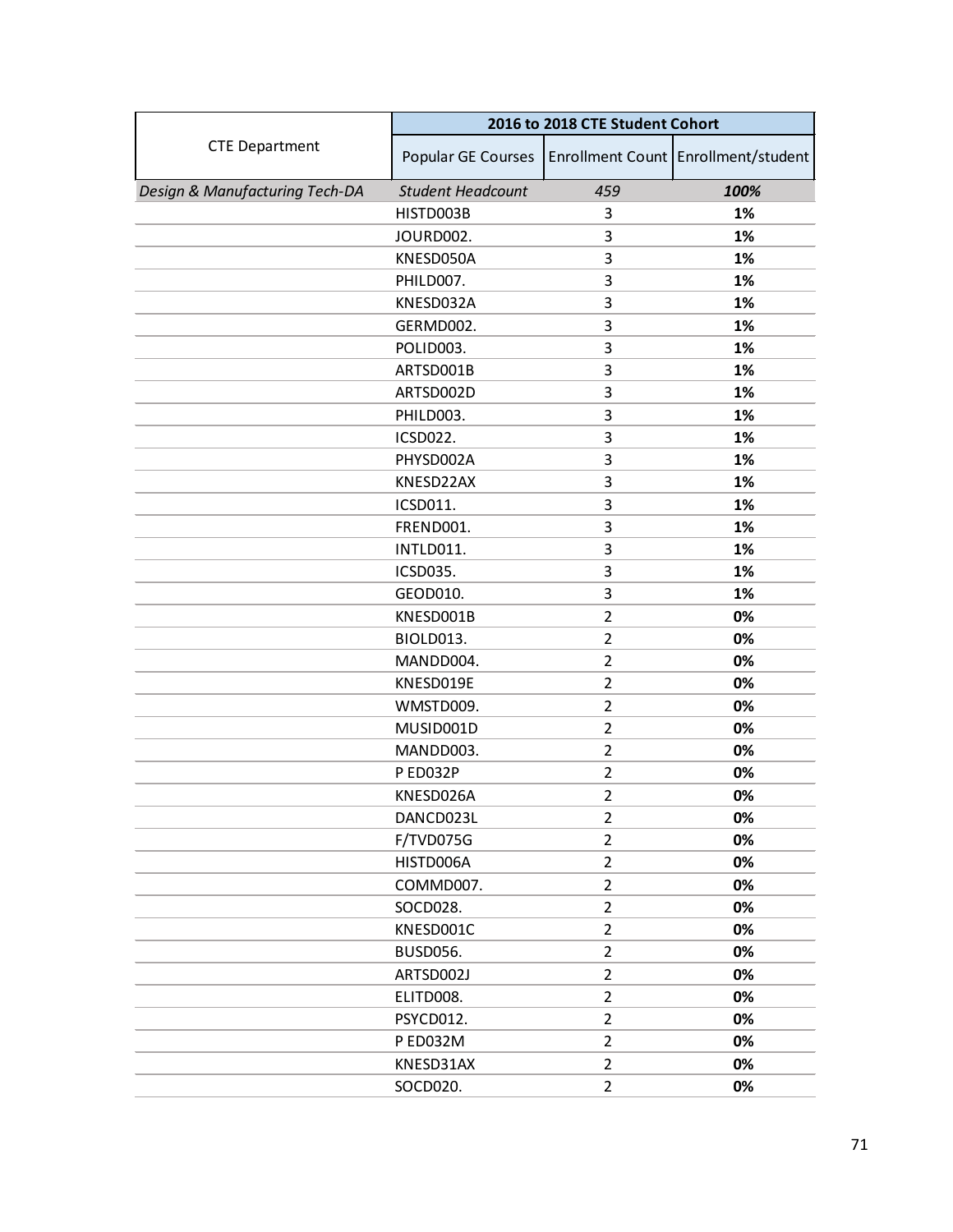| CTE Department | 2016 to 2018 CTE Student Cohort | | |
|---|---|---|---|
| | Popular GE Courses | Enrollment Count | Enrollment/student |
| *Design & Manufacturing Tech-DA* | *Student Headcount* | *459* | ***100%*** |
| | HISTD003B | 3 | **1%** |
| | JOURD002. | 3 | **1%** |
| | KNESD050A | 3 | **1%** |
| | PHILD007. | 3 | **1%** |
| | KNESD032A | 3 | **1%** |
| | GERMD002. | 3 | **1%** |
| | POLID003. | 3 | **1%** |
| | ARTSD001B | 3 | **1%** |
| | ARTSD002D | 3 | **1%** |
| | PHILD003. | 3 | **1%** |
| | ICSD022. | 3 | **1%** |
| | PHYSD002A | 3 | **1%** |
| | KNESD22AX | 3 | **1%** |
| | ICSD011. | 3 | **1%** |
| | FREND001. | 3 | **1%** |
| | INTLD011. | 3 | **1%** |
| | ICSD035. | 3 | **1%** |
| | GEOD010. | 3 | **1%** |
| | KNESD001B | 2 | **0%** |
| | BIOLD013. | 2 | **0%** |
| | MANDD004. | 2 | **0%** |
| | KNESD019E | 2 | **0%** |
| | WMSTD009. | 2 | **0%** |
| | MUSID001D | 2 | **0%** |
| | MANDD003. | 2 | **0%** |
| | P ED032P | 2 | **0%** |
| | KNESD026A | 2 | **0%** |
| | DANCD023L | 2 | **0%** |
| | F/TVD075G | 2 | **0%** |
| | HISTD006A | 2 | **0%** |
| | COMMD007. | 2 | **0%** |
| | SOCD028. | 2 | **0%** |
| | KNESD001C | 2 | **0%** |
| | BUSD056. | 2 | **0%** |
| | ARTSD002J | 2 | **0%** |
| | ELITD008. | 2 | **0%** |
| | PSYCD012. | 2 | **0%** |
| | P ED032M | 2 | **0%** |
| | KNESD31AX | 2 | **0%** |
| | SOCD020. | 2 | **0%** |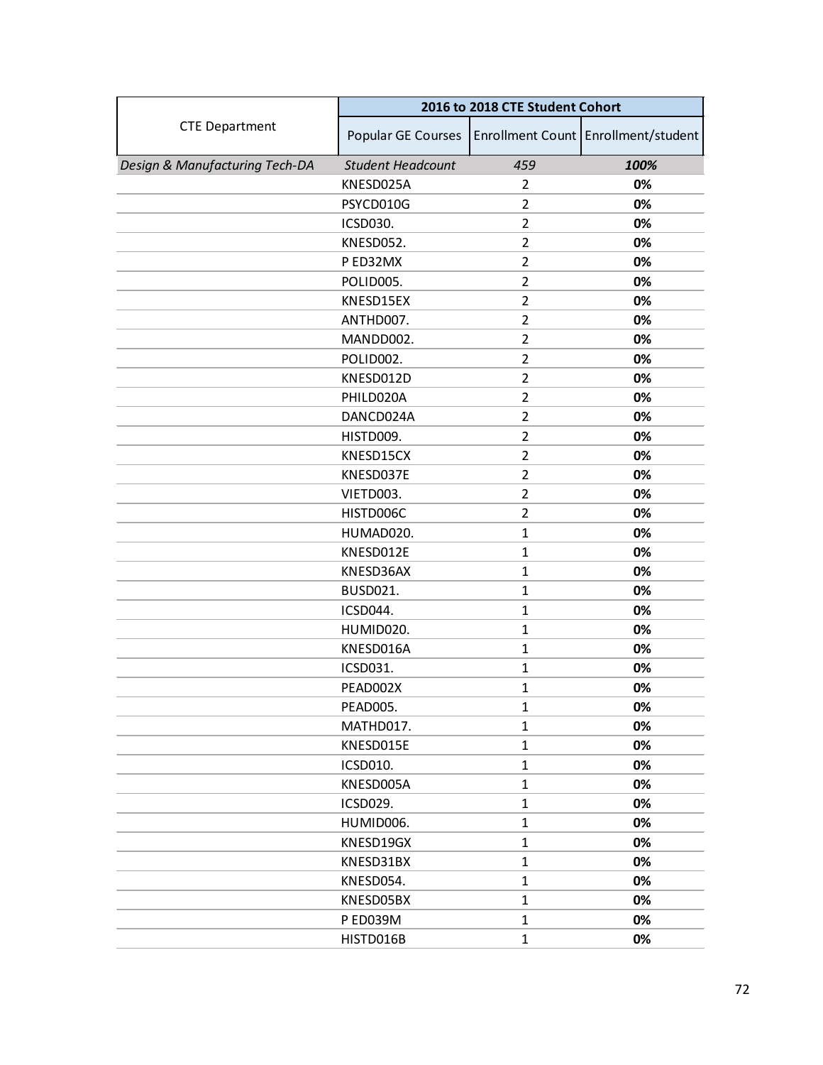| CTE Department | 2016 to 2018 CTE Student Cohort | | |
|---|---|---|---|
| | Popular GE Courses | Enrollment Count | Enrollment/student |
| *Design & Manufacturing Tech-DA* | *Student Headcount* | *459* | ***100%*** |
| | KNESD025A | 2 | **0%** |
| | PSYCD010G | 2 | **0%** |
| | ICSD030. | 2 | **0%** |
| | KNESD052. | 2 | **0%** |
| | P ED32MX | 2 | **0%** |
| | POLID005. | 2 | **0%** |
| | KNESD15EX | 2 | **0%** |
| | ANTHD007. | 2 | **0%** |
| | MANDD002. | 2 | **0%** |
| | POLID002. | 2 | **0%** |
| | KNESD012D | 2 | **0%** |
| | PHILD020A | 2 | **0%** |
| | DANCD024A | 2 | **0%** |
| | HISTD009. | 2 | **0%** |
| | KNESD15CX | 2 | **0%** |
| | KNESD037E | 2 | **0%** |
| | VIETD003. | 2 | **0%** |
| | HISTD006C | 2 | **0%** |
| | HUMAD020. | 1 | **0%** |
| | KNESD012E | 1 | **0%** |
| | KNESD36AX | 1 | **0%** |
| | BUSD021. | 1 | **0%** |
| | ICSD044. | 1 | **0%** |
| | HUMID020. | 1 | **0%** |
| | KNESD016A | 1 | **0%** |
| | ICSD031. | 1 | **0%** |
| | PEAD002X | 1 | **0%** |
| | PEAD005. | 1 | **0%** |
| | MATHD017. | 1 | **0%** |
| | KNESD015E | 1 | **0%** |
| | ICSD010. | 1 | **0%** |
| | KNESD005A | 1 | **0%** |
| | ICSD029. | 1 | **0%** |
| | HUMID006. | 1 | **0%** |
| | KNESD19GX | 1 | **0%** |
| | KNESD31BX | 1 | **0%** |
| | KNESD054. | 1 | **0%** |
| | KNESD05BX | 1 | **0%** |
| | P ED039M | 1 | **0%** |
| | HISTD016B | 1 | **0%** |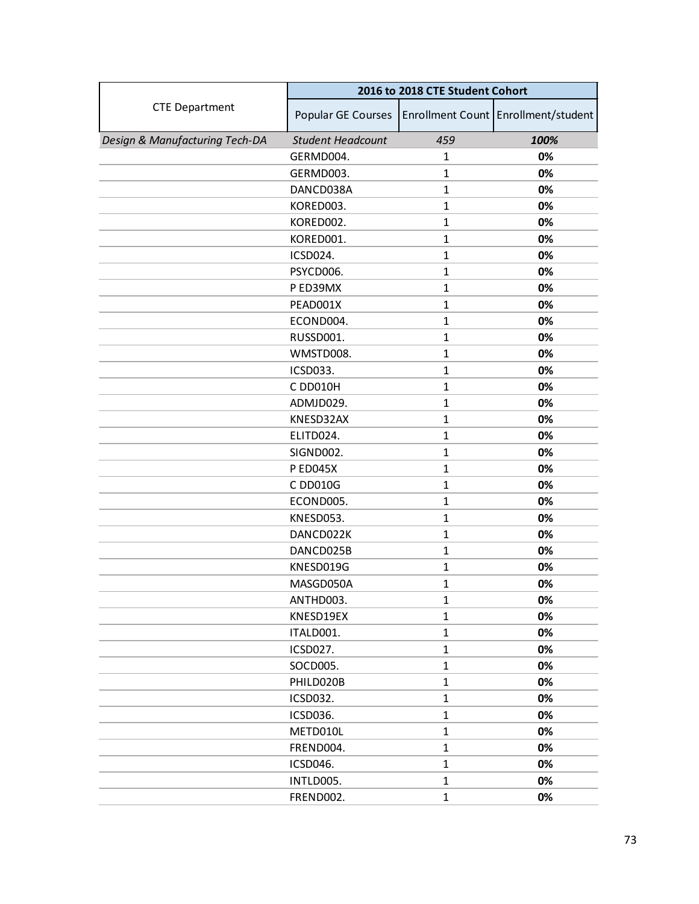| CTE Department | 2016 to 2018 CTE Student Cohort | | |
|---|---|---|---|
| | Popular GE Courses | Enrollment Count | Enrollment/student |
| *Design & Manufacturing Tech-DA* | *Student Headcount* | *459* | ***100%*** |
| | GERMD004. | 1 | **0%** |
| | GERMD003. | 1 | **0%** |
| | DANCD038A | 1 | **0%** |
| | KORED003. | 1 | **0%** |
| | KORED002. | 1 | **0%** |
| | KORED001. | 1 | **0%** |
| | ICSD024. | 1 | **0%** |
| | PSYCD006. | 1 | **0%** |
| | P ED39MX | 1 | **0%** |
| | PEAD001X | 1 | **0%** |
| | ECOND004. | 1 | **0%** |
| | RUSSD001. | 1 | **0%** |
| | WMSTD008. | 1 | **0%** |
| | ICSD033. | 1 | **0%** |
| | C DD010H | 1 | **0%** |
| | ADMJD029. | 1 | **0%** |
| | KNESD32AX | 1 | **0%** |
| | ELITD024. | 1 | **0%** |
| | SIGND002. | 1 | **0%** |
| | P ED045X | 1 | **0%** |
| | C DD010G | 1 | **0%** |
| | ECOND005. | 1 | **0%** |
| | KNESD053. | 1 | **0%** |
| | DANCD022K | 1 | **0%** |
| | DANCD025B | 1 | **0%** |
| | KNESD019G | 1 | **0%** |
| | MASGD050A | 1 | **0%** |
| | ANTHD003. | 1 | **0%** |
| | KNESD19EX | 1 | **0%** |
| | ITALD001. | 1 | **0%** |
| | ICSD027. | 1 | **0%** |
| | SOCD005. | 1 | **0%** |
| | PHILD020B | 1 | **0%** |
| | ICSD032. | 1 | **0%** |
| | ICSD036. | 1 | **0%** |
| | METD010L | 1 | **0%** |
| | FREND004. | 1 | **0%** |
| | ICSD046. | 1 | **0%** |
| | INTLD005. | 1 | **0%** |
| | FREND002. | 1 | **0%** |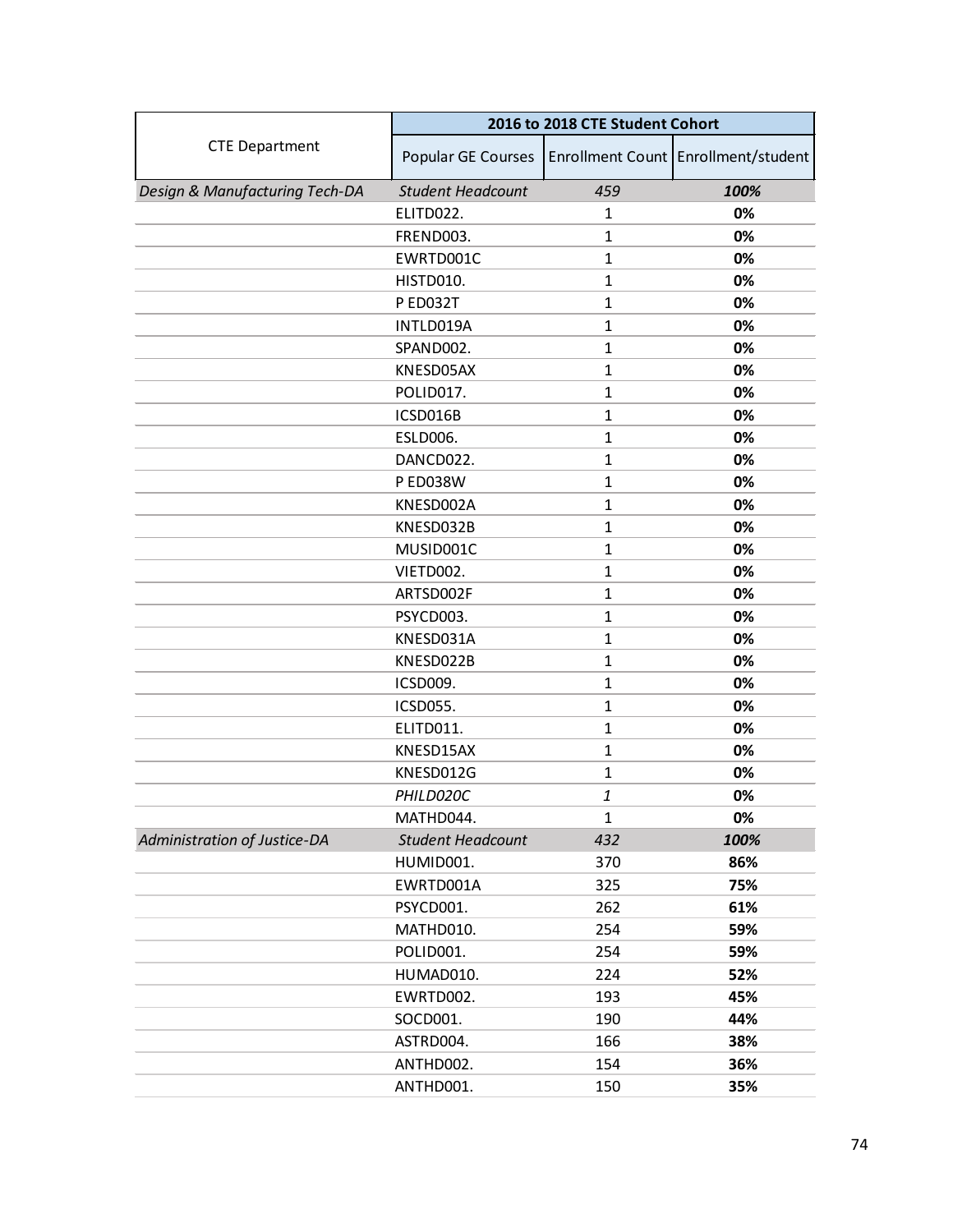| CTE Department | 2016 to 2018 CTE Student Cohort | | |
|---|---|---|---|
| | Popular GE Courses | Enrollment Count | Enrollment/student |
| *Design & Manufacturing Tech-DA* | *Student Headcount* | *459* | ***100%*** |
| | ELITD022. | 1 | **0%** |
| | FREND003. | 1 | **0%** |
| | EWRTD001C | 1 | **0%** |
| | HISTD010. | 1 | **0%** |
| | P ED032T | 1 | **0%** |
| | INTLD019A | 1 | **0%** |
| | SPAND002. | 1 | **0%** |
| | KNESD05AX | 1 | **0%** |
| | POLID017. | 1 | **0%** |
| | ICSD016B | 1 | **0%** |
| | ESLD006. | 1 | **0%** |
| | DANCD022. | 1 | **0%** |
| | P ED038W | 1 | **0%** |
| | KNESD002A | 1 | **0%** |
| | KNESD032B | 1 | **0%** |
| | MUSID001C | 1 | **0%** |
| | VIETD002. | 1 | **0%** |
| | ARTSD002F | 1 | **0%** |
| | PSYCD003. | 1 | **0%** |
| | KNESD031A | 1 | **0%** |
| | KNESD022B | 1 | **0%** |
| | ICSD009. | 1 | **0%** |
| | ICSD055. | 1 | **0%** |
| | ELITD011. | 1 | **0%** |
| | KNESD15AX | 1 | **0%** |
| | KNESD012G | 1 | **0%** |
| | *PHILD020C* | *1* | **0%** |
| | MATHD044. | 1 | **0%** |
| *Administration of Justice-DA* | *Student Headcount* | *432* | ***100%*** |
| | HUMID001. | 370 | **86%** |
| | EWRTD001A | 325 | **75%** |
| | PSYCD001. | 262 | **61%** |
| | MATHD010. | 254 | **59%** |
| | POLID001. | 254 | **59%** |
| | HUMAD010. | 224 | **52%** |
| | EWRTD002. | 193 | **45%** |
| | SOCD001. | 190 | **44%** |
| | ASTRD004. | 166 | **38%** |
| | ANTHD002. | 154 | **36%** |
| | ANTHD001. | 150 | **35%** |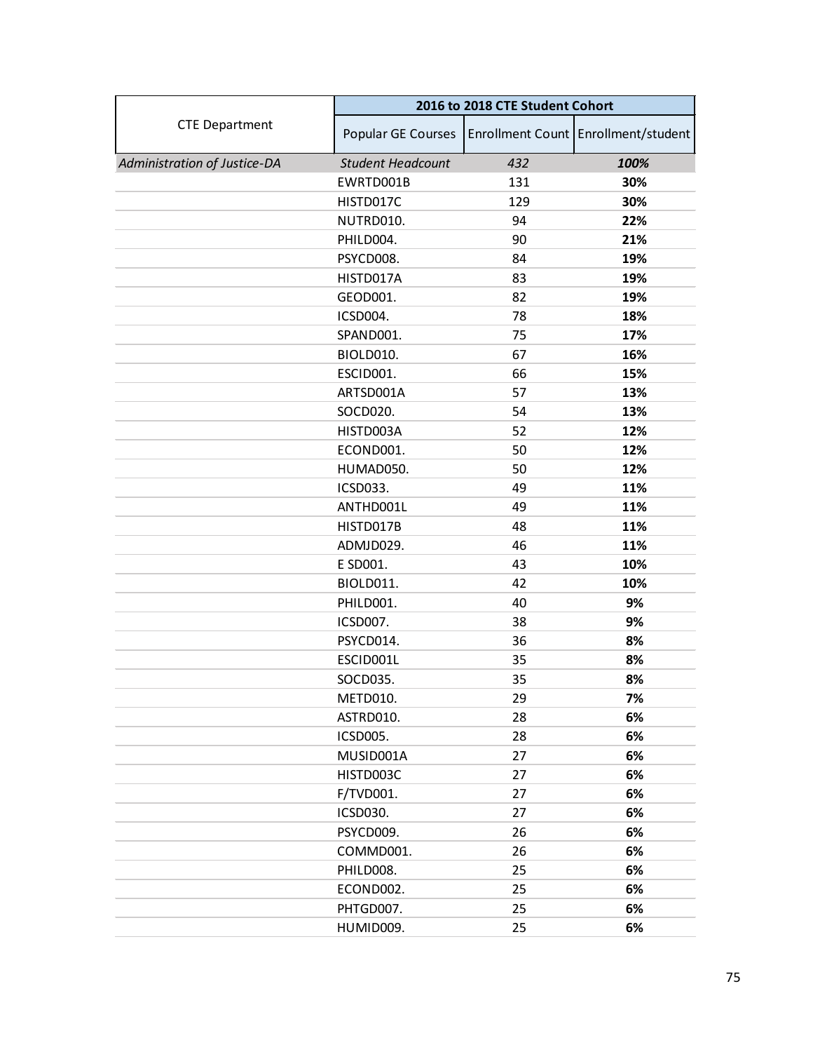| CTE Department | 2016 to 2018 CTE Student Cohort | | |
|---|---|---|---|
| | Popular GE Courses | Enrollment Count | Enrollment/student |
| *Administration of Justice-DA* | *Student Headcount* | *432* | ***100%*** |
| | EWRTD001B | 131 | **30%** |
| | HISTD017C | 129 | **30%** |
| | NUTRD010. | 94 | **22%** |
| | PHILD004. | 90 | **21%** |
| | PSYCD008. | 84 | **19%** |
| | HISTD017A | 83 | **19%** |
| | GEOD001. | 82 | **19%** |
| | ICSD004. | 78 | **18%** |
| | SPAND001. | 75 | **17%** |
| | BIOLD010. | 67 | **16%** |
| | ESCID001. | 66 | **15%** |
| | ARTSD001A | 57 | **13%** |
| | SOCD020. | 54 | **13%** |
| | HISTD003A | 52 | **12%** |
| | ECOND001. | 50 | **12%** |
| | HUMAD050. | 50 | **12%** |
| | ICSD033. | 49 | **11%** |
| | ANTHD001L | 49 | **11%** |
| | HISTD017B | 48 | **11%** |
| | ADMJD029. | 46 | **11%** |
| | E SD001. | 43 | **10%** |
| | BIOLD011. | 42 | **10%** |
| | PHILD001. | 40 | **9%** |
| | ICSD007. | 38 | **9%** |
| | PSYCD014. | 36 | **8%** |
| | ESCID001L | 35 | **8%** |
| | SOCD035. | 35 | **8%** |
| | METD010. | 29 | **7%** |
| | ASTRD010. | 28 | **6%** |
| | ICSD005. | 28 | **6%** |
| | MUSID001A | 27 | **6%** |
| | HISTD003C | 27 | **6%** |
| | F/TVD001. | 27 | **6%** |
| | ICSD030. | 27 | **6%** |
| | PSYCD009. | 26 | **6%** |
| | COMMD001. | 26 | **6%** |
| | PHILD008. | 25 | **6%** |
| | ECOND002. | 25 | **6%** |
| | PHTGD007. | 25 | **6%** |
| | HUMID009. | 25 | **6%** |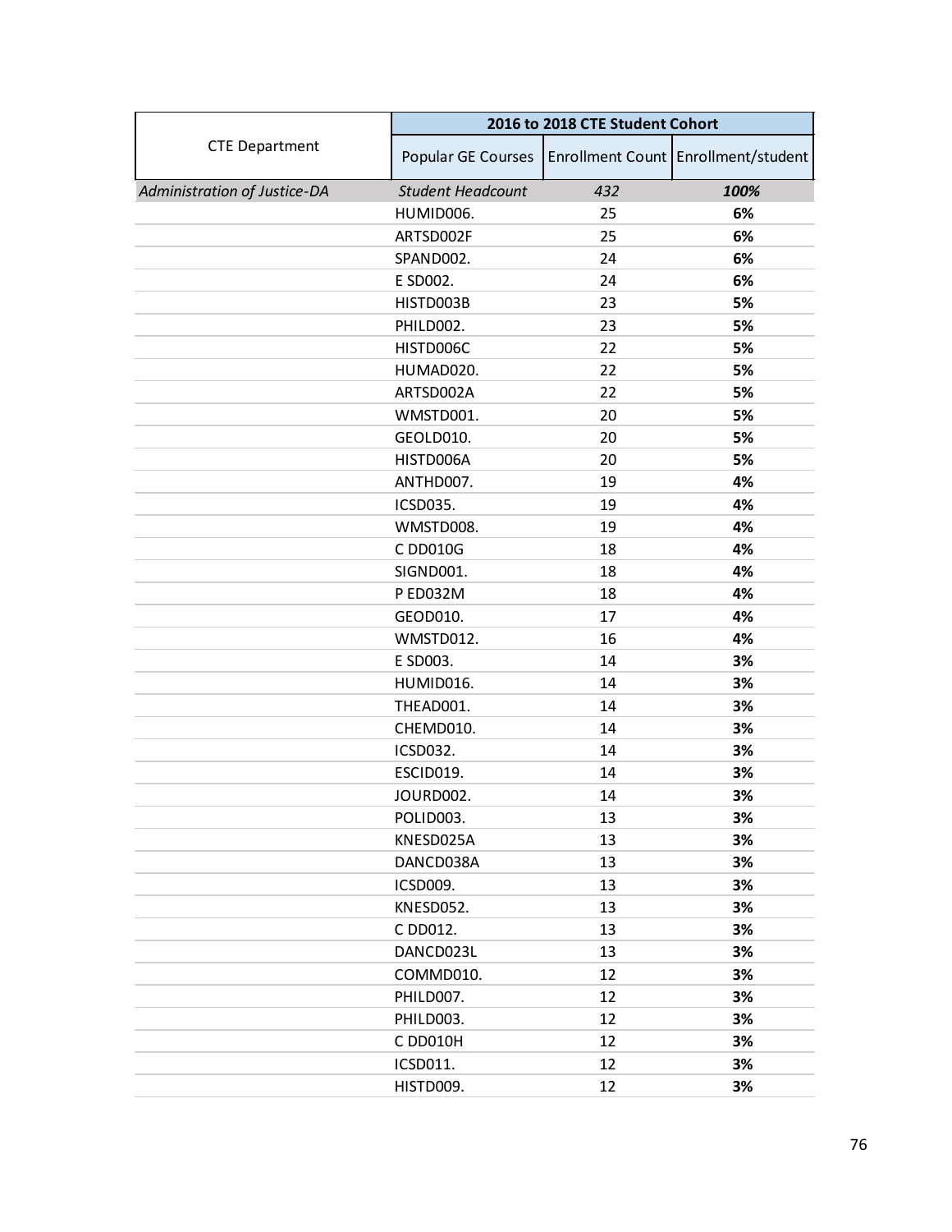| CTE Department | 2016 to 2018 CTE Student Cohort | | |
|---|---|---|---|
| | Popular GE Courses | Enrollment Count | Enrollment/student |
| *Administration of Justice-DA* | *Student Headcount* | *432* | ***100%*** |
| | HUMID006. | 25 | **6%** |
| | ARTSD002F | 25 | **6%** |
| | SPAND002. | 24 | **6%** |
| | E SD002. | 24 | **6%** |
| | HISTD003B | 23 | **5%** |
| | PHILD002. | 23 | **5%** |
| | HISTD006C | 22 | **5%** |
| | HUMAD020. | 22 | **5%** |
| | ARTSD002A | 22 | **5%** |
| | WMSTD001. | 20 | **5%** |
| | GEOLD010. | 20 | **5%** |
| | HISTD006A | 20 | **5%** |
| | ANTHD007. | 19 | **4%** |
| | ICSD035. | 19 | **4%** |
| | WMSTD008. | 19 | **4%** |
| | C DD010G | 18 | **4%** |
| | SIGND001. | 18 | **4%** |
| | P ED032M | 18 | **4%** |
| | GEOD010. | 17 | **4%** |
| | WMSTD012. | 16 | **4%** |
| | E SD003. | 14 | **3%** |
| | HUMID016. | 14 | **3%** |
| | THEAD001. | 14 | **3%** |
| | CHEMD010. | 14 | **3%** |
| | ICSD032. | 14 | **3%** |
| | ESCID019. | 14 | **3%** |
| | JOURD002. | 14 | **3%** |
| | POLID003. | 13 | **3%** |
| | KNESD025A | 13 | **3%** |
| | DANCD038A | 13 | **3%** |
| | ICSD009. | 13 | **3%** |
| | KNESD052. | 13 | **3%** |
| | C DD012. | 13 | **3%** |
| | DANCD023L | 13 | **3%** |
| | COMMD010. | 12 | **3%** |
| | PHILD007. | 12 | **3%** |
| | PHILD003. | 12 | **3%** |
| | C DD010H | 12 | **3%** |
| | ICSD011. | 12 | **3%** |
| | HISTD009. | 12 | **3%** |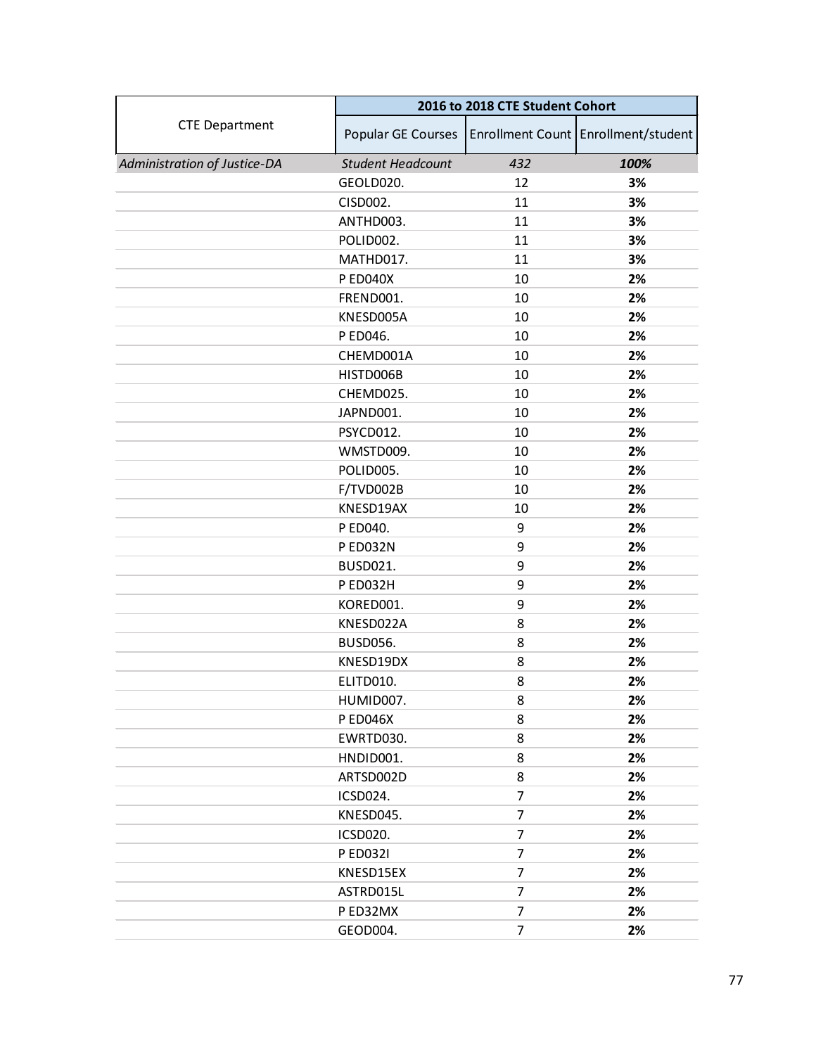| CTE Department | 2016 to 2018 CTE Student Cohort | | |
|---|---|---|---|
| | Popular GE Courses | Enrollment Count | Enrollment/student |
| *Administration of Justice-DA* | *Student Headcount* | *432* | ***100%*** |
| | GEOLD020. | 12 | **3%** |
| | CISD002. | 11 | **3%** |
| | ANTHD003. | 11 | **3%** |
| | POLID002. | 11 | **3%** |
| | MATHD017. | 11 | **3%** |
| | P ED040X | 10 | **2%** |
| | FREND001. | 10 | **2%** |
| | KNESD005A | 10 | **2%** |
| | P ED046. | 10 | **2%** |
| | CHEMD001A | 10 | **2%** |
| | HISTD006B | 10 | **2%** |
| | CHEMD025. | 10 | **2%** |
| | JAPND001. | 10 | **2%** |
| | PSYCD012. | 10 | **2%** |
| | WMSTD009. | 10 | **2%** |
| | POLID005. | 10 | **2%** |
| | F/TVD002B | 10 | **2%** |
| | KNESD19AX | 10 | **2%** |
| | P ED040. | 9 | **2%** |
| | P ED032N | 9 | **2%** |
| | BUSD021. | 9 | **2%** |
| | P ED032H | 9 | **2%** |
| | KORED001. | 9 | **2%** |
| | KNESD022A | 8 | **2%** |
| | BUSD056. | 8 | **2%** |
| | KNESD19DX | 8 | **2%** |
| | ELITD010. | 8 | **2%** |
| | HUMID007. | 8 | **2%** |
| | P ED046X | 8 | **2%** |
| | EWRTD030. | 8 | **2%** |
| | HNDID001. | 8 | **2%** |
| | ARTSD002D | 8 | **2%** |
| | ICSD024. | 7 | **2%** |
| | KNESD045. | 7 | **2%** |
| | ICSD020. | 7 | **2%** |
| | P ED032I | 7 | **2%** |
| | KNESD15EX | 7 | **2%** |
| | ASTRD015L | 7 | **2%** |
| | P ED32MX | 7 | **2%** |
| | GEOD004. | 7 | **2%** |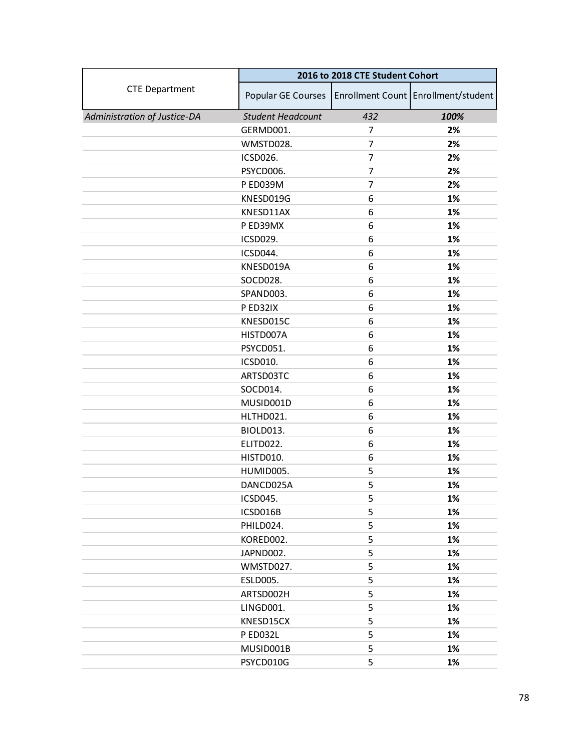| CTE Department | 2016 to 2018 CTE Student Cohort | | |
|---|---|---|---|
| | Popular GE Courses | Enrollment Count | Enrollment/student |
| *Administration of Justice-DA* | *Student Headcount* | *432* | ***100%*** |
| | GERMD001. | 7 | **2%** |
| | WMSTD028. | 7 | **2%** |
| | ICSD026. | 7 | **2%** |
| | PSYCD006. | 7 | **2%** |
| | P ED039M | 7 | **2%** |
| | KNESD019G | 6 | **1%** |
| | KNESD11AX | 6 | **1%** |
| | P ED39MX | 6 | **1%** |
| | ICSD029. | 6 | **1%** |
| | ICSD044. | 6 | **1%** |
| | KNESD019A | 6 | **1%** |
| | SOCD028. | 6 | **1%** |
| | SPAND003. | 6 | **1%** |
| | P ED32IX | 6 | **1%** |
| | KNESD015C | 6 | **1%** |
| | HISTD007A | 6 | **1%** |
| | PSYCD051. | 6 | **1%** |
| | ICSD010. | 6 | **1%** |
| | ARTSD03TC | 6 | **1%** |
| | SOCD014. | 6 | **1%** |
| | MUSID001D | 6 | **1%** |
| | HLTHD021. | 6 | **1%** |
| | BIOLD013. | 6 | **1%** |
| | ELITD022. | 6 | **1%** |
| | HISTD010. | 6 | **1%** |
| | HUMID005. | 5 | **1%** |
| | DANCD025A | 5 | **1%** |
| | ICSD045. | 5 | **1%** |
| | ICSD016B | 5 | **1%** |
| | PHILD024. | 5 | **1%** |
| | KORED002. | 5 | **1%** |
| | JAPND002. | 5 | **1%** |
| | WMSTD027. | 5 | **1%** |
| | ESLD005. | 5 | **1%** |
| | ARTSD002H | 5 | **1%** |
| | LINGD001. | 5 | **1%** |
| | KNESD15CX | 5 | **1%** |
| | P ED032L | 5 | **1%** |
| | MUSID001B | 5 | **1%** |
| | PSYCD010G | 5 | **1%** |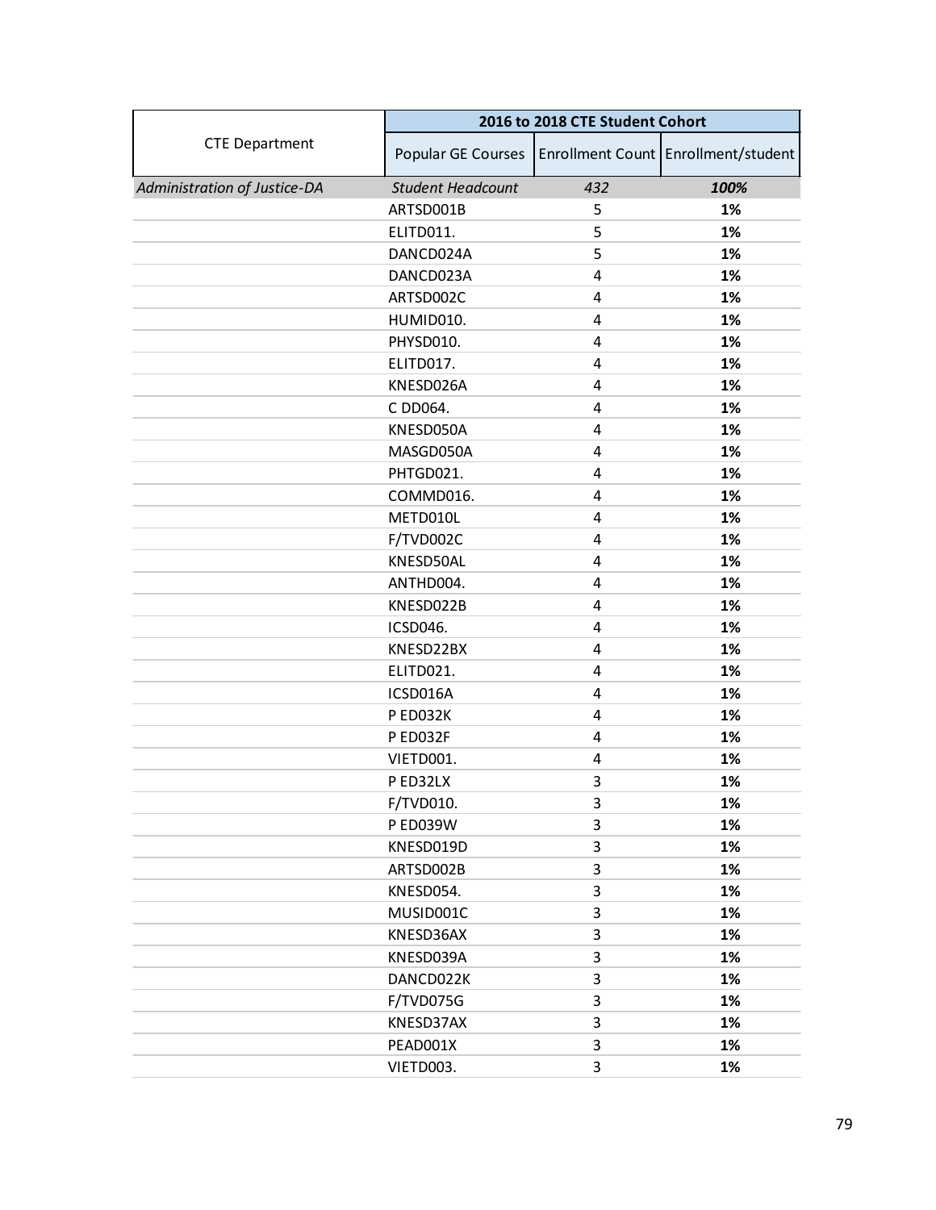| CTE Department | 2016 to 2018 CTE Student Cohort | | |
|---|---|---|---|
| | Popular GE Courses | Enrollment Count | Enrollment/student |
| *Administration of Justice-DA* | *Student Headcount* | *432* | ***100%*** |
| | ARTSD001B | 5 | **1%** |
| | ELITD011. | 5 | **1%** |
| | DANCD024A | 5 | **1%** |
| | DANCD023A | 4 | **1%** |
| | ARTSD002C | 4 | **1%** |
| | HUMID010. | 4 | **1%** |
| | PHYSD010. | 4 | **1%** |
| | ELITD017. | 4 | **1%** |
| | KNESD026A | 4 | **1%** |
| | C DD064. | 4 | **1%** |
| | KNESD050A | 4 | **1%** |
| | MASGD050A | 4 | **1%** |
| | PHTGD021. | 4 | **1%** |
| | COMMD016. | 4 | **1%** |
| | METD010L | 4 | **1%** |
| | F/TVD002C | 4 | **1%** |
| | KNESD50AL | 4 | **1%** |
| | ANTHD004. | 4 | **1%** |
| | KNESD022B | 4 | **1%** |
| | ICSD046. | 4 | **1%** |
| | KNESD22BX | 4 | **1%** |
| | ELITD021. | 4 | **1%** |
| | ICSD016A | 4 | **1%** |
| | P ED032K | 4 | **1%** |
| | P ED032F | 4 | **1%** |
| | VIETD001. | 4 | **1%** |
| | P ED32LX | 3 | **1%** |
| | F/TVD010. | 3 | **1%** |
| | P ED039W | 3 | **1%** |
| | KNESD019D | 3 | **1%** |
| | ARTSD002B | 3 | **1%** |
| | KNESD054. | 3 | **1%** |
| | MUSID001C | 3 | **1%** |
| | KNESD36AX | 3 | **1%** |
| | KNESD039A | 3 | **1%** |
| | DANCD022K | 3 | **1%** |
| | F/TVD075G | 3 | **1%** |
| | KNESD37AX | 3 | **1%** |
| | PEAD001X | 3 | **1%** |
| | VIETD003. | 3 | **1%** |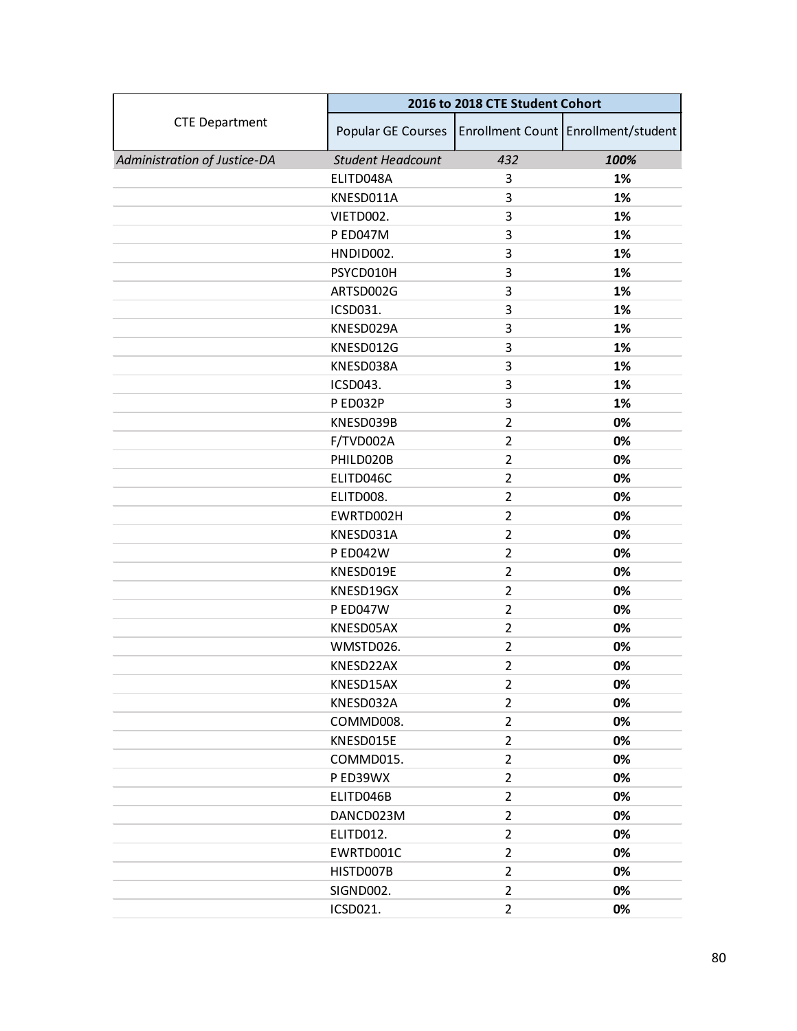| CTE Department | 2016 to 2018 CTE Student Cohort | | |
|---|---|---|---|
| | Popular GE Courses | Enrollment Count | Enrollment/student |
| *Administration of Justice-DA* | *Student Headcount* | *432* | ***100%*** |
| | ELITD048A | 3 | **1%** |
| | KNESD011A | 3 | **1%** |
| | VIETD002. | 3 | **1%** |
| | P ED047M | 3 | **1%** |
| | HNDID002. | 3 | **1%** |
| | PSYCD010H | 3 | **1%** |
| | ARTSD002G | 3 | **1%** |
| | ICSD031. | 3 | **1%** |
| | KNESD029A | 3 | **1%** |
| | KNESD012G | 3 | **1%** |
| | KNESD038A | 3 | **1%** |
| | ICSD043. | 3 | **1%** |
| | P ED032P | 3 | **1%** |
| | KNESD039B | 2 | **0%** |
| | F/TVD002A | 2 | **0%** |
| | PHILD020B | 2 | **0%** |
| | ELITD046C | 2 | **0%** |
| | ELITD008. | 2 | **0%** |
| | EWRTD002H | 2 | **0%** |
| | KNESD031A | 2 | **0%** |
| | P ED042W | 2 | **0%** |
| | KNESD019E | 2 | **0%** |
| | KNESD19GX | 2 | **0%** |
| | P ED047W | 2 | **0%** |
| | KNESD05AX | 2 | **0%** |
| | WMSTD026. | 2 | **0%** |
| | KNESD22AX | 2 | **0%** |
| | KNESD15AX | 2 | **0%** |
| | KNESD032A | 2 | **0%** |
| | COMMD008. | 2 | **0%** |
| | KNESD015E | 2 | **0%** |
| | COMMD015. | 2 | **0%** |
| | P ED39WX | 2 | **0%** |
| | ELITD046B | 2 | **0%** |
| | DANCD023M | 2 | **0%** |
| | ELITD012. | 2 | **0%** |
| | EWRTD001C | 2 | **0%** |
| | HISTD007B | 2 | **0%** |
| | SIGND002. | 2 | **0%** |
| | ICSD021. | 2 | **0%** |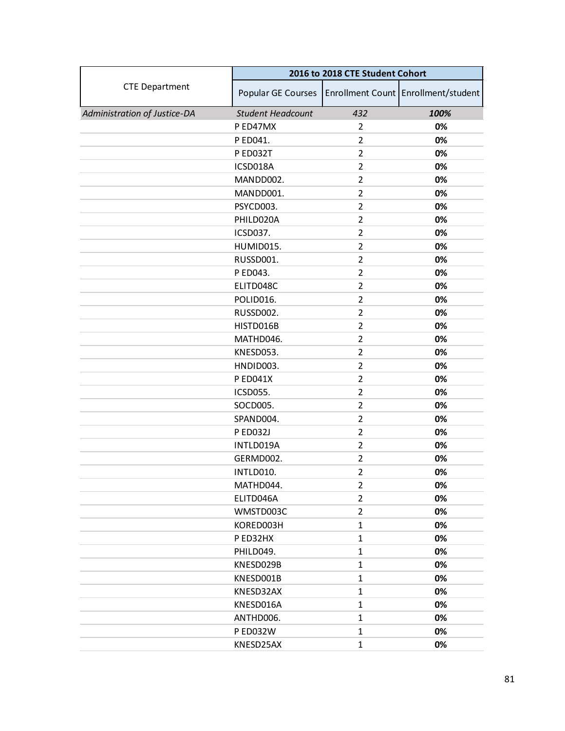| CTE Department | 2016 to 2018 CTE Student Cohort | | |
|---|---|---|---|
| | Popular GE Courses | Enrollment Count | Enrollment/student |
| *Administration of Justice-DA* | *Student Headcount* | *432* | ***100%*** |
| | P ED47MX | 2 | **0%** |
| | P ED041. | 2 | **0%** |
| | P ED032T | 2 | **0%** |
| | ICSD018A | 2 | **0%** |
| | MANDD002. | 2 | **0%** |
| | MANDD001. | 2 | **0%** |
| | PSYCD003. | 2 | **0%** |
| | PHILD020A | 2 | **0%** |
| | ICSD037. | 2 | **0%** |
| | HUMID015. | 2 | **0%** |
| | RUSSD001. | 2 | **0%** |
| | P ED043. | 2 | **0%** |
| | ELITD048C | 2 | **0%** |
| | POLID016. | 2 | **0%** |
| | RUSSD002. | 2 | **0%** |
| | HISTD016B | 2 | **0%** |
| | MATHD046. | 2 | **0%** |
| | KNESD053. | 2 | **0%** |
| | HNDID003. | 2 | **0%** |
| | P ED041X | 2 | **0%** |
| | ICSD055. | 2 | **0%** |
| | SOCD005. | 2 | **0%** |
| | SPAND004. | 2 | **0%** |
| | P ED032J | 2 | **0%** |
| | INTLD019A | 2 | **0%** |
| | GERMD002. | 2 | **0%** |
| | INTLD010. | 2 | **0%** |
| | MATHD044. | 2 | **0%** |
| | ELITD046A | 2 | **0%** |
| | WMSTD003C | 2 | **0%** |
| | KORED003H | 1 | **0%** |
| | P ED32HX | 1 | **0%** |
| | PHILD049. | 1 | **0%** |
| | KNESD029B | 1 | **0%** |
| | KNESD001B | 1 | **0%** |
| | KNESD32AX | 1 | **0%** |
| | KNESD016A | 1 | **0%** |
| | ANTHD006. | 1 | **0%** |
| | P ED032W | 1 | **0%** |
| | KNESD25AX | 1 | **0%** |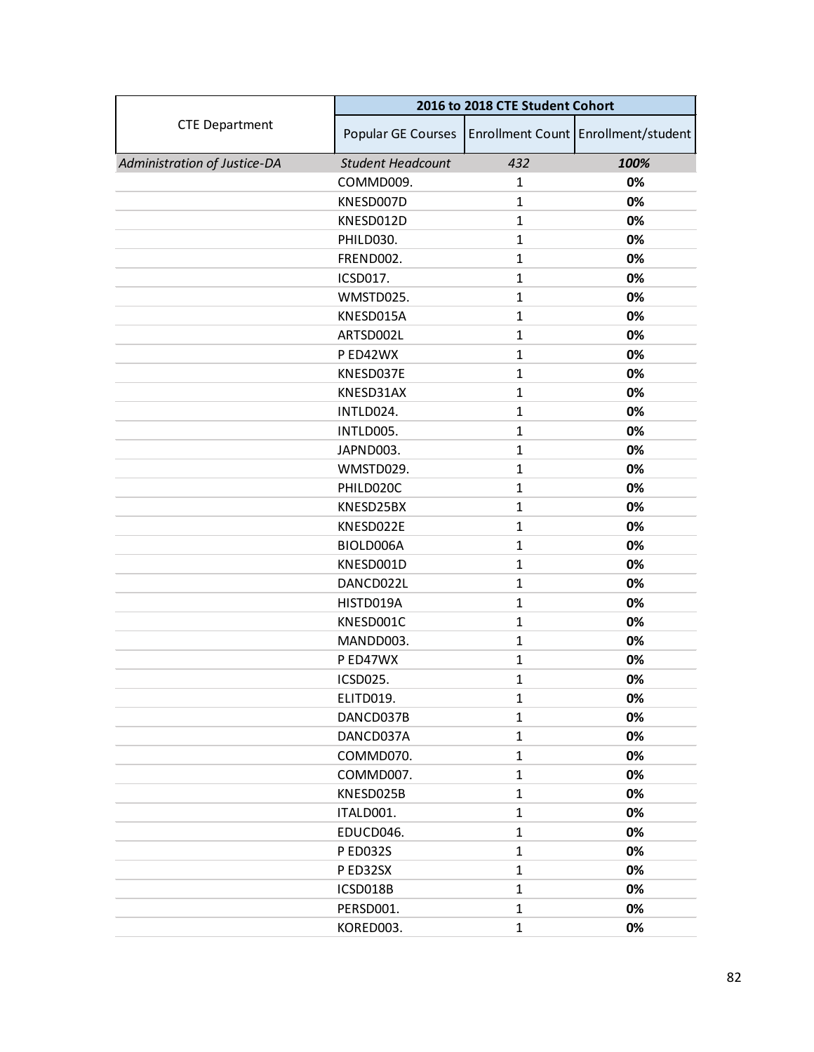| CTE Department | 2016 to 2018 CTE Student Cohort | | |
|---|---|---|---|
| | Popular GE Courses | Enrollment Count | Enrollment/student |
| *Administration of Justice-DA* | *Student Headcount* | *432* | ***100%*** |
| | COMMD009. | 1 | **0%** |
| | KNESD007D | 1 | **0%** |
| | KNESD012D | 1 | **0%** |
| | PHILD030. | 1 | **0%** |
| | FREND002. | 1 | **0%** |
| | ICSD017. | 1 | **0%** |
| | WMSTD025. | 1 | **0%** |
| | KNESD015A | 1 | **0%** |
| | ARTSD002L | 1 | **0%** |
| | P ED42WX | 1 | **0%** |
| | KNESD037E | 1 | **0%** |
| | KNESD31AX | 1 | **0%** |
| | INTLD024. | 1 | **0%** |
| | INTLD005. | 1 | **0%** |
| | JAPND003. | 1 | **0%** |
| | WMSTD029. | 1 | **0%** |
| | PHILD020C | 1 | **0%** |
| | KNESD25BX | 1 | **0%** |
| | KNESD022E | 1 | **0%** |
| | BIOLD006A | 1 | **0%** |
| | KNESD001D | 1 | **0%** |
| | DANCD022L | 1 | **0%** |
| | HISTD019A | 1 | **0%** |
| | KNESD001C | 1 | **0%** |
| | MANDD003. | 1 | **0%** |
| | P ED47WX | 1 | **0%** |
| | ICSD025. | 1 | **0%** |
| | ELITD019. | 1 | **0%** |
| | DANCD037B | 1 | **0%** |
| | DANCD037A | 1 | **0%** |
| | COMMD070. | 1 | **0%** |
| | COMMD007. | 1 | **0%** |
| | KNESD025B | 1 | **0%** |
| | ITALD001. | 1 | **0%** |
| | EDUCD046. | 1 | **0%** |
| | P ED032S | 1 | **0%** |
| | P ED32SX | 1 | **0%** |
| | ICSD018B | 1 | **0%** |
| | PERSD001. | 1 | **0%** |
| | KORED003. | 1 | **0%** |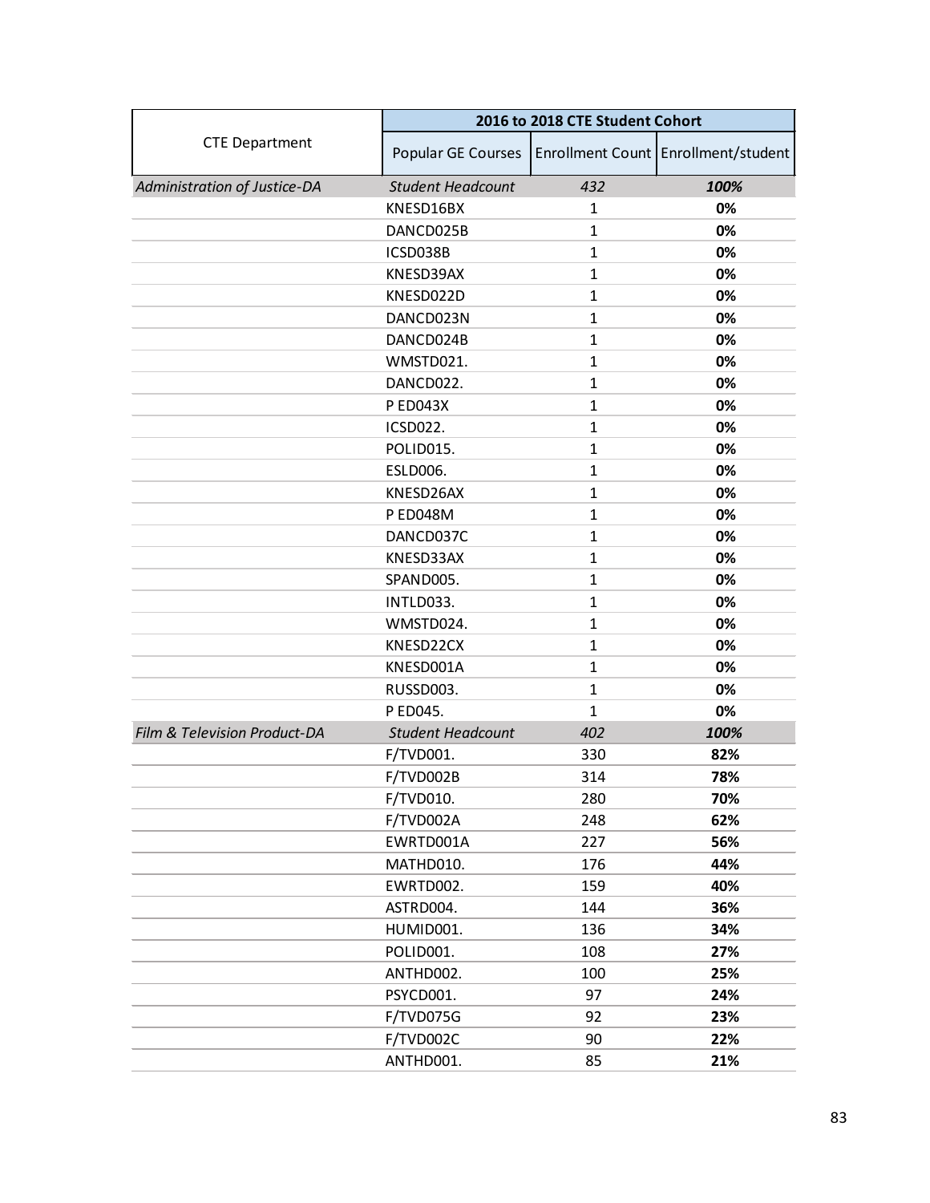| CTE Department | 2016 to 2018 CTE Student Cohort | | |
|---|---|---|---|
| | Popular GE Courses | Enrollment Count | Enrollment/student |
| *Administration of Justice-DA* | *Student Headcount* | *432* | ***100%*** |
| | KNESD16BX | 1 | **0%** |
| | DANCD025B | 1 | **0%** |
| | ICSD038B | 1 | **0%** |
| | KNESD39AX | 1 | **0%** |
| | KNESD022D | 1 | **0%** |
| | DANCD023N | 1 | **0%** |
| | DANCD024B | 1 | **0%** |
| | WMSTD021. | 1 | **0%** |
| | DANCD022. | 1 | **0%** |
| | P ED043X | 1 | **0%** |
| | ICSD022. | 1 | **0%** |
| | POLID015. | 1 | **0%** |
| | ESLD006. | 1 | **0%** |
| | KNESD26AX | 1 | **0%** |
| | P ED048M | 1 | **0%** |
| | DANCD037C | 1 | **0%** |
| | KNESD33AX | 1 | **0%** |
| | SPAND005. | 1 | **0%** |
| | INTLD033. | 1 | **0%** |
| | WMSTD024. | 1 | **0%** |
| | KNESD22CX | 1 | **0%** |
| | KNESD001A | 1 | **0%** |
| | RUSSD003. | 1 | **0%** |
| | P ED045. | 1 | **0%** |
| *Film & Television Product-DA* | *Student Headcount* | *402* | ***100%*** |
| | F/TVD001. | 330 | **82%** |
| | F/TVD002B | 314 | **78%** |
| | F/TVD010. | 280 | **70%** |
| | F/TVD002A | 248 | **62%** |
| | EWRTD001A | 227 | **56%** |
| | MATHD010. | 176 | **44%** |
| | EWRTD002. | 159 | **40%** |
| | ASTRD004. | 144 | **36%** |
| | HUMID001. | 136 | **34%** |
| | POLID001. | 108 | **27%** |
| | ANTHD002. | 100 | **25%** |
| | PSYCD001. | 97 | **24%** |
| | F/TVD075G | 92 | **23%** |
| | F/TVD002C | 90 | **22%** |
| | ANTHD001. | 85 | **21%** |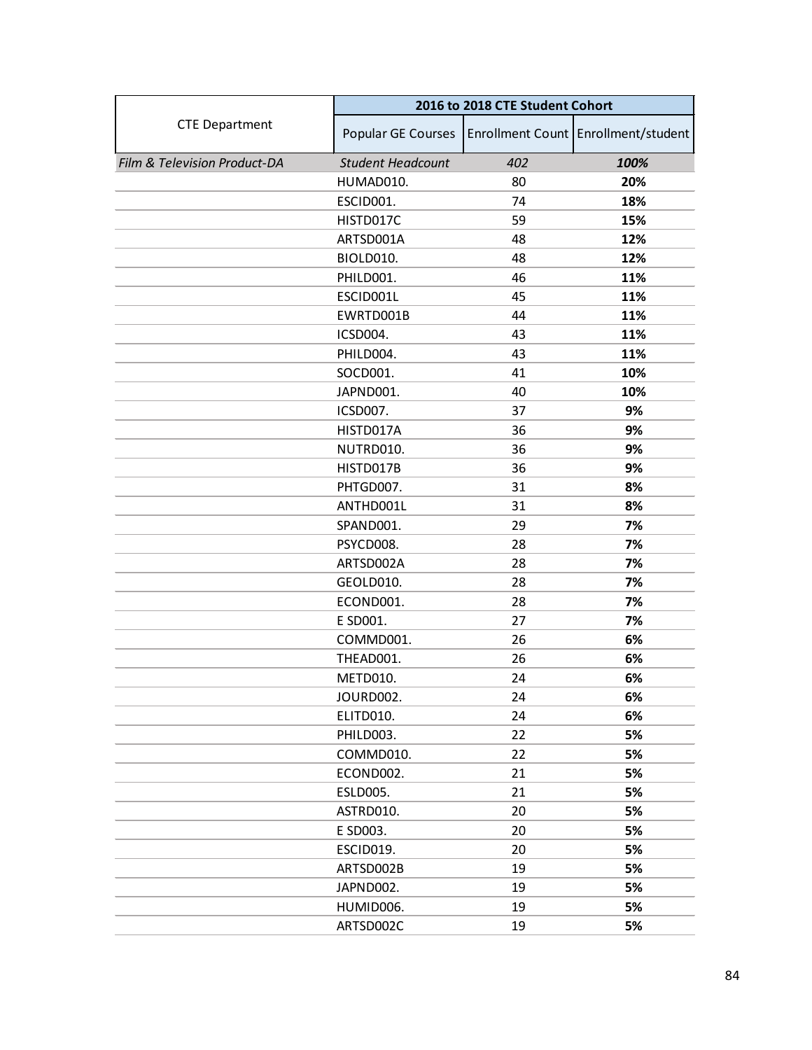| CTE Department | 2016 to 2018 CTE Student Cohort | | |
|---|---|---|---|
| | Popular GE Courses | Enrollment Count | Enrollment/student |
| *Film & Television Product-DA* | *Student Headcount* | *402* | ***100%*** |
| | HUMAD010. | 80 | **20%** |
| | ESCID001. | 74 | **18%** |
| | HISTD017C | 59 | **15%** |
| | ARTSD001A | 48 | **12%** |
| | BIOLD010. | 48 | **12%** |
| | PHILD001. | 46 | **11%** |
| | ESCID001L | 45 | **11%** |
| | EWRTD001B | 44 | **11%** |
| | ICSD004. | 43 | **11%** |
| | PHILD004. | 43 | **11%** |
| | SOCD001. | 41 | **10%** |
| | JAPND001. | 40 | **10%** |
| | ICSD007. | 37 | **9%** |
| | HISTD017A | 36 | **9%** |
| | NUTRD010. | 36 | **9%** |
| | HISTD017B | 36 | **9%** |
| | PHTGD007. | 31 | **8%** |
| | ANTHD001L | 31 | **8%** |
| | SPAND001. | 29 | **7%** |
| | PSYCD008. | 28 | **7%** |
| | ARTSD002A | 28 | **7%** |
| | GEOLD010. | 28 | **7%** |
| | ECOND001. | 28 | **7%** |
| | E SD001. | 27 | **7%** |
| | COMMD001. | 26 | **6%** |
| | THEAD001. | 26 | **6%** |
| | METD010. | 24 | **6%** |
| | JOURD002. | 24 | **6%** |
| | ELITD010. | 24 | **6%** |
| | PHILD003. | 22 | **5%** |
| | COMMD010. | 22 | **5%** |
| | ECOND002. | 21 | **5%** |
| | ESLD005. | 21 | **5%** |
| | ASTRD010. | 20 | **5%** |
| | E SD003. | 20 | **5%** |
| | ESCID019. | 20 | **5%** |
| | ARTSD002B | 19 | **5%** |
| | JAPND002. | 19 | **5%** |
| | HUMID006. | 19 | **5%** |
| | ARTSD002C | 19 | **5%** |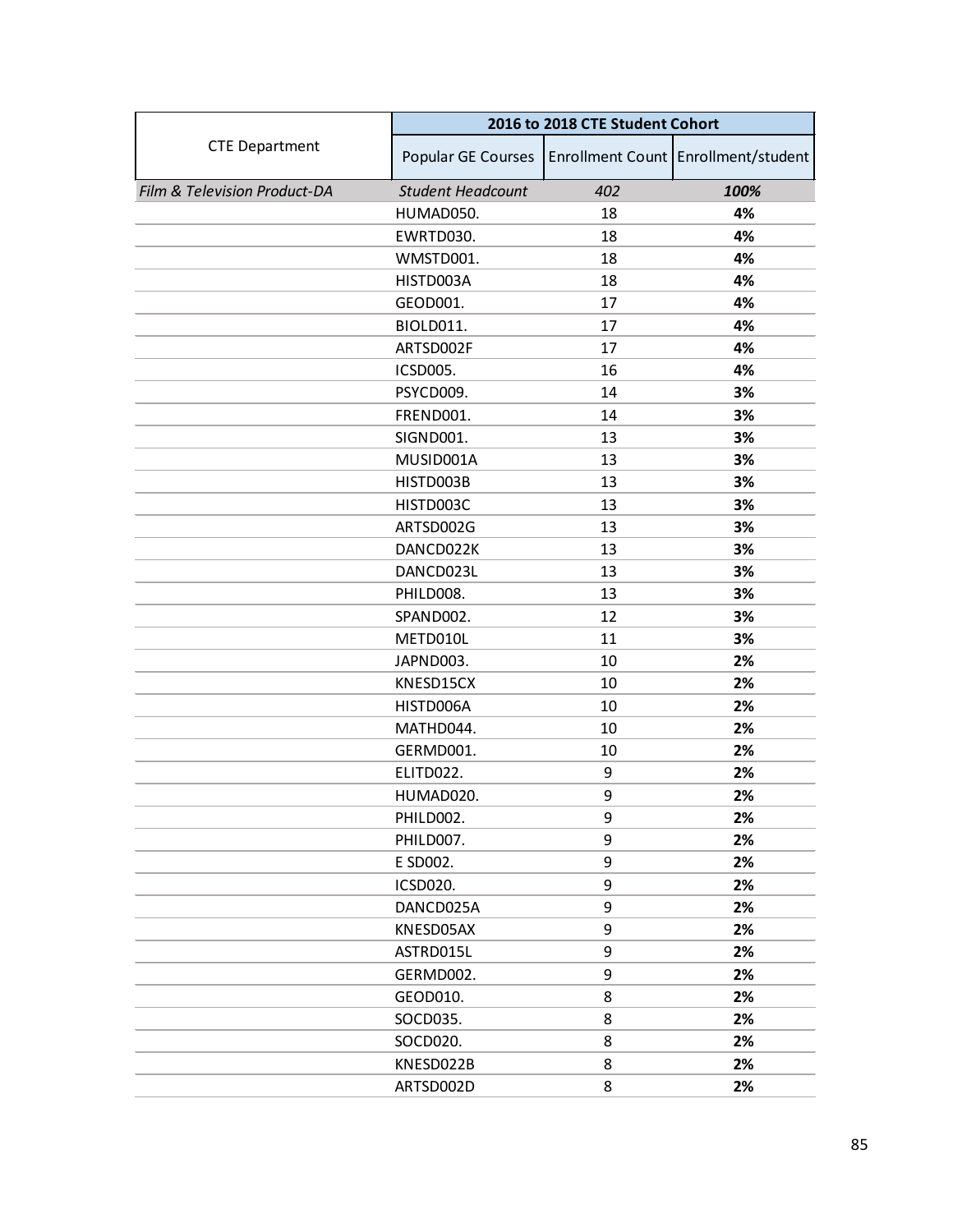| CTE Department | 2016 to 2018 CTE Student Cohort | | |
|---|---|---|---|
| | Popular GE Courses | Enrollment Count | Enrollment/student |
| *Film & Television Product-DA* | *Student Headcount* | *402* | ***100%*** |
| | HUMAD050. | 18 | **4%** |
| | EWRTD030. | 18 | **4%** |
| | WMSTD001. | 18 | **4%** |
| | HISTD003A | 18 | **4%** |
| | GEOD001. | 17 | **4%** |
| | BIOLD011. | 17 | **4%** |
| | ARTSD002F | 17 | **4%** |
| | ICSD005. | 16 | **4%** |
| | PSYCD009. | 14 | **3%** |
| | FREND001. | 14 | **3%** |
| | SIGND001. | 13 | **3%** |
| | MUSID001A | 13 | **3%** |
| | HISTD003B | 13 | **3%** |
| | HISTD003C | 13 | **3%** |
| | ARTSD002G | 13 | **3%** |
| | DANCD022K | 13 | **3%** |
| | DANCD023L | 13 | **3%** |
| | PHILD008. | 13 | **3%** |
| | SPAND002. | 12 | **3%** |
| | METD010L | 11 | **3%** |
| | JAPND003. | 10 | **2%** |
| | KNESD15CX | 10 | **2%** |
| | HISTD006A | 10 | **2%** |
| | MATHD044. | 10 | **2%** |
| | GERMD001. | 10 | **2%** |
| | ELITD022. | 9 | **2%** |
| | HUMAD020. | 9 | **2%** |
| | PHILD002. | 9 | **2%** |
| | PHILD007. | 9 | **2%** |
| | E SD002. | 9 | **2%** |
| | ICSD020. | 9 | **2%** |
| | DANCD025A | 9 | **2%** |
| | KNESD05AX | 9 | **2%** |
| | ASTRD015L | 9 | **2%** |
| | GERMD002. | 9 | **2%** |
| | GEOD010. | 8 | **2%** |
| | SOCD035. | 8 | **2%** |
| | SOCD020. | 8 | **2%** |
| | KNESD022B | 8 | **2%** |
| | ARTSD002D | 8 | **2%** |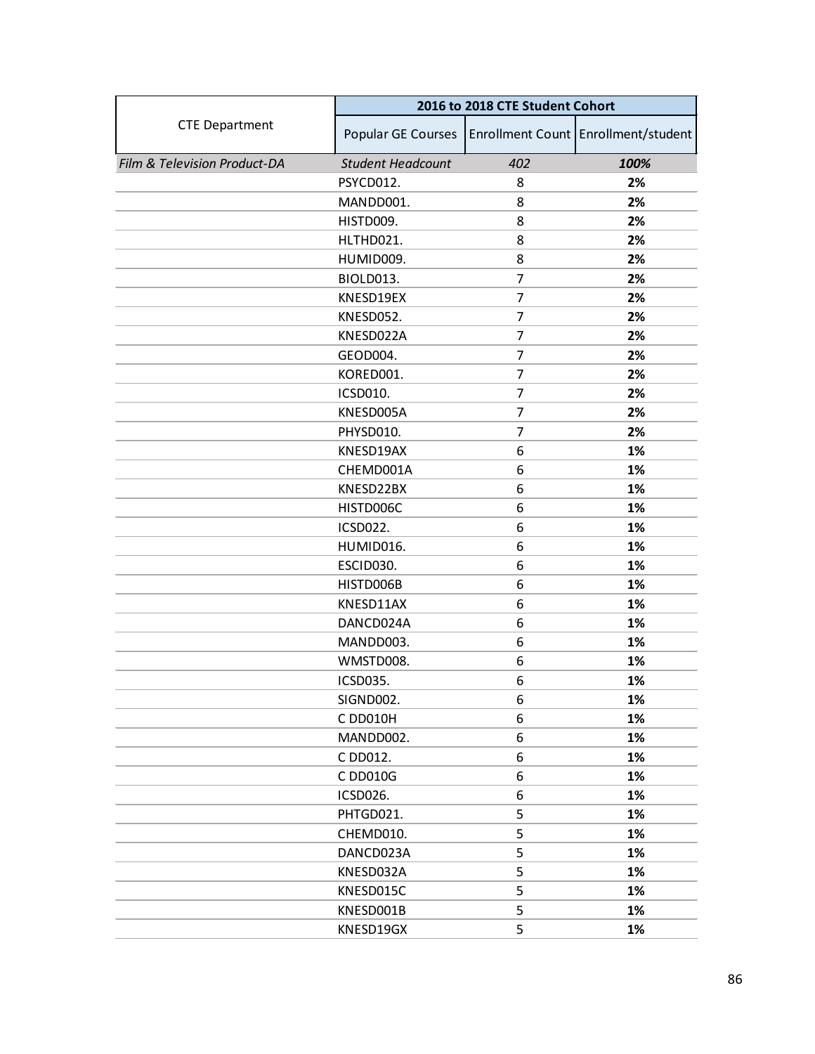| CTE Department | 2016 to 2018 CTE Student Cohort | | |
|---|---|---|---|
| | Popular GE Courses | Enrollment Count | Enrollment/student |
| *Film & Television Product-DA* | *Student Headcount* | *402* | ***100%*** |
| | PSYCD012. | 8 | **2%** |
| | MANDD001. | 8 | **2%** |
| | HISTD009. | 8 | **2%** |
| | HLTHD021. | 8 | **2%** |
| | HUMID009. | 8 | **2%** |
| | BIOLD013. | 7 | **2%** |
| | KNESD19EX | 7 | **2%** |
| | KNESD052. | 7 | **2%** |
| | KNESD022A | 7 | **2%** |
| | GEOD004. | 7 | **2%** |
| | KORED001. | 7 | **2%** |
| | ICSD010. | 7 | **2%** |
| | KNESD005A | 7 | **2%** |
| | PHYSD010. | 7 | **2%** |
| | KNESD19AX | 6 | **1%** |
| | CHEMD001A | 6 | **1%** |
| | KNESD22BX | 6 | **1%** |
| | HISTD006C | 6 | **1%** |
| | ICSD022. | 6 | **1%** |
| | HUMID016. | 6 | **1%** |
| | ESCID030. | 6 | **1%** |
| | HISTD006B | 6 | **1%** |
| | KNESD11AX | 6 | **1%** |
| | DANCD024A | 6 | **1%** |
| | MANDD003. | 6 | **1%** |
| | WMSTD008. | 6 | **1%** |
| | ICSD035. | 6 | **1%** |
| | SIGND002. | 6 | **1%** |
| | C DD010H | 6 | **1%** |
| | MANDD002. | 6 | **1%** |
| | C DD012. | 6 | **1%** |
| | C DD010G | 6 | **1%** |
| | ICSD026. | 6 | **1%** |
| | PHTGD021. | 5 | **1%** |
| | CHEMD010. | 5 | **1%** |
| | DANCD023A | 5 | **1%** |
| | KNESD032A | 5 | **1%** |
| | KNESD015C | 5 | **1%** |
| | KNESD001B | 5 | **1%** |
| | KNESD19GX | 5 | **1%** |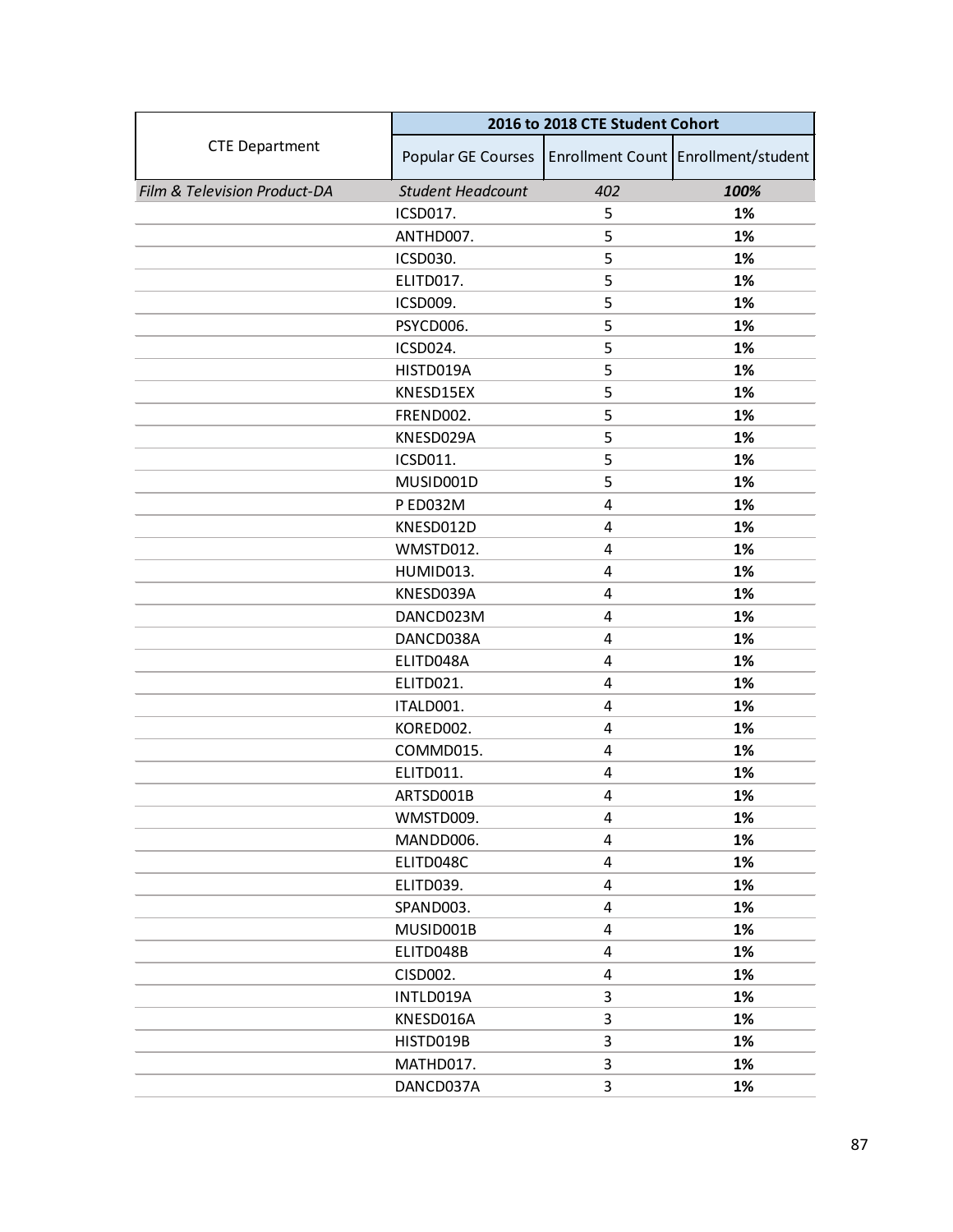| CTE Department | 2016 to 2018 CTE Student Cohort | | |
|---|---|---|---|
| | Popular GE Courses | Enrollment Count | Enrollment/student |
| *Film & Television Product-DA* | *Student Headcount* | *402* | ***100%*** |
| | ICSD017. | 5 | **1%** |
| | ANTHD007. | 5 | **1%** |
| | ICSD030. | 5 | **1%** |
| | ELITD017. | 5 | **1%** |
| | ICSD009. | 5 | **1%** |
| | PSYCD006. | 5 | **1%** |
| | ICSD024. | 5 | **1%** |
| | HISTD019A | 5 | **1%** |
| | KNESD15EX | 5 | **1%** |
| | FREND002. | 5 | **1%** |
| | KNESD029A | 5 | **1%** |
| | ICSD011. | 5 | **1%** |
| | MUSID001D | 5 | **1%** |
| | P ED032M | 4 | **1%** |
| | KNESD012D | 4 | **1%** |
| | WMSTD012. | 4 | **1%** |
| | HUMID013. | 4 | **1%** |
| | KNESD039A | 4 | **1%** |
| | DANCD023M | 4 | **1%** |
| | DANCD038A | 4 | **1%** |
| | ELITD048A | 4 | **1%** |
| | ELITD021. | 4 | **1%** |
| | ITALD001. | 4 | **1%** |
| | KORED002. | 4 | **1%** |
| | COMMD015. | 4 | **1%** |
| | ELITD011. | 4 | **1%** |
| | ARTSD001B | 4 | **1%** |
| | WMSTD009. | 4 | **1%** |
| | MANDD006. | 4 | **1%** |
| | ELITD048C | 4 | **1%** |
| | ELITD039. | 4 | **1%** |
| | SPAND003. | 4 | **1%** |
| | MUSID001B | 4 | **1%** |
| | ELITD048B | 4 | **1%** |
| | CISD002. | 4 | **1%** |
| | INTLD019A | 3 | **1%** |
| | KNESD016A | 3 | **1%** |
| | HISTD019B | 3 | **1%** |
| | MATHD017. | 3 | **1%** |
| | DANCD037A | 3 | **1%** |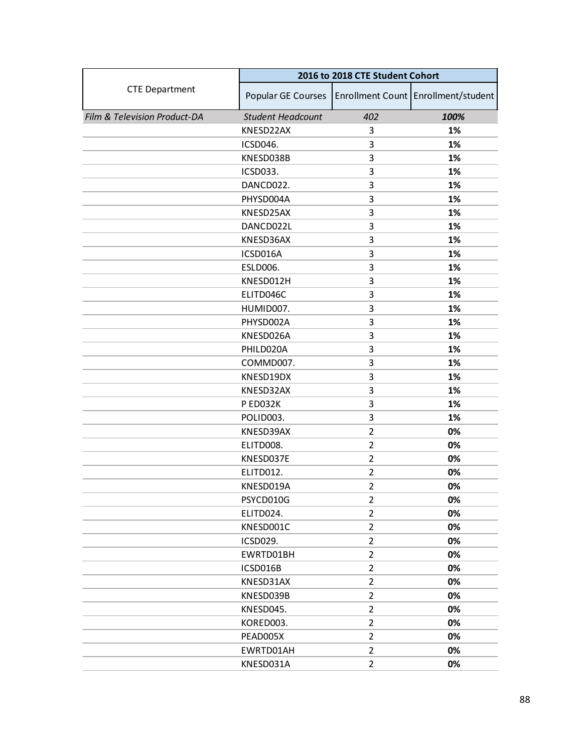| CTE Department | 2016 to 2018 CTE Student Cohort | | |
|---|---|---|---|
| | Popular GE Courses | Enrollment Count | Enrollment/student |
| *Film & Television Product-DA* | *Student Headcount* | *402* | ***100%*** |
| | KNESD22AX | 3 | **1%** |
| | ICSD046. | 3 | **1%** |
| | KNESD038B | 3 | **1%** |
| | ICSD033. | 3 | **1%** |
| | DANCD022. | 3 | **1%** |
| | PHYSD004A | 3 | **1%** |
| | KNESD25AX | 3 | **1%** |
| | DANCD022L | 3 | **1%** |
| | KNESD36AX | 3 | **1%** |
| | ICSD016A | 3 | **1%** |
| | ESLD006. | 3 | **1%** |
| | KNESD012H | 3 | **1%** |
| | ELITD046C | 3 | **1%** |
| | HUMID007. | 3 | **1%** |
| | PHYSD002A | 3 | **1%** |
| | KNESD026A | 3 | **1%** |
| | PHILD020A | 3 | **1%** |
| | COMMD007. | 3 | **1%** |
| | KNESD19DX | 3 | **1%** |
| | KNESD32AX | 3 | **1%** |
| | P ED032K | 3 | **1%** |
| | POLID003. | 3 | **1%** |
| | KNESD39AX | 2 | **0%** |
| | ELITD008. | 2 | **0%** |
| | KNESD037E | 2 | **0%** |
| | ELITD012. | 2 | **0%** |
| | KNESD019A | 2 | **0%** |
| | PSYCD010G | 2 | **0%** |
| | ELITD024. | 2 | **0%** |
| | KNESD001C | 2 | **0%** |
| | ICSD029. | 2 | **0%** |
| | EWRTD01BH | 2 | **0%** |
| | ICSD016B | 2 | **0%** |
| | KNESD31AX | 2 | **0%** |
| | KNESD039B | 2 | **0%** |
| | KNESD045. | 2 | **0%** |
| | KORED003. | 2 | **0%** |
| | PEAD005X | 2 | **0%** |
| | EWRTD01AH | 2 | **0%** |
| | KNESD031A | 2 | **0%** |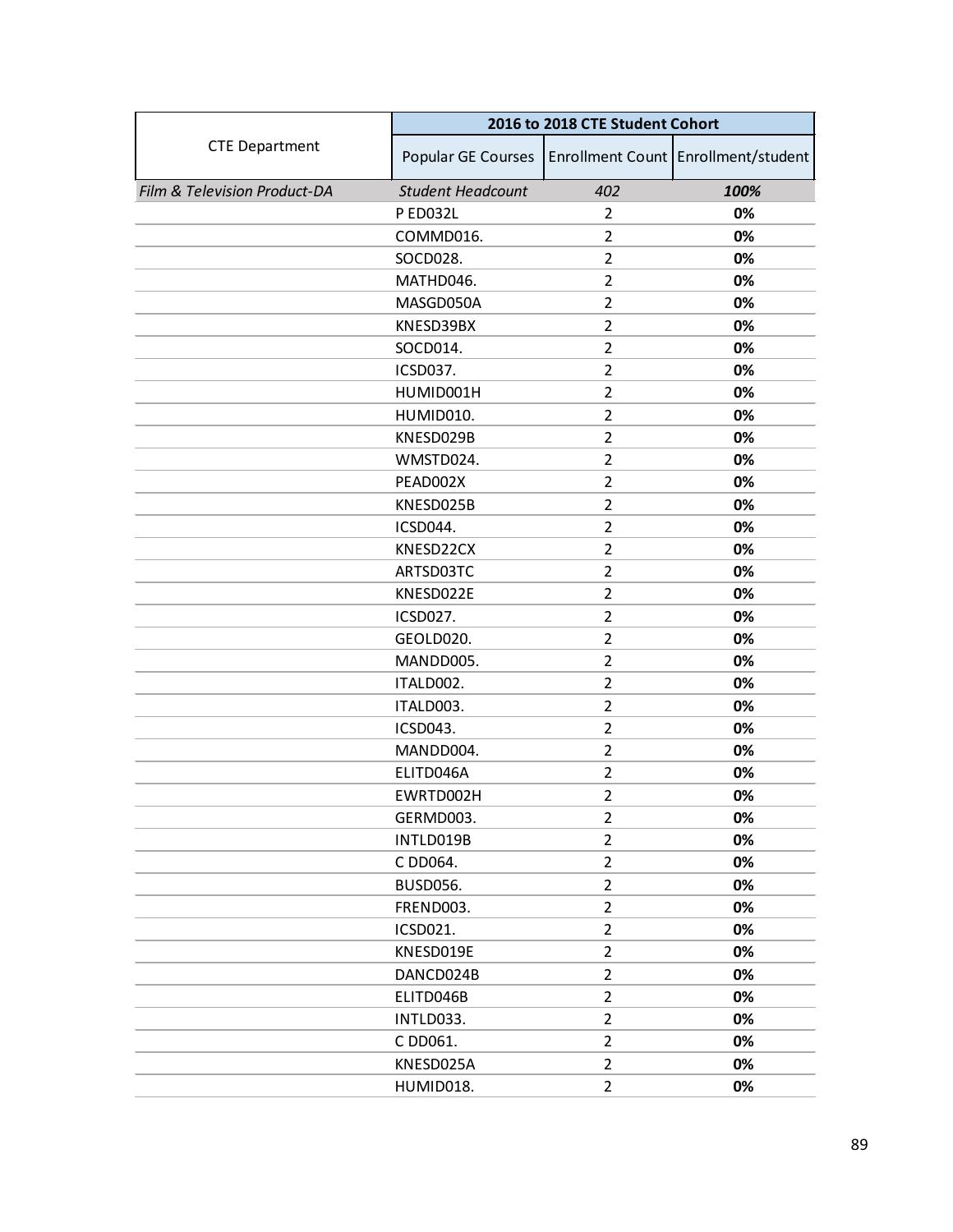| CTE Department | 2016 to 2018 CTE Student Cohort | | |
|---|---|---|---|
| | Popular GE Courses | Enrollment Count | Enrollment/student |
| *Film & Television Product-DA* | *Student Headcount* | *402* | ***100%*** |
| | P ED032L | 2 | **0%** |
| | COMMD016. | 2 | **0%** |
| | SOCD028. | 2 | **0%** |
| | MATHD046. | 2 | **0%** |
| | MASGD050A | 2 | **0%** |
| | KNESD39BX | 2 | **0%** |
| | SOCD014. | 2 | **0%** |
| | ICSD037. | 2 | **0%** |
| | HUMID001H | 2 | **0%** |
| | HUMID010. | 2 | **0%** |
| | KNESD029B | 2 | **0%** |
| | WMSTD024. | 2 | **0%** |
| | PEAD002X | 2 | **0%** |
| | KNESD025B | 2 | **0%** |
| | ICSD044. | 2 | **0%** |
| | KNESD22CX | 2 | **0%** |
| | ARTSD03TC | 2 | **0%** |
| | KNESD022E | 2 | **0%** |
| | ICSD027. | 2 | **0%** |
| | GEOLD020. | 2 | **0%** |
| | MANDD005. | 2 | **0%** |
| | ITALD002. | 2 | **0%** |
| | ITALD003. | 2 | **0%** |
| | ICSD043. | 2 | **0%** |
| | MANDD004. | 2 | **0%** |
| | ELITD046A | 2 | **0%** |
| | EWRTD002H | 2 | **0%** |
| | GERMD003. | 2 | **0%** |
| | INTLD019B | 2 | **0%** |
| | C DD064. | 2 | **0%** |
| | BUSD056. | 2 | **0%** |
| | FREND003. | 2 | **0%** |
| | ICSD021. | 2 | **0%** |
| | KNESD019E | 2 | **0%** |
| | DANCD024B | 2 | **0%** |
| | ELITD046B | 2 | **0%** |
| | INTLD033. | 2 | **0%** |
| | C DD061. | 2 | **0%** |
| | KNESD025A | 2 | **0%** |
| | HUMID018. | 2 | **0%** |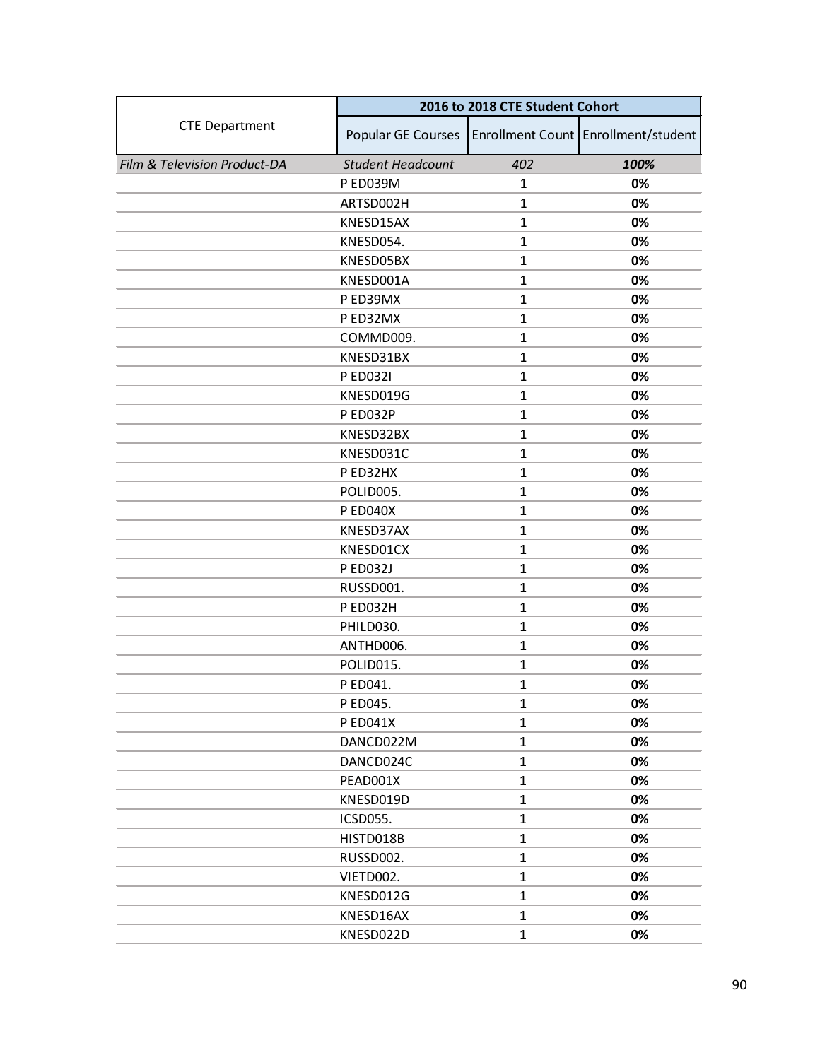| CTE Department | 2016 to 2018 CTE Student Cohort | | |
|---|---|---|---|
| | Popular GE Courses | Enrollment Count | Enrollment/student |
| *Film & Television Product-DA* | *Student Headcount* | *402* | ***100%*** |
| | P ED039M | 1 | **0%** |
| | ARTSD002H | 1 | **0%** |
| | KNESD15AX | 1 | **0%** |
| | KNESD054. | 1 | **0%** |
| | KNESD05BX | 1 | **0%** |
| | KNESD001A | 1 | **0%** |
| | P ED39MX | 1 | **0%** |
| | P ED32MX | 1 | **0%** |
| | COMMD009. | 1 | **0%** |
| | KNESD31BX | 1 | **0%** |
| | P ED032I | 1 | **0%** |
| | KNESD019G | 1 | **0%** |
| | P ED032P | 1 | **0%** |
| | KNESD32BX | 1 | **0%** |
| | KNESD031C | 1 | **0%** |
| | P ED32HX | 1 | **0%** |
| | POLID005. | 1 | **0%** |
| | P ED040X | 1 | **0%** |
| | KNESD37AX | 1 | **0%** |
| | KNESD01CX | 1 | **0%** |
| | P ED032J | 1 | **0%** |
| | RUSSD001. | 1 | **0%** |
| | P ED032H | 1 | **0%** |
| | PHILD030. | 1 | **0%** |
| | ANTHD006. | 1 | **0%** |
| | POLID015. | 1 | **0%** |
| | P ED041. | 1 | **0%** |
| | P ED045. | 1 | **0%** |
| | P ED041X | 1 | **0%** |
| | DANCD022M | 1 | **0%** |
| | DANCD024C | 1 | **0%** |
| | PEAD001X | 1 | **0%** |
| | KNESD019D | 1 | **0%** |
| | ICSD055. | 1 | **0%** |
| | HISTD018B | 1 | **0%** |
| | RUSSD002. | 1 | **0%** |
| | VIETD002. | 1 | **0%** |
| | KNESD012G | 1 | **0%** |
| | KNESD16AX | 1 | **0%** |
| | KNESD022D | 1 | **0%** |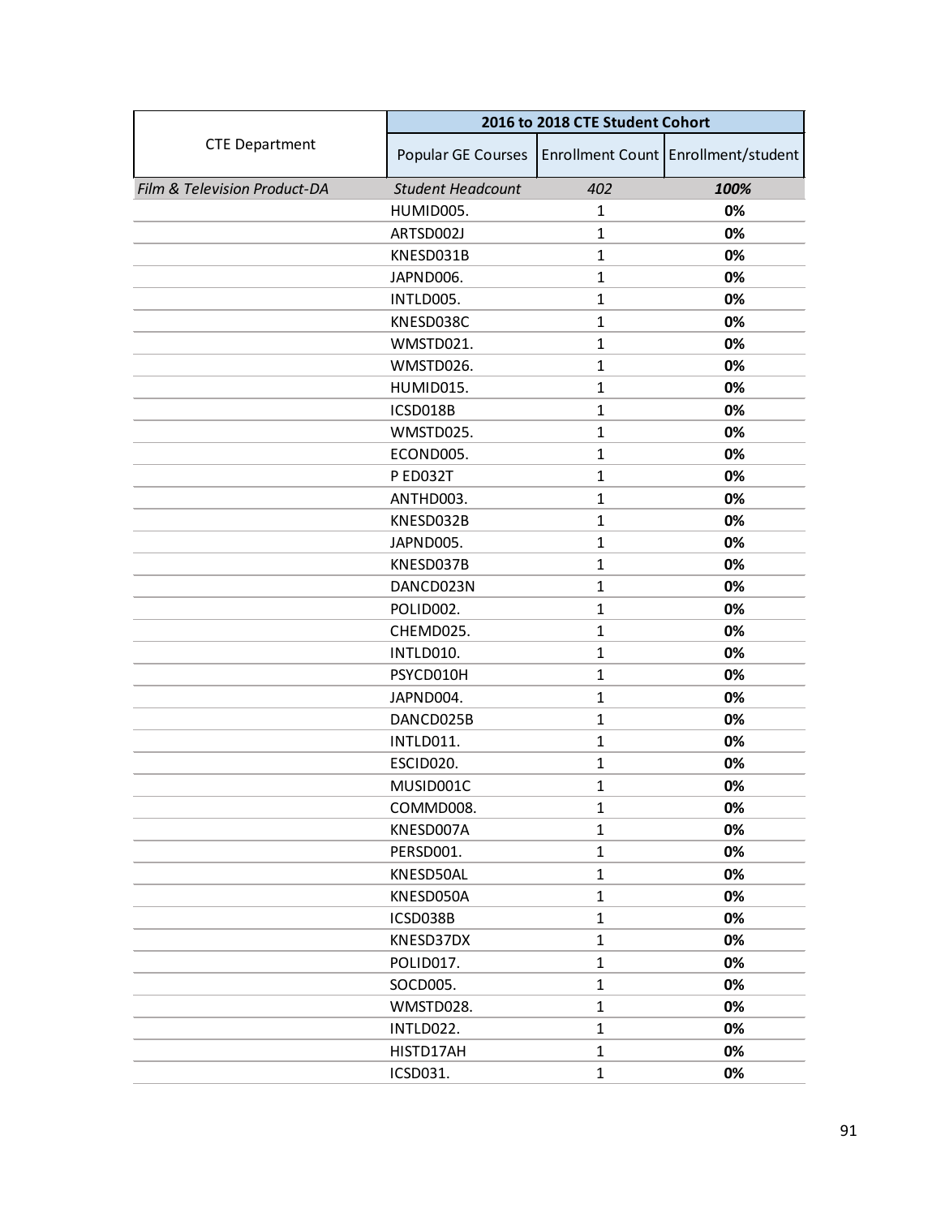| CTE Department | 2016 to 2018 CTE Student Cohort | | |
|---|---|---|---|
| | Popular GE Courses | Enrollment Count | Enrollment/student |
| *Film & Television Product-DA* | *Student Headcount* | *402* | ***100%*** |
| | HUMID005. | 1 | **0%** |
| | ARTSD002J | 1 | **0%** |
| | KNESD031B | 1 | **0%** |
| | JAPND006. | 1 | **0%** |
| | INTLD005. | 1 | **0%** |
| | KNESD038C | 1 | **0%** |
| | WMSTD021. | 1 | **0%** |
| | WMSTD026. | 1 | **0%** |
| | HUMID015. | 1 | **0%** |
| | ICSD018B | 1 | **0%** |
| | WMSTD025. | 1 | **0%** |
| | ECOND005. | 1 | **0%** |
| | P ED032T | 1 | **0%** |
| | ANTHD003. | 1 | **0%** |
| | KNESD032B | 1 | **0%** |
| | JAPND005. | 1 | **0%** |
| | KNESD037B | 1 | **0%** |
| | DANCD023N | 1 | **0%** |
| | POLID002. | 1 | **0%** |
| | CHEMD025. | 1 | **0%** |
| | INTLD010. | 1 | **0%** |
| | PSYCD010H | 1 | **0%** |
| | JAPND004. | 1 | **0%** |
| | DANCD025B | 1 | **0%** |
| | INTLD011. | 1 | **0%** |
| | ESCID020. | 1 | **0%** |
| | MUSID001C | 1 | **0%** |
| | COMMD008. | 1 | **0%** |
| | KNESD007A | 1 | **0%** |
| | PERSD001. | 1 | **0%** |
| | KNESD50AL | 1 | **0%** |
| | KNESD050A | 1 | **0%** |
| | ICSD038B | 1 | **0%** |
| | KNESD37DX | 1 | **0%** |
| | POLID017. | 1 | **0%** |
| | SOCD005. | 1 | **0%** |
| | WMSTD028. | 1 | **0%** |
| | INTLD022. | 1 | **0%** |
| | HISTD17AH | 1 | **0%** |
| | ICSD031. | 1 | **0%** |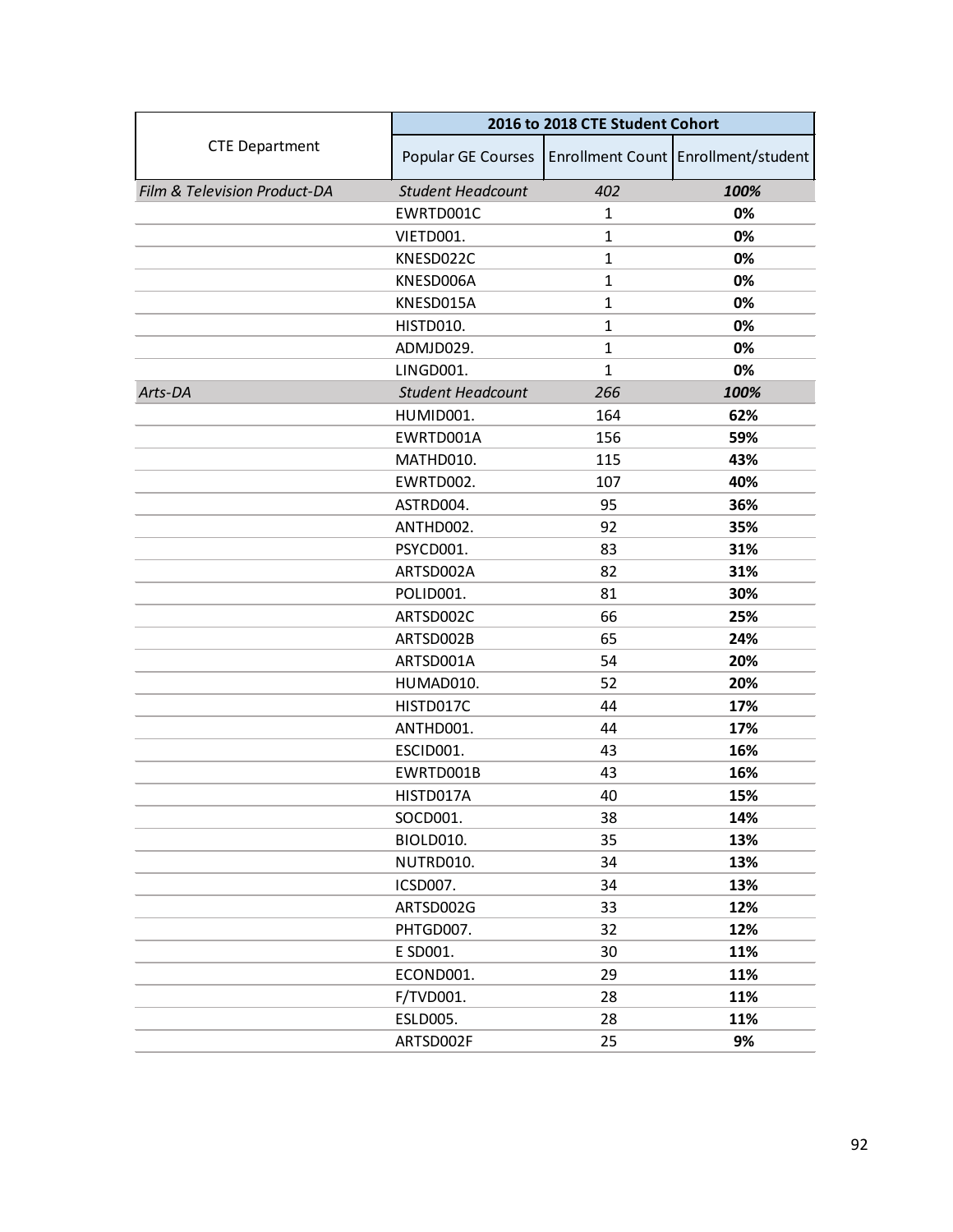| CTE Department | 2016 to 2018 CTE Student Cohort | | |
|---|---|---|---|
| | Popular GE Courses | Enrollment Count | Enrollment/student |
| *Film & Television Product-DA* | *Student Headcount* | *402* | ***100%*** |
| | EWRTD001C | 1 | **0%** |
| | VIETD001. | 1 | **0%** |
| | KNESD022C | 1 | **0%** |
| | KNESD006A | 1 | **0%** |
| | KNESD015A | 1 | **0%** |
| | HISTD010. | 1 | **0%** |
| | ADMJD029. | 1 | **0%** |
| | LINGD001. | 1 | **0%** |
| *Arts-DA* | *Student Headcount* | *266* | ***100%*** |
| | HUMID001. | 164 | **62%** |
| | EWRTD001A | 156 | **59%** |
| | MATHD010. | 115 | **43%** |
| | EWRTD002. | 107 | **40%** |
| | ASTRD004. | 95 | **36%** |
| | ANTHD002. | 92 | **35%** |
| | PSYCD001. | 83 | **31%** |
| | ARTSD002A | 82 | **31%** |
| | POLID001. | 81 | **30%** |
| | ARTSD002C | 66 | **25%** |
| | ARTSD002B | 65 | **24%** |
| | ARTSD001A | 54 | **20%** |
| | HUMAD010. | 52 | **20%** |
| | HISTD017C | 44 | **17%** |
| | ANTHD001. | 44 | **17%** |
| | ESCID001. | 43 | **16%** |
| | EWRTD001B | 43 | **16%** |
| | HISTD017A | 40 | **15%** |
| | SOCD001. | 38 | **14%** |
| | BIOLD010. | 35 | **13%** |
| | NUTRD010. | 34 | **13%** |
| | ICSD007. | 34 | **13%** |
| | ARTSD002G | 33 | **12%** |
| | PHTGD007. | 32 | **12%** |
| | E SD001. | 30 | **11%** |
| | ECOND001. | 29 | **11%** |
| | F/TVD001. | 28 | **11%** |
| | ESLD005. | 28 | **11%** |
| | ARTSD002F | 25 | **9%** |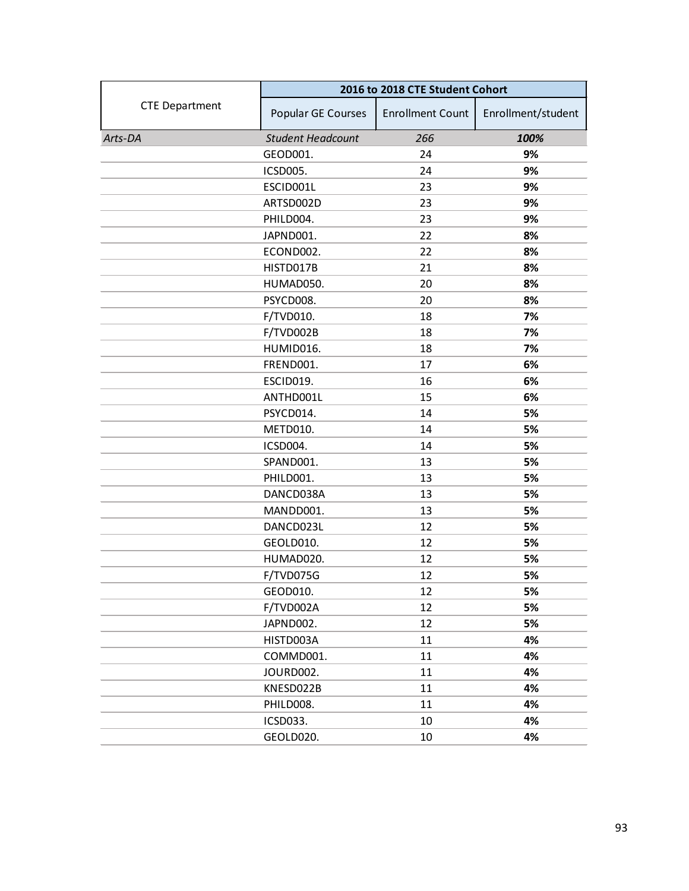| CTE Department | 2016 to 2018 CTE Student Cohort | | |
|---|---|---|---|
| | Popular GE Courses | Enrollment Count | Enrollment/student |
| *Arts-DA* | *Student Headcount* | *266* | ***100%*** |
| | GEOD001. | 24 | **9%** |
| | ICSD005. | 24 | **9%** |
| | ESCID001L | 23 | **9%** |
| | ARTSD002D | 23 | **9%** |
| | PHILD004. | 23 | **9%** |
| | JAPND001. | 22 | **8%** |
| | ECOND002. | 22 | **8%** |
| | HISTD017B | 21 | **8%** |
| | HUMAD050. | 20 | **8%** |
| | PSYCD008. | 20 | **8%** |
| | F/TVD010. | 18 | **7%** |
| | F/TVD002B | 18 | **7%** |
| | HUMID016. | 18 | **7%** |
| | FREND001. | 17 | **6%** |
| | ESCID019. | 16 | **6%** |
| | ANTHD001L | 15 | **6%** |
| | PSYCD014. | 14 | **5%** |
| | METD010. | 14 | **5%** |
| | ICSD004. | 14 | **5%** |
| | SPAND001. | 13 | **5%** |
| | PHILD001. | 13 | **5%** |
| | DANCD038A | 13 | **5%** |
| | MANDD001. | 13 | **5%** |
| | DANCD023L | 12 | **5%** |
| | GEOLD010. | 12 | **5%** |
| | HUMAD020. | 12 | **5%** |
| | F/TVD075G | 12 | **5%** |
| | GEOD010. | 12 | **5%** |
| | F/TVD002A | 12 | **5%** |
| | JAPND002. | 12 | **5%** |
| | HISTD003A | 11 | **4%** |
| | COMMD001. | 11 | **4%** |
| | JOURD002. | 11 | **4%** |
| | KNESD022B | 11 | **4%** |
| | PHILD008. | 11 | **4%** |
| | ICSD033. | 10 | **4%** |
| | GEOLD020. | 10 | **4%** |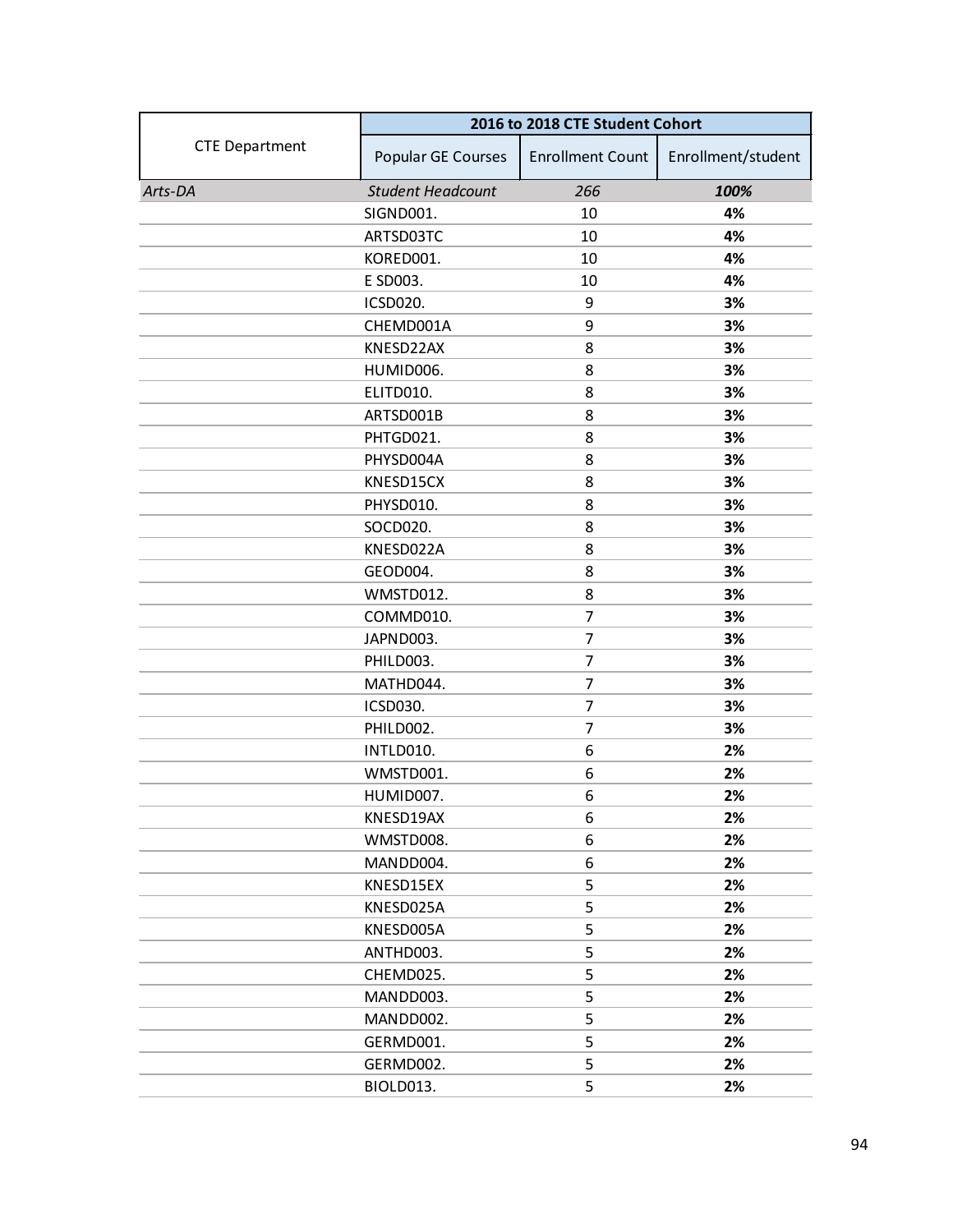| CTE Department | 2016 to 2018 CTE Student Cohort | | |
|---|---|---|---|
| | Popular GE Courses | Enrollment Count | Enrollment/student |
| *Arts-DA* | *Student Headcount* | *266* | ***100%*** |
| | SIGND001. | 10 | **4%** |
| | ARTSD03TC | 10 | **4%** |
| | KORED001. | 10 | **4%** |
| | E SD003. | 10 | **4%** |
| | ICSD020. | 9 | **3%** |
| | CHEMD001A | 9 | **3%** |
| | KNESD22AX | 8 | **3%** |
| | HUMID006. | 8 | **3%** |
| | ELITD010. | 8 | **3%** |
| | ARTSD001B | 8 | **3%** |
| | PHTGD021. | 8 | **3%** |
| | PHYSD004A | 8 | **3%** |
| | KNESD15CX | 8 | **3%** |
| | PHYSD010. | 8 | **3%** |
| | SOCD020. | 8 | **3%** |
| | KNESD022A | 8 | **3%** |
| | GEOD004. | 8 | **3%** |
| | WMSTD012. | 8 | **3%** |
| | COMMD010. | 7 | **3%** |
| | JAPND003. | 7 | **3%** |
| | PHILD003. | 7 | **3%** |
| | MATHD044. | 7 | **3%** |
| | ICSD030. | 7 | **3%** |
| | PHILD002. | 7 | **3%** |
| | INTLD010. | 6 | **2%** |
| | WMSTD001. | 6 | **2%** |
| | HUMID007. | 6 | **2%** |
| | KNESD19AX | 6 | **2%** |
| | WMSTD008. | 6 | **2%** |
| | MANDD004. | 6 | **2%** |
| | KNESD15EX | 5 | **2%** |
| | KNESD025A | 5 | **2%** |
| | KNESD005A | 5 | **2%** |
| | ANTHD003. | 5 | **2%** |
| | CHEMD025. | 5 | **2%** |
| | MANDD003. | 5 | **2%** |
| | MANDD002. | 5 | **2%** |
| | GERMD001. | 5 | **2%** |
| | GERMD002. | 5 | **2%** |
| | BIOLD013. | 5 | **2%** |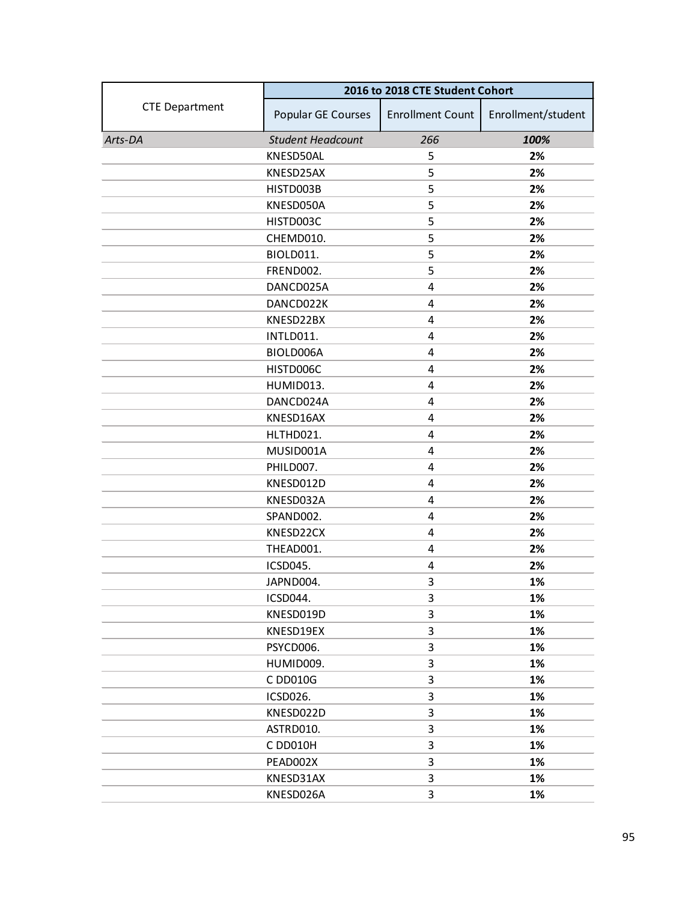| CTE Department | 2016 to 2018 CTE Student Cohort | | |
|---|---|---|---|
| | Popular GE Courses | Enrollment Count | Enrollment/student |
| *Arts-DA* | *Student Headcount* | *266* | ***100%*** |
| | KNESD50AL | 5 | **2%** |
| | KNESD25AX | 5 | **2%** |
| | HISTD003B | 5 | **2%** |
| | KNESD050A | 5 | **2%** |
| | HISTD003C | 5 | **2%** |
| | CHEMD010. | 5 | **2%** |
| | BIOLD011. | 5 | **2%** |
| | FREND002. | 5 | **2%** |
| | DANCD025A | 4 | **2%** |
| | DANCD022K | 4 | **2%** |
| | KNESD22BX | 4 | **2%** |
| | INTLD011. | 4 | **2%** |
| | BIOLD006A | 4 | **2%** |
| | HISTD006C | 4 | **2%** |
| | HUMID013. | 4 | **2%** |
| | DANCD024A | 4 | **2%** |
| | KNESD16AX | 4 | **2%** |
| | HLTHD021. | 4 | **2%** |
| | MUSID001A | 4 | **2%** |
| | PHILD007. | 4 | **2%** |
| | KNESD012D | 4 | **2%** |
| | KNESD032A | 4 | **2%** |
| | SPAND002. | 4 | **2%** |
| | KNESD22CX | 4 | **2%** |
| | THEAD001. | 4 | **2%** |
| | ICSD045. | 4 | **2%** |
| | JAPND004. | 3 | **1%** |
| | ICSD044. | 3 | **1%** |
| | KNESD019D | 3 | **1%** |
| | KNESD19EX | 3 | **1%** |
| | PSYCD006. | 3 | **1%** |
| | HUMID009. | 3 | **1%** |
| | C DD010G | 3 | **1%** |
| | ICSD026. | 3 | **1%** |
| | KNESD022D | 3 | **1%** |
| | ASTRD010. | 3 | **1%** |
| | C DD010H | 3 | **1%** |
| | PEAD002X | 3 | **1%** |
| | KNESD31AX | 3 | **1%** |
| | KNESD026A | 3 | **1%** |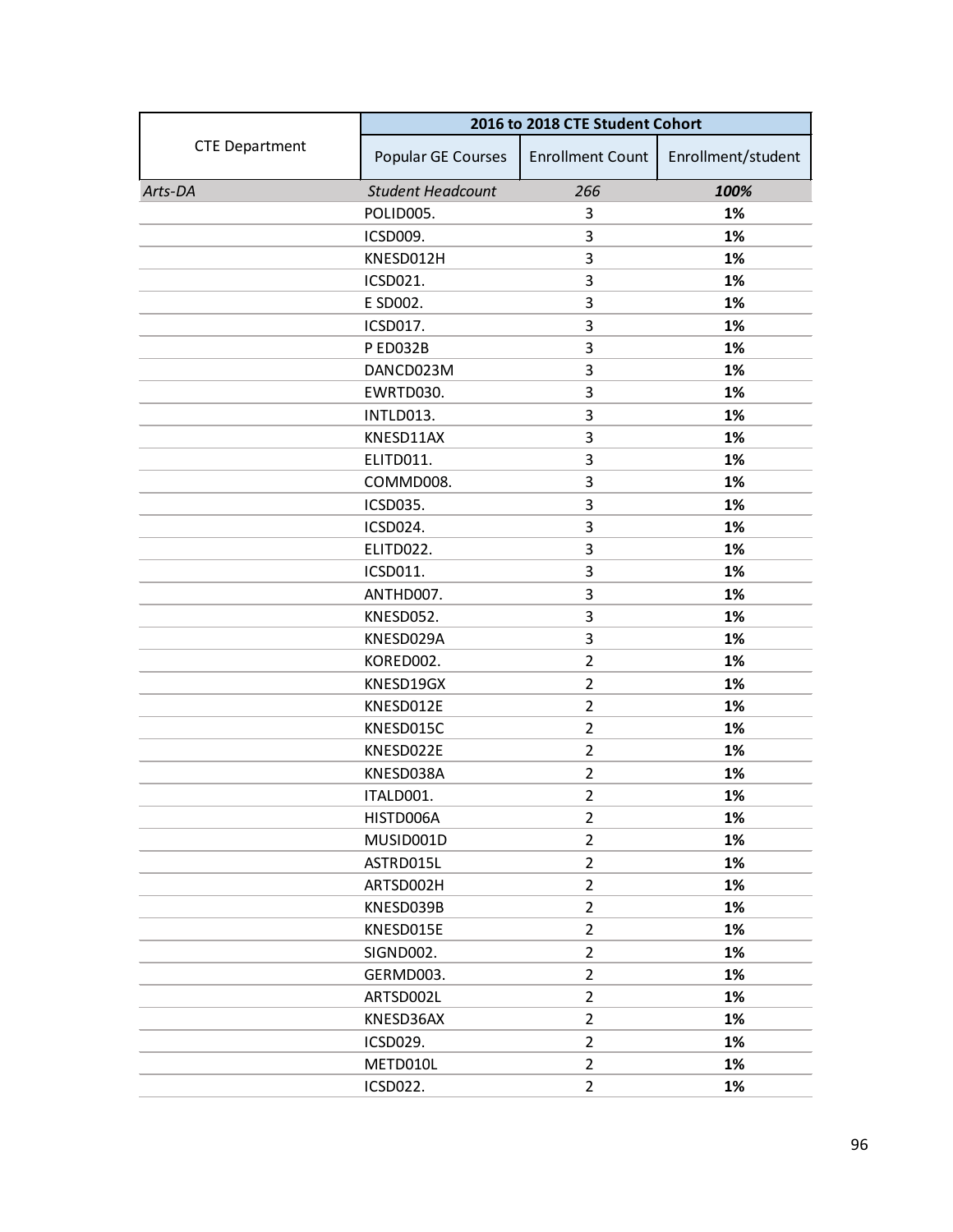| CTE Department | 2016 to 2018 CTE Student Cohort | | |
|---|---|---|---|
| | Popular GE Courses | Enrollment Count | Enrollment/student |
| *Arts-DA* | *Student Headcount* | *266* | ***100%*** |
| | POLID005. | 3 | **1%** |
| | ICSD009. | 3 | **1%** |
| | KNESD012H | 3 | **1%** |
| | ICSD021. | 3 | **1%** |
| | E SD002. | 3 | **1%** |
| | ICSD017. | 3 | **1%** |
| | P ED032B | 3 | **1%** |
| | DANCD023M | 3 | **1%** |
| | EWRTD030. | 3 | **1%** |
| | INTLD013. | 3 | **1%** |
| | KNESD11AX | 3 | **1%** |
| | ELITD011. | 3 | **1%** |
| | COMMD008. | 3 | **1%** |
| | ICSD035. | 3 | **1%** |
| | ICSD024. | 3 | **1%** |
| | ELITD022. | 3 | **1%** |
| | ICSD011. | 3 | **1%** |
| | ANTHD007. | 3 | **1%** |
| | KNESD052. | 3 | **1%** |
| | KNESD029A | 3 | **1%** |
| | KORED002. | 2 | **1%** |
| | KNESD19GX | 2 | **1%** |
| | KNESD012E | 2 | **1%** |
| | KNESD015C | 2 | **1%** |
| | KNESD022E | 2 | **1%** |
| | KNESD038A | 2 | **1%** |
| | ITALD001. | 2 | **1%** |
| | HISTD006A | 2 | **1%** |
| | MUSID001D | 2 | **1%** |
| | ASTRD015L | 2 | **1%** |
| | ARTSD002H | 2 | **1%** |
| | KNESD039B | 2 | **1%** |
| | KNESD015E | 2 | **1%** |
| | SIGND002. | 2 | **1%** |
| | GERMD003. | 2 | **1%** |
| | ARTSD002L | 2 | **1%** |
| | KNESD36AX | 2 | **1%** |
| | ICSD029. | 2 | **1%** |
| | METD010L | 2 | **1%** |
| | ICSD022. | 2 | **1%** |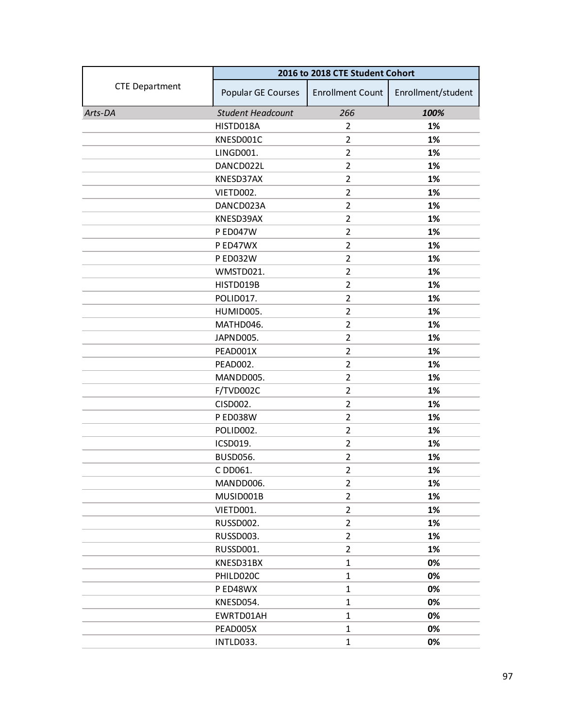| CTE Department | 2016 to 2018 CTE Student Cohort | | |
|---|---|---|---|
| | Popular GE Courses | Enrollment Count | Enrollment/student |
| *Arts-DA* | *Student Headcount* | *266* | ***100%*** |
| | HISTD018A | 2 | **1%** |
| | KNESD001C | 2 | **1%** |
| | LINGD001. | 2 | **1%** |
| | DANCD022L | 2 | **1%** |
| | KNESD37AX | 2 | **1%** |
| | VIETD002. | 2 | **1%** |
| | DANCD023A | 2 | **1%** |
| | KNESD39AX | 2 | **1%** |
| | P ED047W | 2 | **1%** |
| | P ED47WX | 2 | **1%** |
| | P ED032W | 2 | **1%** |
| | WMSTD021. | 2 | **1%** |
| | HISTD019B | 2 | **1%** |
| | POLID017. | 2 | **1%** |
| | HUMID005. | 2 | **1%** |
| | MATHD046. | 2 | **1%** |
| | JAPND005. | 2 | **1%** |
| | PEAD001X | 2 | **1%** |
| | PEAD002. | 2 | **1%** |
| | MANDD005. | 2 | **1%** |
| | F/TVD002C | 2 | **1%** |
| | CISD002. | 2 | **1%** |
| | P ED038W | 2 | **1%** |
| | POLID002. | 2 | **1%** |
| | ICSD019. | 2 | **1%** |
| | BUSD056. | 2 | **1%** |
| | C DD061. | 2 | **1%** |
| | MANDD006. | 2 | **1%** |
| | MUSID001B | 2 | **1%** |
| | VIETD001. | 2 | **1%** |
| | RUSSD002. | 2 | **1%** |
| | RUSSD003. | 2 | **1%** |
| | RUSSD001. | 2 | **1%** |
| | KNESD31BX | 1 | **0%** |
| | PHILD020C | 1 | **0%** |
| | P ED48WX | 1 | **0%** |
| | KNESD054. | 1 | **0%** |
| | EWRTD01AH | 1 | **0%** |
| | PEAD005X | 1 | **0%** |
| | INTLD033. | 1 | **0%** |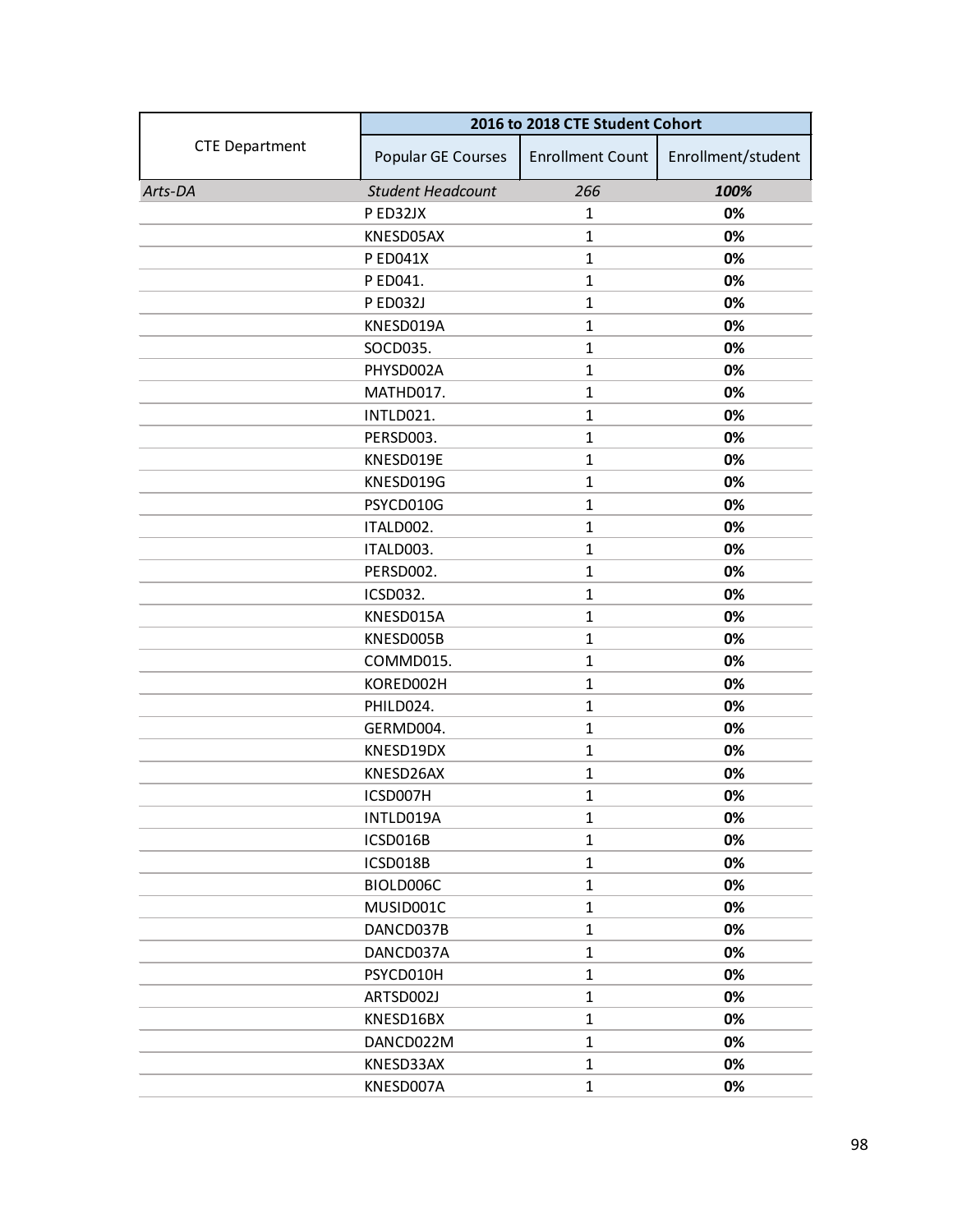| CTE Department | 2016 to 2018 CTE Student Cohort | | |
|---|---|---|---|
| | Popular GE Courses | Enrollment Count | Enrollment/student |
| *Arts-DA* | *Student Headcount* | *266* | ***100%*** |
| | P ED32JX | 1 | **0%** |
| | KNESD05AX | 1 | **0%** |
| | P ED041X | 1 | **0%** |
| | P ED041. | 1 | **0%** |
| | P ED032J | 1 | **0%** |
| | KNESD019A | 1 | **0%** |
| | SOCD035. | 1 | **0%** |
| | PHYSD002A | 1 | **0%** |
| | MATHD017. | 1 | **0%** |
| | INTLD021. | 1 | **0%** |
| | PERSD003. | 1 | **0%** |
| | KNESD019E | 1 | **0%** |
| | KNESD019G | 1 | **0%** |
| | PSYCD010G | 1 | **0%** |
| | ITALD002. | 1 | **0%** |
| | ITALD003. | 1 | **0%** |
| | PERSD002. | 1 | **0%** |
| | ICSD032. | 1 | **0%** |
| | KNESD015A | 1 | **0%** |
| | KNESD005B | 1 | **0%** |
| | COMMD015. | 1 | **0%** |
| | KORED002H | 1 | **0%** |
| | PHILD024. | 1 | **0%** |
| | GERMD004. | 1 | **0%** |
| | KNESD19DX | 1 | **0%** |
| | KNESD26AX | 1 | **0%** |
| | ICSD007H | 1 | **0%** |
| | INTLD019A | 1 | **0%** |
| | ICSD016B | 1 | **0%** |
| | ICSD018B | 1 | **0%** |
| | BIOLD006C | 1 | **0%** |
| | MUSID001C | 1 | **0%** |
| | DANCD037B | 1 | **0%** |
| | DANCD037A | 1 | **0%** |
| | PSYCD010H | 1 | **0%** |
| | ARTSD002J | 1 | **0%** |
| | KNESD16BX | 1 | **0%** |
| | DANCD022M | 1 | **0%** |
| | KNESD33AX | 1 | **0%** |
| | KNESD007A | 1 | **0%** |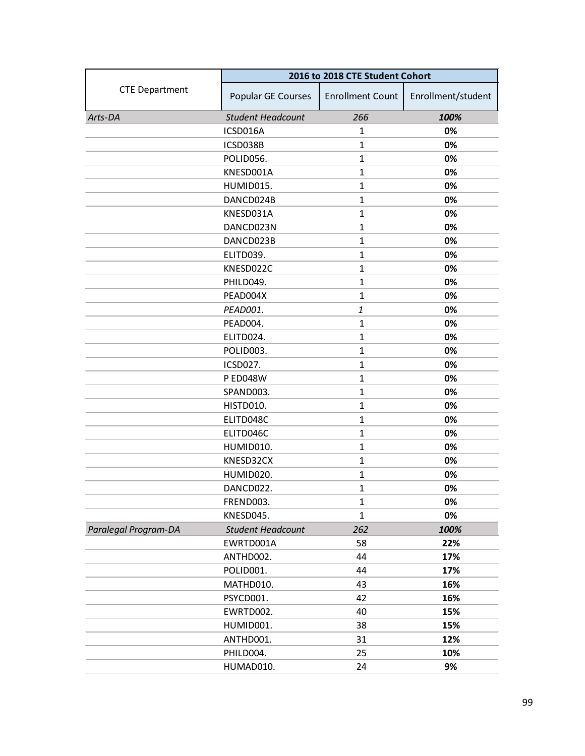| CTE Department | 2016 to 2018 CTE Student Cohort | | |
|---|---|---|---|
| | Popular GE Courses | Enrollment Count | Enrollment/student |
| *Arts-DA* | *Student Headcount* | *266* | ***100%*** |
| | ICSD016A | 1 | **0%** |
| | ICSD038B | 1 | **0%** |
| | POLID056. | 1 | **0%** |
| | KNESD001A | 1 | **0%** |
| | HUMID015. | 1 | **0%** |
| | DANCD024B | 1 | **0%** |
| | KNESD031A | 1 | **0%** |
| | DANCD023N | 1 | **0%** |
| | DANCD023B | 1 | **0%** |
| | ELITD039. | 1 | **0%** |
| | KNESD022C | 1 | **0%** |
| | PHILD049. | 1 | **0%** |
| | PEAD004X | 1 | **0%** |
| | *PEAD001.* | *1* | **0%** |
| | PEAD004. | 1 | **0%** |
| | ELITD024. | 1 | **0%** |
| | POLID003. | 1 | **0%** |
| | ICSD027. | 1 | **0%** |
| | P ED048W | 1 | **0%** |
| | SPAND003. | 1 | **0%** |
| | HISTD010. | 1 | **0%** |
| | ELITD048C | 1 | **0%** |
| | ELITD046C | 1 | **0%** |
| | HUMID010. | 1 | **0%** |
| | KNESD32CX | 1 | **0%** |
| | HUMID020. | 1 | **0%** |
| | DANCD022. | 1 | **0%** |
| | FREND003. | 1 | **0%** |
| | KNESD045. | 1 | **0%** |
| *Paralegal Program-DA* | *Student Headcount* | *262* | ***100%*** |
| | EWRTD001A | 58 | **22%** |
| | ANTHD002. | 44 | **17%** |
| | POLID001. | 44 | **17%** |
| | MATHD010. | 43 | **16%** |
| | PSYCD001. | 42 | **16%** |
| | EWRTD002. | 40 | **15%** |
| | HUMID001. | 38 | **15%** |
| | ANTHD001. | 31 | **12%** |
| | PHILD004. | 25 | **10%** |
| | HUMAD010. | 24 | **9%** |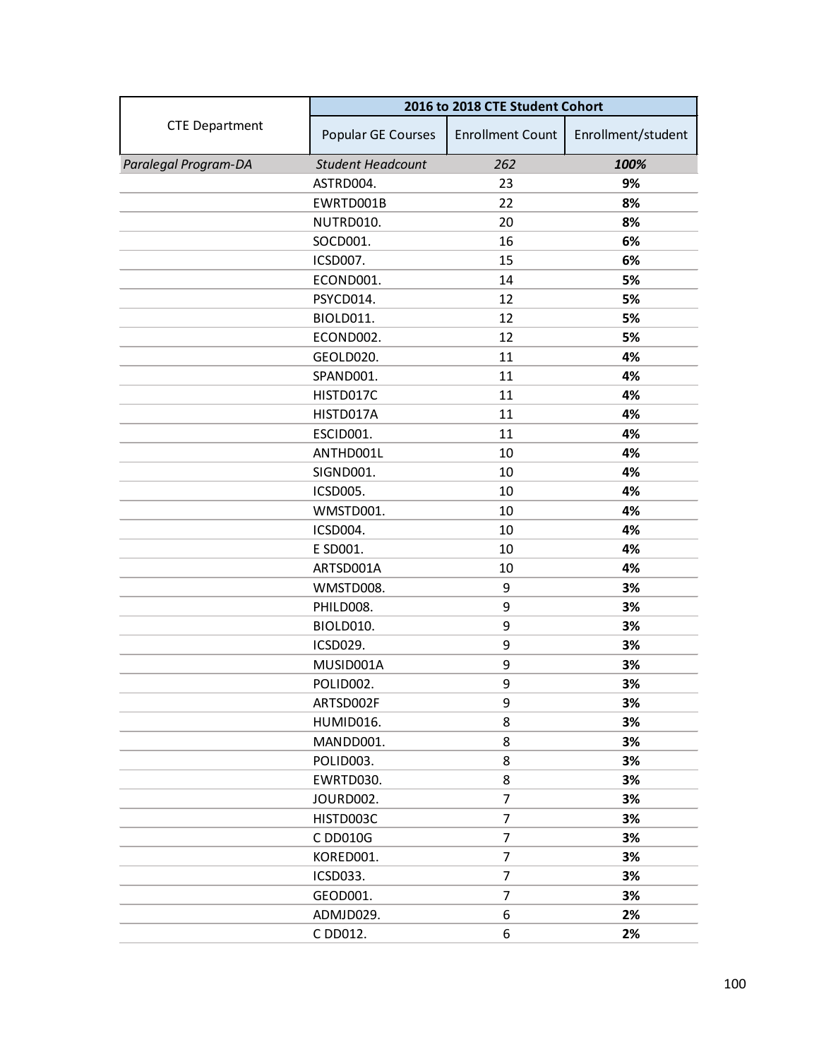| CTE Department | 2016 to 2018 CTE Student Cohort | | |
|---|---|---|---|
| | Popular GE Courses | Enrollment Count | Enrollment/student |
| *Paralegal Program-DA* | *Student Headcount* | *262* | ***100%*** |
| | ASTRD004. | 23 | **9%** |
| | EWRTD001B | 22 | **8%** |
| | NUTRD010. | 20 | **8%** |
| | SOCD001. | 16 | **6%** |
| | ICSD007. | 15 | **6%** |
| | ECOND001. | 14 | **5%** |
| | PSYCD014. | 12 | **5%** |
| | BIOLD011. | 12 | **5%** |
| | ECOND002. | 12 | **5%** |
| | GEOLD020. | 11 | **4%** |
| | SPAND001. | 11 | **4%** |
| | HISTD017C | 11 | **4%** |
| | HISTD017A | 11 | **4%** |
| | ESCID001. | 11 | **4%** |
| | ANTHD001L | 10 | **4%** |
| | SIGND001. | 10 | **4%** |
| | ICSD005. | 10 | **4%** |
| | WMSTD001. | 10 | **4%** |
| | ICSD004. | 10 | **4%** |
| | E SD001. | 10 | **4%** |
| | ARTSD001A | 10 | **4%** |
| | WMSTD008. | 9 | **3%** |
| | PHILD008. | 9 | **3%** |
| | BIOLD010. | 9 | **3%** |
| | ICSD029. | 9 | **3%** |
| | MUSID001A | 9 | **3%** |
| | POLID002. | 9 | **3%** |
| | ARTSD002F | 9 | **3%** |
| | HUMID016. | 8 | **3%** |
| | MANDD001. | 8 | **3%** |
| | POLID003. | 8 | **3%** |
| | EWRTD030. | 8 | **3%** |
| | JOURD002. | 7 | **3%** |
| | HISTD003C | 7 | **3%** |
| | C DD010G | 7 | **3%** |
| | KORED001. | 7 | **3%** |
| | ICSD033. | 7 | **3%** |
| | GEOD001. | 7 | **3%** |
| | ADMJD029. | 6 | **2%** |
| | C DD012. | 6 | **2%** |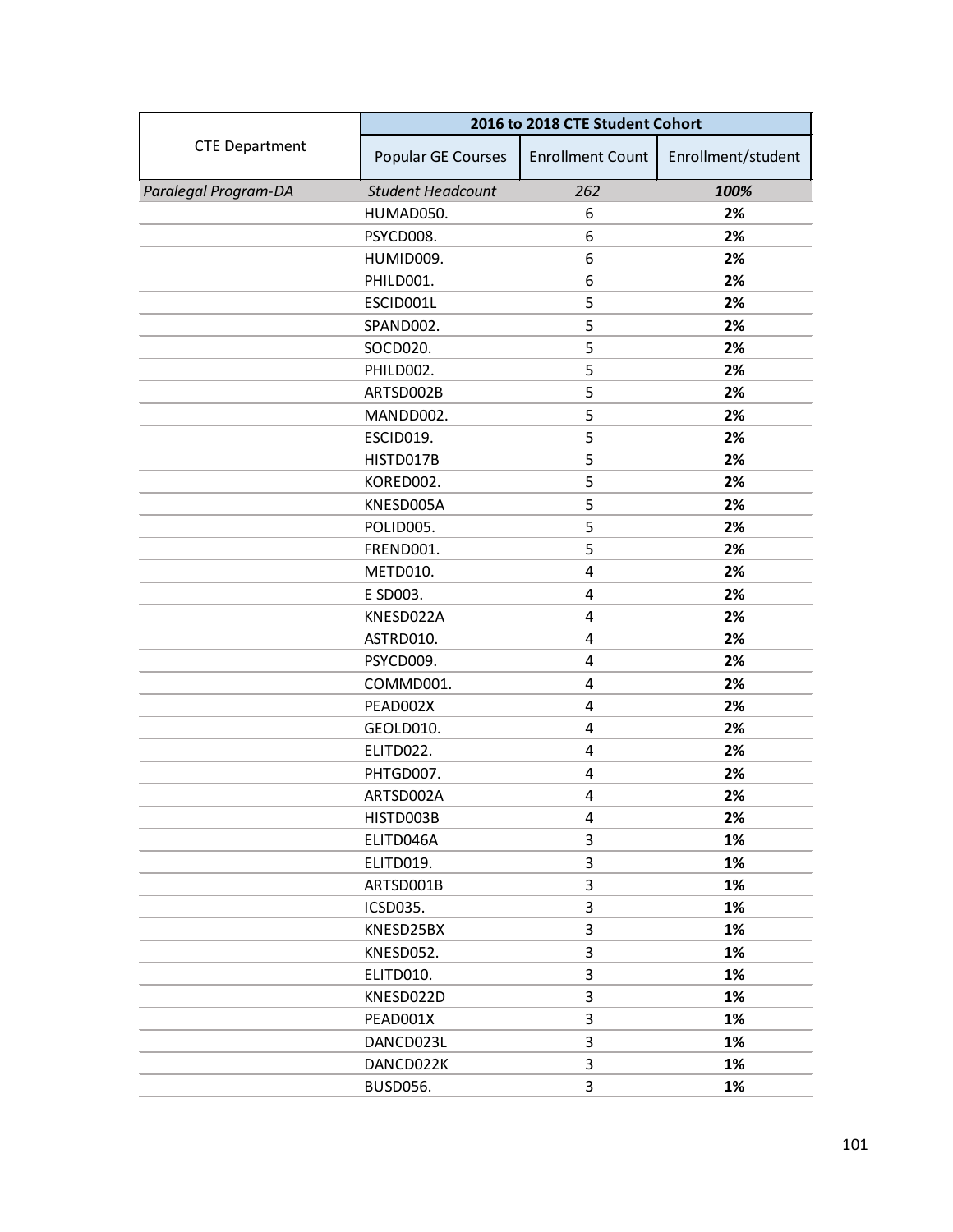| CTE Department | 2016 to 2018 CTE Student Cohort | | |
|---|---|---|---|
| | Popular GE Courses | Enrollment Count | Enrollment/student |
| *Paralegal Program-DA* | *Student Headcount* | *262* | ***100%*** |
| | HUMAD050. | 6 | **2%** |
| | PSYCD008. | 6 | **2%** |
| | HUMID009. | 6 | **2%** |
| | PHILD001. | 6 | **2%** |
| | ESCID001L | 5 | **2%** |
| | SPAND002. | 5 | **2%** |
| | SOCD020. | 5 | **2%** |
| | PHILD002. | 5 | **2%** |
| | ARTSD002B | 5 | **2%** |
| | MANDD002. | 5 | **2%** |
| | ESCID019. | 5 | **2%** |
| | HISTD017B | 5 | **2%** |
| | KORED002. | 5 | **2%** |
| | KNESD005A | 5 | **2%** |
| | POLID005. | 5 | **2%** |
| | FREND001. | 5 | **2%** |
| | METD010. | 4 | **2%** |
| | E SD003. | 4 | **2%** |
| | KNESD022A | 4 | **2%** |
| | ASTRD010. | 4 | **2%** |
| | PSYCD009. | 4 | **2%** |
| | COMMD001. | 4 | **2%** |
| | PEAD002X | 4 | **2%** |
| | GEOLD010. | 4 | **2%** |
| | ELITD022. | 4 | **2%** |
| | PHTGD007. | 4 | **2%** |
| | ARTSD002A | 4 | **2%** |
| | HISTD003B | 4 | **2%** |
| | ELITD046A | 3 | **1%** |
| | ELITD019. | 3 | **1%** |
| | ARTSD001B | 3 | **1%** |
| | ICSD035. | 3 | **1%** |
| | KNESD25BX | 3 | **1%** |
| | KNESD052. | 3 | **1%** |
| | ELITD010. | 3 | **1%** |
| | KNESD022D | 3 | **1%** |
| | PEAD001X | 3 | **1%** |
| | DANCD023L | 3 | **1%** |
| | DANCD022K | 3 | **1%** |
| | BUSD056. | 3 | **1%** |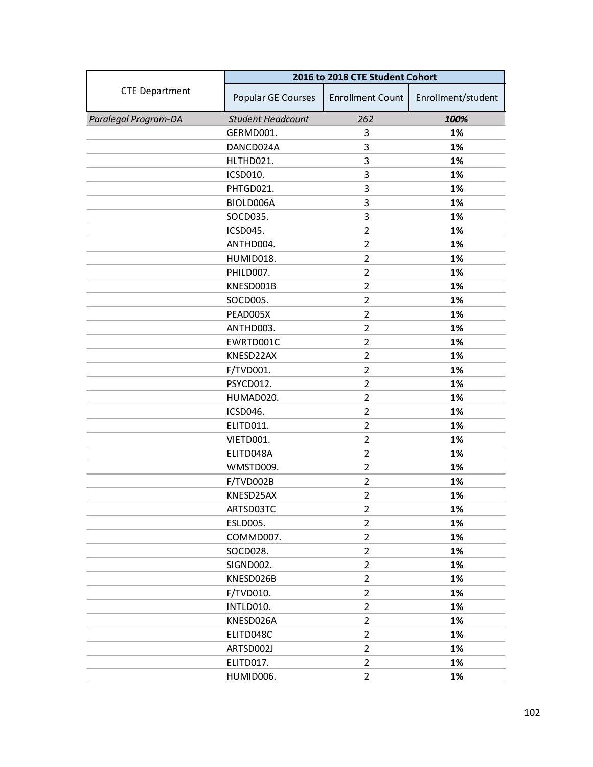| CTE Department | 2016 to 2018 CTE Student Cohort | | |
|---|---|---|---|
| | Popular GE Courses | Enrollment Count | Enrollment/student |
| *Paralegal Program-DA* | *Student Headcount* | *262* | ***100%*** |
| | GERMD001. | 3 | **1%** |
| | DANCD024A | 3 | **1%** |
| | HLTHD021. | 3 | **1%** |
| | ICSD010. | 3 | **1%** |
| | PHTGD021. | 3 | **1%** |
| | BIOLD006A | 3 | **1%** |
| | SOCD035. | 3 | **1%** |
| | ICSD045. | 2 | **1%** |
| | ANTHD004. | 2 | **1%** |
| | HUMID018. | 2 | **1%** |
| | PHILD007. | 2 | **1%** |
| | KNESD001B | 2 | **1%** |
| | SOCD005. | 2 | **1%** |
| | PEAD005X | 2 | **1%** |
| | ANTHD003. | 2 | **1%** |
| | EWRTD001C | 2 | **1%** |
| | KNESD22AX | 2 | **1%** |
| | F/TVD001. | 2 | **1%** |
| | PSYCD012. | 2 | **1%** |
| | HUMAD020. | 2 | **1%** |
| | ICSD046. | 2 | **1%** |
| | ELITD011. | 2 | **1%** |
| | VIETD001. | 2 | **1%** |
| | ELITD048A | 2 | **1%** |
| | WMSTD009. | 2 | **1%** |
| | F/TVD002B | 2 | **1%** |
| | KNESD25AX | 2 | **1%** |
| | ARTSD03TC | 2 | **1%** |
| | ESLD005. | 2 | **1%** |
| | COMMD007. | 2 | **1%** |
| | SOCD028. | 2 | **1%** |
| | SIGND002. | 2 | **1%** |
| | KNESD026B | 2 | **1%** |
| | F/TVD010. | 2 | **1%** |
| | INTLD010. | 2 | **1%** |
| | KNESD026A | 2 | **1%** |
| | ELITD048C | 2 | **1%** |
| | ARTSD002J | 2 | **1%** |
| | ELITD017. | 2 | **1%** |
| | HUMID006. | 2 | **1%** |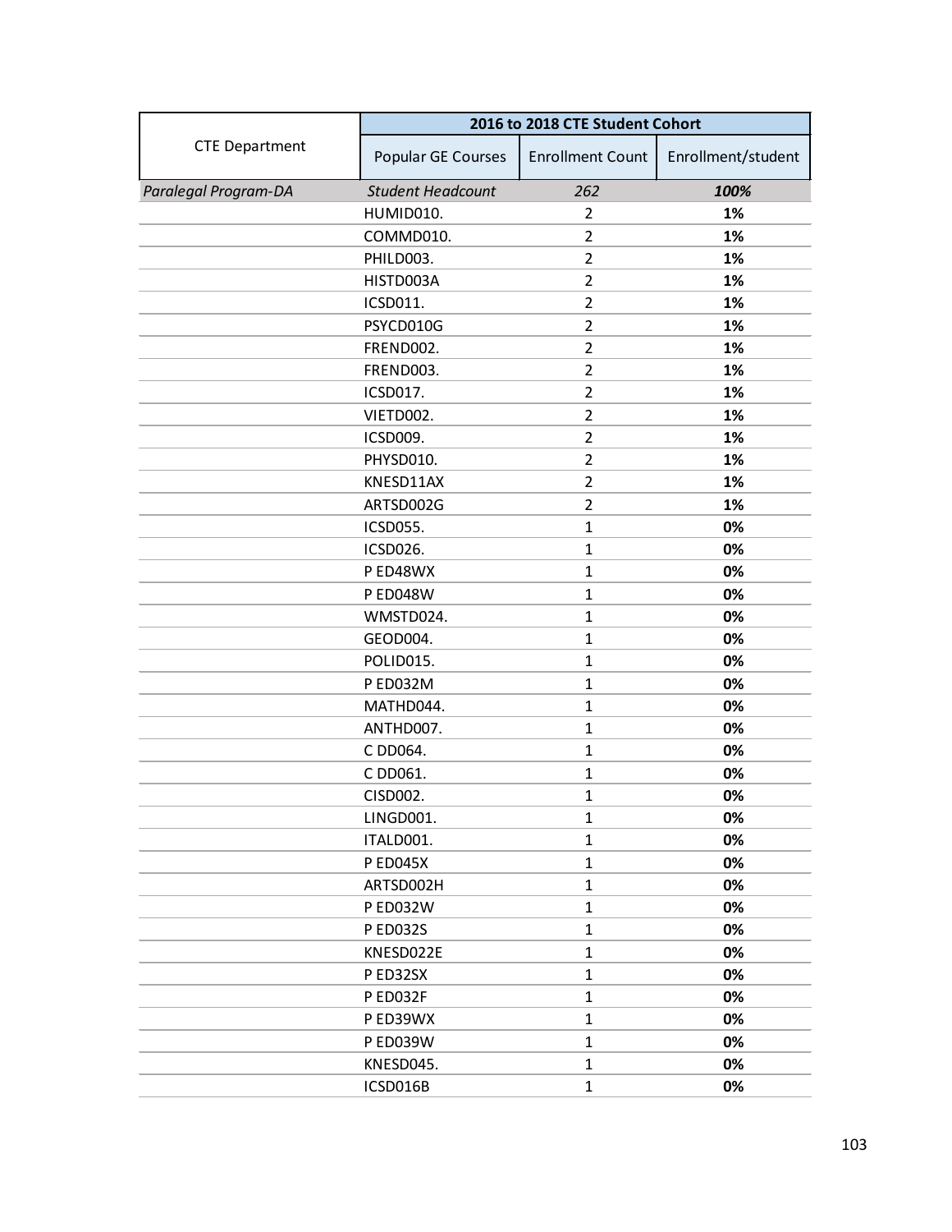| CTE Department | 2016 to 2018 CTE Student Cohort | | |
|---|---|---|---|
| | Popular GE Courses | Enrollment Count | Enrollment/student |
| *Paralegal Program-DA* | *Student Headcount* | *262* | ***100%*** |
| | HUMID010. | 2 | **1%** |
| | COMMD010. | 2 | **1%** |
| | PHILD003. | 2 | **1%** |
| | HISTD003A | 2 | **1%** |
| | ICSD011. | 2 | **1%** |
| | PSYCD010G | 2 | **1%** |
| | FREND002. | 2 | **1%** |
| | FREND003. | 2 | **1%** |
| | ICSD017. | 2 | **1%** |
| | VIETD002. | 2 | **1%** |
| | ICSD009. | 2 | **1%** |
| | PHYSD010. | 2 | **1%** |
| | KNESD11AX | 2 | **1%** |
| | ARTSD002G | 2 | **1%** |
| | ICSD055. | 1 | **0%** |
| | ICSD026. | 1 | **0%** |
| | P ED48WX | 1 | **0%** |
| | P ED048W | 1 | **0%** |
| | WMSTD024. | 1 | **0%** |
| | GEOD004. | 1 | **0%** |
| | POLID015. | 1 | **0%** |
| | P ED032M | 1 | **0%** |
| | MATHD044. | 1 | **0%** |
| | ANTHD007. | 1 | **0%** |
| | C DD064. | 1 | **0%** |
| | C DD061. | 1 | **0%** |
| | CISD002. | 1 | **0%** |
| | LINGD001. | 1 | **0%** |
| | ITALD001. | 1 | **0%** |
| | P ED045X | 1 | **0%** |
| | ARTSD002H | 1 | **0%** |
| | P ED032W | 1 | **0%** |
| | P ED032S | 1 | **0%** |
| | KNESD022E | 1 | **0%** |
| | P ED32SX | 1 | **0%** |
| | P ED032F | 1 | **0%** |
| | P ED39WX | 1 | **0%** |
| | P ED039W | 1 | **0%** |
| | KNESD045. | 1 | **0%** |
| | ICSD016B | 1 | **0%** |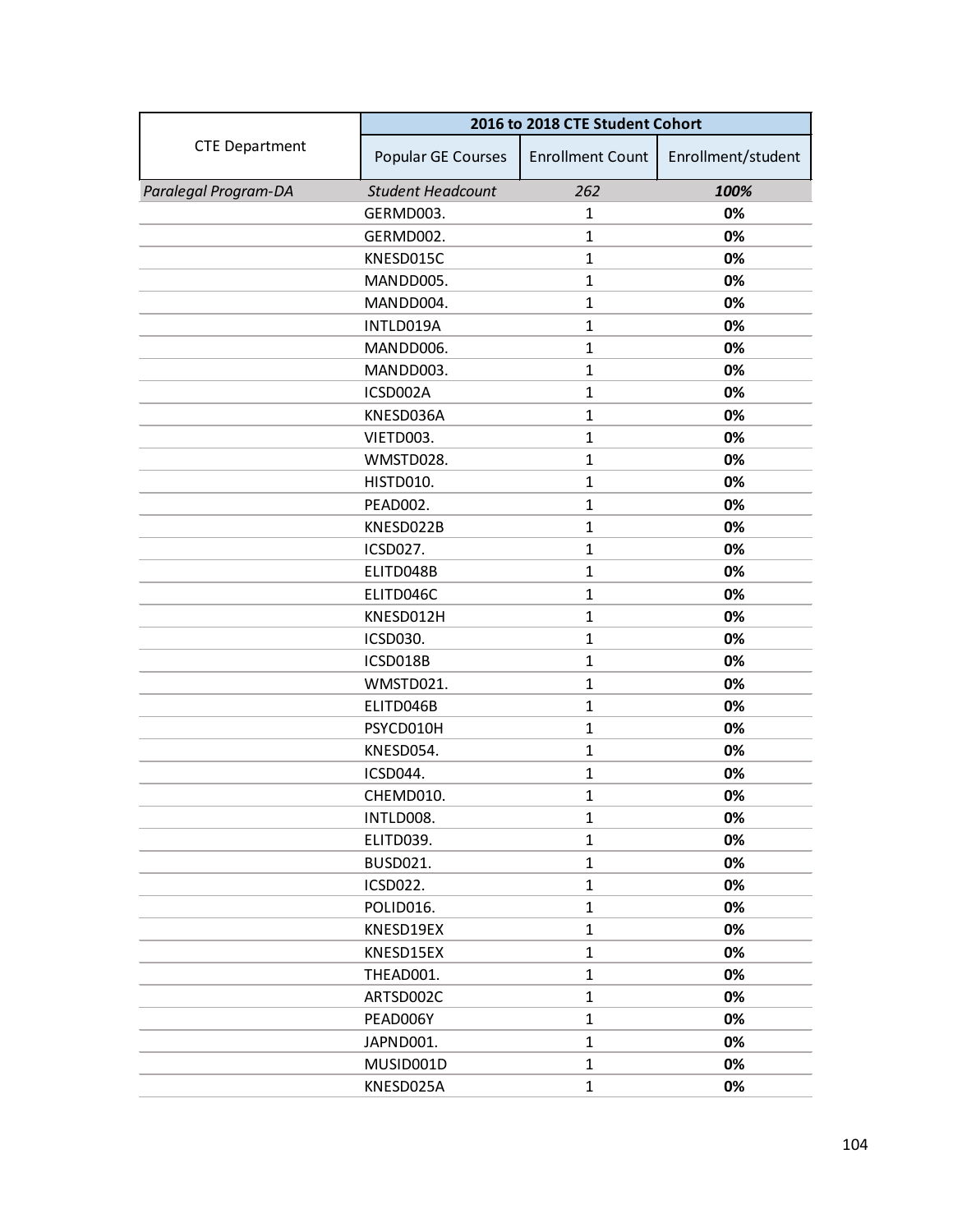| CTE Department | 2016 to 2018 CTE Student Cohort | | |
|---|---|---|---|
| | Popular GE Courses | Enrollment Count | Enrollment/student |
| *Paralegal Program-DA* | *Student Headcount* | *262* | ***100%*** |
| | GERMD003. | 1 | **0%** |
| | GERMD002. | 1 | **0%** |
| | KNESD015C | 1 | **0%** |
| | MANDD005. | 1 | **0%** |
| | MANDD004. | 1 | **0%** |
| | INTLD019A | 1 | **0%** |
| | MANDD006. | 1 | **0%** |
| | MANDD003. | 1 | **0%** |
| | ICSD002A | 1 | **0%** |
| | KNESD036A | 1 | **0%** |
| | VIETD003. | 1 | **0%** |
| | WMSTD028. | 1 | **0%** |
| | HISTD010. | 1 | **0%** |
| | PEAD002. | 1 | **0%** |
| | KNESD022B | 1 | **0%** |
| | ICSD027. | 1 | **0%** |
| | ELITD048B | 1 | **0%** |
| | ELITD046C | 1 | **0%** |
| | KNESD012H | 1 | **0%** |
| | ICSD030. | 1 | **0%** |
| | ICSD018B | 1 | **0%** |
| | WMSTD021. | 1 | **0%** |
| | ELITD046B | 1 | **0%** |
| | PSYCD010H | 1 | **0%** |
| | KNESD054. | 1 | **0%** |
| | ICSD044. | 1 | **0%** |
| | CHEMD010. | 1 | **0%** |
| | INTLD008. | 1 | **0%** |
| | ELITD039. | 1 | **0%** |
| | BUSD021. | 1 | **0%** |
| | ICSD022. | 1 | **0%** |
| | POLID016. | 1 | **0%** |
| | KNESD19EX | 1 | **0%** |
| | KNESD15EX | 1 | **0%** |
| | THEAD001. | 1 | **0%** |
| | ARTSD002C | 1 | **0%** |
| | PEAD006Y | 1 | **0%** |
| | JAPND001. | 1 | **0%** |
| | MUSID001D | 1 | **0%** |
| | KNESD025A | 1 | **0%** |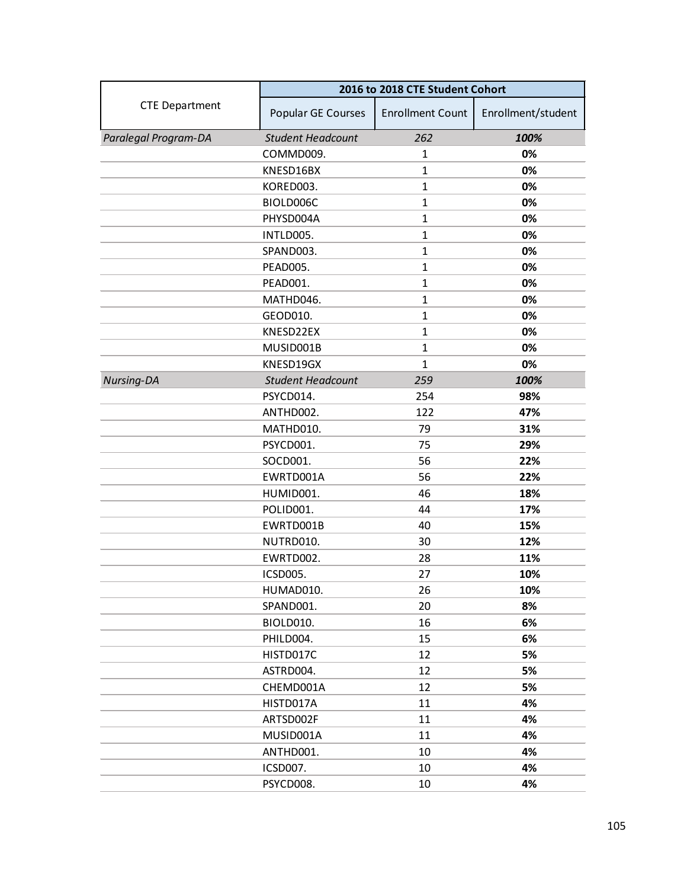| CTE Department | 2016 to 2018 CTE Student Cohort | | |
|---|---|---|---|
| | Popular GE Courses | Enrollment Count | Enrollment/student |
| *Paralegal Program-DA* | *Student Headcount* | *262* | ***100%*** |
| | COMMD009. | 1 | **0%** |
| | KNESD16BX | 1 | **0%** |
| | KORED003. | 1 | **0%** |
| | BIOLD006C | 1 | **0%** |
| | PHYSD004A | 1 | **0%** |
| | INTLD005. | 1 | **0%** |
| | SPAND003. | 1 | **0%** |
| | PEAD005. | 1 | **0%** |
| | PEAD001. | 1 | **0%** |
| | MATHD046. | 1 | **0%** |
| | GEOD010. | 1 | **0%** |
| | KNESD22EX | 1 | **0%** |
| | MUSID001B | 1 | **0%** |
| | KNESD19GX | 1 | **0%** |
| *Nursing-DA* | *Student Headcount* | *259* | ***100%*** |
| | PSYCD014. | 254 | **98%** |
| | ANTHD002. | 122 | **47%** |
| | MATHD010. | 79 | **31%** |
| | PSYCD001. | 75 | **29%** |
| | SOCD001. | 56 | **22%** |
| | EWRTD001A | 56 | **22%** |
| | HUMID001. | 46 | **18%** |
| | POLID001. | 44 | **17%** |
| | EWRTD001B | 40 | **15%** |
| | NUTRD010. | 30 | **12%** |
| | EWRTD002. | 28 | **11%** |
| | ICSD005. | 27 | **10%** |
| | HUMAD010. | 26 | **10%** |
| | SPAND001. | 20 | **8%** |
| | BIOLD010. | 16 | **6%** |
| | PHILD004. | 15 | **6%** |
| | HISTD017C | 12 | **5%** |
| | ASTRD004. | 12 | **5%** |
| | CHEMD001A | 12 | **5%** |
| | HISTD017A | 11 | **4%** |
| | ARTSD002F | 11 | **4%** |
| | MUSID001A | 11 | **4%** |
| | ANTHD001. | 10 | **4%** |
| | ICSD007. | 10 | **4%** |
| | PSYCD008. | 10 | **4%** |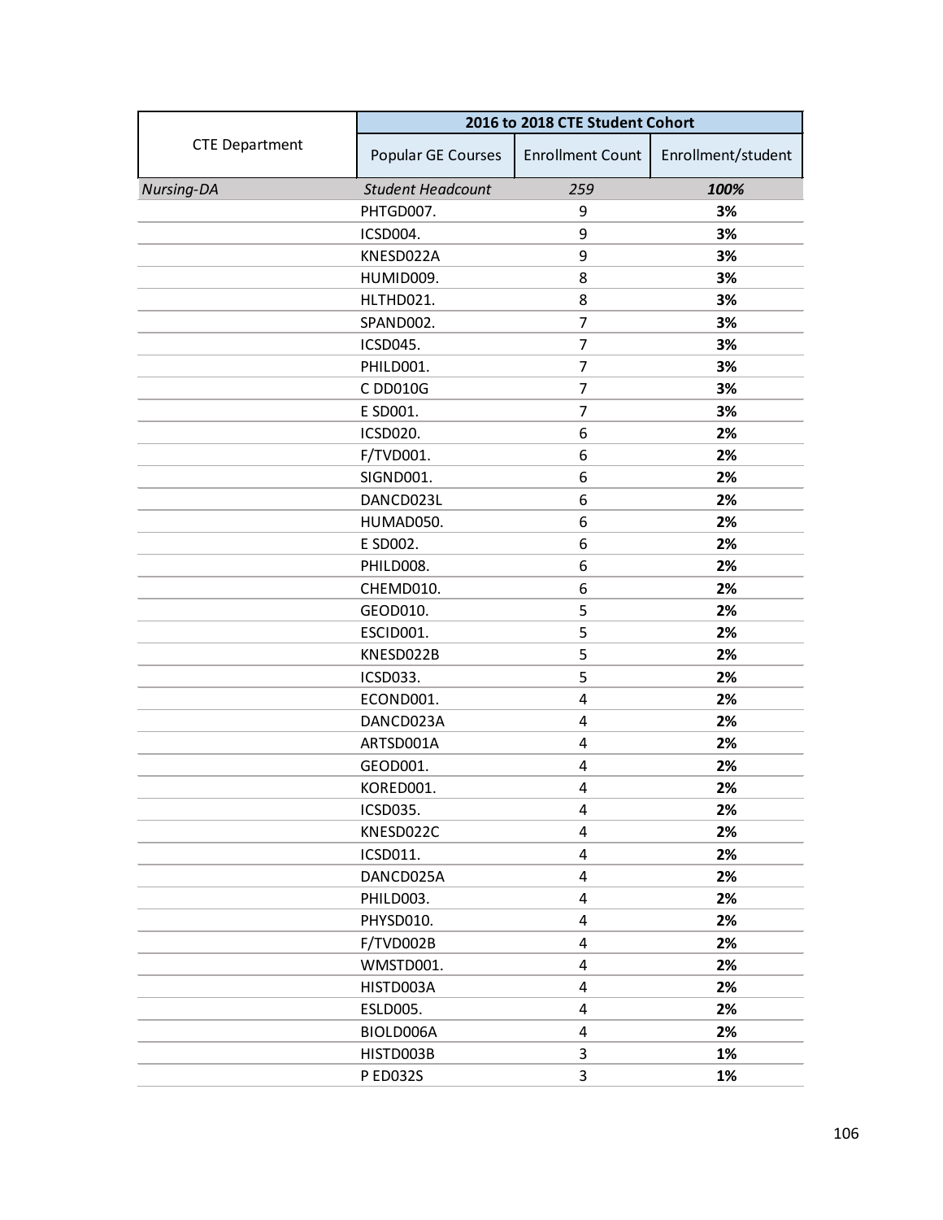| CTE Department | 2016 to 2018 CTE Student Cohort | | |
|---|---|---|---|
| | Popular GE Courses | Enrollment Count | Enrollment/student |
| *Nursing-DA* | *Student Headcount* | *259* | ***100%*** |
| | PHTGD007. | 9 | **3%** |
| | ICSD004. | 9 | **3%** |
| | KNESD022A | 9 | **3%** |
| | HUMID009. | 8 | **3%** |
| | HLTHD021. | 8 | **3%** |
| | SPAND002. | 7 | **3%** |
| | ICSD045. | 7 | **3%** |
| | PHILD001. | 7 | **3%** |
| | C DD010G | 7 | **3%** |
| | E SD001. | 7 | **3%** |
| | ICSD020. | 6 | **2%** |
| | F/TVD001. | 6 | **2%** |
| | SIGND001. | 6 | **2%** |
| | DANCD023L | 6 | **2%** |
| | HUMAD050. | 6 | **2%** |
| | E SD002. | 6 | **2%** |
| | PHILD008. | 6 | **2%** |
| | CHEMD010. | 6 | **2%** |
| | GEOD010. | 5 | **2%** |
| | ESCID001. | 5 | **2%** |
| | KNESD022B | 5 | **2%** |
| | ICSD033. | 5 | **2%** |
| | ECOND001. | 4 | **2%** |
| | DANCD023A | 4 | **2%** |
| | ARTSD001A | 4 | **2%** |
| | GEOD001. | 4 | **2%** |
| | KORED001. | 4 | **2%** |
| | ICSD035. | 4 | **2%** |
| | KNESD022C | 4 | **2%** |
| | ICSD011. | 4 | **2%** |
| | DANCD025A | 4 | **2%** |
| | PHILD003. | 4 | **2%** |
| | PHYSD010. | 4 | **2%** |
| | F/TVD002B | 4 | **2%** |
| | WMSTD001. | 4 | **2%** |
| | HISTD003A | 4 | **2%** |
| | ESLD005. | 4 | **2%** |
| | BIOLD006A | 4 | **2%** |
| | HISTD003B | 3 | **1%** |
| | P ED032S | 3 | **1%** |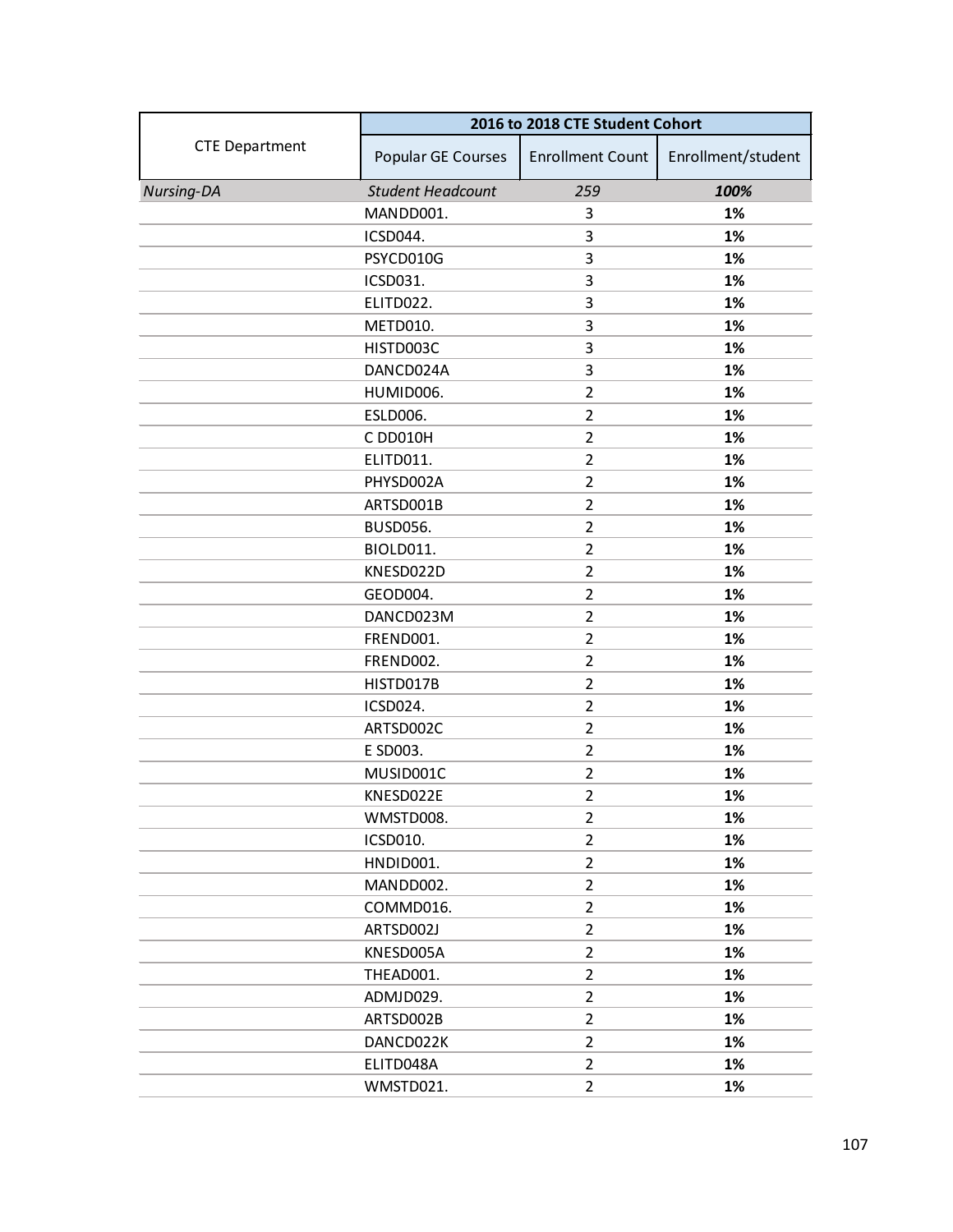| CTE Department | 2016 to 2018 CTE Student Cohort | | |
|---|---|---|---|
| | Popular GE Courses | Enrollment Count | Enrollment/student |
| *Nursing-DA* | *Student Headcount* | *259* | ***100%*** |
| | MANDD001. | 3 | **1%** |
| | ICSD044. | 3 | **1%** |
| | PSYCD010G | 3 | **1%** |
| | ICSD031. | 3 | **1%** |
| | ELITD022. | 3 | **1%** |
| | METD010. | 3 | **1%** |
| | HISTD003C | 3 | **1%** |
| | DANCD024A | 3 | **1%** |
| | HUMID006. | 2 | **1%** |
| | ESLD006. | 2 | **1%** |
| | C DD010H | 2 | **1%** |
| | ELITD011. | 2 | **1%** |
| | PHYSD002A | 2 | **1%** |
| | ARTSD001B | 2 | **1%** |
| | BUSD056. | 2 | **1%** |
| | BIOLD011. | 2 | **1%** |
| | KNESD022D | 2 | **1%** |
| | GEOD004. | 2 | **1%** |
| | DANCD023M | 2 | **1%** |
| | FREND001. | 2 | **1%** |
| | FREND002. | 2 | **1%** |
| | HISTD017B | 2 | **1%** |
| | ICSD024. | 2 | **1%** |
| | ARTSD002C | 2 | **1%** |
| | E SD003. | 2 | **1%** |
| | MUSID001C | 2 | **1%** |
| | KNESD022E | 2 | **1%** |
| | WMSTD008. | 2 | **1%** |
| | ICSD010. | 2 | **1%** |
| | HNDID001. | 2 | **1%** |
| | MANDD002. | 2 | **1%** |
| | COMMD016. | 2 | **1%** |
| | ARTSD002J | 2 | **1%** |
| | KNESD005A | 2 | **1%** |
| | THEAD001. | 2 | **1%** |
| | ADMJD029. | 2 | **1%** |
| | ARTSD002B | 2 | **1%** |
| | DANCD022K | 2 | **1%** |
| | ELITD048A | 2 | **1%** |
| | WMSTD021. | 2 | **1%** |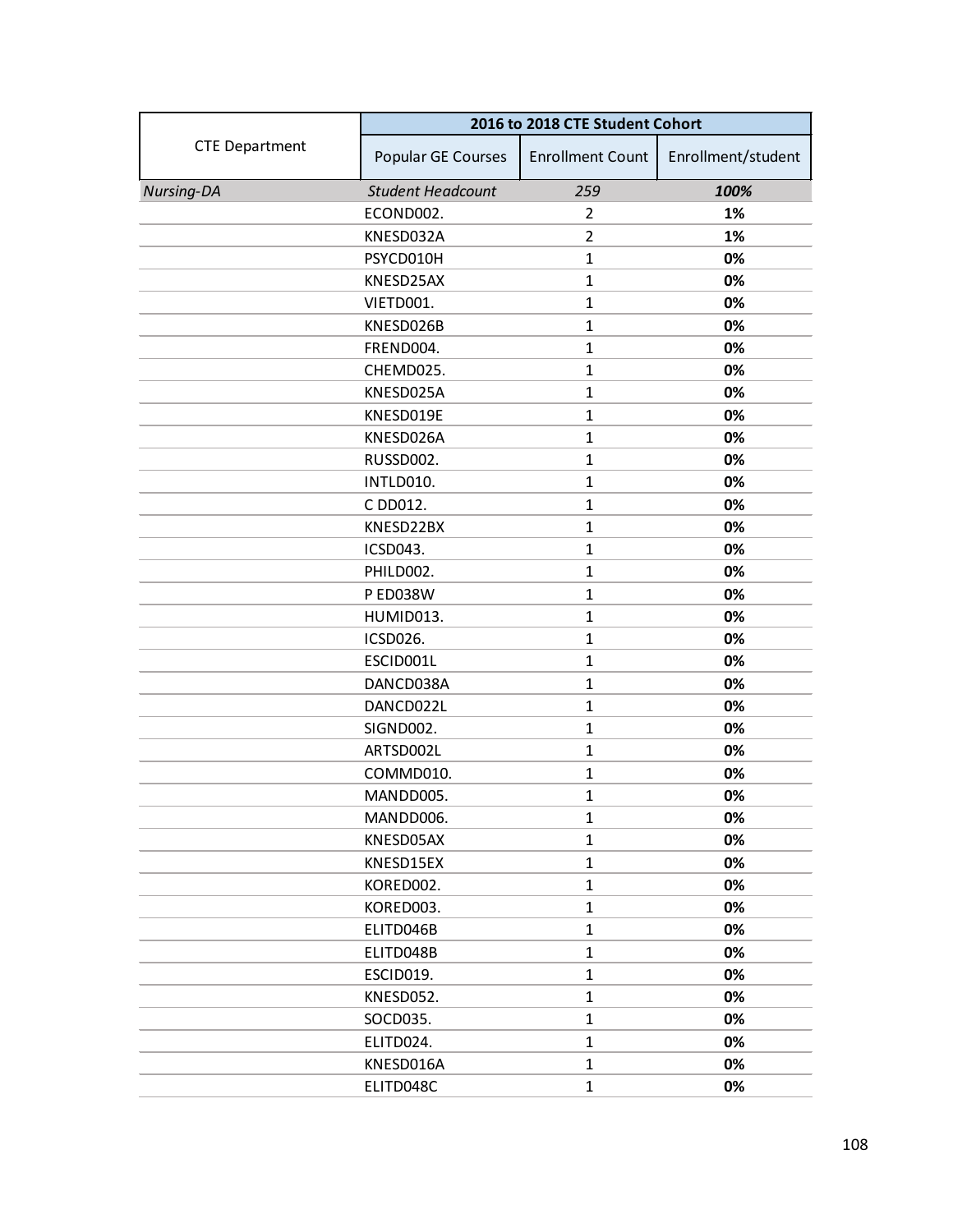| CTE Department | 2016 to 2018 CTE Student Cohort | | |
|---|---|---|---|
| | Popular GE Courses | Enrollment Count | Enrollment/student |
| *Nursing-DA* | *Student Headcount* | *259* | ***100%*** |
| | ECOND002. | 2 | **1%** |
| | KNESD032A | 2 | **1%** |
| | PSYCD010H | 1 | **0%** |
| | KNESD25AX | 1 | **0%** |
| | VIETD001. | 1 | **0%** |
| | KNESD026B | 1 | **0%** |
| | FREND004. | 1 | **0%** |
| | CHEMD025. | 1 | **0%** |
| | KNESD025A | 1 | **0%** |
| | KNESD019E | 1 | **0%** |
| | KNESD026A | 1 | **0%** |
| | RUSSD002. | 1 | **0%** |
| | INTLD010. | 1 | **0%** |
| | C DD012. | 1 | **0%** |
| | KNESD22BX | 1 | **0%** |
| | ICSD043. | 1 | **0%** |
| | PHILD002. | 1 | **0%** |
| | P ED038W | 1 | **0%** |
| | HUMID013. | 1 | **0%** |
| | ICSD026. | 1 | **0%** |
| | ESCID001L | 1 | **0%** |
| | DANCD038A | 1 | **0%** |
| | DANCD022L | 1 | **0%** |
| | SIGND002. | 1 | **0%** |
| | ARTSD002L | 1 | **0%** |
| | COMMD010. | 1 | **0%** |
| | MANDD005. | 1 | **0%** |
| | MANDD006. | 1 | **0%** |
| | KNESD05AX | 1 | **0%** |
| | KNESD15EX | 1 | **0%** |
| | KORED002. | 1 | **0%** |
| | KORED003. | 1 | **0%** |
| | ELITD046B | 1 | **0%** |
| | ELITD048B | 1 | **0%** |
| | ESCID019. | 1 | **0%** |
| | KNESD052. | 1 | **0%** |
| | SOCD035. | 1 | **0%** |
| | ELITD024. | 1 | **0%** |
| | KNESD016A | 1 | **0%** |
| | ELITD048C | 1 | **0%** |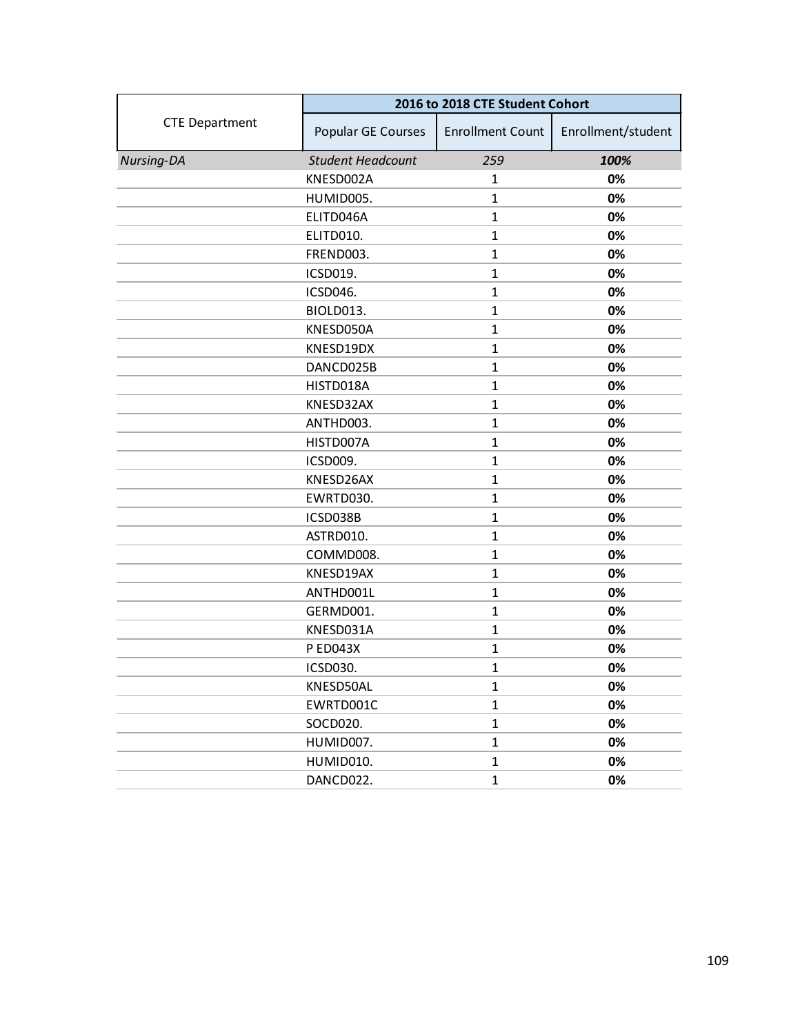| CTE Department | 2016 to 2018 CTE Student Cohort | | |
|---|---|---|---|
| | Popular GE Courses | Enrollment Count | Enrollment/student |
| *Nursing-DA* | *Student Headcount* | *259* | ***100%*** |
| | KNESD002A | 1 | **0%** |
| | HUMID005. | 1 | **0%** |
| | ELITD046A | 1 | **0%** |
| | ELITD010. | 1 | **0%** |
| | FREND003. | 1 | **0%** |
| | ICSD019. | 1 | **0%** |
| | ICSD046. | 1 | **0%** |
| | BIOLD013. | 1 | **0%** |
| | KNESD050A | 1 | **0%** |
| | KNESD19DX | 1 | **0%** |
| | DANCD025B | 1 | **0%** |
| | HISTD018A | 1 | **0%** |
| | KNESD32AX | 1 | **0%** |
| | ANTHD003. | 1 | **0%** |
| | HISTD007A | 1 | **0%** |
| | ICSD009. | 1 | **0%** |
| | KNESD26AX | 1 | **0%** |
| | EWRTD030. | 1 | **0%** |
| | ICSD038B | 1 | **0%** |
| | ASTRD010. | 1 | **0%** |
| | COMMD008. | 1 | **0%** |
| | KNESD19AX | 1 | **0%** |
| | ANTHD001L | 1 | **0%** |
| | GERMD001. | 1 | **0%** |
| | KNESD031A | 1 | **0%** |
| | P ED043X | 1 | **0%** |
| | ICSD030. | 1 | **0%** |
| | KNESD50AL | 1 | **0%** |
| | EWRTD001C | 1 | **0%** |
| | SOCD020. | 1 | **0%** |
| | HUMID007. | 1 | **0%** |
| | HUMID010. | 1 | **0%** |
| | DANCD022. | 1 | **0%** |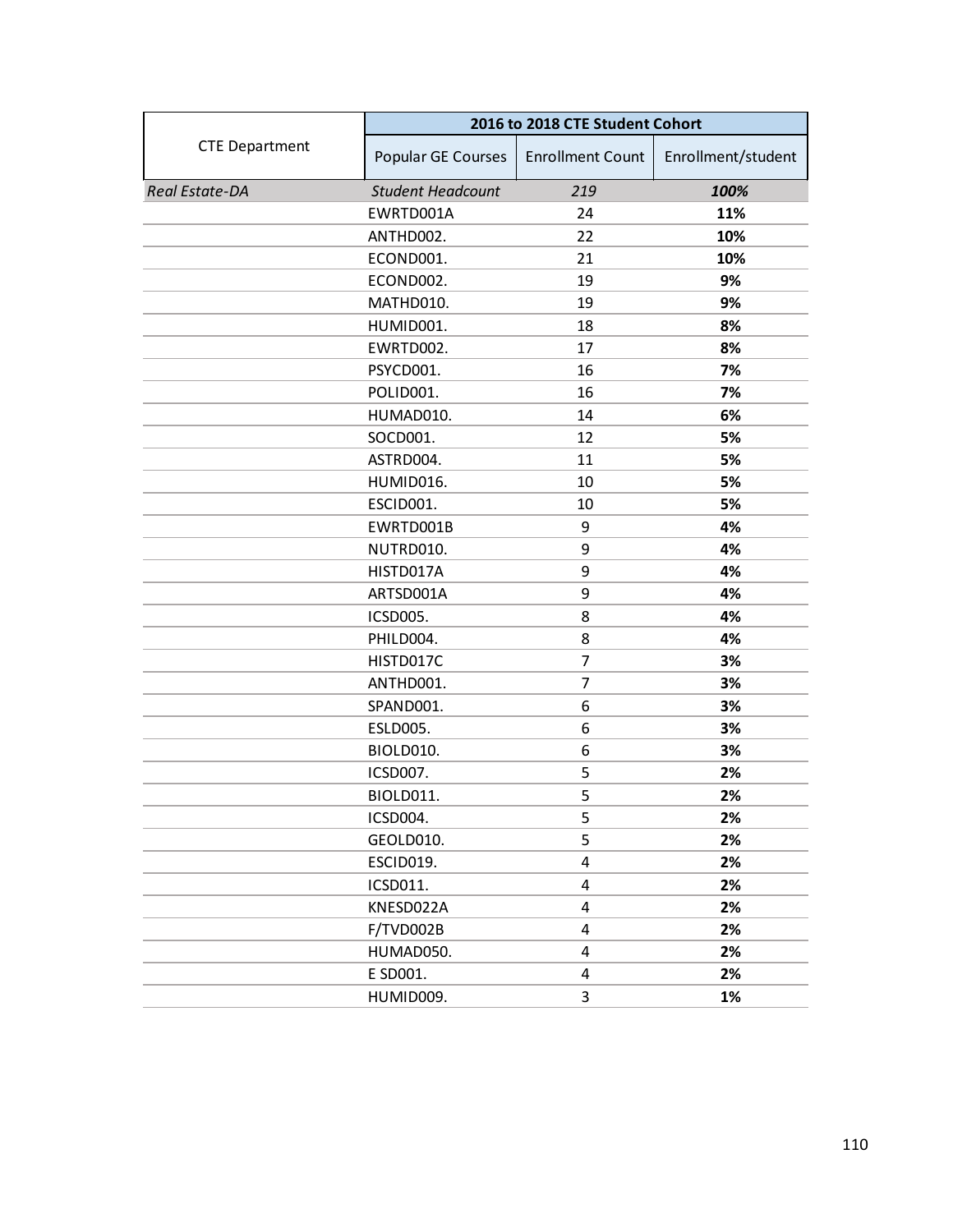| CTE Department | 2016 to 2018 CTE Student Cohort | | |
|---|---|---|---|
| | Popular GE Courses | Enrollment Count | Enrollment/student |
| *Real Estate-DA* | *Student Headcount* | *219* | ***100%*** |
| | EWRTD001A | 24 | **11%** |
| | ANTHD002. | 22 | **10%** |
| | ECOND001. | 21 | **10%** |
| | ECOND002. | 19 | **9%** |
| | MATHD010. | 19 | **9%** |
| | HUMID001. | 18 | **8%** |
| | EWRTD002. | 17 | **8%** |
| | PSYCD001. | 16 | **7%** |
| | POLID001. | 16 | **7%** |
| | HUMAD010. | 14 | **6%** |
| | SOCD001. | 12 | **5%** |
| | ASTRD004. | 11 | **5%** |
| | HUMID016. | 10 | **5%** |
| | ESCID001. | 10 | **5%** |
| | EWRTD001B | 9 | **4%** |
| | NUTRD010. | 9 | **4%** |
| | HISTD017A | 9 | **4%** |
| | ARTSD001A | 9 | **4%** |
| | ICSD005. | 8 | **4%** |
| | PHILD004. | 8 | **4%** |
| | HISTD017C | 7 | **3%** |
| | ANTHD001. | 7 | **3%** |
| | SPAND001. | 6 | **3%** |
| | ESLD005. | 6 | **3%** |
| | BIOLD010. | 6 | **3%** |
| | ICSD007. | 5 | **2%** |
| | BIOLD011. | 5 | **2%** |
| | ICSD004. | 5 | **2%** |
| | GEOLD010. | 5 | **2%** |
| | ESCID019. | 4 | **2%** |
| | ICSD011. | 4 | **2%** |
| | KNESD022A | 4 | **2%** |
| | F/TVD002B | 4 | **2%** |
| | HUMAD050. | 4 | **2%** |
| | E SD001. | 4 | **2%** |
| | HUMID009. | 3 | **1%** |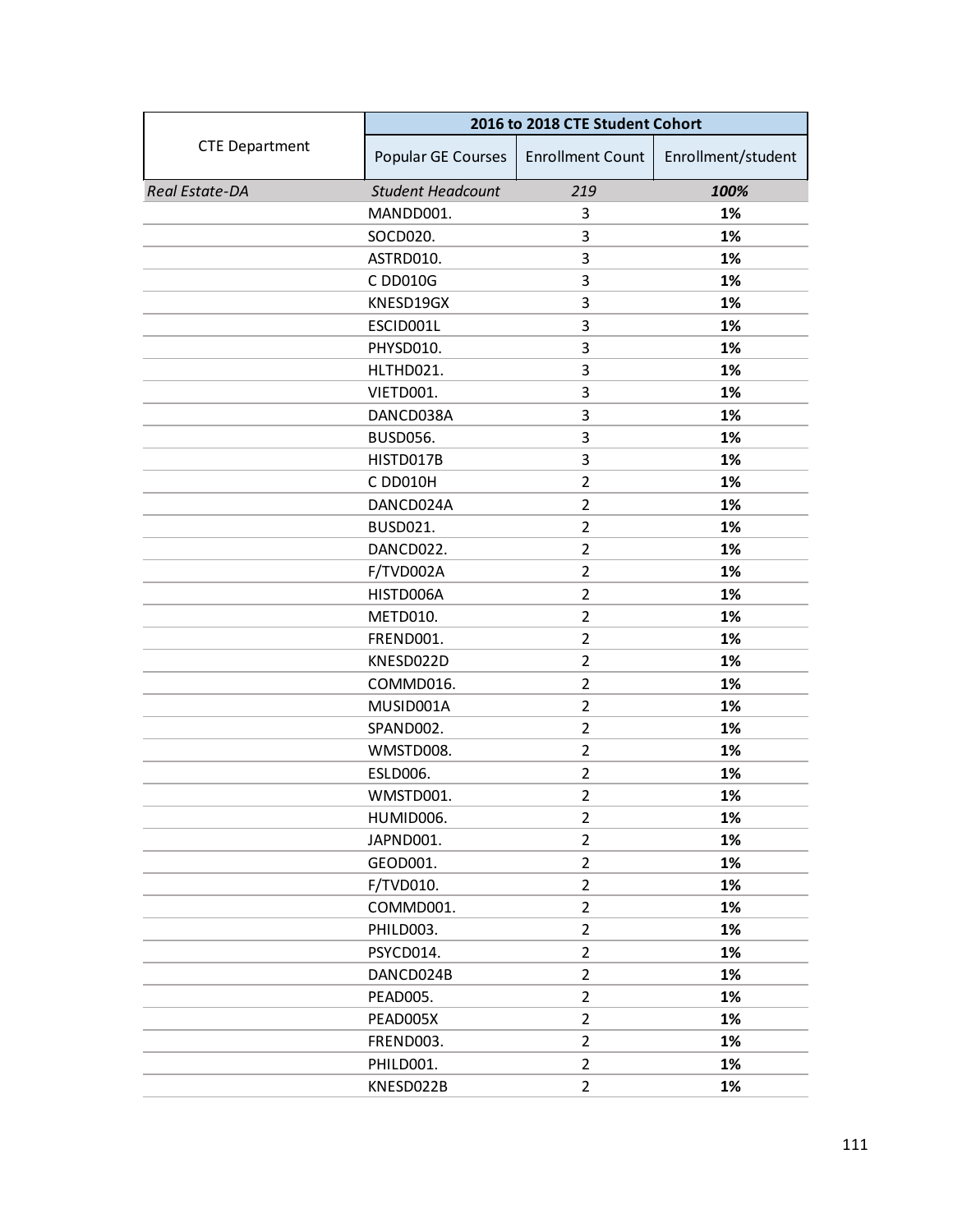| CTE Department | 2016 to 2018 CTE Student Cohort | | |
|---|---|---|---|
| | Popular GE Courses | Enrollment Count | Enrollment/student |
| *Real Estate-DA* | *Student Headcount* | *219* | ***100%*** |
| | MANDD001. | 3 | **1%** |
| | SOCD020. | 3 | **1%** |
| | ASTRD010. | 3 | **1%** |
| | C DD010G | 3 | **1%** |
| | KNESD19GX | 3 | **1%** |
| | ESCID001L | 3 | **1%** |
| | PHYSD010. | 3 | **1%** |
| | HLTHD021. | 3 | **1%** |
| | VIETD001. | 3 | **1%** |
| | DANCD038A | 3 | **1%** |
| | BUSD056. | 3 | **1%** |
| | HISTD017B | 3 | **1%** |
| | C DD010H | 2 | **1%** |
| | DANCD024A | 2 | **1%** |
| | BUSD021. | 2 | **1%** |
| | DANCD022. | 2 | **1%** |
| | F/TVD002A | 2 | **1%** |
| | HISTD006A | 2 | **1%** |
| | METD010. | 2 | **1%** |
| | FREND001. | 2 | **1%** |
| | KNESD022D | 2 | **1%** |
| | COMMD016. | 2 | **1%** |
| | MUSID001A | 2 | **1%** |
| | SPAND002. | 2 | **1%** |
| | WMSTD008. | 2 | **1%** |
| | ESLD006. | 2 | **1%** |
| | WMSTD001. | 2 | **1%** |
| | HUMID006. | 2 | **1%** |
| | JAPND001. | 2 | **1%** |
| | GEOD001. | 2 | **1%** |
| | F/TVD010. | 2 | **1%** |
| | COMMD001. | 2 | **1%** |
| | PHILD003. | 2 | **1%** |
| | PSYCD014. | 2 | **1%** |
| | DANCD024B | 2 | **1%** |
| | PEAD005. | 2 | **1%** |
| | PEAD005X | 2 | **1%** |
| | FREND003. | 2 | **1%** |
| | PHILD001. | 2 | **1%** |
| | KNESD022B | 2 | **1%** |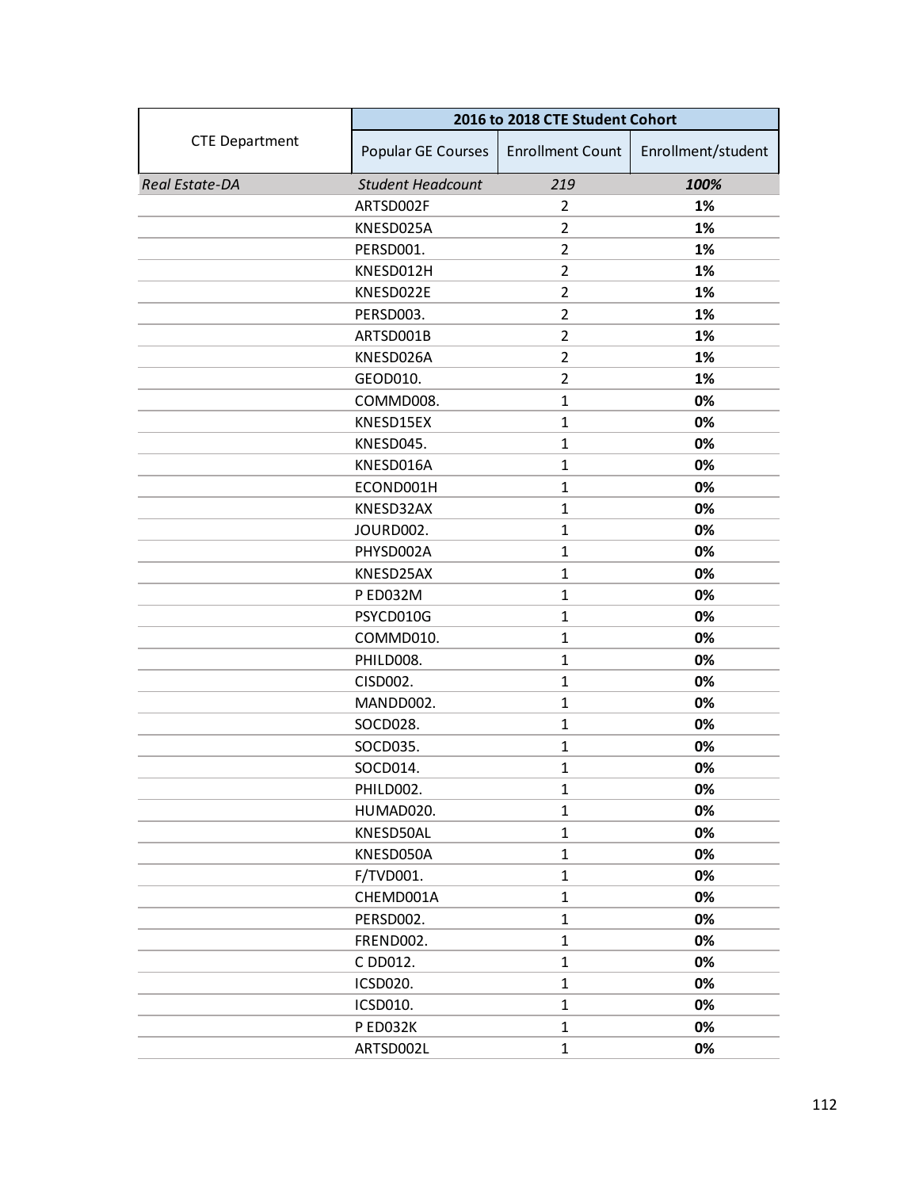| CTE Department | 2016 to 2018 CTE Student Cohort | | |
|---|---|---|---|
| | Popular GE Courses | Enrollment Count | Enrollment/student |
| *Real Estate-DA* | *Student Headcount* | *219* | ***100%*** |
| | ARTSD002F | 2 | **1%** |
| | KNESD025A | 2 | **1%** |
| | PERSD001. | 2 | **1%** |
| | KNESD012H | 2 | **1%** |
| | KNESD022E | 2 | **1%** |
| | PERSD003. | 2 | **1%** |
| | ARTSD001B | 2 | **1%** |
| | KNESD026A | 2 | **1%** |
| | GEOD010. | 2 | **1%** |
| | COMMD008. | 1 | **0%** |
| | KNESD15EX | 1 | **0%** |
| | KNESD045. | 1 | **0%** |
| | KNESD016A | 1 | **0%** |
| | ECOND001H | 1 | **0%** |
| | KNESD32AX | 1 | **0%** |
| | JOURD002. | 1 | **0%** |
| | PHYSD002A | 1 | **0%** |
| | KNESD25AX | 1 | **0%** |
| | P ED032M | 1 | **0%** |
| | PSYCD010G | 1 | **0%** |
| | COMMD010. | 1 | **0%** |
| | PHILD008. | 1 | **0%** |
| | CISD002. | 1 | **0%** |
| | MANDD002. | 1 | **0%** |
| | SOCD028. | 1 | **0%** |
| | SOCD035. | 1 | **0%** |
| | SOCD014. | 1 | **0%** |
| | PHILD002. | 1 | **0%** |
| | HUMAD020. | 1 | **0%** |
| | KNESD50AL | 1 | **0%** |
| | KNESD050A | 1 | **0%** |
| | F/TVD001. | 1 | **0%** |
| | CHEMD001A | 1 | **0%** |
| | PERSD002. | 1 | **0%** |
| | FREND002. | 1 | **0%** |
| | C DD012. | 1 | **0%** |
| | ICSD020. | 1 | **0%** |
| | ICSD010. | 1 | **0%** |
| | P ED032K | 1 | **0%** |
| | ARTSD002L | 1 | **0%** |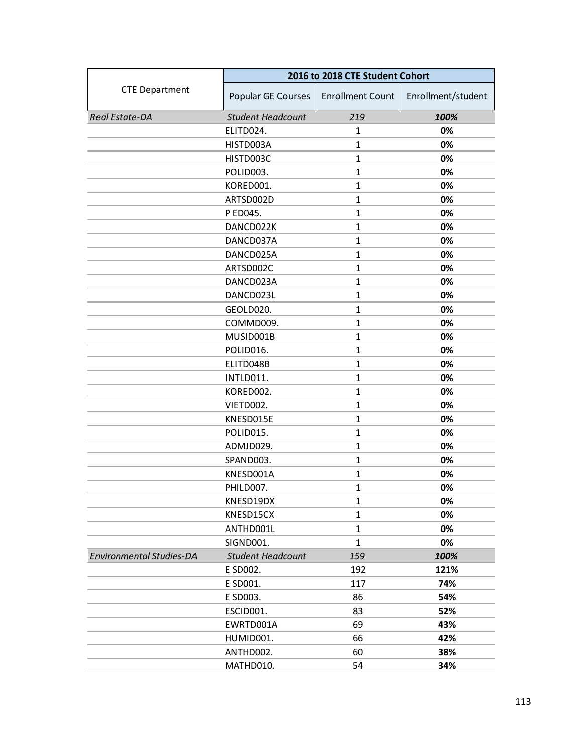| CTE Department | 2016 to 2018 CTE Student Cohort | | |
|---|---|---|---|
| | Popular GE Courses | Enrollment Count | Enrollment/student |
| *Real Estate-DA* | *Student Headcount* | *219* | ***100%*** |
| | ELITD024. | 1 | **0%** |
| | HISTD003A | 1 | **0%** |
| | HISTD003C | 1 | **0%** |
| | POLID003. | 1 | **0%** |
| | KORED001. | 1 | **0%** |
| | ARTSD002D | 1 | **0%** |
| | P ED045. | 1 | **0%** |
| | DANCD022K | 1 | **0%** |
| | DANCD037A | 1 | **0%** |
| | DANCD025A | 1 | **0%** |
| | ARTSD002C | 1 | **0%** |
| | DANCD023A | 1 | **0%** |
| | DANCD023L | 1 | **0%** |
| | GEOLD020. | 1 | **0%** |
| | COMMD009. | 1 | **0%** |
| | MUSID001B | 1 | **0%** |
| | POLID016. | 1 | **0%** |
| | ELITD048B | 1 | **0%** |
| | INTLD011. | 1 | **0%** |
| | KORED002. | 1 | **0%** |
| | VIETD002. | 1 | **0%** |
| | KNESD015E | 1 | **0%** |
| | POLID015. | 1 | **0%** |
| | ADMJD029. | 1 | **0%** |
| | SPAND003. | 1 | **0%** |
| | KNESD001A | 1 | **0%** |
| | PHILD007. | 1 | **0%** |
| | KNESD19DX | 1 | **0%** |
| | KNESD15CX | 1 | **0%** |
| | ANTHD001L | 1 | **0%** |
| | SIGND001. | 1 | **0%** |
| *Environmental Studies-DA* | *Student Headcount* | *159* | ***100%*** |
| | E SD002. | 192 | **121%** |
| | E SD001. | 117 | **74%** |
| | E SD003. | 86 | **54%** |
| | ESCID001. | 83 | **52%** |
| | EWRTD001A | 69 | **43%** |
| | HUMID001. | 66 | **42%** |
| | ANTHD002. | 60 | **38%** |
| | MATHD010. | 54 | **34%** |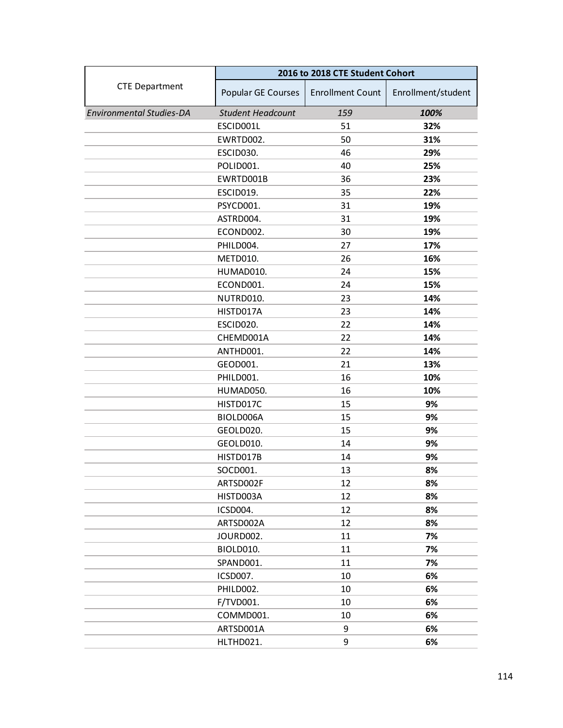| CTE Department | 2016 to 2018 CTE Student Cohort | | |
|---|---|---|---|
| | Popular GE Courses | Enrollment Count | Enrollment/student |
| *Environmental Studies-DA* | *Student Headcount* | *159* | ***100%*** |
| | ESCID001L | 51 | **32%** |
| | EWRTD002. | 50 | **31%** |
| | ESCID030. | 46 | **29%** |
| | POLID001. | 40 | **25%** |
| | EWRTD001B | 36 | **23%** |
| | ESCID019. | 35 | **22%** |
| | PSYCD001. | 31 | **19%** |
| | ASTRD004. | 31 | **19%** |
| | ECOND002. | 30 | **19%** |
| | PHILD004. | 27 | **17%** |
| | METD010. | 26 | **16%** |
| | HUMAD010. | 24 | **15%** |
| | ECOND001. | 24 | **15%** |
| | NUTRD010. | 23 | **14%** |
| | HISTD017A | 23 | **14%** |
| | ESCID020. | 22 | **14%** |
| | CHEMD001A | 22 | **14%** |
| | ANTHD001. | 22 | **14%** |
| | GEOD001. | 21 | **13%** |
| | PHILD001. | 16 | **10%** |
| | HUMAD050. | 16 | **10%** |
| | HISTD017C | 15 | **9%** |
| | BIOLD006A | 15 | **9%** |
| | GEOLD020. | 15 | **9%** |
| | GEOLD010. | 14 | **9%** |
| | HISTD017B | 14 | **9%** |
| | SOCD001. | 13 | **8%** |
| | ARTSD002F | 12 | **8%** |
| | HISTD003A | 12 | **8%** |
| | ICSD004. | 12 | **8%** |
| | ARTSD002A | 12 | **8%** |
| | JOURD002. | 11 | **7%** |
| | BIOLD010. | 11 | **7%** |
| | SPAND001. | 11 | **7%** |
| | ICSD007. | 10 | **6%** |
| | PHILD002. | 10 | **6%** |
| | F/TVD001. | 10 | **6%** |
| | COMMD001. | 10 | **6%** |
| | ARTSD001A | 9 | **6%** |
| | HLTHD021. | 9 | **6%** |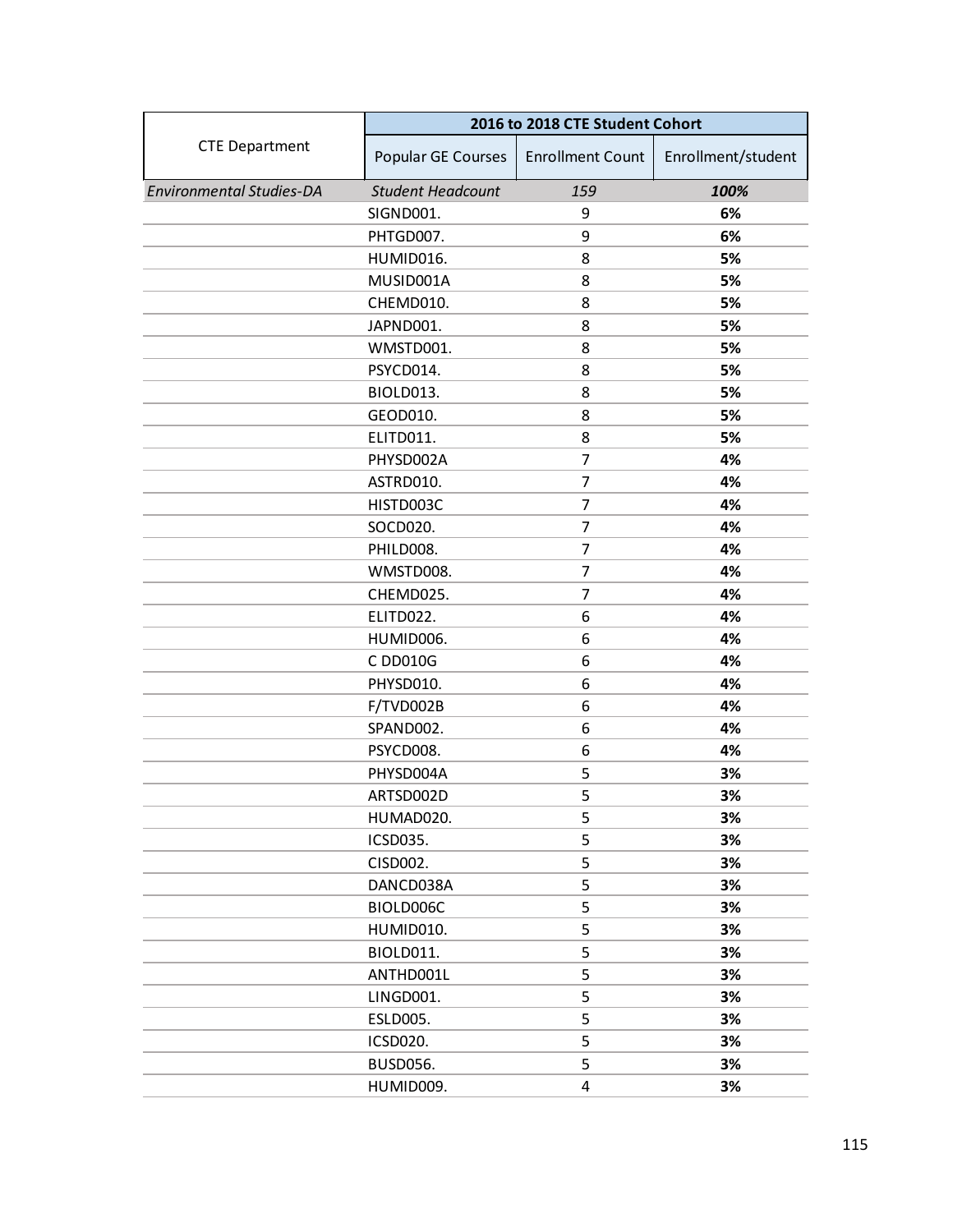| CTE Department | 2016 to 2018 CTE Student Cohort | | |
|---|---|---|---|
| | Popular GE Courses | Enrollment Count | Enrollment/student |
| *Environmental Studies-DA* | *Student Headcount* | *159* | ***100%*** |
| | SIGND001. | 9 | **6%** |
| | PHTGD007. | 9 | **6%** |
| | HUMID016. | 8 | **5%** |
| | MUSID001A | 8 | **5%** |
| | CHEMD010. | 8 | **5%** |
| | JAPND001. | 8 | **5%** |
| | WMSTD001. | 8 | **5%** |
| | PSYCD014. | 8 | **5%** |
| | BIOLD013. | 8 | **5%** |
| | GEOD010. | 8 | **5%** |
| | ELITD011. | 8 | **5%** |
| | PHYSD002A | 7 | **4%** |
| | ASTRD010. | 7 | **4%** |
| | HISTD003C | 7 | **4%** |
| | SOCD020. | 7 | **4%** |
| | PHILD008. | 7 | **4%** |
| | WMSTD008. | 7 | **4%** |
| | CHEMD025. | 7 | **4%** |
| | ELITD022. | 6 | **4%** |
| | HUMID006. | 6 | **4%** |
| | C DD010G | 6 | **4%** |
| | PHYSD010. | 6 | **4%** |
| | F/TVD002B | 6 | **4%** |
| | SPAND002. | 6 | **4%** |
| | PSYCD008. | 6 | **4%** |
| | PHYSD004A | 5 | **3%** |
| | ARTSD002D | 5 | **3%** |
| | HUMAD020. | 5 | **3%** |
| | ICSD035. | 5 | **3%** |
| | CISD002. | 5 | **3%** |
| | DANCD038A | 5 | **3%** |
| | BIOLD006C | 5 | **3%** |
| | HUMID010. | 5 | **3%** |
| | BIOLD011. | 5 | **3%** |
| | ANTHD001L | 5 | **3%** |
| | LINGD001. | 5 | **3%** |
| | ESLD005. | 5 | **3%** |
| | ICSD020. | 5 | **3%** |
| | BUSD056. | 5 | **3%** |
| | HUMID009. | 4 | **3%** |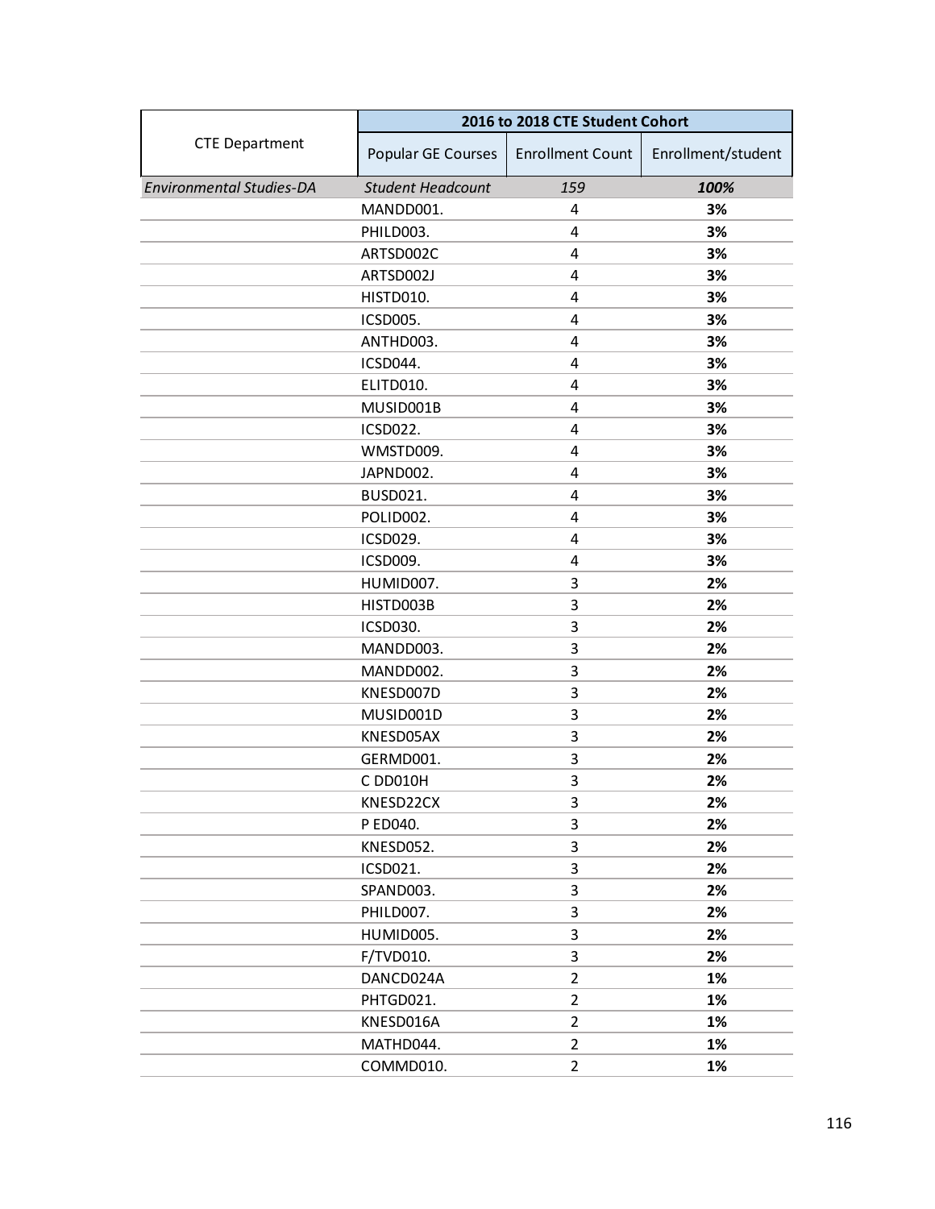| CTE Department | 2016 to 2018 CTE Student Cohort | | |
|---|---|---|---|
| | Popular GE Courses | Enrollment Count | Enrollment/student |
| *Environmental Studies-DA* | *Student Headcount* | *159* | ***100%*** |
| | MANDD001. | 4 | **3%** |
| | PHILD003. | 4 | **3%** |
| | ARTSD002C | 4 | **3%** |
| | ARTSD002J | 4 | **3%** |
| | HISTD010. | 4 | **3%** |
| | ICSD005. | 4 | **3%** |
| | ANTHD003. | 4 | **3%** |
| | ICSD044. | 4 | **3%** |
| | ELITD010. | 4 | **3%** |
| | MUSID001B | 4 | **3%** |
| | ICSD022. | 4 | **3%** |
| | WMSTD009. | 4 | **3%** |
| | JAPND002. | 4 | **3%** |
| | BUSD021. | 4 | **3%** |
| | POLID002. | 4 | **3%** |
| | ICSD029. | 4 | **3%** |
| | ICSD009. | 4 | **3%** |
| | HUMID007. | 3 | **2%** |
| | HISTD003B | 3 | **2%** |
| | ICSD030. | 3 | **2%** |
| | MANDD003. | 3 | **2%** |
| | MANDD002. | 3 | **2%** |
| | KNESD007D | 3 | **2%** |
| | MUSID001D | 3 | **2%** |
| | KNESD05AX | 3 | **2%** |
| | GERMD001. | 3 | **2%** |
| | C DD010H | 3 | **2%** |
| | KNESD22CX | 3 | **2%** |
| | P ED040. | 3 | **2%** |
| | KNESD052. | 3 | **2%** |
| | ICSD021. | 3 | **2%** |
| | SPAND003. | 3 | **2%** |
| | PHILD007. | 3 | **2%** |
| | HUMID005. | 3 | **2%** |
| | F/TVD010. | 3 | **2%** |
| | DANCD024A | 2 | **1%** |
| | PHTGD021. | 2 | **1%** |
| | KNESD016A | 2 | **1%** |
| | MATHD044. | 2 | **1%** |
| | COMMD010. | 2 | **1%** |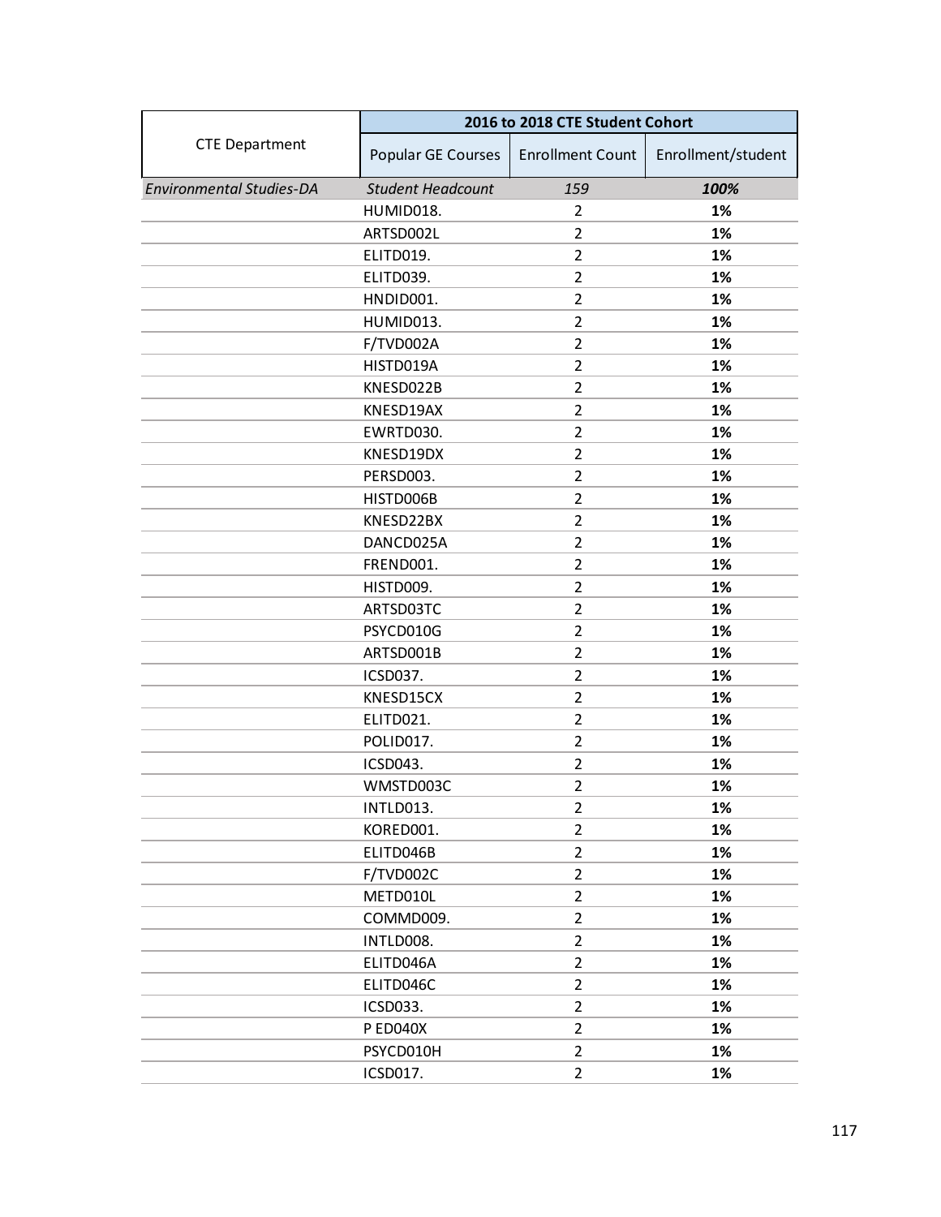| CTE Department | 2016 to 2018 CTE Student Cohort | | |
|---|---|---|---|
| | Popular GE Courses | Enrollment Count | Enrollment/student |
| *Environmental Studies-DA* | *Student Headcount* | *159* | ***100%*** |
| | HUMID018. | 2 | **1%** |
| | ARTSD002L | 2 | **1%** |
| | ELITD019. | 2 | **1%** |
| | ELITD039. | 2 | **1%** |
| | HNDID001. | 2 | **1%** |
| | HUMID013. | 2 | **1%** |
| | F/TVD002A | 2 | **1%** |
| | HISTD019A | 2 | **1%** |
| | KNESD022B | 2 | **1%** |
| | KNESD19AX | 2 | **1%** |
| | EWRTD030. | 2 | **1%** |
| | KNESD19DX | 2 | **1%** |
| | PERSD003. | 2 | **1%** |
| | HISTD006B | 2 | **1%** |
| | KNESD22BX | 2 | **1%** |
| | DANCD025A | 2 | **1%** |
| | FREND001. | 2 | **1%** |
| | HISTD009. | 2 | **1%** |
| | ARTSD03TC | 2 | **1%** |
| | PSYCD010G | 2 | **1%** |
| | ARTSD001B | 2 | **1%** |
| | ICSD037. | 2 | **1%** |
| | KNESD15CX | 2 | **1%** |
| | ELITD021. | 2 | **1%** |
| | POLID017. | 2 | **1%** |
| | ICSD043. | 2 | **1%** |
| | WMSTD003C | 2 | **1%** |
| | INTLD013. | 2 | **1%** |
| | KORED001. | 2 | **1%** |
| | ELITD046B | 2 | **1%** |
| | F/TVD002C | 2 | **1%** |
| | METD010L | 2 | **1%** |
| | COMMD009. | 2 | **1%** |
| | INTLD008. | 2 | **1%** |
| | ELITD046A | 2 | **1%** |
| | ELITD046C | 2 | **1%** |
| | ICSD033. | 2 | **1%** |
| | P ED040X | 2 | **1%** |
| | PSYCD010H | 2 | **1%** |
| | ICSD017. | 2 | **1%** |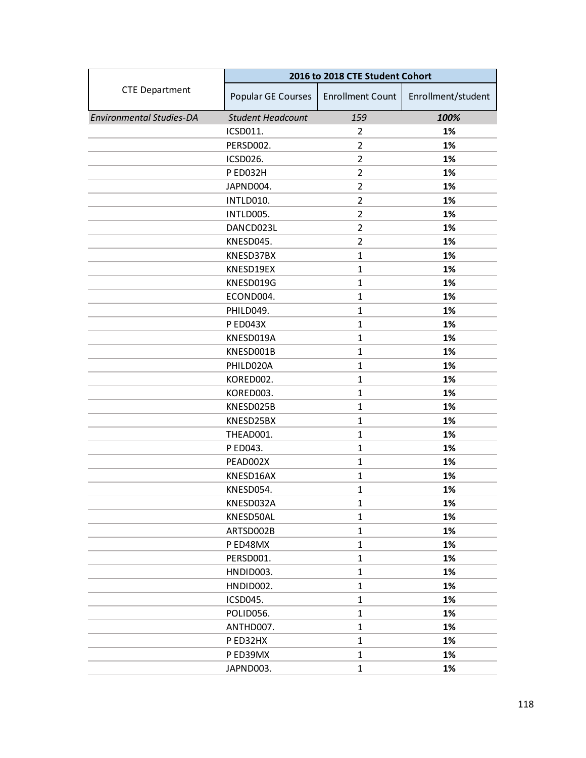| CTE Department | 2016 to 2018 CTE Student Cohort | | |
|---|---|---|---|
| | Popular GE Courses | Enrollment Count | Enrollment/student |
| *Environmental Studies-DA* | *Student Headcount* | *159* | ***100%*** |
| | ICSD011. | 2 | **1%** |
| | PERSD002. | 2 | **1%** |
| | ICSD026. | 2 | **1%** |
| | P ED032H | 2 | **1%** |
| | JAPND004. | 2 | **1%** |
| | INTLD010. | 2 | **1%** |
| | INTLD005. | 2 | **1%** |
| | DANCD023L | 2 | **1%** |
| | KNESD045. | 2 | **1%** |
| | KNESD37BX | 1 | **1%** |
| | KNESD19EX | 1 | **1%** |
| | KNESD019G | 1 | **1%** |
| | ECOND004. | 1 | **1%** |
| | PHILD049. | 1 | **1%** |
| | P ED043X | 1 | **1%** |
| | KNESD019A | 1 | **1%** |
| | KNESD001B | 1 | **1%** |
| | PHILD020A | 1 | **1%** |
| | KORED002. | 1 | **1%** |
| | KORED003. | 1 | **1%** |
| | KNESD025B | 1 | **1%** |
| | KNESD25BX | 1 | **1%** |
| | THEAD001. | 1 | **1%** |
| | P ED043. | 1 | **1%** |
| | PEAD002X | 1 | **1%** |
| | KNESD16AX | 1 | **1%** |
| | KNESD054. | 1 | **1%** |
| | KNESD032A | 1 | **1%** |
| | KNESD50AL | 1 | **1%** |
| | ARTSD002B | 1 | **1%** |
| | P ED48MX | 1 | **1%** |
| | PERSD001. | 1 | **1%** |
| | HNDID003. | 1 | **1%** |
| | HNDID002. | 1 | **1%** |
| | ICSD045. | 1 | **1%** |
| | POLID056. | 1 | **1%** |
| | ANTHD007. | 1 | **1%** |
| | P ED32HX | 1 | **1%** |
| | P ED39MX | 1 | **1%** |
| | JAPND003. | 1 | **1%** |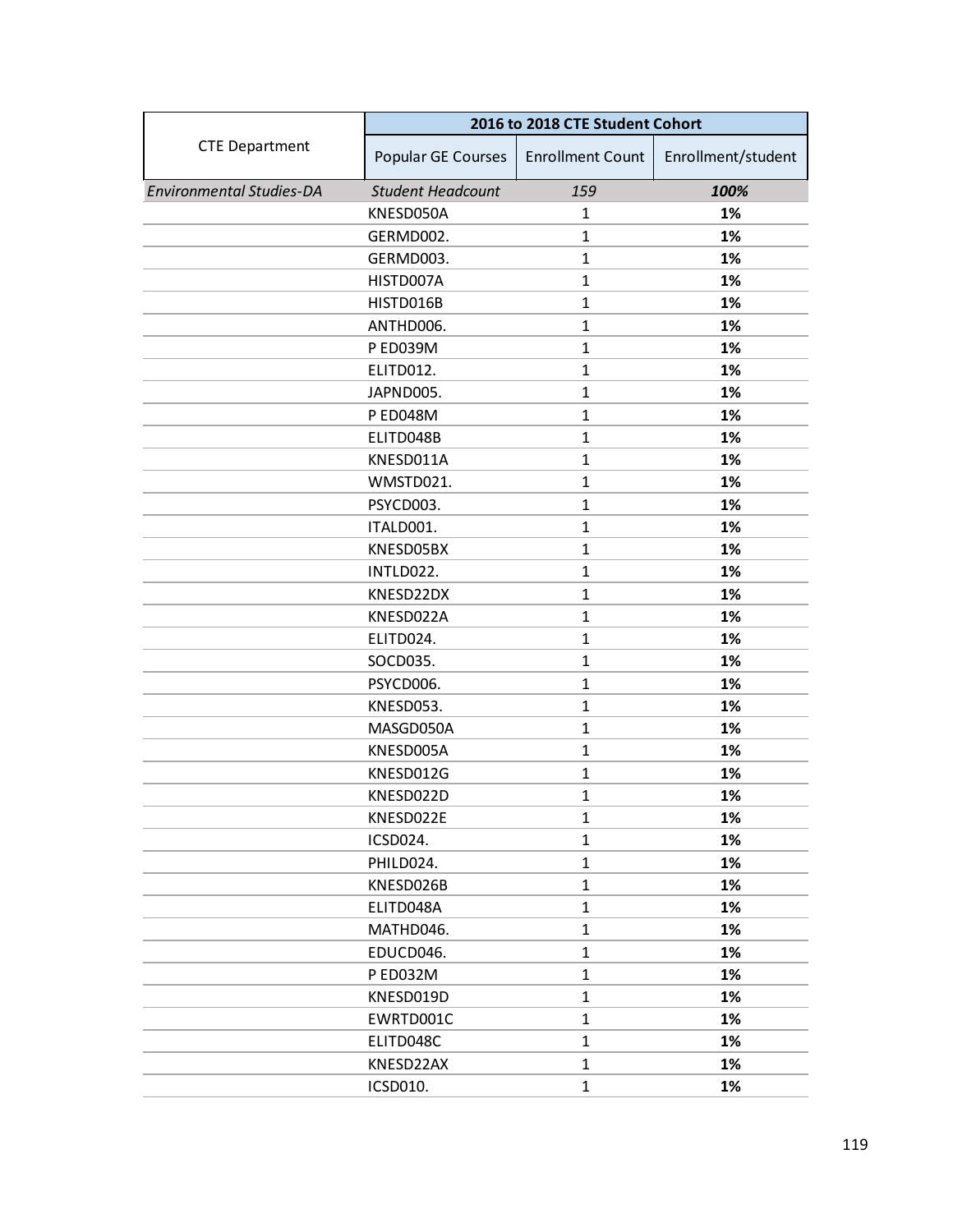| CTE Department | 2016 to 2018 CTE Student Cohort | | |
|---|---|---|---|
| | Popular GE Courses | Enrollment Count | Enrollment/student |
| *Environmental Studies-DA* | *Student Headcount* | *159* | ***100%*** |
| | KNESD050A | 1 | **1%** |
| | GERMD002. | 1 | **1%** |
| | GERMD003. | 1 | **1%** |
| | HISTD007A | 1 | **1%** |
| | HISTD016B | 1 | **1%** |
| | ANTHD006. | 1 | **1%** |
| | P ED039M | 1 | **1%** |
| | ELITD012. | 1 | **1%** |
| | JAPND005. | 1 | **1%** |
| | P ED048M | 1 | **1%** |
| | ELITD048B | 1 | **1%** |
| | KNESD011A | 1 | **1%** |
| | WMSTD021. | 1 | **1%** |
| | PSYCD003. | 1 | **1%** |
| | ITALD001. | 1 | **1%** |
| | KNESD05BX | 1 | **1%** |
| | INTLD022. | 1 | **1%** |
| | KNESD22DX | 1 | **1%** |
| | KNESD022A | 1 | **1%** |
| | ELITD024. | 1 | **1%** |
| | SOCD035. | 1 | **1%** |
| | PSYCD006. | 1 | **1%** |
| | KNESD053. | 1 | **1%** |
| | MASGD050A | 1 | **1%** |
| | KNESD005A | 1 | **1%** |
| | KNESD012G | 1 | **1%** |
| | KNESD022D | 1 | **1%** |
| | KNESD022E | 1 | **1%** |
| | ICSD024. | 1 | **1%** |
| | PHILD024. | 1 | **1%** |
| | KNESD026B | 1 | **1%** |
| | ELITD048A | 1 | **1%** |
| | MATHD046. | 1 | **1%** |
| | EDUCD046. | 1 | **1%** |
| | P ED032M | 1 | **1%** |
| | KNESD019D | 1 | **1%** |
| | EWRTD001C | 1 | **1%** |
| | ELITD048C | 1 | **1%** |
| | KNESD22AX | 1 | **1%** |
| | ICSD010. | 1 | **1%** |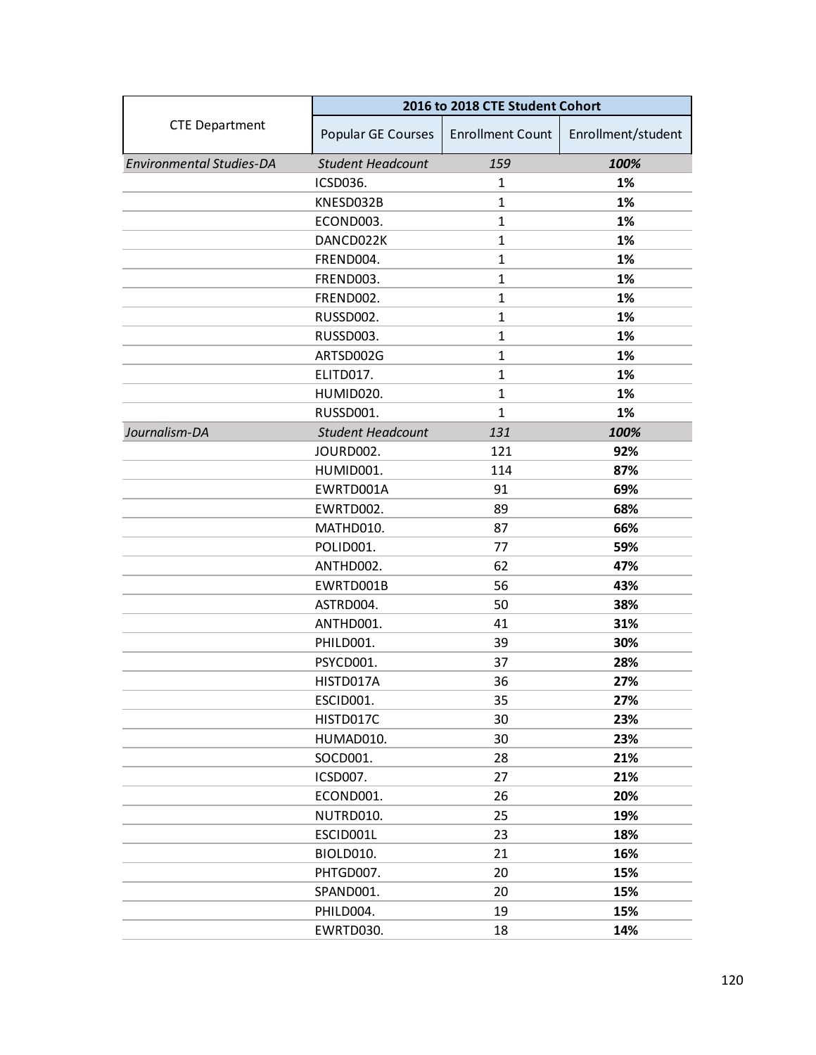| CTE Department | 2016 to 2018 CTE Student Cohort | | |
|---|---|---|---|
| | Popular GE Courses | Enrollment Count | Enrollment/student |
| *Environmental Studies-DA* | *Student Headcount* | *159* | ***100%*** |
| | ICSD036. | 1 | **1%** |
| | KNESD032B | 1 | **1%** |
| | ECOND003. | 1 | **1%** |
| | DANCD022K | 1 | **1%** |
| | FREND004. | 1 | **1%** |
| | FREND003. | 1 | **1%** |
| | FREND002. | 1 | **1%** |
| | RUSSD002. | 1 | **1%** |
| | RUSSD003. | 1 | **1%** |
| | ARTSD002G | 1 | **1%** |
| | ELITD017. | 1 | **1%** |
| | HUMID020. | 1 | **1%** |
| | RUSSD001. | 1 | **1%** |
| *Journalism-DA* | *Student Headcount* | *131* | ***100%*** |
| | JOURD002. | 121 | **92%** |
| | HUMID001. | 114 | **87%** |
| | EWRTD001A | 91 | **69%** |
| | EWRTD002. | 89 | **68%** |
| | MATHD010. | 87 | **66%** |
| | POLID001. | 77 | **59%** |
| | ANTHD002. | 62 | **47%** |
| | EWRTD001B | 56 | **43%** |
| | ASTRD004. | 50 | **38%** |
| | ANTHD001. | 41 | **31%** |
| | PHILD001. | 39 | **30%** |
| | PSYCD001. | 37 | **28%** |
| | HISTD017A | 36 | **27%** |
| | ESCID001. | 35 | **27%** |
| | HISTD017C | 30 | **23%** |
| | HUMAD010. | 30 | **23%** |
| | SOCD001. | 28 | **21%** |
| | ICSD007. | 27 | **21%** |
| | ECOND001. | 26 | **20%** |
| | NUTRD010. | 25 | **19%** |
| | ESCID001L | 23 | **18%** |
| | BIOLD010. | 21 | **16%** |
| | PHTGD007. | 20 | **15%** |
| | SPAND001. | 20 | **15%** |
| | PHILD004. | 19 | **15%** |
| | EWRTD030. | 18 | **14%** |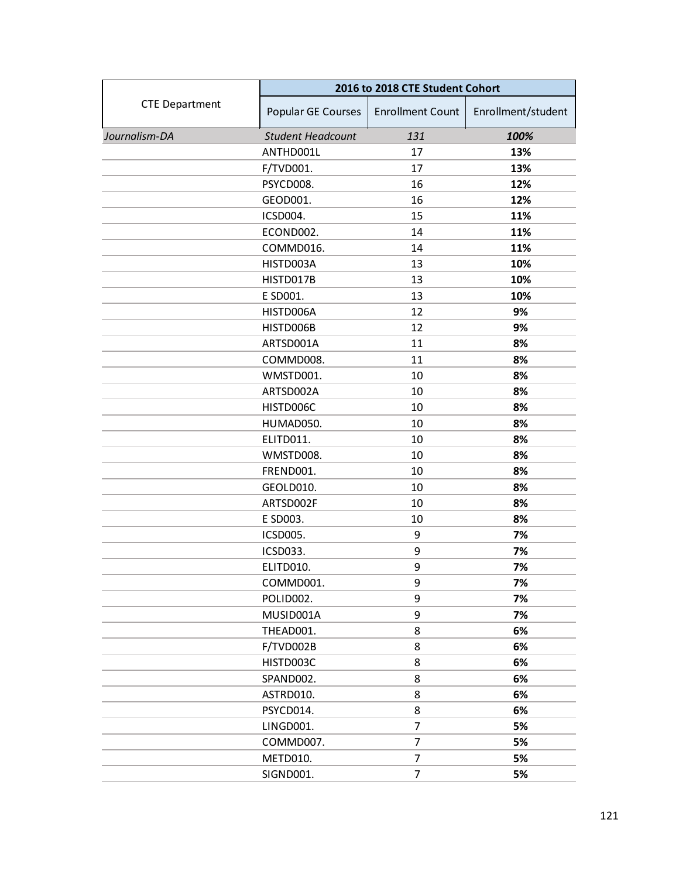| CTE Department | 2016 to 2018 CTE Student Cohort | | |
|---|---|---|---|
| | Popular GE Courses | Enrollment Count | Enrollment/student |
| *Journalism-DA* | *Student Headcount* | *131* | ***100%*** |
| | ANTHD001L | 17 | **13%** |
| | F/TVD001. | 17 | **13%** |
| | PSYCD008. | 16 | **12%** |
| | GEOD001. | 16 | **12%** |
| | ICSD004. | 15 | **11%** |
| | ECOND002. | 14 | **11%** |
| | COMMD016. | 14 | **11%** |
| | HISTD003A | 13 | **10%** |
| | HISTD017B | 13 | **10%** |
| | E SD001. | 13 | **10%** |
| | HISTD006A | 12 | **9%** |
| | HISTD006B | 12 | **9%** |
| | ARTSD001A | 11 | **8%** |
| | COMMD008. | 11 | **8%** |
| | WMSTD001. | 10 | **8%** |
| | ARTSD002A | 10 | **8%** |
| | HISTD006C | 10 | **8%** |
| | HUMAD050. | 10 | **8%** |
| | ELITD011. | 10 | **8%** |
| | WMSTD008. | 10 | **8%** |
| | FREND001. | 10 | **8%** |
| | GEOLD010. | 10 | **8%** |
| | ARTSD002F | 10 | **8%** |
| | E SD003. | 10 | **8%** |
| | ICSD005. | 9 | **7%** |
| | ICSD033. | 9 | **7%** |
| | ELITD010. | 9 | **7%** |
| | COMMD001. | 9 | **7%** |
| | POLID002. | 9 | **7%** |
| | MUSID001A | 9 | **7%** |
| | THEAD001. | 8 | **6%** |
| | F/TVD002B | 8 | **6%** |
| | HISTD003C | 8 | **6%** |
| | SPAND002. | 8 | **6%** |
| | ASTRD010. | 8 | **6%** |
| | PSYCD014. | 8 | **6%** |
| | LINGD001. | 7 | **5%** |
| | COMMD007. | 7 | **5%** |
| | METD010. | 7 | **5%** |
| | SIGND001. | 7 | **5%** |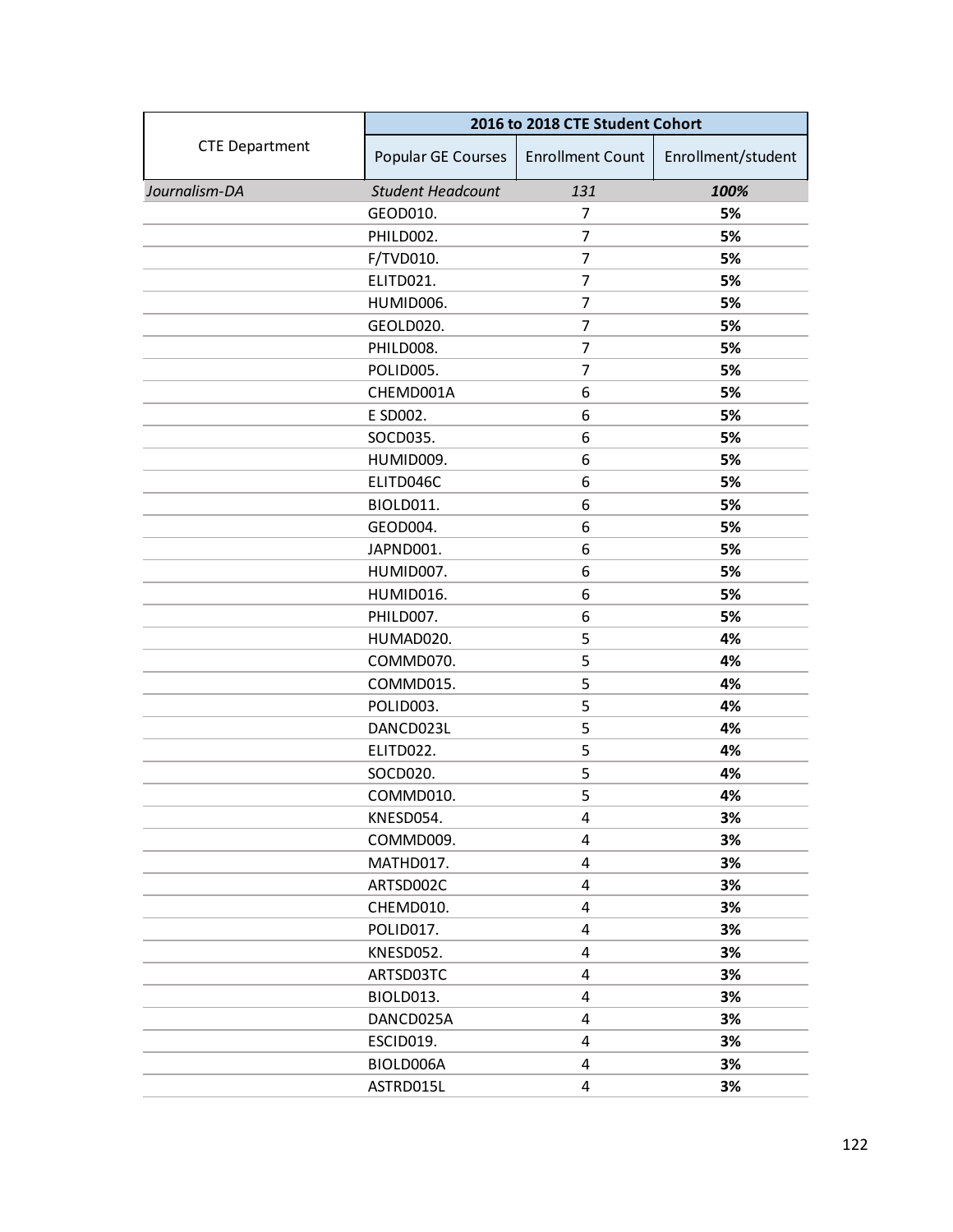| CTE Department | 2016 to 2018 CTE Student Cohort | | |
|---|---|---|---|
| | Popular GE Courses | Enrollment Count | Enrollment/student |
| *Journalism-DA* | *Student Headcount* | *131* | ***100%*** |
| | GEOD010. | 7 | **5%** |
| | PHILD002. | 7 | **5%** |
| | F/TVD010. | 7 | **5%** |
| | ELITD021. | 7 | **5%** |
| | HUMID006. | 7 | **5%** |
| | GEOLD020. | 7 | **5%** |
| | PHILD008. | 7 | **5%** |
| | POLID005. | 7 | **5%** |
| | CHEMD001A | 6 | **5%** |
| | E SD002. | 6 | **5%** |
| | SOCD035. | 6 | **5%** |
| | HUMID009. | 6 | **5%** |
| | ELITD046C | 6 | **5%** |
| | BIOLD011. | 6 | **5%** |
| | GEOD004. | 6 | **5%** |
| | JAPND001. | 6 | **5%** |
| | HUMID007. | 6 | **5%** |
| | HUMID016. | 6 | **5%** |
| | PHILD007. | 6 | **5%** |
| | HUMAD020. | 5 | **4%** |
| | COMMD070. | 5 | **4%** |
| | COMMD015. | 5 | **4%** |
| | POLID003. | 5 | **4%** |
| | DANCD023L | 5 | **4%** |
| | ELITD022. | 5 | **4%** |
| | SOCD020. | 5 | **4%** |
| | COMMD010. | 5 | **4%** |
| | KNESD054. | 4 | **3%** |
| | COMMD009. | 4 | **3%** |
| | MATHD017. | 4 | **3%** |
| | ARTSD002C | 4 | **3%** |
| | CHEMD010. | 4 | **3%** |
| | POLID017. | 4 | **3%** |
| | KNESD052. | 4 | **3%** |
| | ARTSD03TC | 4 | **3%** |
| | BIOLD013. | 4 | **3%** |
| | DANCD025A | 4 | **3%** |
| | ESCID019. | 4 | **3%** |
| | BIOLD006A | 4 | **3%** |
| | ASTRD015L | 4 | **3%** |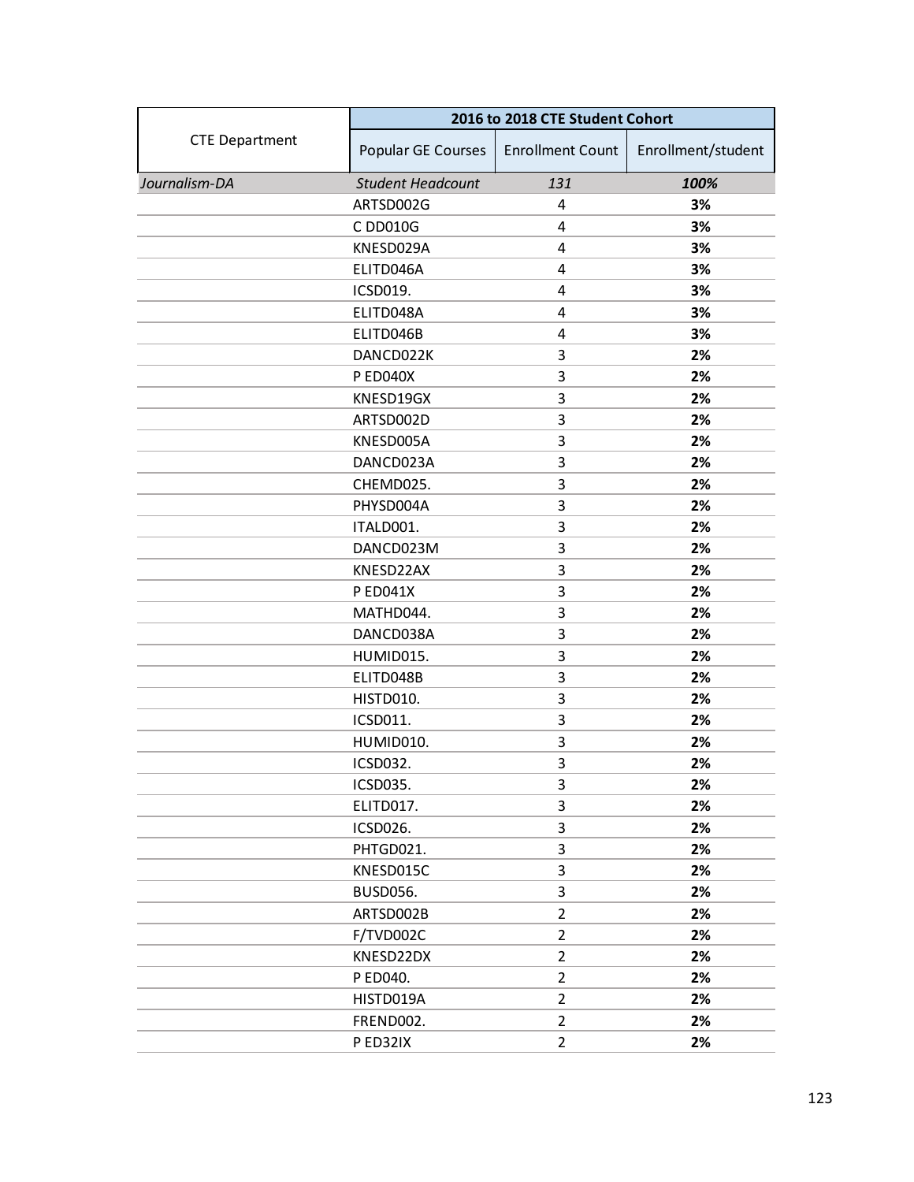| CTE Department | 2016 to 2018 CTE Student Cohort | | |
|---|---|---|---|
| | Popular GE Courses | Enrollment Count | Enrollment/student |
| *Journalism-DA* | *Student Headcount* | *131* | ***100%*** |
| | ARTSD002G | 4 | **3%** |
| | C DD010G | 4 | **3%** |
| | KNESD029A | 4 | **3%** |
| | ELITD046A | 4 | **3%** |
| | ICSD019. | 4 | **3%** |
| | ELITD048A | 4 | **3%** |
| | ELITD046B | 4 | **3%** |
| | DANCD022K | 3 | **2%** |
| | P ED040X | 3 | **2%** |
| | KNESD19GX | 3 | **2%** |
| | ARTSD002D | 3 | **2%** |
| | KNESD005A | 3 | **2%** |
| | DANCD023A | 3 | **2%** |
| | CHEMD025. | 3 | **2%** |
| | PHYSD004A | 3 | **2%** |
| | ITALD001. | 3 | **2%** |
| | DANCD023M | 3 | **2%** |
| | KNESD22AX | 3 | **2%** |
| | P ED041X | 3 | **2%** |
| | MATHD044. | 3 | **2%** |
| | DANCD038A | 3 | **2%** |
| | HUMID015. | 3 | **2%** |
| | ELITD048B | 3 | **2%** |
| | HISTD010. | 3 | **2%** |
| | ICSD011. | 3 | **2%** |
| | HUMID010. | 3 | **2%** |
| | ICSD032. | 3 | **2%** |
| | ICSD035. | 3 | **2%** |
| | ELITD017. | 3 | **2%** |
| | ICSD026. | 3 | **2%** |
| | PHTGD021. | 3 | **2%** |
| | KNESD015C | 3 | **2%** |
| | BUSD056. | 3 | **2%** |
| | ARTSD002B | 2 | **2%** |
| | F/TVD002C | 2 | **2%** |
| | KNESD22DX | 2 | **2%** |
| | P ED040. | 2 | **2%** |
| | HISTD019A | 2 | **2%** |
| | FREND002. | 2 | **2%** |
| | P ED32IX | 2 | **2%** |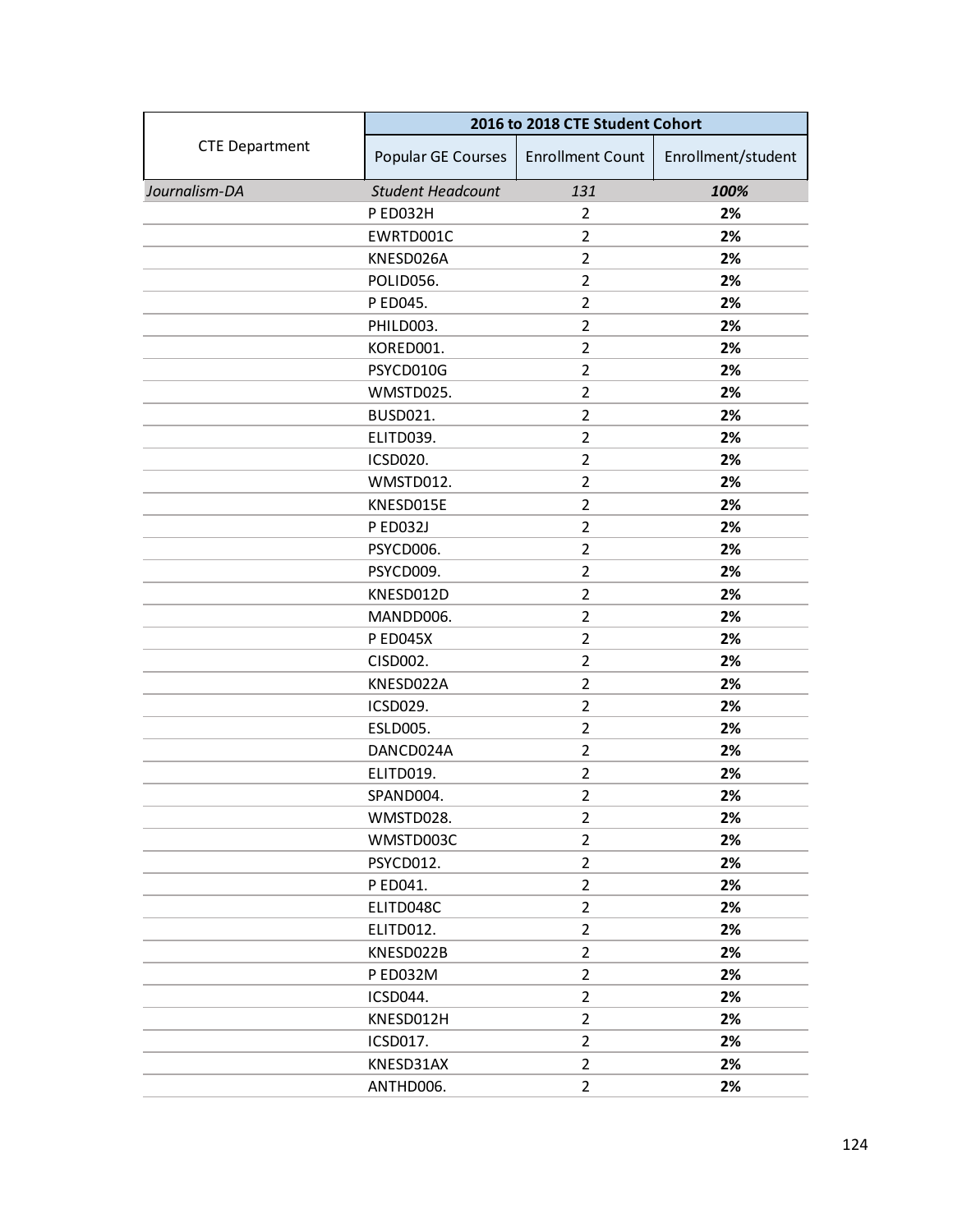| CTE Department | 2016 to 2018 CTE Student Cohort | | |
|---|---|---|---|
| | Popular GE Courses | Enrollment Count | Enrollment/student |
| *Journalism-DA* | *Student Headcount* | *131* | ***100%*** |
| | P ED032H | 2 | **2%** |
| | EWRTD001C | 2 | **2%** |
| | KNESD026A | 2 | **2%** |
| | POLID056. | 2 | **2%** |
| | P ED045. | 2 | **2%** |
| | PHILD003. | 2 | **2%** |
| | KORED001. | 2 | **2%** |
| | PSYCD010G | 2 | **2%** |
| | WMSTD025. | 2 | **2%** |
| | BUSD021. | 2 | **2%** |
| | ELITD039. | 2 | **2%** |
| | ICSD020. | 2 | **2%** |
| | WMSTD012. | 2 | **2%** |
| | KNESD015E | 2 | **2%** |
| | P ED032J | 2 | **2%** |
| | PSYCD006. | 2 | **2%** |
| | PSYCD009. | 2 | **2%** |
| | KNESD012D | 2 | **2%** |
| | MANDD006. | 2 | **2%** |
| | P ED045X | 2 | **2%** |
| | CISD002. | 2 | **2%** |
| | KNESD022A | 2 | **2%** |
| | ICSD029. | 2 | **2%** |
| | ESLD005. | 2 | **2%** |
| | DANCD024A | 2 | **2%** |
| | ELITD019. | 2 | **2%** |
| | SPAND004. | 2 | **2%** |
| | WMSTD028. | 2 | **2%** |
| | WMSTD003C | 2 | **2%** |
| | PSYCD012. | 2 | **2%** |
| | P ED041. | 2 | **2%** |
| | ELITD048C | 2 | **2%** |
| | ELITD012. | 2 | **2%** |
| | KNESD022B | 2 | **2%** |
| | P ED032M | 2 | **2%** |
| | ICSD044. | 2 | **2%** |
| | KNESD012H | 2 | **2%** |
| | ICSD017. | 2 | **2%** |
| | KNESD31AX | 2 | **2%** |
| | ANTHD006. | 2 | **2%** |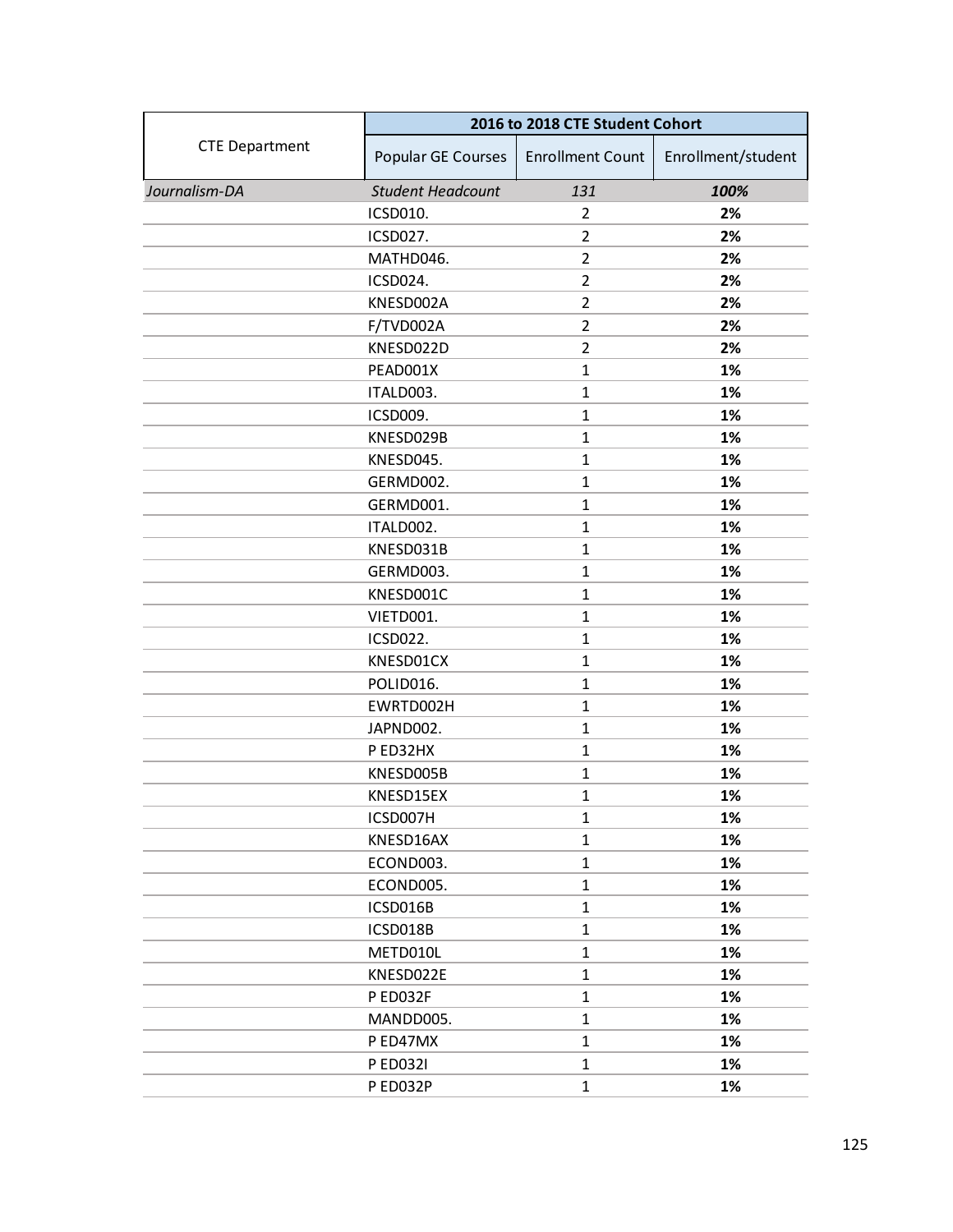| CTE Department | 2016 to 2018 CTE Student Cohort | | |
|---|---|---|---|
| | Popular GE Courses | Enrollment Count | Enrollment/student |
| *Journalism-DA* | *Student Headcount* | *131* | ***100%*** |
| | ICSD010. | 2 | **2%** |
| | ICSD027. | 2 | **2%** |
| | MATHD046. | 2 | **2%** |
| | ICSD024. | 2 | **2%** |
| | KNESD002A | 2 | **2%** |
| | F/TVD002A | 2 | **2%** |
| | KNESD022D | 2 | **2%** |
| | PEAD001X | 1 | **1%** |
| | ITALD003. | 1 | **1%** |
| | ICSD009. | 1 | **1%** |
| | KNESD029B | 1 | **1%** |
| | KNESD045. | 1 | **1%** |
| | GERMD002. | 1 | **1%** |
| | GERMD001. | 1 | **1%** |
| | ITALD002. | 1 | **1%** |
| | KNESD031B | 1 | **1%** |
| | GERMD003. | 1 | **1%** |
| | KNESD001C | 1 | **1%** |
| | VIETD001. | 1 | **1%** |
| | ICSD022. | 1 | **1%** |
| | KNESD01CX | 1 | **1%** |
| | POLID016. | 1 | **1%** |
| | EWRTD002H | 1 | **1%** |
| | JAPND002. | 1 | **1%** |
| | P ED32HX | 1 | **1%** |
| | KNESD005B | 1 | **1%** |
| | KNESD15EX | 1 | **1%** |
| | ICSD007H | 1 | **1%** |
| | KNESD16AX | 1 | **1%** |
| | ECOND003. | 1 | **1%** |
| | ECOND005. | 1 | **1%** |
| | ICSD016B | 1 | **1%** |
| | ICSD018B | 1 | **1%** |
| | METD010L | 1 | **1%** |
| | KNESD022E | 1 | **1%** |
| | P ED032F | 1 | **1%** |
| | MANDD005. | 1 | **1%** |
| | P ED47MX | 1 | **1%** |
| | P ED032I | 1 | **1%** |
| | P ED032P | 1 | **1%** |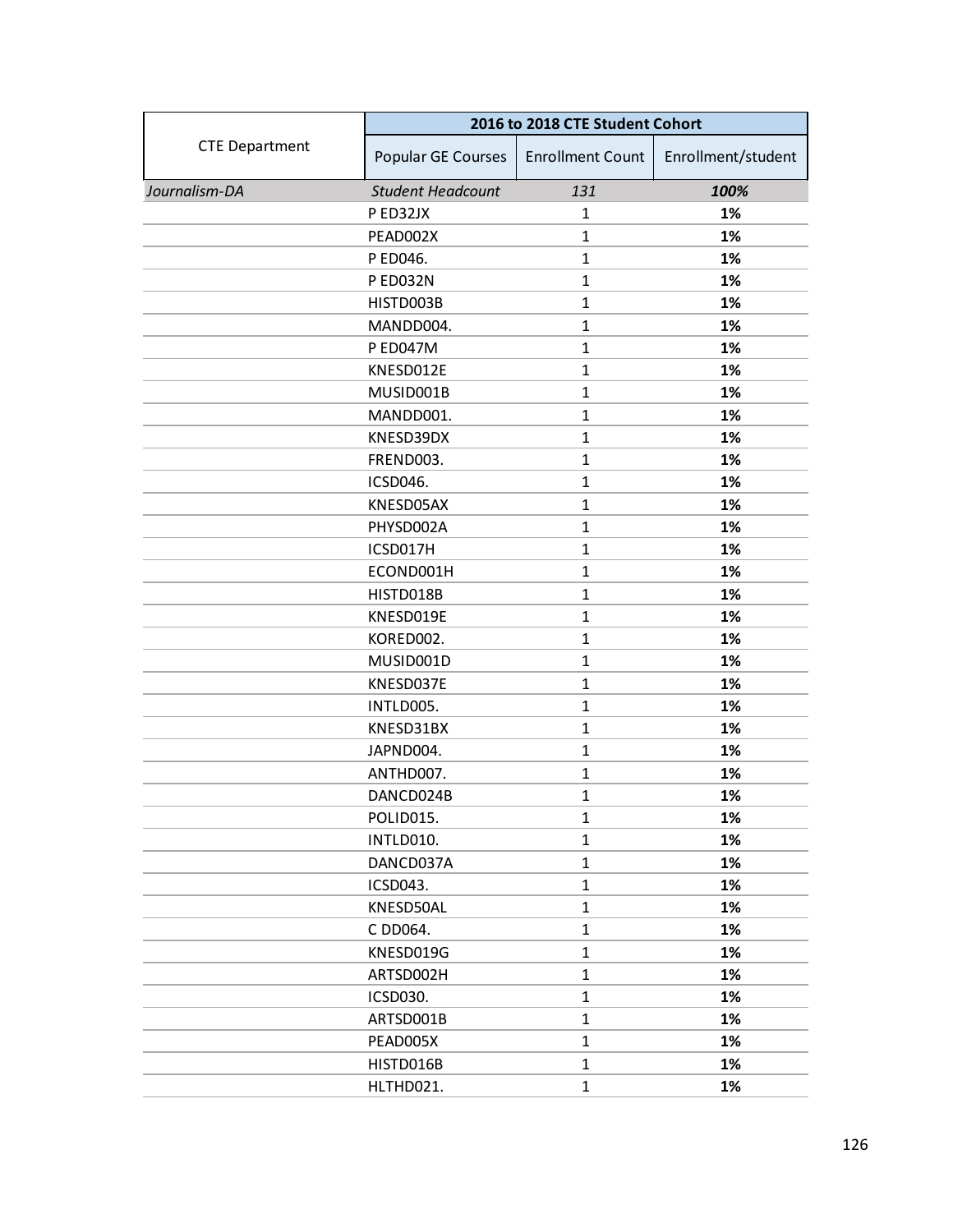| CTE Department | 2016 to 2018 CTE Student Cohort | | |
|---|---|---|---|
| | Popular GE Courses | Enrollment Count | Enrollment/student |
| *Journalism-DA* | *Student Headcount* | *131* | ***100%*** |
| | P ED32JX | 1 | **1%** |
| | PEAD002X | 1 | **1%** |
| | P ED046. | 1 | **1%** |
| | P ED032N | 1 | **1%** |
| | HISTD003B | 1 | **1%** |
| | MANDD004. | 1 | **1%** |
| | P ED047M | 1 | **1%** |
| | KNESD012E | 1 | **1%** |
| | MUSID001B | 1 | **1%** |
| | MANDD001. | 1 | **1%** |
| | KNESD39DX | 1 | **1%** |
| | FREND003. | 1 | **1%** |
| | ICSD046. | 1 | **1%** |
| | KNESD05AX | 1 | **1%** |
| | PHYSD002A | 1 | **1%** |
| | ICSD017H | 1 | **1%** |
| | ECOND001H | 1 | **1%** |
| | HISTD018B | 1 | **1%** |
| | KNESD019E | 1 | **1%** |
| | KORED002. | 1 | **1%** |
| | MUSID001D | 1 | **1%** |
| | KNESD037E | 1 | **1%** |
| | INTLD005. | 1 | **1%** |
| | KNESD31BX | 1 | **1%** |
| | JAPND004. | 1 | **1%** |
| | ANTHD007. | 1 | **1%** |
| | DANCD024B | 1 | **1%** |
| | POLID015. | 1 | **1%** |
| | INTLD010. | 1 | **1%** |
| | DANCD037A | 1 | **1%** |
| | ICSD043. | 1 | **1%** |
| | KNESD50AL | 1 | **1%** |
| | C DD064. | 1 | **1%** |
| | KNESD019G | 1 | **1%** |
| | ARTSD002H | 1 | **1%** |
| | ICSD030. | 1 | **1%** |
| | ARTSD001B | 1 | **1%** |
| | PEAD005X | 1 | **1%** |
| | HISTD016B | 1 | **1%** |
| | HLTHD021. | 1 | **1%** |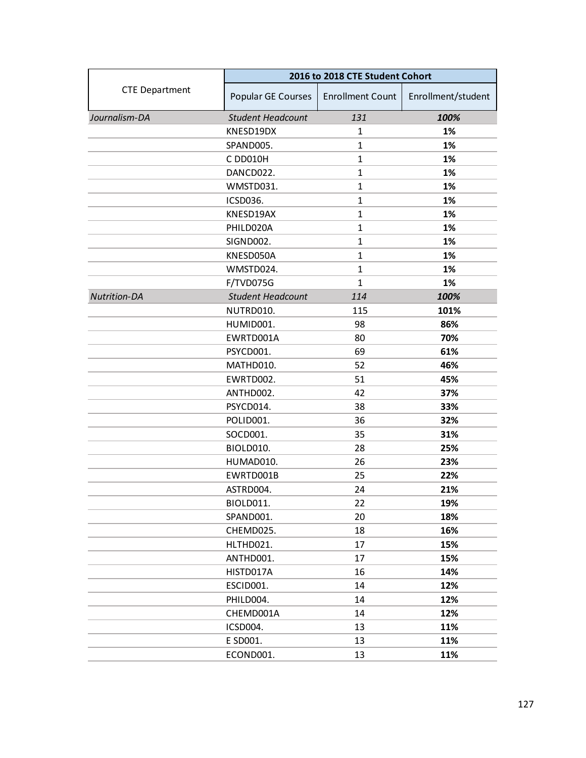| CTE Department | 2016 to 2018 CTE Student Cohort | | |
|---|---|---|---|
| | Popular GE Courses | Enrollment Count | Enrollment/student |
| *Journalism-DA* | *Student Headcount* | *131* | ***100%*** |
| | KNESD19DX | 1 | **1%** |
| | SPAND005. | 1 | **1%** |
| | C DD010H | 1 | **1%** |
| | DANCD022. | 1 | **1%** |
| | WMSTD031. | 1 | **1%** |
| | ICSD036. | 1 | **1%** |
| | KNESD19AX | 1 | **1%** |
| | PHILD020A | 1 | **1%** |
| | SIGND002. | 1 | **1%** |
| | KNESD050A | 1 | **1%** |
| | WMSTD024. | 1 | **1%** |
| | F/TVD075G | 1 | **1%** |
| *Nutrition-DA* | *Student Headcount* | *114* | ***100%*** |
| | NUTRD010. | 115 | **101%** |
| | HUMID001. | 98 | **86%** |
| | EWRTD001A | 80 | **70%** |
| | PSYCD001. | 69 | **61%** |
| | MATHD010. | 52 | **46%** |
| | EWRTD002. | 51 | **45%** |
| | ANTHD002. | 42 | **37%** |
| | PSYCD014. | 38 | **33%** |
| | POLID001. | 36 | **32%** |
| | SOCD001. | 35 | **31%** |
| | BIOLD010. | 28 | **25%** |
| | HUMAD010. | 26 | **23%** |
| | EWRTD001B | 25 | **22%** |
| | ASTRD004. | 24 | **21%** |
| | BIOLD011. | 22 | **19%** |
| | SPAND001. | 20 | **18%** |
| | CHEMD025. | 18 | **16%** |
| | HLTHD021. | 17 | **15%** |
| | ANTHD001. | 17 | **15%** |
| | HISTD017A | 16 | **14%** |
| | ESCID001. | 14 | **12%** |
| | PHILD004. | 14 | **12%** |
| | CHEMD001A | 14 | **12%** |
| | ICSD004. | 13 | **11%** |
| | E SD001. | 13 | **11%** |
| | ECOND001. | 13 | **11%** |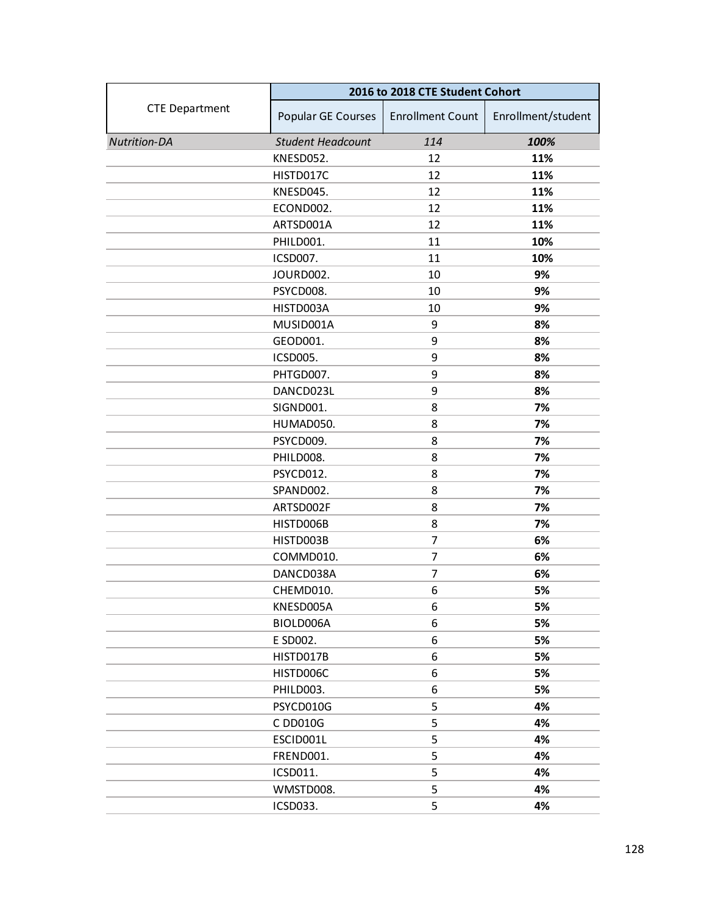| CTE Department | 2016 to 2018 CTE Student Cohort | | |
|---|---|---|---|
| | Popular GE Courses | Enrollment Count | Enrollment/student |
| *Nutrition-DA* | *Student Headcount* | *114* | ***100%*** |
| | KNESD052. | 12 | **11%** |
| | HISTD017C | 12 | **11%** |
| | KNESD045. | 12 | **11%** |
| | ECOND002. | 12 | **11%** |
| | ARTSD001A | 12 | **11%** |
| | PHILD001. | 11 | **10%** |
| | ICSD007. | 11 | **10%** |
| | JOURD002. | 10 | **9%** |
| | PSYCD008. | 10 | **9%** |
| | HISTD003A | 10 | **9%** |
| | MUSID001A | 9 | **8%** |
| | GEOD001. | 9 | **8%** |
| | ICSD005. | 9 | **8%** |
| | PHTGD007. | 9 | **8%** |
| | DANCD023L | 9 | **8%** |
| | SIGND001. | 8 | **7%** |
| | HUMAD050. | 8 | **7%** |
| | PSYCD009. | 8 | **7%** |
| | PHILD008. | 8 | **7%** |
| | PSYCD012. | 8 | **7%** |
| | SPAND002. | 8 | **7%** |
| | ARTSD002F | 8 | **7%** |
| | HISTD006B | 8 | **7%** |
| | HISTD003B | 7 | **6%** |
| | COMMD010. | 7 | **6%** |
| | DANCD038A | 7 | **6%** |
| | CHEMD010. | 6 | **5%** |
| | KNESD005A | 6 | **5%** |
| | BIOLD006A | 6 | **5%** |
| | E SD002. | 6 | **5%** |
| | HISTD017B | 6 | **5%** |
| | HISTD006C | 6 | **5%** |
| | PHILD003. | 6 | **5%** |
| | PSYCD010G | 5 | **4%** |
| | C DD010G | 5 | **4%** |
| | ESCID001L | 5 | **4%** |
| | FREND001. | 5 | **4%** |
| | ICSD011. | 5 | **4%** |
| | WMSTD008. | 5 | **4%** |
| | ICSD033. | 5 | **4%** |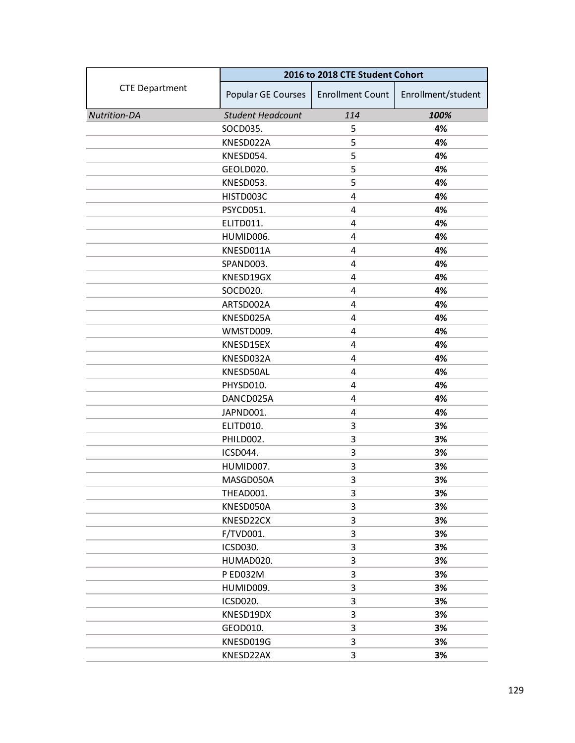| CTE Department | 2016 to 2018 CTE Student Cohort | | |
|---|---|---|---|
| | Popular GE Courses | Enrollment Count | Enrollment/student |
| *Nutrition-DA* | *Student Headcount* | *114* | ***100%*** |
| | SOCD035. | 5 | **4%** |
| | KNESD022A | 5 | **4%** |
| | KNESD054. | 5 | **4%** |
| | GEOLD020. | 5 | **4%** |
| | KNESD053. | 5 | **4%** |
| | HISTD003C | 4 | **4%** |
| | PSYCD051. | 4 | **4%** |
| | ELITD011. | 4 | **4%** |
| | HUMID006. | 4 | **4%** |
| | KNESD011A | 4 | **4%** |
| | SPAND003. | 4 | **4%** |
| | KNESD19GX | 4 | **4%** |
| | SOCD020. | 4 | **4%** |
| | ARTSD002A | 4 | **4%** |
| | KNESD025A | 4 | **4%** |
| | WMSTD009. | 4 | **4%** |
| | KNESD15EX | 4 | **4%** |
| | KNESD032A | 4 | **4%** |
| | KNESD50AL | 4 | **4%** |
| | PHYSD010. | 4 | **4%** |
| | DANCD025A | 4 | **4%** |
| | JAPND001. | 4 | **4%** |
| | ELITD010. | 3 | **3%** |
| | PHILD002. | 3 | **3%** |
| | ICSD044. | 3 | **3%** |
| | HUMID007. | 3 | **3%** |
| | MASGD050A | 3 | **3%** |
| | THEAD001. | 3 | **3%** |
| | KNESD050A | 3 | **3%** |
| | KNESD22CX | 3 | **3%** |
| | F/TVD001. | 3 | **3%** |
| | ICSD030. | 3 | **3%** |
| | HUMAD020. | 3 | **3%** |
| | P ED032M | 3 | **3%** |
| | HUMID009. | 3 | **3%** |
| | ICSD020. | 3 | **3%** |
| | KNESD19DX | 3 | **3%** |
| | GEOD010. | 3 | **3%** |
| | KNESD019G | 3 | **3%** |
| | KNESD22AX | 3 | **3%** |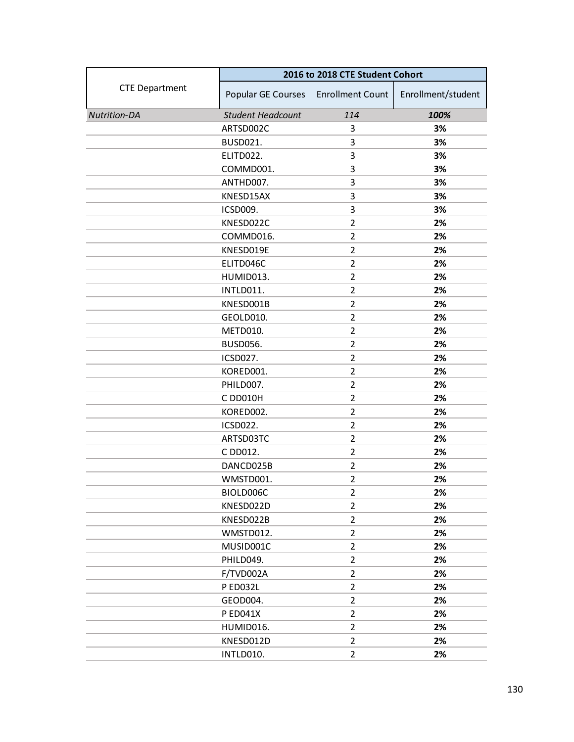| CTE Department | 2016 to 2018 CTE Student Cohort | | |
|---|---|---|---|
| | Popular GE Courses | Enrollment Count | Enrollment/student |
| *Nutrition-DA* | *Student Headcount* | *114* | ***100%*** |
| | ARTSD002C | 3 | **3%** |
| | BUSD021. | 3 | **3%** |
| | ELITD022. | 3 | **3%** |
| | COMMD001. | 3 | **3%** |
| | ANTHD007. | 3 | **3%** |
| | KNESD15AX | 3 | **3%** |
| | ICSD009. | 3 | **3%** |
| | KNESD022C | 2 | **2%** |
| | COMMD016. | 2 | **2%** |
| | KNESD019E | 2 | **2%** |
| | ELITD046C | 2 | **2%** |
| | HUMID013. | 2 | **2%** |
| | INTLD011. | 2 | **2%** |
| | KNESD001B | 2 | **2%** |
| | GEOLD010. | 2 | **2%** |
| | METD010. | 2 | **2%** |
| | BUSD056. | 2 | **2%** |
| | ICSD027. | 2 | **2%** |
| | KORED001. | 2 | **2%** |
| | PHILD007. | 2 | **2%** |
| | C DD010H | 2 | **2%** |
| | KORED002. | 2 | **2%** |
| | ICSD022. | 2 | **2%** |
| | ARTSD03TC | 2 | **2%** |
| | C DD012. | 2 | **2%** |
| | DANCD025B | 2 | **2%** |
| | WMSTD001. | 2 | **2%** |
| | BIOLD006C | 2 | **2%** |
| | KNESD022D | 2 | **2%** |
| | KNESD022B | 2 | **2%** |
| | WMSTD012. | 2 | **2%** |
| | MUSID001C | 2 | **2%** |
| | PHILD049. | 2 | **2%** |
| | F/TVD002A | 2 | **2%** |
| | P ED032L | 2 | **2%** |
| | GEOD004. | 2 | **2%** |
| | P ED041X | 2 | **2%** |
| | HUMID016. | 2 | **2%** |
| | KNESD012D | 2 | **2%** |
| | INTLD010. | 2 | **2%** |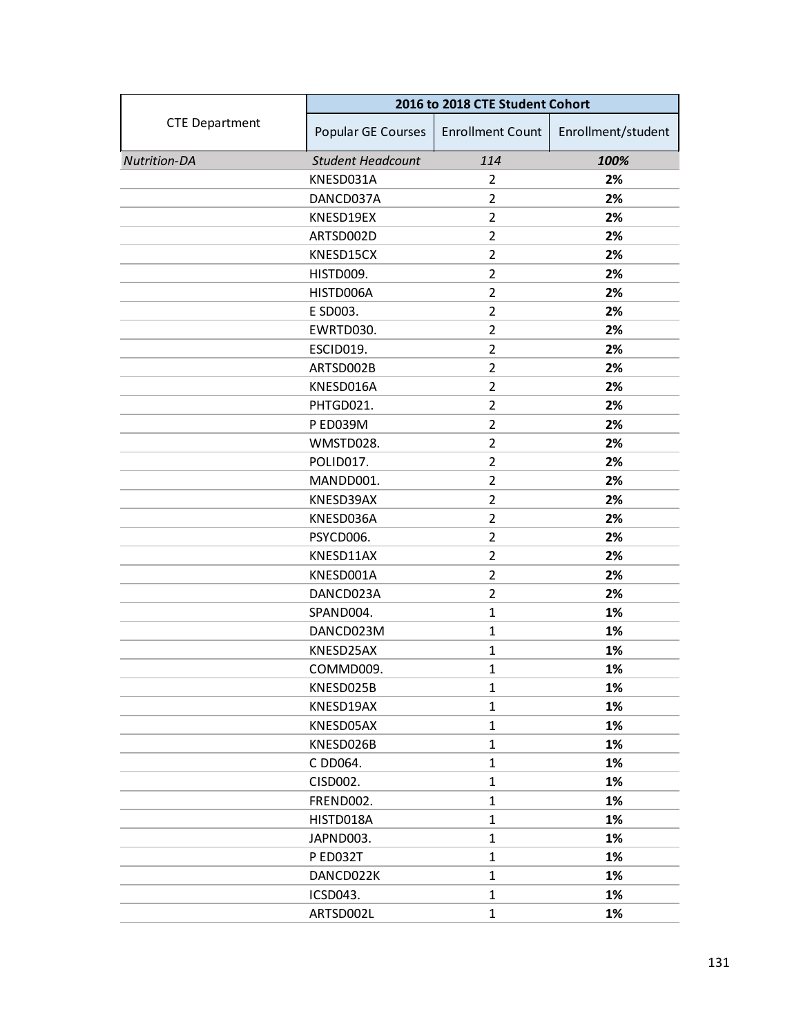| CTE Department | 2016 to 2018 CTE Student Cohort | | |
|---|---|---|---|
| | Popular GE Courses | Enrollment Count | Enrollment/student |
| *Nutrition-DA* | *Student Headcount* | *114* | ***100%*** |
| | KNESD031A | 2 | **2%** |
| | DANCD037A | 2 | **2%** |
| | KNESD19EX | 2 | **2%** |
| | ARTSD002D | 2 | **2%** |
| | KNESD15CX | 2 | **2%** |
| | HISTD009. | 2 | **2%** |
| | HISTD006A | 2 | **2%** |
| | E SD003. | 2 | **2%** |
| | EWRTD030. | 2 | **2%** |
| | ESCID019. | 2 | **2%** |
| | ARTSD002B | 2 | **2%** |
| | KNESD016A | 2 | **2%** |
| | PHTGD021. | 2 | **2%** |
| | P ED039M | 2 | **2%** |
| | WMSTD028. | 2 | **2%** |
| | POLID017. | 2 | **2%** |
| | MANDD001. | 2 | **2%** |
| | KNESD39AX | 2 | **2%** |
| | KNESD036A | 2 | **2%** |
| | PSYCD006. | 2 | **2%** |
| | KNESD11AX | 2 | **2%** |
| | KNESD001A | 2 | **2%** |
| | DANCD023A | 2 | **2%** |
| | SPAND004. | 1 | **1%** |
| | DANCD023M | 1 | **1%** |
| | KNESD25AX | 1 | **1%** |
| | COMMD009. | 1 | **1%** |
| | KNESD025B | 1 | **1%** |
| | KNESD19AX | 1 | **1%** |
| | KNESD05AX | 1 | **1%** |
| | KNESD026B | 1 | **1%** |
| | C DD064. | 1 | **1%** |
| | CISD002. | 1 | **1%** |
| | FREND002. | 1 | **1%** |
| | HISTD018A | 1 | **1%** |
| | JAPND003. | 1 | **1%** |
| | P ED032T | 1 | **1%** |
| | DANCD022K | 1 | **1%** |
| | ICSD043. | 1 | **1%** |
| | ARTSD002L | 1 | **1%** |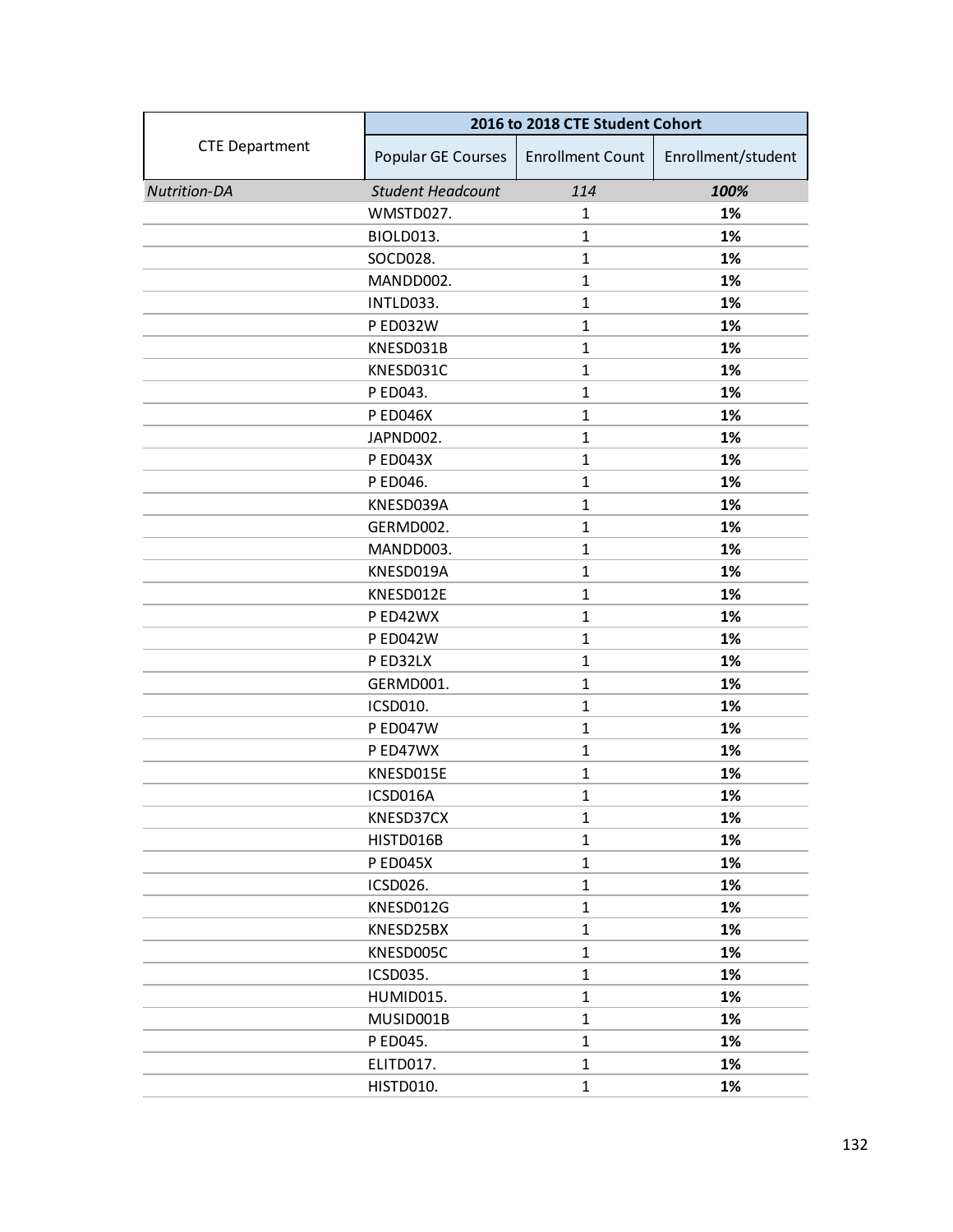| CTE Department | 2016 to 2018 CTE Student Cohort | | |
|---|---|---|---|
| | Popular GE Courses | Enrollment Count | Enrollment/student |
| *Nutrition-DA* | *Student Headcount* | *114* | ***100%*** |
| | WMSTD027. | 1 | **1%** |
| | BIOLD013. | 1 | **1%** |
| | SOCD028. | 1 | **1%** |
| | MANDD002. | 1 | **1%** |
| | INTLD033. | 1 | **1%** |
| | P ED032W | 1 | **1%** |
| | KNESD031B | 1 | **1%** |
| | KNESD031C | 1 | **1%** |
| | P ED043. | 1 | **1%** |
| | P ED046X | 1 | **1%** |
| | JAPND002. | 1 | **1%** |
| | P ED043X | 1 | **1%** |
| | P ED046. | 1 | **1%** |
| | KNESD039A | 1 | **1%** |
| | GERMD002. | 1 | **1%** |
| | MANDD003. | 1 | **1%** |
| | KNESD019A | 1 | **1%** |
| | KNESD012E | 1 | **1%** |
| | P ED42WX | 1 | **1%** |
| | P ED042W | 1 | **1%** |
| | P ED32LX | 1 | **1%** |
| | GERMD001. | 1 | **1%** |
| | ICSD010. | 1 | **1%** |
| | P ED047W | 1 | **1%** |
| | P ED47WX | 1 | **1%** |
| | KNESD015E | 1 | **1%** |
| | ICSD016A | 1 | **1%** |
| | KNESD37CX | 1 | **1%** |
| | HISTD016B | 1 | **1%** |
| | P ED045X | 1 | **1%** |
| | ICSD026. | 1 | **1%** |
| | KNESD012G | 1 | **1%** |
| | KNESD25BX | 1 | **1%** |
| | KNESD005C | 1 | **1%** |
| | ICSD035. | 1 | **1%** |
| | HUMID015. | 1 | **1%** |
| | MUSID001B | 1 | **1%** |
| | P ED045. | 1 | **1%** |
| | ELITD017. | 1 | **1%** |
| | HISTD010. | 1 | **1%** |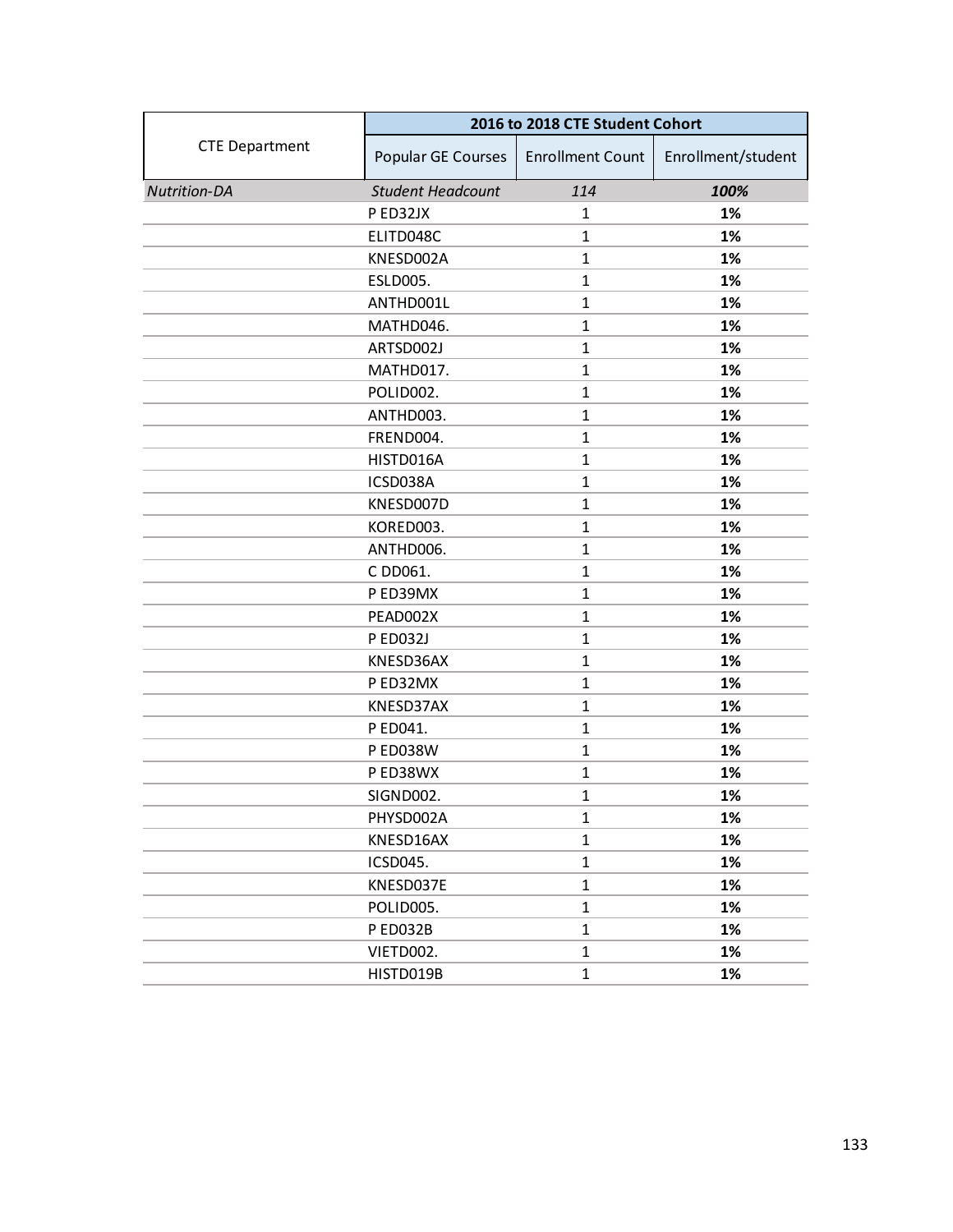| CTE Department | 2016 to 2018 CTE Student Cohort | | |
|---|---|---|---|
| | Popular GE Courses | Enrollment Count | Enrollment/student |
| *Nutrition-DA* | *Student Headcount* | *114* | ***100%*** |
| | P ED32JX | 1 | **1%** |
| | ELITD048C | 1 | **1%** |
| | KNESD002A | 1 | **1%** |
| | ESLD005. | 1 | **1%** |
| | ANTHD001L | 1 | **1%** |
| | MATHD046. | 1 | **1%** |
| | ARTSD002J | 1 | **1%** |
| | MATHD017. | 1 | **1%** |
| | POLID002. | 1 | **1%** |
| | ANTHD003. | 1 | **1%** |
| | FREND004. | 1 | **1%** |
| | HISTD016A | 1 | **1%** |
| | ICSD038A | 1 | **1%** |
| | KNESD007D | 1 | **1%** |
| | KORED003. | 1 | **1%** |
| | ANTHD006. | 1 | **1%** |
| | C DD061. | 1 | **1%** |
| | P ED39MX | 1 | **1%** |
| | PEAD002X | 1 | **1%** |
| | P ED032J | 1 | **1%** |
| | KNESD36AX | 1 | **1%** |
| | P ED32MX | 1 | **1%** |
| | KNESD37AX | 1 | **1%** |
| | P ED041. | 1 | **1%** |
| | P ED038W | 1 | **1%** |
| | P ED38WX | 1 | **1%** |
| | SIGND002. | 1 | **1%** |
| | PHYSD002A | 1 | **1%** |
| | KNESD16AX | 1 | **1%** |
| | ICSD045. | 1 | **1%** |
| | KNESD037E | 1 | **1%** |
| | POLID005. | 1 | **1%** |
| | P ED032B | 1 | **1%** |
| | VIETD002. | 1 | **1%** |
| | HISTD019B | 1 | **1%** |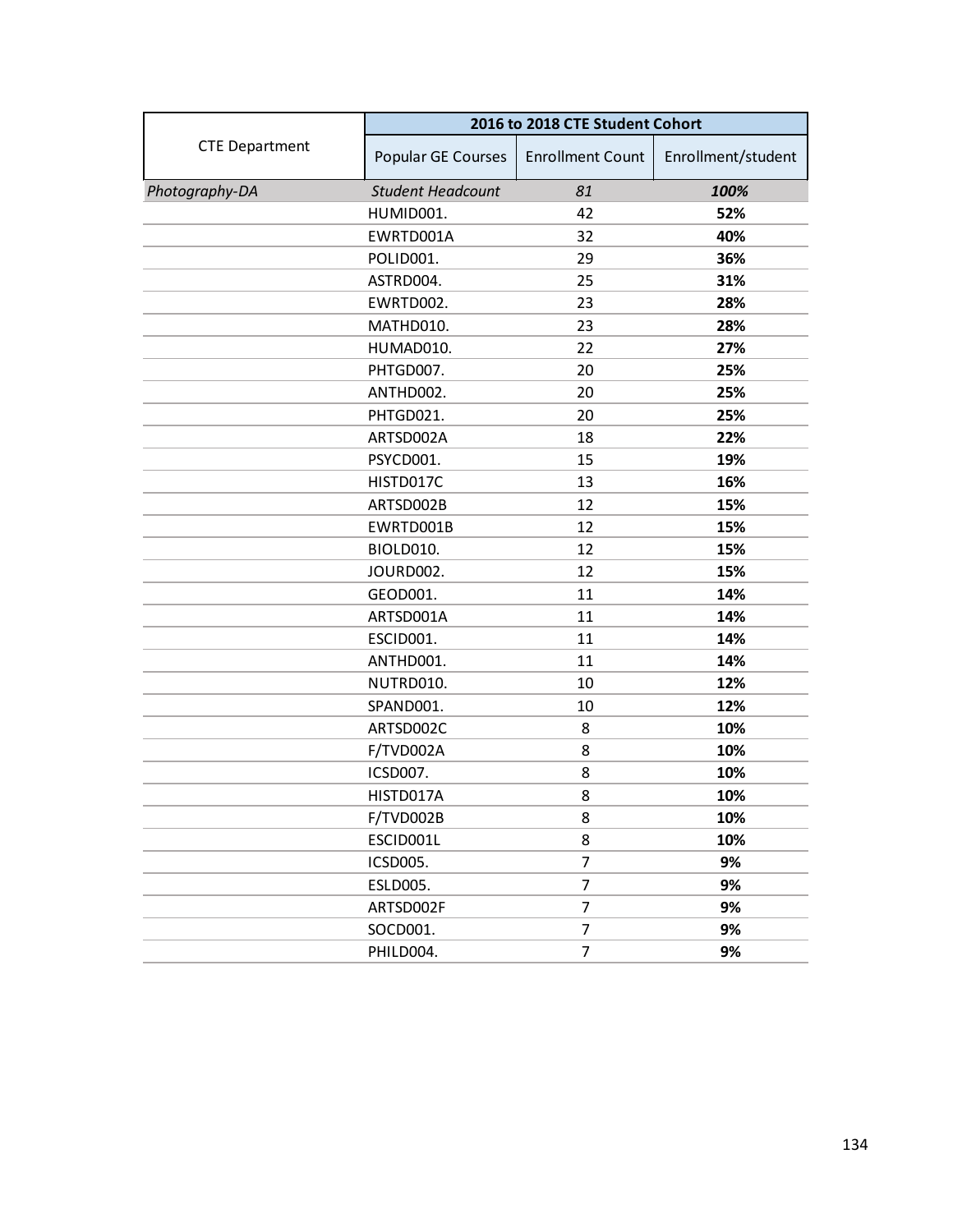| CTE Department | 2016 to 2018 CTE Student Cohort | | |
|---|---|---|---|
| | Popular GE Courses | Enrollment Count | Enrollment/student |
| *Photography-DA* | *Student Headcount* | *81* | ***100%*** |
| | HUMID001. | 42 | **52%** |
| | EWRTD001A | 32 | **40%** |
| | POLID001. | 29 | **36%** |
| | ASTRD004. | 25 | **31%** |
| | EWRTD002. | 23 | **28%** |
| | MATHD010. | 23 | **28%** |
| | HUMAD010. | 22 | **27%** |
| | PHTGD007. | 20 | **25%** |
| | ANTHD002. | 20 | **25%** |
| | PHTGD021. | 20 | **25%** |
| | ARTSD002A | 18 | **22%** |
| | PSYCD001. | 15 | **19%** |
| | HISTD017C | 13 | **16%** |
| | ARTSD002B | 12 | **15%** |
| | EWRTD001B | 12 | **15%** |
| | BIOLD010. | 12 | **15%** |
| | JOURD002. | 12 | **15%** |
| | GEOD001. | 11 | **14%** |
| | ARTSD001A | 11 | **14%** |
| | ESCID001. | 11 | **14%** |
| | ANTHD001. | 11 | **14%** |
| | NUTRD010. | 10 | **12%** |
| | SPAND001. | 10 | **12%** |
| | ARTSD002C | 8 | **10%** |
| | F/TVD002A | 8 | **10%** |
| | ICSD007. | 8 | **10%** |
| | HISTD017A | 8 | **10%** |
| | F/TVD002B | 8 | **10%** |
| | ESCID001L | 8 | **10%** |
| | ICSD005. | 7 | **9%** |
| | ESLD005. | 7 | **9%** |
| | ARTSD002F | 7 | **9%** |
| | SOCD001. | 7 | **9%** |
| | PHILD004. | 7 | **9%** |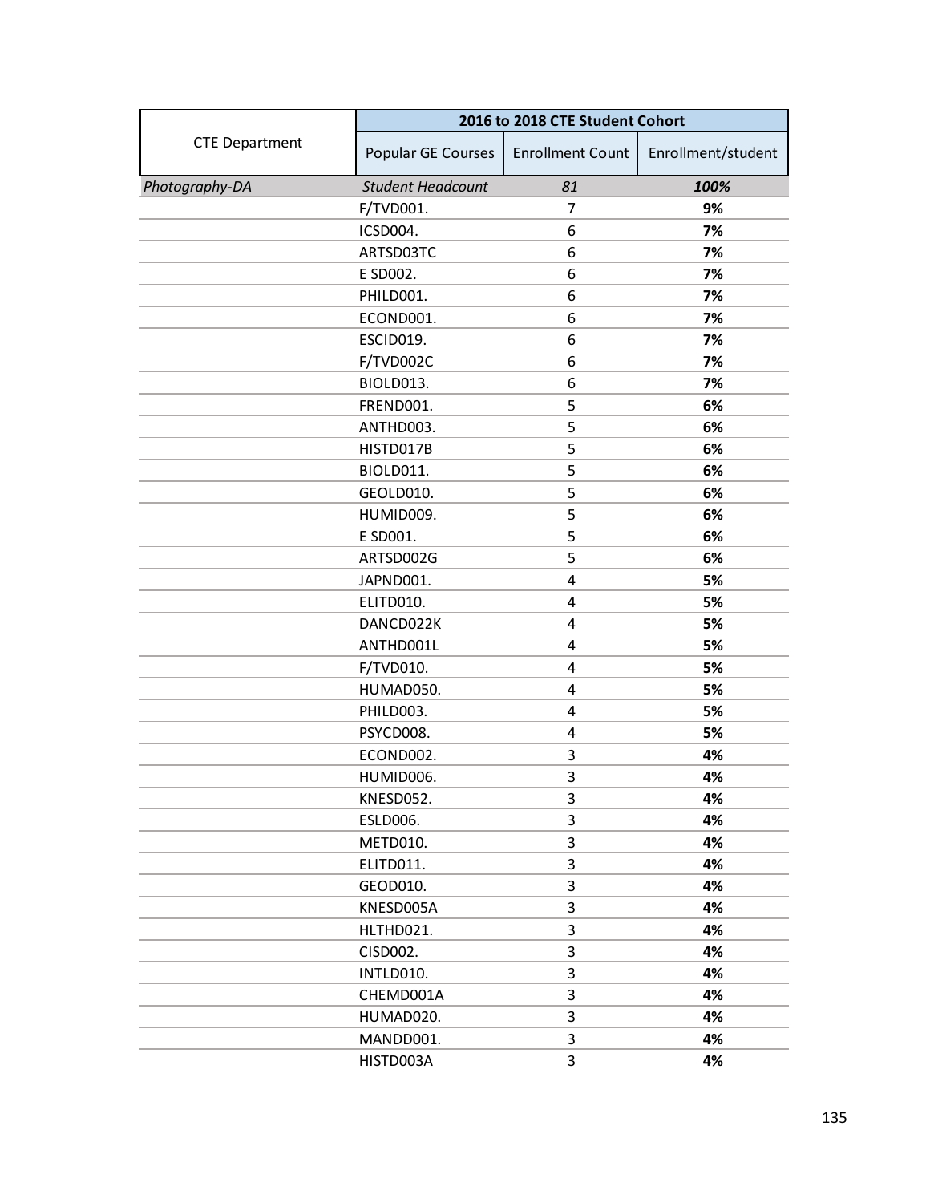| CTE Department | 2016 to 2018 CTE Student Cohort | | |
|---|---|---|---|
| | Popular GE Courses | Enrollment Count | Enrollment/student |
| *Photography-DA* | *Student Headcount* | *81* | ***100%*** |
| | F/TVD001. | 7 | **9%** |
| | ICSD004. | 6 | **7%** |
| | ARTSD03TC | 6 | **7%** |
| | E SD002. | 6 | **7%** |
| | PHILD001. | 6 | **7%** |
| | ECOND001. | 6 | **7%** |
| | ESCID019. | 6 | **7%** |
| | F/TVD002C | 6 | **7%** |
| | BIOLD013. | 6 | **7%** |
| | FREND001. | 5 | **6%** |
| | ANTHD003. | 5 | **6%** |
| | HISTD017B | 5 | **6%** |
| | BIOLD011. | 5 | **6%** |
| | GEOLD010. | 5 | **6%** |
| | HUMID009. | 5 | **6%** |
| | E SD001. | 5 | **6%** |
| | ARTSD002G | 5 | **6%** |
| | JAPND001. | 4 | **5%** |
| | ELITD010. | 4 | **5%** |
| | DANCD022K | 4 | **5%** |
| | ANTHD001L | 4 | **5%** |
| | F/TVD010. | 4 | **5%** |
| | HUMAD050. | 4 | **5%** |
| | PHILD003. | 4 | **5%** |
| | PSYCD008. | 4 | **5%** |
| | ECOND002. | 3 | **4%** |
| | HUMID006. | 3 | **4%** |
| | KNESD052. | 3 | **4%** |
| | ESLD006. | 3 | **4%** |
| | METD010. | 3 | **4%** |
| | ELITD011. | 3 | **4%** |
| | GEOD010. | 3 | **4%** |
| | KNESD005A | 3 | **4%** |
| | HLTHD021. | 3 | **4%** |
| | CISD002. | 3 | **4%** |
| | INTLD010. | 3 | **4%** |
| | CHEMD001A | 3 | **4%** |
| | HUMAD020. | 3 | **4%** |
| | MANDD001. | 3 | **4%** |
| | HISTD003A | 3 | **4%** |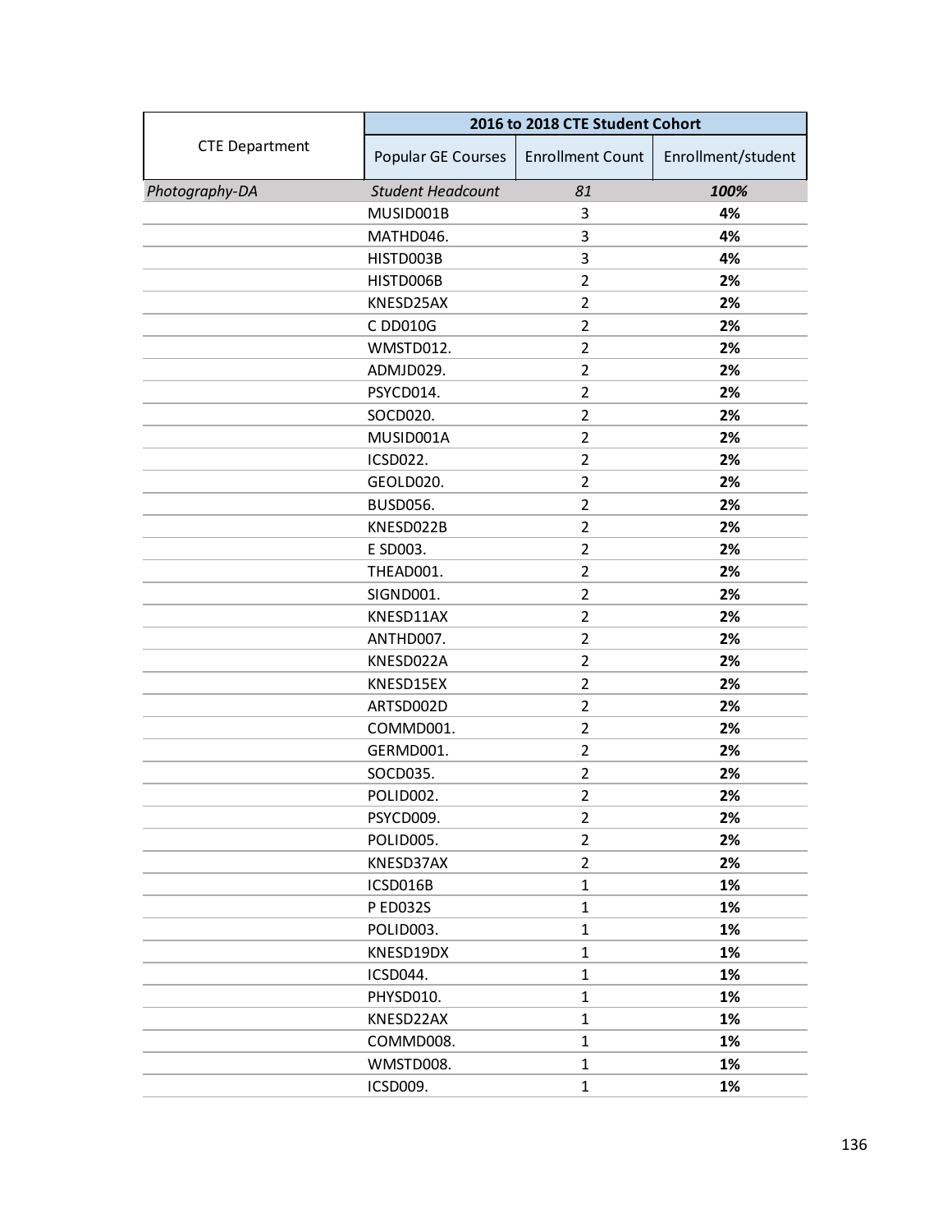| CTE Department | 2016 to 2018 CTE Student Cohort | | |
|---|---|---|---|
| | Popular GE Courses | Enrollment Count | Enrollment/student |
| *Photography-DA* | *Student Headcount* | *81* | ***100%*** |
| | MUSID001B | 3 | **4%** |
| | MATHD046. | 3 | **4%** |
| | HISTD003B | 3 | **4%** |
| | HISTD006B | 2 | **2%** |
| | KNESD25AX | 2 | **2%** |
| | C DD010G | 2 | **2%** |
| | WMSTD012. | 2 | **2%** |
| | ADMJD029. | 2 | **2%** |
| | PSYCD014. | 2 | **2%** |
| | SOCD020. | 2 | **2%** |
| | MUSID001A | 2 | **2%** |
| | ICSD022. | 2 | **2%** |
| | GEOLD020. | 2 | **2%** |
| | BUSD056. | 2 | **2%** |
| | KNESD022B | 2 | **2%** |
| | E SD003. | 2 | **2%** |
| | THEAD001. | 2 | **2%** |
| | SIGND001. | 2 | **2%** |
| | KNESD11AX | 2 | **2%** |
| | ANTHD007. | 2 | **2%** |
| | KNESD022A | 2 | **2%** |
| | KNESD15EX | 2 | **2%** |
| | ARTSD002D | 2 | **2%** |
| | COMMD001. | 2 | **2%** |
| | GERMD001. | 2 | **2%** |
| | SOCD035. | 2 | **2%** |
| | POLID002. | 2 | **2%** |
| | PSYCD009. | 2 | **2%** |
| | POLID005. | 2 | **2%** |
| | KNESD37AX | 2 | **2%** |
| | ICSD016B | 1 | **1%** |
| | P ED032S | 1 | **1%** |
| | POLID003. | 1 | **1%** |
| | KNESD19DX | 1 | **1%** |
| | ICSD044. | 1 | **1%** |
| | PHYSD010. | 1 | **1%** |
| | KNESD22AX | 1 | **1%** |
| | COMMD008. | 1 | **1%** |
| | WMSTD008. | 1 | **1%** |
| | ICSD009. | 1 | **1%** |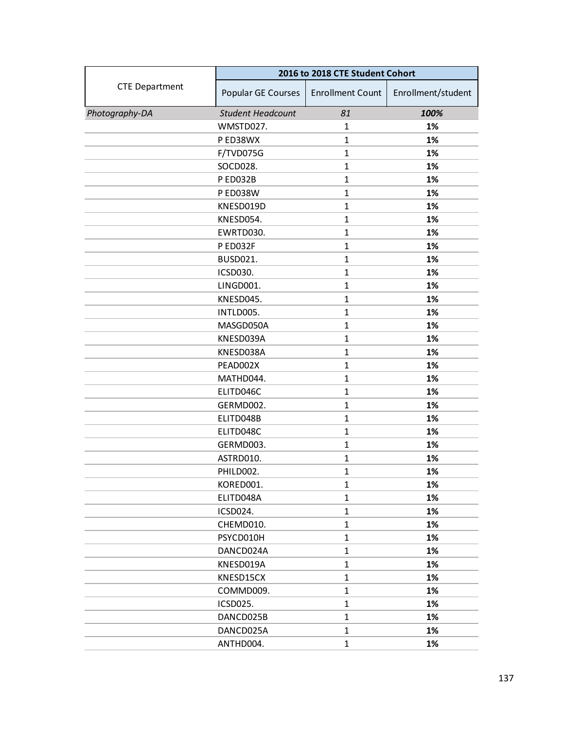| CTE Department | 2016 to 2018 CTE Student Cohort | | |
|---|---|---|---|
| | Popular GE Courses | Enrollment Count | Enrollment/student |
| *Photography-DA* | *Student Headcount* | *81* | ***100%*** |
| | WMSTD027. | 1 | **1%** |
| | P ED38WX | 1 | **1%** |
| | F/TVD075G | 1 | **1%** |
| | SOCD028. | 1 | **1%** |
| | P ED032B | 1 | **1%** |
| | P ED038W | 1 | **1%** |
| | KNESD019D | 1 | **1%** |
| | KNESD054. | 1 | **1%** |
| | EWRTD030. | 1 | **1%** |
| | P ED032F | 1 | **1%** |
| | BUSD021. | 1 | **1%** |
| | ICSD030. | 1 | **1%** |
| | LINGD001. | 1 | **1%** |
| | KNESD045. | 1 | **1%** |
| | INTLD005. | 1 | **1%** |
| | MASGD050A | 1 | **1%** |
| | KNESD039A | 1 | **1%** |
| | KNESD038A | 1 | **1%** |
| | PEAD002X | 1 | **1%** |
| | MATHD044. | 1 | **1%** |
| | ELITD046C | 1 | **1%** |
| | GERMD002. | 1 | **1%** |
| | ELITD048B | 1 | **1%** |
| | ELITD048C | 1 | **1%** |
| | GERMD003. | 1 | **1%** |
| | ASTRD010. | 1 | **1%** |
| | PHILD002. | 1 | **1%** |
| | KORED001. | 1 | **1%** |
| | ELITD048A | 1 | **1%** |
| | ICSD024. | 1 | **1%** |
| | CHEMD010. | 1 | **1%** |
| | PSYCD010H | 1 | **1%** |
| | DANCD024A | 1 | **1%** |
| | KNESD019A | 1 | **1%** |
| | KNESD15CX | 1 | **1%** |
| | COMMD009. | 1 | **1%** |
| | ICSD025. | 1 | **1%** |
| | DANCD025B | 1 | **1%** |
| | DANCD025A | 1 | **1%** |
| | ANTHD004. | 1 | **1%** |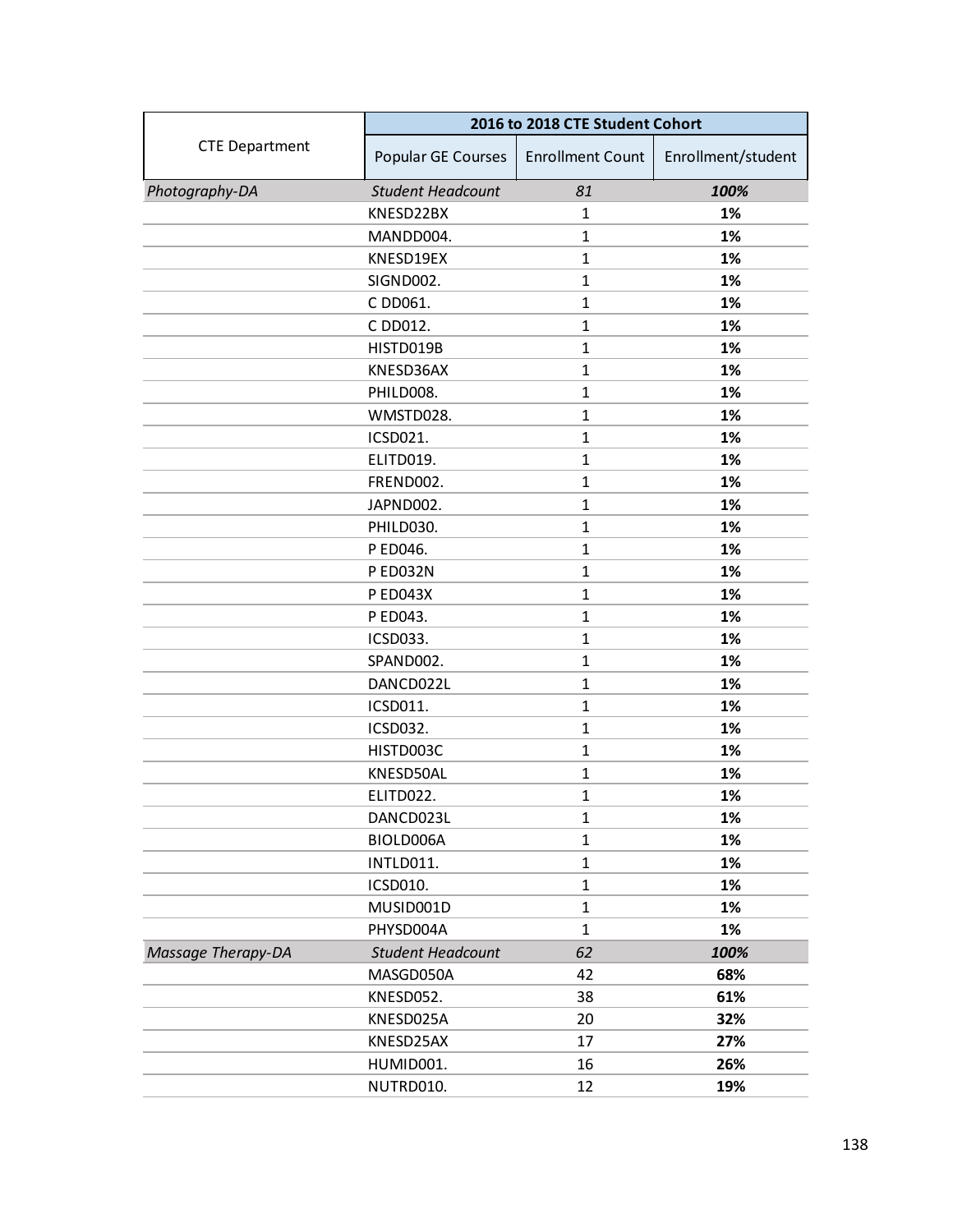| CTE Department | 2016 to 2018 CTE Student Cohort | | |
|---|---|---|---|
| | Popular GE Courses | Enrollment Count | Enrollment/student |
| *Photography-DA* | *Student Headcount* | *81* | ***100%*** |
| | KNESD22BX | 1 | **1%** |
| | MANDD004. | 1 | **1%** |
| | KNESD19EX | 1 | **1%** |
| | SIGND002. | 1 | **1%** |
| | C DD061. | 1 | **1%** |
| | C DD012. | 1 | **1%** |
| | HISTD019B | 1 | **1%** |
| | KNESD36AX | 1 | **1%** |
| | PHILD008. | 1 | **1%** |
| | WMSTD028. | 1 | **1%** |
| | ICSD021. | 1 | **1%** |
| | ELITD019. | 1 | **1%** |
| | FREND002. | 1 | **1%** |
| | JAPND002. | 1 | **1%** |
| | PHILD030. | 1 | **1%** |
| | P ED046. | 1 | **1%** |
| | P ED032N | 1 | **1%** |
| | P ED043X | 1 | **1%** |
| | P ED043. | 1 | **1%** |
| | ICSD033. | 1 | **1%** |
| | SPAND002. | 1 | **1%** |
| | DANCD022L | 1 | **1%** |
| | ICSD011. | 1 | **1%** |
| | ICSD032. | 1 | **1%** |
| | HISTD003C | 1 | **1%** |
| | KNESD50AL | 1 | **1%** |
| | ELITD022. | 1 | **1%** |
| | DANCD023L | 1 | **1%** |
| | BIOLD006A | 1 | **1%** |
| | INTLD011. | 1 | **1%** |
| | ICSD010. | 1 | **1%** |
| | MUSID001D | 1 | **1%** |
| | PHYSD004A | 1 | **1%** |
| *Massage Therapy-DA* | *Student Headcount* | *62* | ***100%*** |
| | MASGD050A | 42 | **68%** |
| | KNESD052. | 38 | **61%** |
| | KNESD025A | 20 | **32%** |
| | KNESD25AX | 17 | **27%** |
| | HUMID001. | 16 | **26%** |
| | NUTRD010. | 12 | **19%** |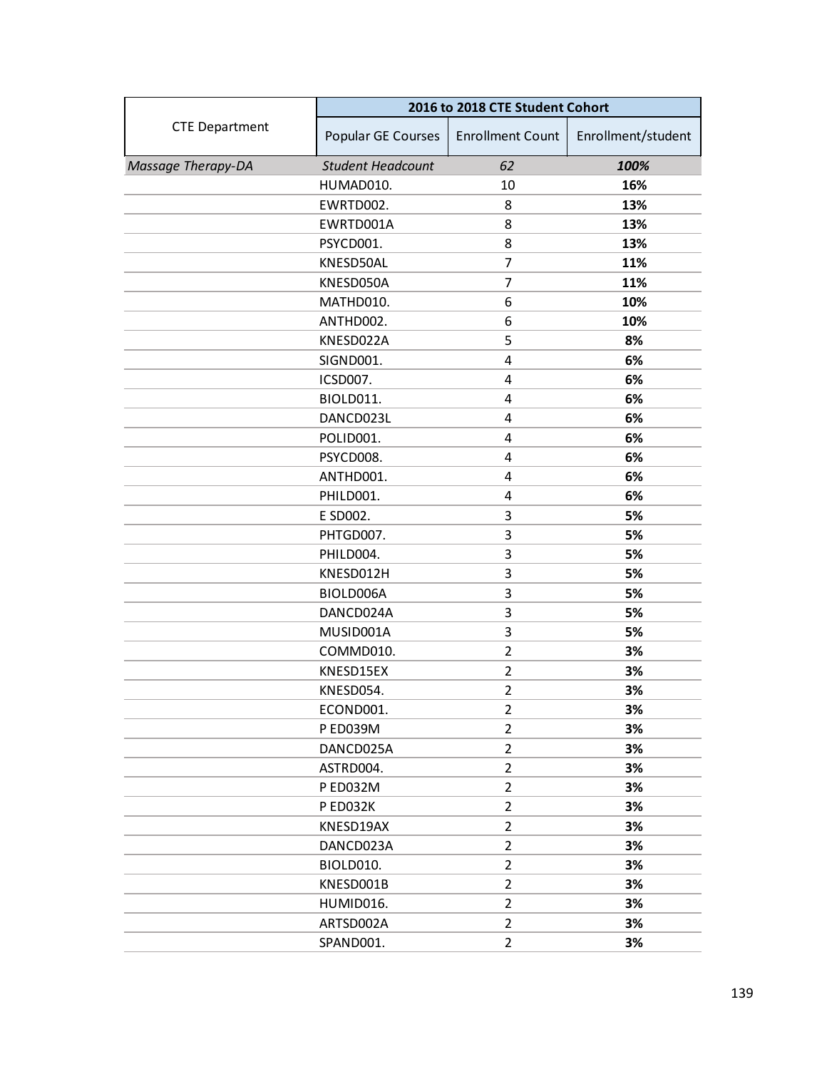| CTE Department | 2016 to 2018 CTE Student Cohort | | |
|---|---|---|---|
| | Popular GE Courses | Enrollment Count | Enrollment/student |
| *Massage Therapy-DA* | *Student Headcount* | *62* | ***100%*** |
| | HUMAD010. | 10 | **16%** |
| | EWRTD002. | 8 | **13%** |
| | EWRTD001A | 8 | **13%** |
| | PSYCD001. | 8 | **13%** |
| | KNESD50AL | 7 | **11%** |
| | KNESD050A | 7 | **11%** |
| | MATHD010. | 6 | **10%** |
| | ANTHD002. | 6 | **10%** |
| | KNESD022A | 5 | **8%** |
| | SIGND001. | 4 | **6%** |
| | ICSD007. | 4 | **6%** |
| | BIOLD011. | 4 | **6%** |
| | DANCD023L | 4 | **6%** |
| | POLID001. | 4 | **6%** |
| | PSYCD008. | 4 | **6%** |
| | ANTHD001. | 4 | **6%** |
| | PHILD001. | 4 | **6%** |
| | E SD002. | 3 | **5%** |
| | PHTGD007. | 3 | **5%** |
| | PHILD004. | 3 | **5%** |
| | KNESD012H | 3 | **5%** |
| | BIOLD006A | 3 | **5%** |
| | DANCD024A | 3 | **5%** |
| | MUSID001A | 3 | **5%** |
| | COMMD010. | 2 | **3%** |
| | KNESD15EX | 2 | **3%** |
| | KNESD054. | 2 | **3%** |
| | ECOND001. | 2 | **3%** |
| | P ED039M | 2 | **3%** |
| | DANCD025A | 2 | **3%** |
| | ASTRD004. | 2 | **3%** |
| | P ED032M | 2 | **3%** |
| | P ED032K | 2 | **3%** |
| | KNESD19AX | 2 | **3%** |
| | DANCD023A | 2 | **3%** |
| | BIOLD010. | 2 | **3%** |
| | KNESD001B | 2 | **3%** |
| | HUMID016. | 2 | **3%** |
| | ARTSD002A | 2 | **3%** |
| | SPAND001. | 2 | **3%** |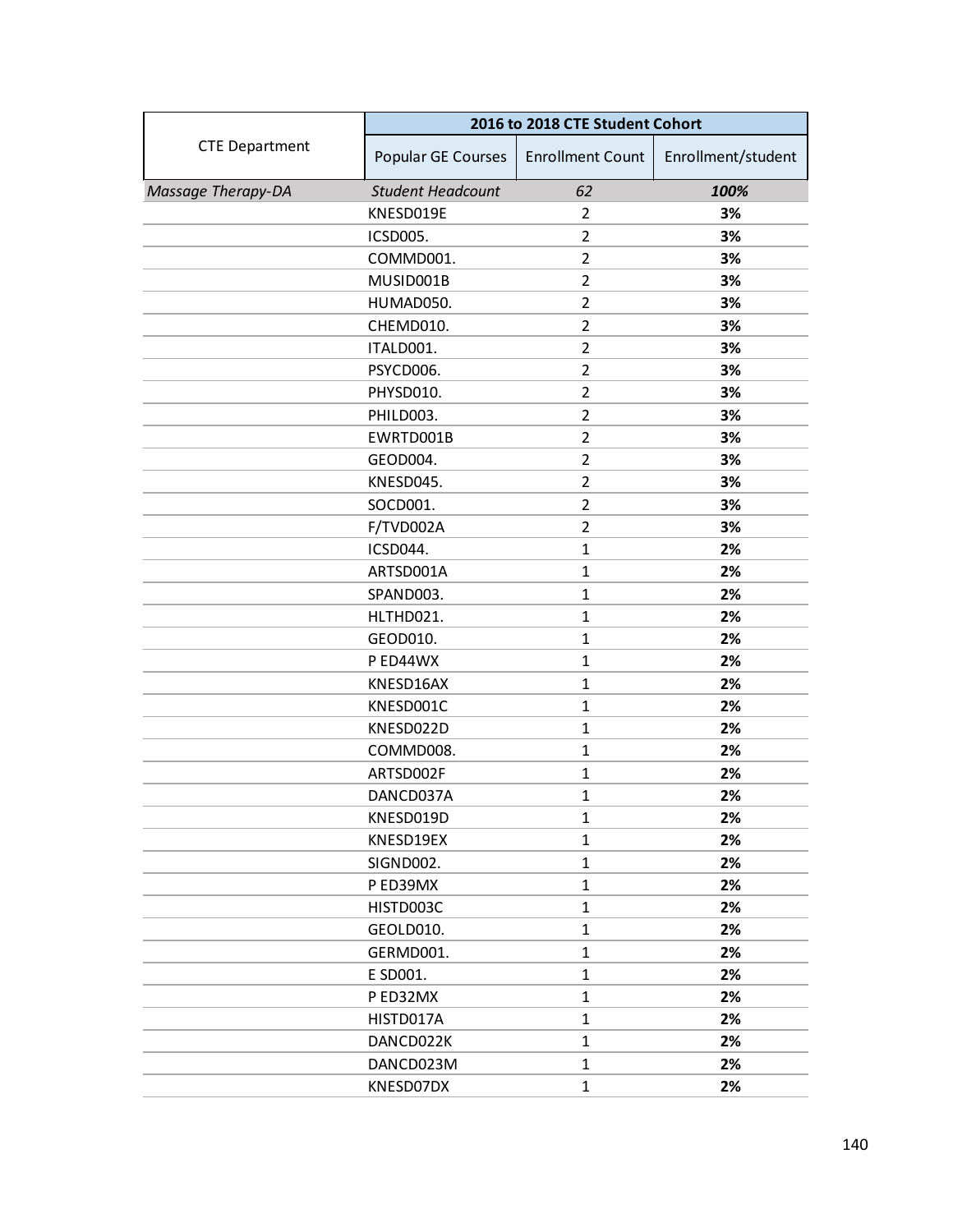| CTE Department | 2016 to 2018 CTE Student Cohort | | |
|---|---|---|---|
| | Popular GE Courses | Enrollment Count | Enrollment/student |
| *Massage Therapy-DA* | *Student Headcount* | *62* | ***100%*** |
| | KNESD019E | 2 | **3%** |
| | ICSD005. | 2 | **3%** |
| | COMMD001. | 2 | **3%** |
| | MUSID001B | 2 | **3%** |
| | HUMAD050. | 2 | **3%** |
| | CHEMD010. | 2 | **3%** |
| | ITALD001. | 2 | **3%** |
| | PSYCD006. | 2 | **3%** |
| | PHYSD010. | 2 | **3%** |
| | PHILD003. | 2 | **3%** |
| | EWRTD001B | 2 | **3%** |
| | GEOD004. | 2 | **3%** |
| | KNESD045. | 2 | **3%** |
| | SOCD001. | 2 | **3%** |
| | F/TVD002A | 2 | **3%** |
| | ICSD044. | 1 | **2%** |
| | ARTSD001A | 1 | **2%** |
| | SPAND003. | 1 | **2%** |
| | HLTHD021. | 1 | **2%** |
| | GEOD010. | 1 | **2%** |
| | P ED44WX | 1 | **2%** |
| | KNESD16AX | 1 | **2%** |
| | KNESD001C | 1 | **2%** |
| | KNESD022D | 1 | **2%** |
| | COMMD008. | 1 | **2%** |
| | ARTSD002F | 1 | **2%** |
| | DANCD037A | 1 | **2%** |
| | KNESD019D | 1 | **2%** |
| | KNESD19EX | 1 | **2%** |
| | SIGND002. | 1 | **2%** |
| | P ED39MX | 1 | **2%** |
| | HISTD003C | 1 | **2%** |
| | GEOLD010. | 1 | **2%** |
| | GERMD001. | 1 | **2%** |
| | E SD001. | 1 | **2%** |
| | P ED32MX | 1 | **2%** |
| | HISTD017A | 1 | **2%** |
| | DANCD022K | 1 | **2%** |
| | DANCD023M | 1 | **2%** |
| | KNESD07DX | 1 | **2%** |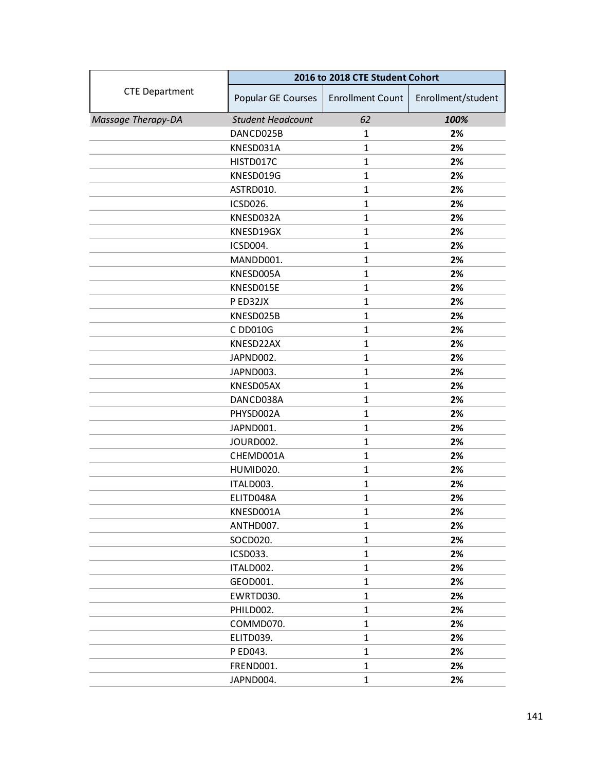| CTE Department | 2016 to 2018 CTE Student Cohort | | |
| --- | --- | --- | --- |
| | Popular GE Courses | Enrollment Count | Enrollment/student |
| *Massage Therapy-DA* | *Student Headcount* | *62* | ***100%*** |
| | DANCD025B | 1 | **2%** |
| | KNESD031A | 1 | **2%** |
| | HISTD017C | 1 | **2%** |
| | KNESD019G | 1 | **2%** |
| | ASTRD010. | 1 | **2%** |
| | ICSD026. | 1 | **2%** |
| | KNESD032A | 1 | **2%** |
| | KNESD19GX | 1 | **2%** |
| | ICSD004. | 1 | **2%** |
| | MANDD001. | 1 | **2%** |
| | KNESD005A | 1 | **2%** |
| | KNESD015E | 1 | **2%** |
| | P ED32JX | 1 | **2%** |
| | KNESD025B | 1 | **2%** |
| | C DD010G | 1 | **2%** |
| | KNESD22AX | 1 | **2%** |
| | JAPND002. | 1 | **2%** |
| | JAPND003. | 1 | **2%** |
| | KNESD05AX | 1 | **2%** |
| | DANCD038A | 1 | **2%** |
| | PHYSD002A | 1 | **2%** |
| | JAPND001. | 1 | **2%** |
| | JOURD002. | 1 | **2%** |
| | CHEMD001A | 1 | **2%** |
| | HUMID020. | 1 | **2%** |
| | ITALD003. | 1 | **2%** |
| | ELITD048A | 1 | **2%** |
| | KNESD001A | 1 | **2%** |
| | ANTHD007. | 1 | **2%** |
| | SOCD020. | 1 | **2%** |
| | ICSD033. | 1 | **2%** |
| | ITALD002. | 1 | **2%** |
| | GEOD001. | 1 | **2%** |
| | EWRTD030. | 1 | **2%** |
| | PHILD002. | 1 | **2%** |
| | COMMD070. | 1 | **2%** |
| | ELITD039. | 1 | **2%** |
| | P ED043. | 1 | **2%** |
| | FREND001. | 1 | **2%** |
| | JAPND004. | 1 | **2%** |